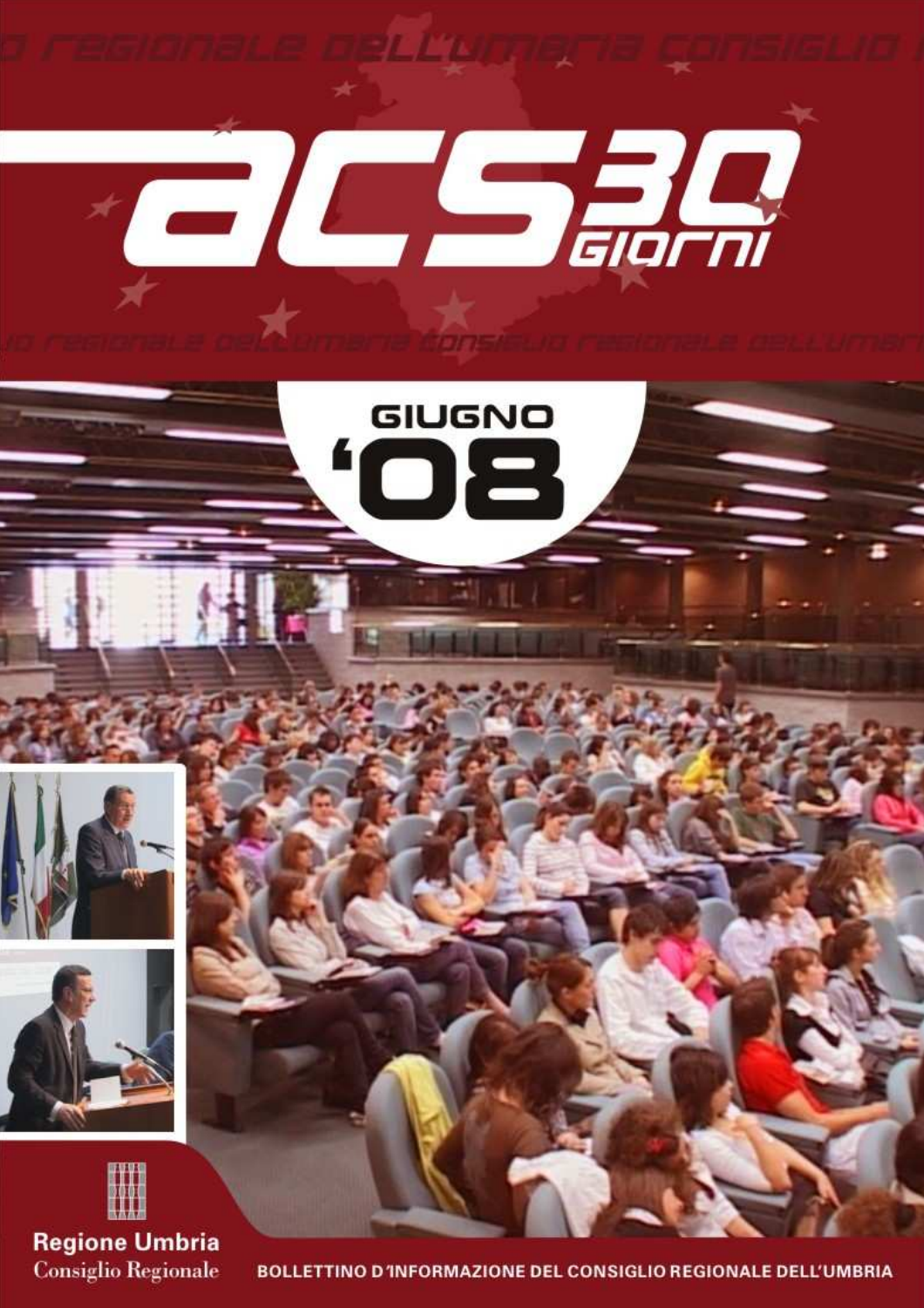# acs 30 giorni

GIUGNO '08

Regione Umbria
Consiglio Regionale

BOLLETTINO D'INFORMAZIONE DEL CONSIGLIO REGIONALE DELL'UMBRIA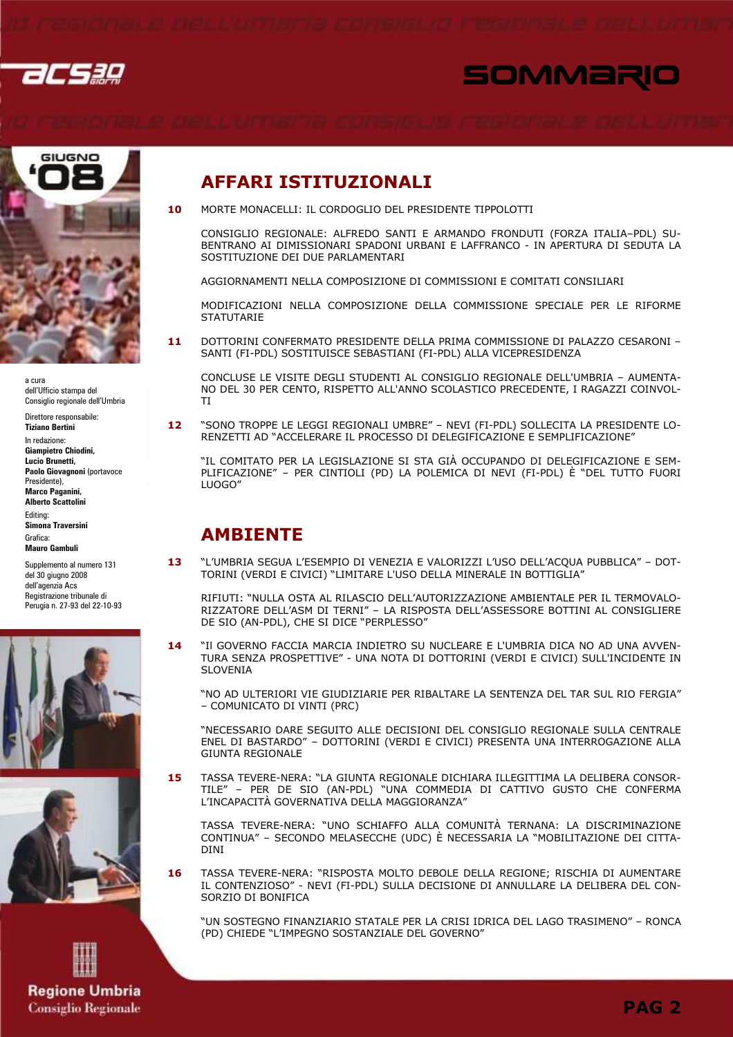# SOMMARIO

GIUGNO '08

a cura dell'Ufficio stampa del Consiglio regionale dell'Umbria

Direttore responsabile:
**Tiziano Bertini**

In redazione:
**Giampietro Chiodini, Lucio Brunetti, Paolo Giovagnoni** (portavoce Presidente), **Marco Paganini, Alberto Scattolini**

Editing:
**Simona Traversini**

Grafica:
**Mauro Gambuli**

Supplemento al numero 131 del 30 giugno 2008 dell'agenzia Acs
Registrazione tribunale di Perugia n. 27-93 del 22-10-93

## AFFARI ISTITUZIONALI

**10** MORTE MONACELLI: IL CORDOGLIO DEL PRESIDENTE TIPPOLOTTI

CONSIGLIO REGIONALE: ALFREDO SANTI E ARMANDO FRONDUTI (FORZA ITALIA–PDL) SUBENTRANO AI DIMISSIONARI SPADONI URBANI E LAFFRANCO - IN APERTURA DI SEDUTA LA SOSTITUZIONE DEI DUE PARLAMENTARI

AGGIORNAMENTI NELLA COMPOSIZIONE DI COMMISSIONI E COMITATI CONSILIARI

MODIFICAZIONI NELLA COMPOSIZIONE DELLA COMMISSIONE SPECIALE PER LE RIFORME STATUTARIE

**11** DOTTORINI CONFERMATO PRESIDENTE DELLA PRIMA COMMISSIONE DI PALAZZO CESARONI – SANTI (FI-PDL) SOSTITUISCE SEBASTIANI (FI-PDL) ALLA VICEPRESIDENZA

CONCLUSE LE VISITE DEGLI STUDENTI AL CONSIGLIO REGIONALE DELL'UMBRIA – AUMENTANO DEL 30 PER CENTO, RISPETTO ALL'ANNO SCOLASTICO PRECEDENTE, I RAGAZZI COINVOLTI

**12** "SONO TROPPE LE LEGGI REGIONALI UMBRE" – NEVI (FI-PDL) SOLLECITA LA PRESIDENTE LORENZETTI AD "ACCELERARE IL PROCESSO DI DELEGIFICAZIONE E SEMPLIFICAZIONE"

"IL COMITATO PER LA LEGISLAZIONE SI STA GIÀ OCCUPANDO DI DELEGIFICAZIONE E SEMPLIFICAZIONE" – PER CINTIOLI (PD) LA POLEMICA DI NEVI (FI-PDL) È "DEL TUTTO FUORI LUOGO"

## AMBIENTE

**13** "L'UMBRIA SEGUA L'ESEMPIO DI VENEZIA E VALORIZZI L'USO DELL'ACQUA PUBBLICA" – DOTTORINI (VERDI E CIVICI) "LIMITARE L'USO DELLA MINERALE IN BOTTIGLIA"

RIFIUTI: "NULLA OSTA AL RILASCIO DELL'AUTORIZZAZIONE AMBIENTALE PER IL TERMOVALORIZZATORE DELL'ASM DI TERNI" – LA RISPOSTA DELL'ASSESSORE BOTTINI AL CONSIGLIERE DE SIO (AN-PDL), CHE SI DICE "PERPLESSO"

**14** "Il GOVERNO FACCIA MARCIA INDIETRO SU NUCLEARE E L'UMBRIA DICA NO AD UNA AVVENTURA SENZA PROSPETTIVE" - UNA NOTA DI DOTTORINI (VERDI E CIVICI) SULL'INCIDENTE IN SLOVENIA

"NO AD ULTERIORI VIE GIUDIZIARIE PER RIBALTARE LA SENTENZA DEL TAR SUL RIO FERGIA" – COMUNICATO DI VINTI (PRC)

"NECESSARIO DARE SEGUITO ALLE DECISIONI DEL CONSIGLIO REGIONALE SULLA CENTRALE ENEL DI BASTARDO" – DOTTORINI (VERDI E CIVICI) PRESENTA UNA INTERROGAZIONE ALLA GIUNTA REGIONALE

**15** TASSA TEVERE-NERA: "LA GIUNTA REGIONALE DICHIARA ILLEGITTIMA LA DELIBERA CONSORTILE" – PER DE SIO (AN-PDL) "UNA COMMEDIA DI CATTIVO GUSTO CHE CONFERMA L'INCAPACITÀ GOVERNATIVA DELLA MAGGIORANZA"

TASSA TEVERE-NERA: "UNO SCHIAFFO ALLA COMUNITÀ TERNANA: LA DISCRIMINAZIONE CONTINUA" – SECONDO MELASECCHE (UDC) È NECESSARIA LA "MOBILITAZIONE DEI CITTADINI

**16** TASSA TEVERE-NERA: "RISPOSTA MOLTO DEBOLE DELLA REGIONE; RISCHIA DI AUMENTARE IL CONTENZIOSO" - NEVI (FI-PDL) SULLA DECISIONE DI ANNULLARE LA DELIBERA DEL CONSORZIO DI BONIFICA

"UN SOSTEGNO FINANZIARIO STATALE PER LA CRISI IDRICA DEL LAGO TRASIMENO" – RONCA (PD) CHIEDE "L'IMPEGNO SOSTANZIALE DEL GOVERNO"

**Regione Umbria**
Consiglio Regionale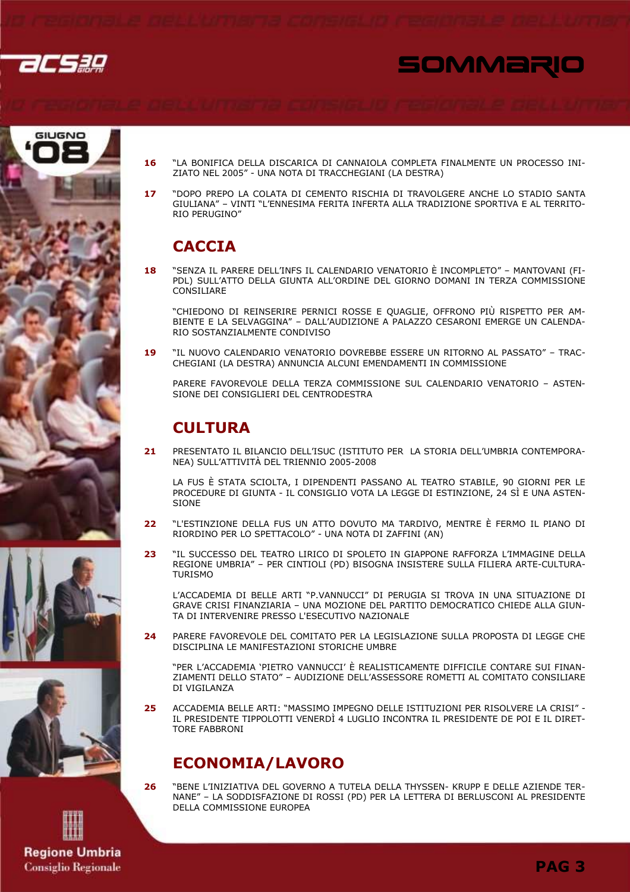# SOMMARIO

**16** "LA BONIFICA DELLA DISCARICA DI CANNAIOLA COMPLETA FINALMENTE UN PROCESSO INIZIATO NEL 2005" - UNA NOTA DI TRACCHEGIANI (LA DESTRA)

**17** "DOPO PREPO LA COLATA DI CEMENTO RISCHIA DI TRAVOLGERE ANCHE LO STADIO SANTA GIULIANA" – VINTI "L'ENNESIMA FERITA INFERTA ALLA TRADIZIONE SPORTIVA E AL TERRITORIO PERUGINO"

## CACCIA

**18** "SENZA IL PARERE DELL'INFS IL CALENDARIO VENATORIO È INCOMPLETO" – MANTOVANI (FI-PDL) SULL'ATTO DELLA GIUNTA ALL'ORDINE DEL GIORNO DOMANI IN TERZA COMMISSIONE CONSILIARE

"CHIEDONO DI REINSERIRE PERNICI ROSSE E QUAGLIE, OFFRONO PIÙ RISPETTO PER AMBIENTE E LA SELVAGGINA" – DALL'AUDIZIONE A PALAZZO CESARONI EMERGE UN CALENDARIO SOSTANZIALMENTE CONDIVISO

**19** "IL NUOVO CALENDARIO VENATORIO DOVREBBE ESSERE UN RITORNO AL PASSATO" – TRACCHEGIANI (LA DESTRA) ANNUNCIA ALCUNI EMENDAMENTI IN COMMISSIONE

PARERE FAVOREVOLE DELLA TERZA COMMISSIONE SUL CALENDARIO VENATORIO – ASTENSIONE DEI CONSIGLIERI DEL CENTRODESTRA

## CULTURA

**21** PRESENTATO IL BILANCIO DELL'ISUC (ISTITUTO PER LA STORIA DELL'UMBRIA CONTEMPORANEA) SULL'ATTIVITÀ DEL TRIENNIO 2005-2008

LA FUS È STATA SCIOLTA, I DIPENDENTI PASSANO AL TEATRO STABILE, 90 GIORNI PER LE PROCEDURE DI GIUNTA - IL CONSIGLIO VOTA LA LEGGE DI ESTINZIONE, 24 SÌ E UNA ASTENSIONE

**22** "L'ESTINZIONE DELLA FUS UN ATTO DOVUTO MA TARDIVO, MENTRE È FERMO IL PIANO DI RIORDINO PER LO SPETTACOLO" - UNA NOTA DI ZAFFINI (AN)

**23** "IL SUCCESSO DEL TEATRO LIRICO DI SPOLETO IN GIAPPONE RAFFORZA L'IMMAGINE DELLA REGIONE UMBRIA" – PER CINTIOLI (PD) BISOGNA INSISTERE SULLA FILIERA ARTE-CULTURA-TURISMO

L'ACCADEMIA DI BELLE ARTI "P.VANNUCCI" DI PERUGIA SI TROVA IN UNA SITUAZIONE DI GRAVE CRISI FINANZIARIA – UNA MOZIONE DEL PARTITO DEMOCRATICO CHIEDE ALLA GIUNTA DI INTERVENIRE PRESSO L'ESECUTIVO NAZIONALE

**24** PARERE FAVOREVOLE DEL COMITATO PER LA LEGISLAZIONE SULLA PROPOSTA DI LEGGE CHE DISCIPLINA LE MANIFESTAZIONI STORICHE UMBRE

"PER L'ACCADEMIA 'PIETRO VANNUCCI' È REALISTICAMENTE DIFFICILE CONTARE SUI FINANZIAMENTI DELLO STATO" – AUDIZIONE DELL'ASSESSORE ROMETTI AL COMITATO CONSILIARE DI VIGILANZA

**25** ACCADEMIA BELLE ARTI: "MASSIMO IMPEGNO DELLE ISTITUZIONI PER RISOLVERE LA CRISI" - IL PRESIDENTE TIPPOLOTTI VENERDÌ 4 LUGLIO INCONTRA IL PRESIDENTE DE POI E IL DIRETTORE FABBRONI

## ECONOMIA/LAVORO

**26** "BENE L'INIZIATIVA DEL GOVERNO A TUTELA DELLA THYSSEN- KRUPP E DELLE AZIENDE TERNANE" – LA SODDISFAZIONE DI ROSSI (PD) PER LA LETTERA DI BERLUSCONI AL PRESIDENTE DELLA COMMISSIONE EUROPEA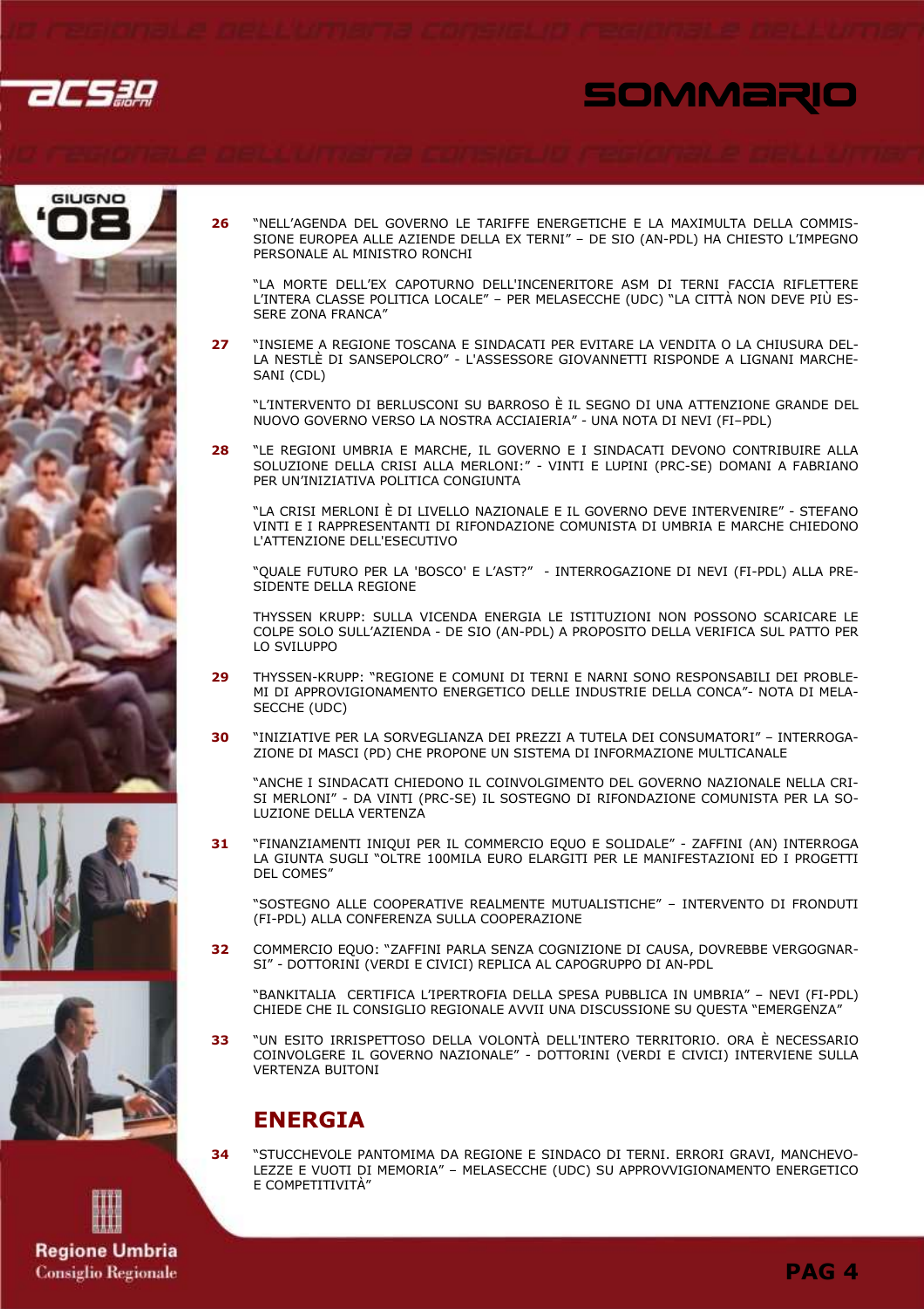# SOMMARIO

GIUGNO '08

**26** "NELL'AGENDA DEL GOVERNO LE TARIFFE ENERGETICHE E LA MAXIMULTA DELLA COMMISSIONE EUROPEA ALLE AZIENDE DELLA EX TERNI" – DE SIO (AN-PDL) HA CHIESTO L'IMPEGNO PERSONALE AL MINISTRO RONCHI

"LA MORTE DELL'EX CAPOTURNO DELL'INCENERITORE ASM DI TERNI FACCIA RIFLETTERE L'INTERA CLASSE POLITICA LOCALE" – PER MELASECCHE (UDC) "LA CITTÀ NON DEVE PIÙ ESSERE ZONA FRANCA"

**27** "INSIEME A REGIONE TOSCANA E SINDACATI PER EVITARE LA VENDITA O LA CHIUSURA DELLA NESTLÈ DI SANSEPOLCRO" - L'ASSESSORE GIOVANNETTI RISPONDE A LIGNANI MARCHESANI (CDL)

"L'INTERVENTO DI BERLUSCONI SU BARROSO È IL SEGNO DI UNA ATTENZIONE GRANDE DEL NUOVO GOVERNO VERSO LA NOSTRA ACCIAIERIA" - UNA NOTA DI NEVI (FI–PDL)

**28** "LE REGIONI UMBRIA E MARCHE, IL GOVERNO E I SINDACATI DEVONO CONTRIBUIRE ALLA SOLUZIONE DELLA CRISI ALLA MERLONI:" - VINTI E LUPINI (PRC-SE) DOMANI A FABRIANO PER UN'INIZIATIVA POLITICA CONGIUNTA

"LA CRISI MERLONI È DI LIVELLO NAZIONALE E IL GOVERNO DEVE INTERVENIRE" - STEFANO VINTI E I RAPPRESENTANTI DI RIFONDAZIONE COMUNISTA DI UMBRIA E MARCHE CHIEDONO L'ATTENZIONE DELL'ESECUTIVO

"QUALE FUTURO PER LA 'BOSCO' E L'AST?" - INTERROGAZIONE DI NEVI (FI-PDL) ALLA PRESIDENTE DELLA REGIONE

THYSSEN KRUPP: SULLA VICENDA ENERGIA LE ISTITUZIONI NON POSSONO SCARICARE LE COLPE SOLO SULL'AZIENDA - DE SIO (AN-PDL) A PROPOSITO DELLA VERIFICA SUL PATTO PER LO SVILUPPO

**29** THYSSEN-KRUPP: "REGIONE E COMUNI DI TERNI E NARNI SONO RESPONSABILI DEI PROBLEMI DI APPROVIGIONAMENTO ENERGETICO DELLE INDUSTRIE DELLA CONCA"- NOTA DI MELASECCHE (UDC)

**30** "INIZIATIVE PER LA SORVEGLIANZA DEI PREZZI A TUTELA DEI CONSUMATORI" – INTERROGAZIONE DI MASCI (PD) CHE PROPONE UN SISTEMA DI INFORMAZIONE MULTICANALE

"ANCHE I SINDACATI CHIEDONO IL COINVOLGIMENTO DEL GOVERNO NAZIONALE NELLA CRISI MERLONI" - DA VINTI (PRC-SE) IL SOSTEGNO DI RIFONDAZIONE COMUNISTA PER LA SOLUZIONE DELLA VERTENZA

**31** "FINANZIAMENTI INIQUI PER IL COMMERCIO EQUO E SOLIDALE" - ZAFFINI (AN) INTERROGA LA GIUNTA SUGLI "OLTRE 100MILA EURO ELARGITI PER LE MANIFESTAZIONI ED I PROGETTI DEL COMES"

"SOSTEGNO ALLE COOPERATIVE REALMENTE MUTUALISTICHE" – INTERVENTO DI FRONDUTI (FI-PDL) ALLA CONFERENZA SULLA COOPERAZIONE

**32** COMMERCIO EQUO: "ZAFFINI PARLA SENZA COGNIZIONE DI CAUSA, DOVREBBE VERGOGNARSI" - DOTTORINI (VERDI E CIVICI) REPLICA AL CAPOGRUPPO DI AN-PDL

"BANKITALIA CERTIFICA L'IPERTROFIA DELLA SPESA PUBBLICA IN UMBRIA" – NEVI (FI-PDL) CHIEDE CHE IL CONSIGLIO REGIONALE AVVII UNA DISCUSSIONE SU QUESTA "EMERGENZA"

**33** "UN ESITO IRRISPETTOSO DELLA VOLONTÀ DELL'INTERO TERRITORIO. ORA È NECESSARIO COINVOLGERE IL GOVERNO NAZIONALE" - DOTTORINI (VERDI E CIVICI) INTERVIENE SULLA VERTENZA BUITONI

## ENERGIA

**34** "STUCCHEVOLE PANTOMIMA DA REGIONE E SINDACO DI TERNI. ERRORI GRAVI, MANCHEVOLEZZE E VUOTI DI MEMORIA" – MELASECCHE (UDC) SU APPROVVIGIONAMENTO ENERGETICO E COMPETITIVITÀ"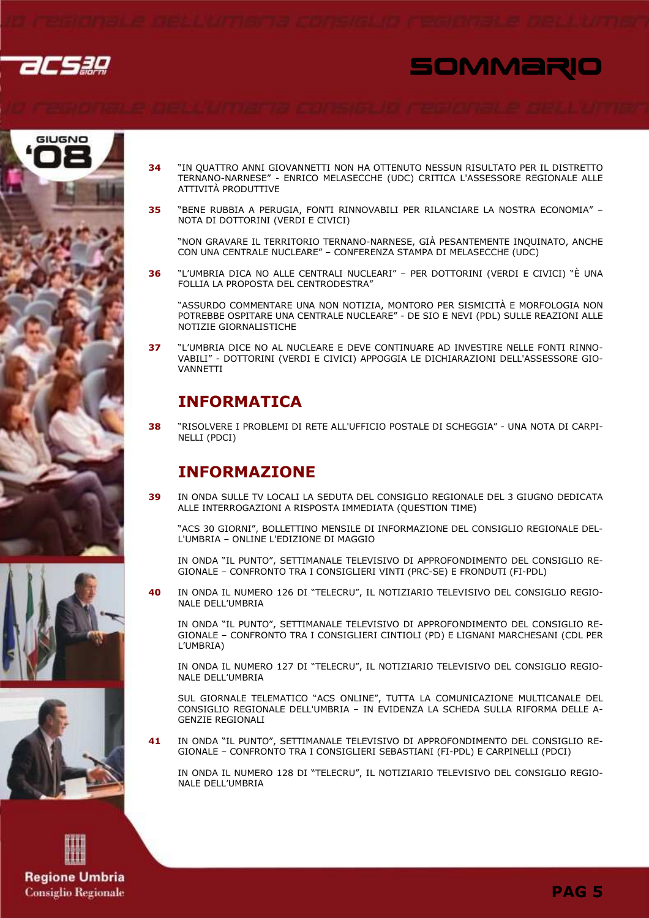**34** "IN QUATTRO ANNI GIOVANNETTI NON HA OTTENUTO NESSUN RISULTATO PER IL DISTRETTO TERNANO-NARNESE" - ENRICO MELASECCHE (UDC) CRITICA L'ASSESSORE REGIONALE ALLE ATTIVITÀ PRODUTTIVE

**35** "BENE RUBBIA A PERUGIA, FONTI RINNOVABILI PER RILANCIARE LA NOSTRA ECONOMIA" – NOTA DI DOTTORINI (VERDI E CIVICI)

"NON GRAVARE IL TERRITORIO TERNANO-NARNESE, GIÀ PESANTEMENTE INQUINATO, ANCHE CON UNA CENTRALE NUCLEARE" – CONFERENZA STAMPA DI MELASECCHE (UDC)

**36** "L'UMBRIA DICA NO ALLE CENTRALI NUCLEARI" – PER DOTTORINI (VERDI E CIVICI) "È UNA FOLLIA LA PROPOSTA DEL CENTRODESTRA"

"ASSURDO COMMENTARE UNA NON NOTIZIA, MONTORO PER SISMICITÀ E MORFOLOGIA NON POTREBBE OSPITARE UNA CENTRALE NUCLEARE" - DE SIO E NEVI (PDL) SULLE REAZIONI ALLE NOTIZIE GIORNALISTICHE

**37** "L'UMBRIA DICE NO AL NUCLEARE E DEVE CONTINUARE AD INVESTIRE NELLE FONTI RINNOVABILI" - DOTTORINI (VERDI E CIVICI) APPOGGIA LE DICHIARAZIONI DELL'ASSESSORE GIOVANNETTI

## INFORMATICA

**38** "RISOLVERE I PROBLEMI DI RETE ALL'UFFICIO POSTALE DI SCHEGGIA" - UNA NOTA DI CARPINELLI (PDCI)

## INFORMAZIONE

**39** IN ONDA SULLE TV LOCALI LA SEDUTA DEL CONSIGLIO REGIONALE DEL 3 GIUGNO DEDICATA ALLE INTERROGAZIONI A RISPOSTA IMMEDIATA (QUESTION TIME)

"ACS 30 GIORNI", BOLLETTINO MENSILE DI INFORMAZIONE DEL CONSIGLIO REGIONALE DELL'UMBRIA – ONLINE L'EDIZIONE DI MAGGIO

IN ONDA "IL PUNTO", SETTIMANALE TELEVISIVO DI APPROFONDIMENTO DEL CONSIGLIO REGIONALE – CONFRONTO TRA I CONSIGLIERI VINTI (PRC-SE) E FRONDUTI (FI-PDL)

**40** IN ONDA IL NUMERO 126 DI "TELECRU", IL NOTIZIARIO TELEVISIVO DEL CONSIGLIO REGIONALE DELL'UMBRIA

IN ONDA "IL PUNTO", SETTIMANALE TELEVISIVO DI APPROFONDIMENTO DEL CONSIGLIO REGIONALE – CONFRONTO TRA I CONSIGLIERI CINTIOLI (PD) E LIGNANI MARCHESANI (CDL PER L'UMBRIA)

IN ONDA IL NUMERO 127 DI "TELECRU", IL NOTIZIARIO TELEVISIVO DEL CONSIGLIO REGIONALE DELL'UMBRIA

SUL GIORNALE TELEMATICO "ACS ONLINE", TUTTA LA COMUNICAZIONE MULTICANALE DEL CONSIGLIO REGIONALE DELL'UMBRIA – IN EVIDENZA LA SCHEDA SULLA RIFORMA DELLE AGENZIE REGIONALI

**41** IN ONDA "IL PUNTO", SETTIMANALE TELEVISIVO DI APPROFONDIMENTO DEL CONSIGLIO REGIONALE – CONFRONTO TRA I CONSIGLIERI SEBASTIANI (FI-PDL) E CARPINELLI (PDCI)

IN ONDA IL NUMERO 128 DI "TELECRU", IL NOTIZIARIO TELEVISIVO DEL CONSIGLIO REGIONALE DELL'UMBRIA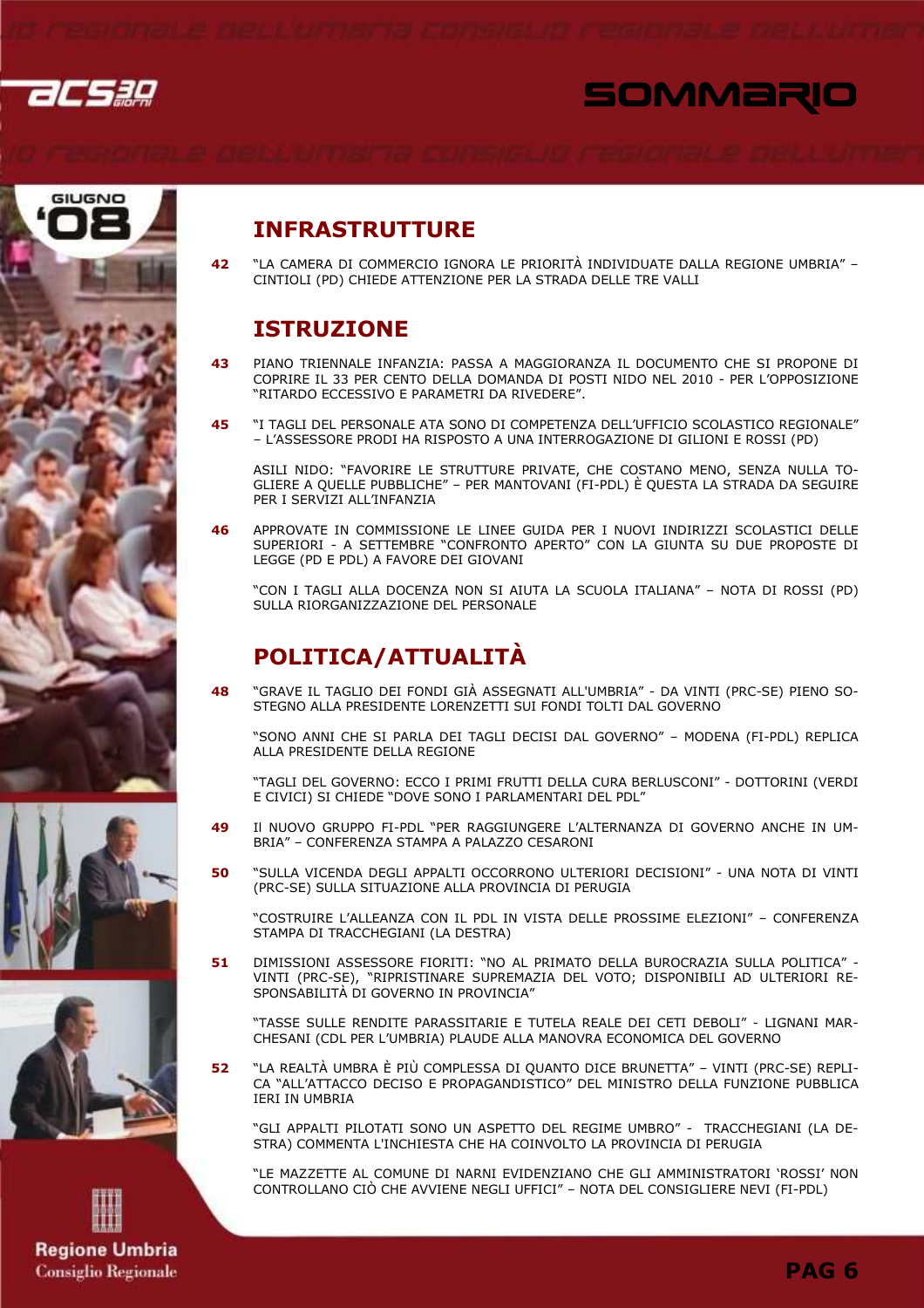# SOMMARIO

## INFRASTRUTTURE

**42** "LA CAMERA DI COMMERCIO IGNORA LE PRIORITÀ INDIVIDUATE DALLA REGIONE UMBRIA" – CINTIOLI (PD) CHIEDE ATTENZIONE PER LA STRADA DELLE TRE VALLI

## ISTRUZIONE

**43** PIANO TRIENNALE INFANZIA: PASSA A MAGGIORANZA IL DOCUMENTO CHE SI PROPONE DI COPRIRE IL 33 PER CENTO DELLA DOMANDA DI POSTI NIDO NEL 2010 - PER L'OPPOSIZIONE "RITARDO ECCESSIVO E PARAMETRI DA RIVEDERE".

**45** "I TAGLI DEL PERSONALE ATA SONO DI COMPETENZA DELL'UFFICIO SCOLASTICO REGIONALE" – L'ASSESSORE PRODI HA RISPOSTO A UNA INTERROGAZIONE DI GILIONI E ROSSI (PD)

ASILI NIDO: "FAVORIRE LE STRUTTURE PRIVATE, CHE COSTANO MENO, SENZA NULLA TOGLIERE A QUELLE PUBBLICHE" – PER MANTOVANI (FI-PDL) È QUESTA LA STRADA DA SEGUIRE PER I SERVIZI ALL'INFANZIA

**46** APPROVATE IN COMMISSIONE LE LINEE GUIDA PER I NUOVI INDIRIZZI SCOLASTICI DELLE SUPERIORI - A SETTEMBRE "CONFRONTO APERTO" CON LA GIUNTA SU DUE PROPOSTE DI LEGGE (PD E PDL) A FAVORE DEI GIOVANI

"CON I TAGLI ALLA DOCENZA NON SI AIUTA LA SCUOLA ITALIANA" – NOTA DI ROSSI (PD) SULLA RIORGANIZZAZIONE DEL PERSONALE

## POLITICA/ATTUALITÀ

**48** "GRAVE IL TAGLIO DEI FONDI GIÀ ASSEGNATI ALL'UMBRIA" - DA VINTI (PRC-SE) PIENO SOSTEGNO ALLA PRESIDENTE LORENZETTI SUI FONDI TOLTI DAL GOVERNO

"SONO ANNI CHE SI PARLA DEI TAGLI DECISI DAL GOVERNO" – MODENA (FI-PDL) REPLICA ALLA PRESIDENTE DELLA REGIONE

"TAGLI DEL GOVERNO: ECCO I PRIMI FRUTTI DELLA CURA BERLUSCONI" - DOTTORINI (VERDI E CIVICI) SI CHIEDE "DOVE SONO I PARLAMENTARI DEL PDL"

**49** Il NUOVO GRUPPO FI-PDL "PER RAGGIUNGERE L'ALTERNANZA DI GOVERNO ANCHE IN UMBRIA" – CONFERENZA STAMPA A PALAZZO CESARONI

**50** "SULLA VICENDA DEGLI APPALTI OCCORRONO ULTERIORI DECISIONI" - UNA NOTA DI VINTI (PRC-SE) SULLA SITUAZIONE ALLA PROVINCIA DI PERUGIA

"COSTRUIRE L'ALLEANZA CON IL PDL IN VISTA DELLE PROSSIME ELEZIONI" – CONFERENZA STAMPA DI TRACCHEGIANI (LA DESTRA)

**51** DIMISSIONI ASSESSORE FIORITI: "NO AL PRIMATO DELLA BUROCRAZIA SULLA POLITICA" - VINTI (PRC-SE), "RIPRISTINARE SUPREMAZIA DEL VOTO; DISPONIBILI AD ULTERIORI RESPONSABILITÀ DI GOVERNO IN PROVINCIA"

"TASSE SULLE RENDITE PARASSITARIE E TUTELA REALE DEI CETI DEBOLI" - LIGNANI MARCHESANI (CDL PER L'UMBRIA) PLAUDE ALLA MANOVRA ECONOMICA DEL GOVERNO

**52** "LA REALTÀ UMBRA È PIÙ COMPLESSA DI QUANTO DICE BRUNETTA" – VINTI (PRC-SE) REPLICA "ALL'ATTACCO DECISO E PROPAGANDISTICO" DEL MINISTRO DELLA FUNZIONE PUBBLICA IERI IN UMBRIA

"GLI APPALTI PILOTATI SONO UN ASPETTO DEL REGIME UMBRO" - TRACCHEGIANI (LA DESTRA) COMMENTA L'INCHIESTA CHE HA COINVOLTO LA PROVINCIA DI PERUGIA

"LE MAZZETTE AL COMUNE DI NARNI EVIDENZIANO CHE GLI AMMINISTRATORI 'ROSSI' NON CONTROLLANO CIÒ CHE AVVIENE NEGLI UFFICI" – NOTA DEL CONSIGLIERE NEVI (FI-PDL)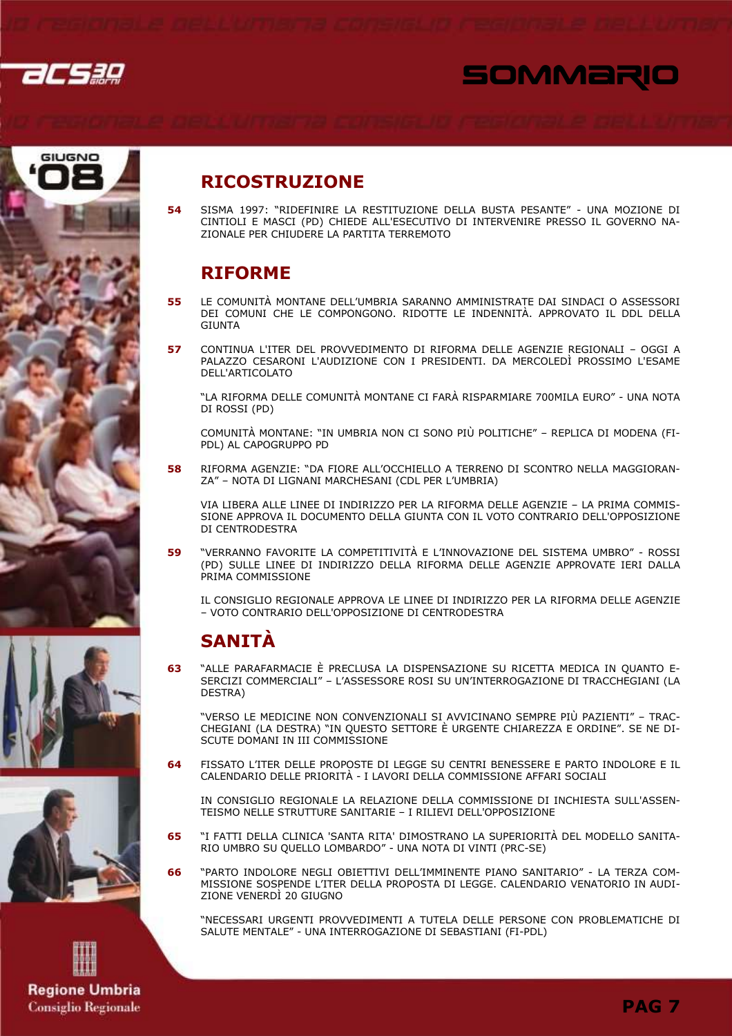# SOMMARIO

## RICOSTRUZIONE

**54** SISMA 1997: "RIDEFINIRE LA RESTITUZIONE DELLA BUSTA PESANTE" - UNA MOZIONE DI CINTIOLI E MASCI (PD) CHIEDE ALL'ESECUTIVO DI INTERVENIRE PRESSO IL GOVERNO NAZIONALE PER CHIUDERE LA PARTITA TERREMOTO

## RIFORME

**55** LE COMUNITÀ MONTANE DELL'UMBRIA SARANNO AMMINISTRATE DAI SINDACI O ASSESSORI DEI COMUNI CHE LE COMPONGONO. RIDOTTE LE INDENNITÀ. APPROVATO IL DDL DELLA GIUNTA

**57** CONTINUA L'ITER DEL PROVVEDIMENTO DI RIFORMA DELLE AGENZIE REGIONALI – OGGI A PALAZZO CESARONI L'AUDIZIONE CON I PRESIDENTI. DA MERCOLEDÌ PROSSIMO L'ESAME DELL'ARTICOLATO

"LA RIFORMA DELLE COMUNITÀ MONTANE CI FARÀ RISPARMIARE 700MILA EURO" - UNA NOTA DI ROSSI (PD)

COMUNITÀ MONTANE: "IN UMBRIA NON CI SONO PIÙ POLITICHE" – REPLICA DI MODENA (FI-PDL) AL CAPOGRUPPO PD

**58** RIFORMA AGENZIE: "DA FIORE ALL'OCCHIELLO A TERRENO DI SCONTRO NELLA MAGGIORANZA" – NOTA DI LIGNANI MARCHESANI (CDL PER L'UMBRIA)

VIA LIBERA ALLE LINEE DI INDIRIZZO PER LA RIFORMA DELLE AGENZIE – LA PRIMA COMMISSIONE APPROVA IL DOCUMENTO DELLA GIUNTA CON IL VOTO CONTRARIO DELL'OPPOSIZIONE DI CENTRODESTRA

**59** "VERRANNO FAVORITE LA COMPETITIVITÀ E L'INNOVAZIONE DEL SISTEMA UMBRO" - ROSSI (PD) SULLE LINEE DI INDIRIZZO DELLA RIFORMA DELLE AGENZIE APPROVATE IERI DALLA PRIMA COMMISSIONE

IL CONSIGLIO REGIONALE APPROVA LE LINEE DI INDIRIZZO PER LA RIFORMA DELLE AGENZIE – VOTO CONTRARIO DELL'OPPOSIZIONE DI CENTRODESTRA

## SANITÀ

**63** "ALLE PARAFARMACIE È PRECLUSA LA DISPENSAZIONE SU RICETTA MEDICA IN QUANTO ESERCIZI COMMERCIALI" – L'ASSESSORE ROSI SU UN'INTERROGAZIONE DI TRACCHEGIANI (LA DESTRA)

"VERSO LE MEDICINE NON CONVENZIONALI SI AVVICINANO SEMPRE PIÙ PAZIENTI" – TRACCHEGIANI (LA DESTRA) "IN QUESTO SETTORE È URGENTE CHIAREZZA E ORDINE". SE NE DISCUTE DOMANI IN III COMMISSIONE

**64** FISSATO L'ITER DELLE PROPOSTE DI LEGGE SU CENTRI BENESSERE E PARTO INDOLORE E IL CALENDARIO DELLE PRIORITÀ - I LAVORI DELLA COMMISSIONE AFFARI SOCIALI

IN CONSIGLIO REGIONALE LA RELAZIONE DELLA COMMISSIONE DI INCHIESTA SULL'ASSENTEISMO NELLE STRUTTURE SANITARIE – I RILIEVI DELL'OPPOSIZIONE

**65** "I FATTI DELLA CLINICA 'SANTA RITA' DIMOSTRANO LA SUPERIORITÀ DEL MODELLO SANITARIO UMBRO SU QUELLO LOMBARDO" - UNA NOTA DI VINTI (PRC-SE)

**66** "PARTO INDOLORE NEGLI OBIETTIVI DELL'IMMINENTE PIANO SANITARIO" - LA TERZA COMMISSIONE SOSPENDE L'ITER DELLA PROPOSTA DI LEGGE. CALENDARIO VENATORIO IN AUDIZIONE VENERDÌ 20 GIUGNO

"NECESSARI URGENTI PROVVEDIMENTI A TUTELA DELLE PERSONE CON PROBLEMATICHE DI SALUTE MENTALE" - UNA INTERROGAZIONE DI SEBASTIANI (FI-PDL)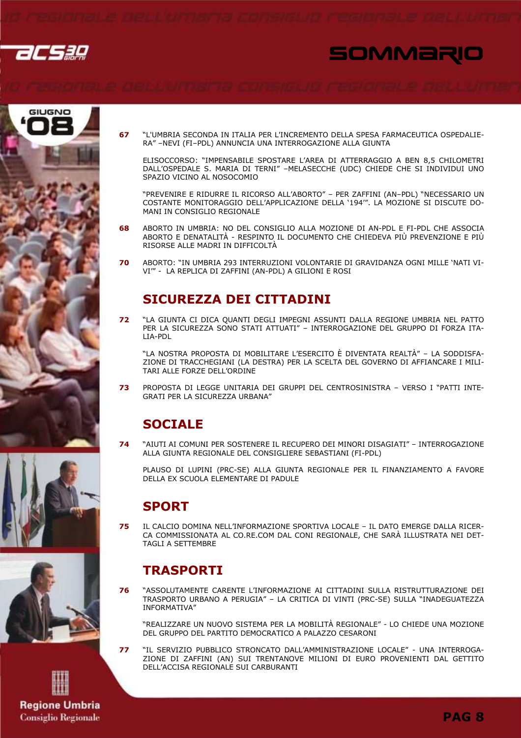67 "L'UMBRIA SECONDA IN ITALIA PER L'INCREMENTO DELLA SPESA FARMACEUTICA OSPEDALIERA" –NEVI (FI–PDL) ANNUNCIA UNA INTERROGAZIONE ALLA GIUNTA

ELISOCCORSO: "IMPENSABILE SPOSTARE L'AREA DI ATTERRAGGIO A BEN 8,5 CHILOMETRI DALL'OSPEDALE S. MARIA DI TERNI" –MELASECCHE (UDC) CHIEDE CHE SI INDIVIDUI UNO SPAZIO VICINO AL NOSOCOMIO

"PREVENIRE E RIDURRE IL RICORSO ALL'ABORTO" – PER ZAFFINI (AN–PDL) "NECESSARIO UN COSTANTE MONITORAGGIO DELL'APPLICAZIONE DELLA '194'". LA MOZIONE SI DISCUTE DOMANI IN CONSIGLIO REGIONALE

68 ABORTO IN UMBRIA: NO DEL CONSIGLIO ALLA MOZIONE DI AN-PDL E FI-PDL CHE ASSOCIA ABORTO E DENATALITÀ - RESPINTO IL DOCUMENTO CHE CHIEDEVA PIÙ PREVENZIONE E PIÙ RISORSE ALLE MADRI IN DIFFICOLTÀ

70 ABORTO: "IN UMBRIA 293 INTERRUZIONI VOLONTARIE DI GRAVIDANZA OGNI MILLE 'NATI VIVI'" - LA REPLICA DI ZAFFINI (AN-PDL) A GILIONI E ROSI

## SICUREZZA DEI CITTADINI

72 "LA GIUNTA CI DICA QUANTI DEGLI IMPEGNI ASSUNTI DALLA REGIONE UMBRIA NEL PATTO PER LA SICUREZZA SONO STATI ATTUATI" – INTERROGAZIONE DEL GRUPPO DI FORZA ITALIA-PDL

"LA NOSTRA PROPOSTA DI MOBILITARE L'ESERCITO È DIVENTATA REALTÀ" – LA SODDISFAZIONE DI TRACCHEGIANI (LA DESTRA) PER LA SCELTA DEL GOVERNO DI AFFIANCARE I MILITARI ALLE FORZE DELL'ORDINE

73 PROPOSTA DI LEGGE UNITARIA DEI GRUPPI DEL CENTROSINISTRA – VERSO I "PATTI INTEGRATI PER LA SICUREZZA URBANA"

## SOCIALE

74 "AIUTI AI COMUNI PER SOSTENERE IL RECUPERO DEI MINORI DISAGIATI" – INTERROGAZIONE ALLA GIUNTA REGIONALE DEL CONSIGLIERE SEBASTIANI (FI-PDL)

PLAUSO DI LUPINI (PRC-SE) ALLA GIUNTA REGIONALE PER IL FINANZIAMENTO A FAVORE DELLA EX SCUOLA ELEMENTARE DI PADULE

## SPORT

75 IL CALCIO DOMINA NELL'INFORMAZIONE SPORTIVA LOCALE – IL DATO EMERGE DALLA RICERCA COMMISSIONATA AL CO.RE.COM DAL CONI REGIONALE, CHE SARÀ ILLUSTRATA NEI DETTAGLI A SETTEMBRE

## TRASPORTI

76 "ASSOLUTAMENTE CARENTE L'INFORMAZIONE AI CITTADINI SULLA RISTRUTTURAZIONE DEI TRASPORTO URBANO A PERUGIA" – LA CRITICA DI VINTI (PRC-SE) SULLA "INADEGUATEZZA INFORMATIVA"

"REALIZZARE UN NUOVO SISTEMA PER LA MOBILITÀ REGIONALE" - LO CHIEDE UNA MOZIONE DEL GRUPPO DEL PARTITO DEMOCRATICO A PALAZZO CESARONI

77 "IL SERVIZIO PUBBLICO STRONCATO DALL'AMMINISTRAZIONE LOCALE" - UNA INTERROGAZIONE DI ZAFFINI (AN) SUI TRENTANOVE MILIONI DI EURO PROVENIENTI DAL GETTITO DELL'ACCISA REGIONALE SUI CARBURANTI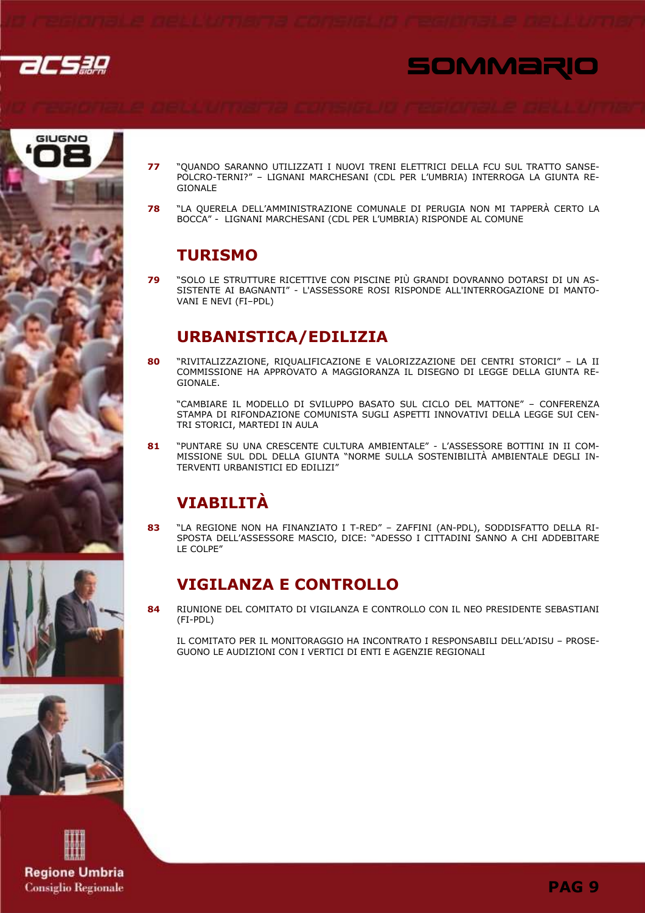**77** "QUANDO SARANNO UTILIZZATI I NUOVI TRENI ELETTRICI DELLA FCU SUL TRATTO SANSEPOLCRO-TERNI?" – LIGNANI MARCHESANI (CDL PER L'UMBRIA) INTERROGA LA GIUNTA REGIONALE

**78** "LA QUERELA DELL'AMMINISTRAZIONE COMUNALE DI PERUGIA NON MI TAPPERÀ CERTO LA BOCCA" - LIGNANI MARCHESANI (CDL PER L'UMBRIA) RISPONDE AL COMUNE

## TURISMO

**79** "SOLO LE STRUTTURE RICETTIVE CON PISCINE PIÙ GRANDI DOVRANNO DOTARSI DI UN ASSISTENTE AI BAGNANTI" - L'ASSESSORE ROSI RISPONDE ALL'INTERROGAZIONE DI MANTOVANI E NEVI (FI–PDL)

## URBANISTICA/EDILIZIA

**80** "RIVITALIZZAZIONE, RIQUALIFICAZIONE E VALORIZZAZIONE DEI CENTRI STORICI" – LA II COMMISSIONE HA APPROVATO A MAGGIORANZA IL DISEGNO DI LEGGE DELLA GIUNTA REGIONALE.

"CAMBIARE IL MODELLO DI SVILUPPO BASATO SUL CICLO DEL MATTONE" – CONFERENZA STAMPA DI RIFONDAZIONE COMUNISTA SUGLI ASPETTI INNOVATIVI DELLA LEGGE SUI CENTRI STORICI, MARTEDI IN AULA

**81** "PUNTARE SU UNA CRESCENTE CULTURA AMBIENTALE" - L'ASSESSORE BOTTINI IN II COMMISSIONE SUL DDL DELLA GIUNTA "NORME SULLA SOSTENIBILITÀ AMBIENTALE DEGLI INTERVENTI URBANISTICI ED EDILIZI"

## VIABILITÀ

**83** "LA REGIONE NON HA FINANZIATO I T-RED" – ZAFFINI (AN-PDL), SODDISFATTO DELLA RISPOSTA DELL'ASSESSORE MASCIO, DICE: "ADESSO I CITTADINI SANNO A CHI ADDEBITARE LE COLPE"

## VIGILANZA E CONTROLLO

**84** RIUNIONE DEL COMITATO DI VIGILANZA E CONTROLLO CON IL NEO PRESIDENTE SEBASTIANI (FI-PDL)

IL COMITATO PER IL MONITORAGGIO HA INCONTRATO I RESPONSABILI DELL'ADISU – PROSEGUONO LE AUDIZIONI CON I VERTICI DI ENTI E AGENZIE REGIONALI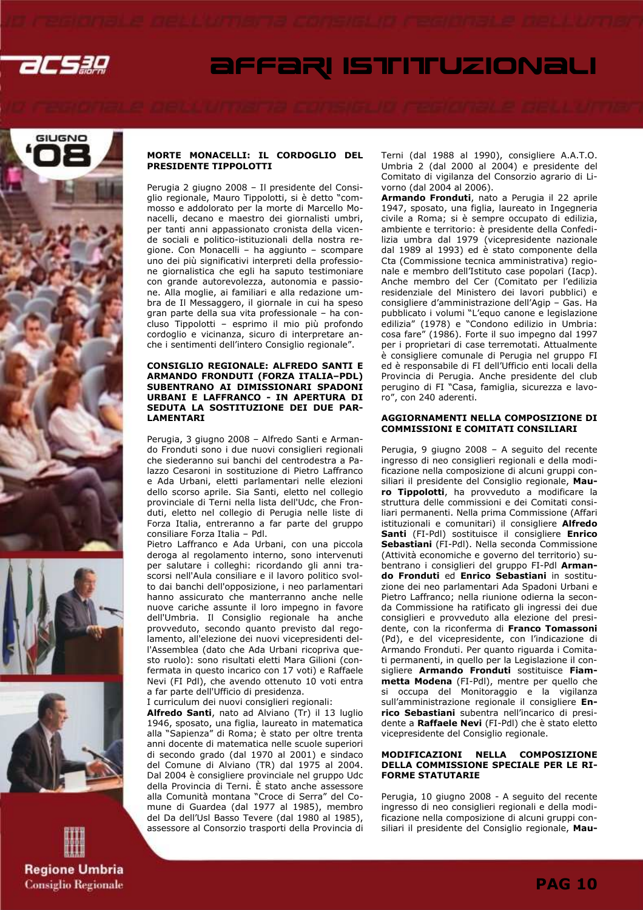## MORTE MONACELLI: IL CORDOGLIO DEL PRESIDENTE TIPPOLOTTI

Perugia 2 giugno 2008 – Il presidente del Consiglio regionale, Mauro Tippolotti, si è detto "commosso e addolorato per la morte di Marcello Monacelli, decano e maestro dei giornalisti umbri, per tanti anni appassionato cronista della vicende sociali e politico-istituzionali della nostra regione. Con Monacelli – ha aggiunto – scompare uno dei più significativi interpreti della professione giornalistica che egli ha saputo testimoniare con grande autorevolezza, autonomia e passione. Alla moglie, ai familiari e alla redazione umbra de Il Messaggero, il giornale in cui ha speso gran parte della sua vita professionale – ha concluso Tippolotti – esprimo il mio più profondo cordoglio e vicinanza, sicuro di interpretare anche i sentimenti dell'intero Consiglio regionale".

## CONSIGLIO REGIONALE: ALFREDO SANTI E ARMANDO FRONDUTI (FORZA ITALIA–PDL) SUBENTRANO AI DIMISSIONARI SPADONI URBANI E LAFFRANCO - IN APERTURA DI SEDUTA LA SOSTITUZIONE DEI DUE PARLAMENTARI

Perugia, 3 giugno 2008 – Alfredo Santi e Armando Fronduti sono i due nuovi consiglieri regionali che siederanno sui banchi del centrodestra a Palazzo Cesaroni in sostituzione di Pietro Laffranco e Ada Urbani, eletti parlamentari nelle elezioni dello scorso aprile. Sia Santi, eletto nel collegio provinciale di Terni nella lista dell'Udc, che Fronduti, eletto nel collegio di Perugia nelle liste di Forza Italia, entreranno a far parte del gruppo consiliare Forza Italia – Pdl.

Pietro Laffranco e Ada Urbani, con una piccola deroga al regolamento interno, sono intervenuti per salutare i colleghi: ricordando gli anni trascorsi nell'Aula consiliare e il lavoro politico svolto dai banchi dell'opposizione, i neo parlamentari hanno assicurato che manterranno anche nelle nuove cariche assunte il loro impegno in favore dell'Umbria. Il Consiglio regionale ha anche provveduto, secondo quanto previsto dal regolamento, all'elezione dei nuovi vicepresidenti dell'Assemblea (dato che Ada Urbani ricopriva questo ruolo): sono risultati eletti Mara Gilioni (confermata in questo incarico con 17 voti) e Raffaele Nevi (FI Pdl), che avendo ottenuto 10 voti entra a far parte dell'Ufficio di presidenza.

I curriculum dei nuovi consiglieri regionali:

**Alfredo Santi**, nato ad Alviano (Tr) il 13 luglio 1946, sposato, una figlia, laureato in matematica alla "Sapienza" di Roma; è stato per oltre trenta anni docente di matematica nelle scuole superiori di secondo grado (dal 1970 al 2001) e sindaco del Comune di Alviano (TR) dal 1975 al 2004. Dal 2004 è consigliere provinciale nel gruppo Udc della Provincia di Terni. È stato anche assessore alla Comunità montana "Croce di Serra" del Comune di Guardea (dal 1977 al 1985), membro del Da dell'Usl Basso Tevere (dal 1980 al 1985), assessore al Consorzio trasporti della Provincia di Terni (dal 1988 al 1990), consigliere A.A.T.O. Umbria 2 (dal 2000 al 2004) e presidente del Comitato di vigilanza del Consorzio agrario di Livorno (dal 2004 al 2006).

**Armando Fronduti**, nato a Perugia il 22 aprile 1947, sposato, una figlia, laureato in Ingegneria civile a Roma; si è sempre occupato di edilizia, ambiente e territorio: è presidente della Confedilizia umbra dal 1979 (vicepresidente nazionale dal 1989 al 1993) ed è stato componente della Cta (Commissione tecnica amministrativa) regionale e membro dell'Istituto case popolari (Iacp). Anche membro del Cer (Comitato per l'edilizia residenziale del Ministero dei lavori pubblici) e consigliere d'amministrazione dell'Agip – Gas. Ha pubblicato i volumi "L'equo canone e legislazione edilizia" (1978) e "Condono edilizio in Umbria: cosa fare" (1986). Forte il suo impegno dal 1997 per i proprietari di case terremotati. Attualmente è consigliere comunale di Perugia nel gruppo FI ed è responsabile di FI dell'Ufficio enti locali della Provincia di Perugia. Anche presidente del club perugino di FI "Casa, famiglia, sicurezza e lavoro", con 240 aderenti.

## AGGIORNAMENTI NELLA COMPOSIZIONE DI COMMISSIONI E COMITATI CONSILIARI

Perugia, 9 giugno 2008 – A seguito del recente ingresso di neo consiglieri regionali e della modificazione nella composizione di alcuni gruppi consiliari il presidente del Consiglio regionale, **Mauro Tippolotti**, ha provveduto a modificare la struttura delle commissioni e dei Comitati consiliari permanenti. Nella prima Commissione (Affari istituzionali e comunitari) il consigliere **Alfredo Santi** (FI-Pdl) sostituisce il consigliere **Enrico Sebastiani** (FI-Pdl). Nella seconda Commissione (Attività economiche e governo del territorio) subentrano i consiglieri del gruppo FI-Pdl **Armando Fronduti** ed **Enrico Sebastiani** in sostituzione dei neo parlamentari Ada Spadoni Urbani e Pietro Laffranco; nella riunione odierna la seconda Commissione ha ratificato gli ingressi dei due consiglieri e provveduto alla elezione del presidente, con la riconferma di **Franco Tomassoni** (Pd), e del vicepresidente, con l'indicazione di Armando Fronduti. Per quanto riguarda i Comitati permanenti, in quello per la Legislazione il consigliere **Armando Fronduti** sostituisce **Fiammetta Modena** (FI-Pdl), mentre per quello che si occupa del Monitoraggio e la vigilanza sull'amministrazione regionale il consigliere **Enrico Sebastiani** subentra nell'incarico di presidente a **Raffaele Nevi** (FI-Pdl) che è stato eletto vicepresidente del Consiglio regionale.

## MODIFICAZIONI NELLA COMPOSIZIONE DELLA COMMISSIONE SPECIALE PER LE RIFORME STATUTARIE

Perugia, 10 giugno 2008 - A seguito del recente ingresso di neo consiglieri regionali e della modificazione nella composizione di alcuni gruppi consiliari il presidente del Consiglio regionale, **Mau-**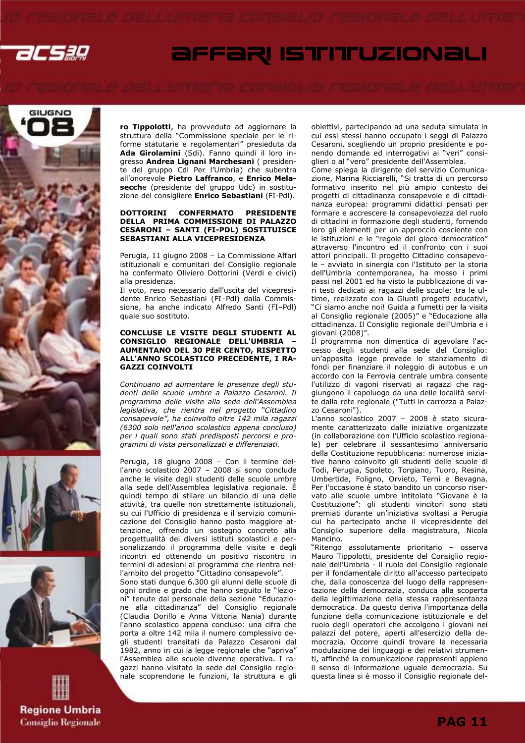**ro Tippolotti**, ha provveduto ad aggiornare la struttura della "Commissione speciale per le riforme statutarie e regolamentari" presieduta da **Ada Girolamini** (Sdi). Fanno quindi il loro ingresso **Andrea Lignani Marchesani** ( presidente del gruppo Cdl Per l'Umbria) che subentra all'onorevole **Pietro Laffranco**, e **Enrico Melasecche** (presidente del gruppo Udc) in sostituzione del consigliere **Enrico Sebastiani** (FI-Pdl).

### DOTTORINI CONFERMATO PRESIDENTE DELLA PRIMA COMMISSIONE DI PALAZZO CESARONI – SANTI (FI-PDL) SOSTITUISCE SEBASTIANI ALLA VICEPRESIDENZA

Perugia, 11 giugno 2008 – La Commissione Affari istituzionali e comunitari del Consiglio regionale ha confermato Oliviero Dottorini (Verdi e civici) alla presidenza.

Il voto, reso necessario dall'uscita del vicepresidente Enrico Sebastiani (FI–Pdl) dalla Commissione, ha anche indicato Alfredo Santi (FI–Pdl) quale suo sostituto.

### CONCLUSE LE VISITE DEGLI STUDENTI AL CONSIGLIO REGIONALE DELL'UMBRIA – AUMENTANO DEL 30 PER CENTO, RISPETTO ALL'ANNO SCOLASTICO PRECEDENTE, I RAGAZZI COINVOLTI

*Continuano ad aumentare le presenze degli studenti delle scuole umbre a Palazzo Cesaroni. Il programma delle visite alla sede dell'Assemblea legislativa, che rientra nel progetto "Cittadino consapevole", ha coinvolto oltre 142 mila ragazzi (6300 solo nell'anno scolastico appena concluso) per i quali sono stati predisposti percorsi e programmi di vista personalizzati e differenziati.*

Perugia, 18 giugno 2008 – Con il termine dell'anno scolastico 2007 – 2008 si sono concluse anche le visite degli studenti delle scuole umbre alla sede dell'Assemblea legislativa regionale. È quindi tempo di stilare un bilancio di una delle attività, tra quelle non strettamente istituzionali, su cui l'Ufficio di presidenza e il servizio comunicazione del Consiglio hanno posto maggiore attenzione, offrendo un sostegno concreto alla progettualità dei diversi istituti scolastici e personalizzando il programma delle visite e degli incontri ed ottenendo un positivo riscontro in termini di adesioni al programma che rientra nell'ambito del progetto "Cittadino consapevole".

Sono stati dunque 6.300 gli alunni delle scuole di ogni ordine e grado che hanno seguito le "lezioni" tenute dal personale della sezione "Educazione alla cittadinanza" del Consiglio regionale (Claudia Dorillo e Anna Vittoria Nania) durante l'anno scolastico appena concluso: una cifra che porta a oltre 142 mila il numero complessivo degli studenti transitati da Palazzo Cesaroni dal 1982, anno in cui la legge regionale che "apriva" l'Assemblea alle scuole divenne operativa. I ragazzi hanno visitato la sede del Consiglio regionale scoprendone le funzioni, la struttura e gli obiettivi, partecipando ad una seduta simulata in cui essi stessi hanno occupato i seggi di Palazzo Cesaroni, scegliendo un proprio presidente e ponendo domande ed interrogativi ai "veri" consiglieri o al "vero" presidente dell'Assemblea.

Come spiega la dirigente del servizio Comunicazione, Marina Ricciarelli, "Si tratta di un percorso formativo inserito nel più ampio contesto dei progetti di cittadinanza consapevole e di cittadinanza europea: programmi didattici pensati per formare e accrescere la consapevolezza del ruolo di cittadini in formazione degli studenti, fornendo loro gli elementi per un approccio cosciente con le istituzioni e le "regole del gioco democratico" attraverso l'incontro ed il confronto con i suoi attori principali. Il progetto Cittadino consapevole – avviato in sinergia con l'Istituto per la storia dell'Umbria contemporanea, ha mosso i primi passi nel 2001 ed ha visto la pubblicazione di vari testi dedicati ai ragazzi delle scuole: tra le ultime, realizzate con la Giunti progetti educativi, "Ci siamo anche noi! Guida a fumetti per la visita al Consiglio regionale (2005)" e "Educazione alla cittadinanza. Il Consiglio regionale dell'Umbria e i giovani (2008)".

Il programma non dimentica di agevolare l'accesso degli studenti alla sede del Consiglio: un'apposita legge prevede lo stanziamento di fondi per finanziare il noleggio di autobus e un accordo con la Ferrovia centrale umbra consente l'utilizzo di vagoni riservati ai ragazzi che raggiungono il capoluogo da una delle località servite dalla rete regionale ("Tutti in carrozza a Palazzo Cesaroni").

L'anno scolastico 2007 – 2008 è stato sicuramente caratterizzato dalle iniziative organizzate (in collaborazione con l'Ufficio scolastico regionale) per celebrare il sessantesimo anniversario della Costituzione repubblicana: numerose iniziative hanno coinvolto gli studenti delle scuole di Todi, Perugia, Spoleto, Torgiano, Tuoro, Resina, Umbertide, Foligno, Orvieto, Terni e Bevagna. Per l'occasione è stato bandito un concorso riservato alle scuole umbre intitolato "Giovane è la Costituzione": gli studenti vincitori sono stati premiati durante un'iniziativa svoltasi a Perugia cui ha partecipato anche il vicepresidente del Consiglio superiore della magistratura, Nicola Mancino.

"Ritengo assolutamente prioritario – osserva Mauro Tippolotti, presidente del Consiglio regionale dell'Umbria - il ruolo del Consiglio regionale per il fondamentale diritto all'accesso partecipato che, dalla conoscenza del luogo della rappresentazione della democrazia, conduca alla scoperta della legittimazione della stessa rappresentanza democratica. Da questo deriva l'importanza della funzione della comunicazione istituzionale e del ruolo degli operatori che accolgono i giovani nei palazzi del potere, aperti all'esercizio della democrazia. Occorre quindi trovare la necessaria modulazione dei linguaggi e dei relativi strumenti, affinché la comunicazione rappresenti appieno il senso di informazione uguale democrazia. Su questa linea si è mosso il Consiglio regionale del-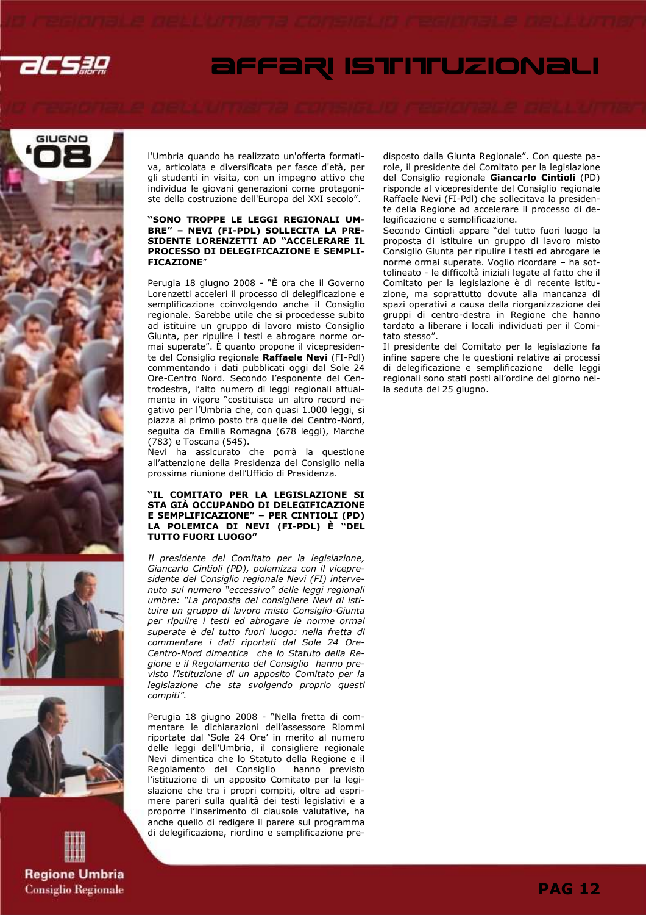l'Umbria quando ha realizzato un'offerta formativa, articolata e diversificata per fasce d'età, per gli studenti in visita, con un impegno attivo che individua le giovani generazioni come protagoniste della costruzione dell'Europa del XXI secolo".

**"SONO TROPPE LE LEGGI REGIONALI UMBRE" – NEVI (FI-PDL) SOLLECITA LA PRESIDENTE LORENZETTI AD "ACCELERARE IL PROCESSO DI DELEGIFICAZIONE E SEMPLIFICAZIONE"**

Perugia 18 giugno 2008 - "È ora che il Governo Lorenzetti acceleri il processo di delegificazione e semplificazione coinvolgendo anche il Consiglio regionale. Sarebbe utile che si procedesse subito ad istituire un gruppo di lavoro misto Consiglio Giunta, per ripulire i testi e abrogare norme ormai superate". È quanto propone il vicepresidente del Consiglio regionale **Raffaele Nevi** (FI-Pdl) commentando i dati pubblicati oggi dal Sole 24 Ore-Centro Nord. Secondo l'esponente del Centrodestra, l'alto numero di leggi regionali attualmente in vigore "costituisce un altro record negativo per l'Umbria che, con quasi 1.000 leggi, si piazza al primo posto tra quelle del Centro-Nord, seguita da Emilia Romagna (678 leggi), Marche (783) e Toscana (545).

Nevi ha assicurato che porrà la questione all'attenzione della Presidenza del Consiglio nella prossima riunione dell'Ufficio di Presidenza.

**"IL COMITATO PER LA LEGISLAZIONE SI STA GIÀ OCCUPANDO DI DELEGIFICAZIONE E SEMPLIFICAZIONE" – PER CINTIOLI (PD) LA POLEMICA DI NEVI (FI-PDL) È "DEL TUTTO FUORI LUOGO"**

*Il presidente del Comitato per la legislazione, Giancarlo Cintioli (PD), polemizza con il vicepresidente del Consiglio regionale Nevi (FI) intervenuto sul numero "eccessivo" delle leggi regionali umbre: "La proposta del consigliere Nevi di istituire un gruppo di lavoro misto Consiglio-Giunta per ripulire i testi ed abrogare le norme ormai superate è del tutto fuori luogo: nella fretta di commentare i dati riportati dal Sole 24 Ore-Centro-Nord dimentica che lo Statuto della Regione e il Regolamento del Consiglio hanno previsto l'istituzione di un apposito Comitato per la legislazione che sta svolgendo proprio questi compiti".*

Perugia 18 giugno 2008 - "Nella fretta di commentare le dichiarazioni dell'assessore Riommi riportate dal 'Sole 24 Ore' in merito al numero delle leggi dell'Umbria, il consigliere regionale Nevi dimentica che lo Statuto della Regione e il Regolamento del Consiglio hanno previsto l'istituzione di un apposito Comitato per la legislazione che tra i propri compiti, oltre ad esprimere pareri sulla qualità dei testi legislativi e a proporre l'inserimento di clausole valutative, ha anche quello di redigere il parere sul programma di delegificazione, riordino e semplificazione predisposto dalla Giunta Regionale". Con queste parole, il presidente del Comitato per la legislazione del Consiglio regionale **Giancarlo Cintioli** (PD) risponde al vicepresidente del Consiglio regionale Raffaele Nevi (FI-Pdl) che sollecitava la presidente della Regione ad accelerare il processo di delegificazione e semplificazione.

Secondo Cintioli appare "del tutto fuori luogo la proposta di istituire un gruppo di lavoro misto Consiglio Giunta per ripulire i testi ed abrogare le norme ormai superate. Voglio ricordare – ha sottolineato - le difficoltà iniziali legate al fatto che il Comitato per la legislazione è di recente istituzione, ma soprattutto dovute alla mancanza di spazi operativi a causa della riorganizzazione dei gruppi di centro-destra in Regione che hanno tardato a liberare i locali individuati per il Comitato stesso".

Il presidente del Comitato per la legislazione fa infine sapere che le questioni relative ai processi di delegificazione e semplificazione delle leggi regionali sono stati posti all'ordine del giorno nella seduta del 25 giugno.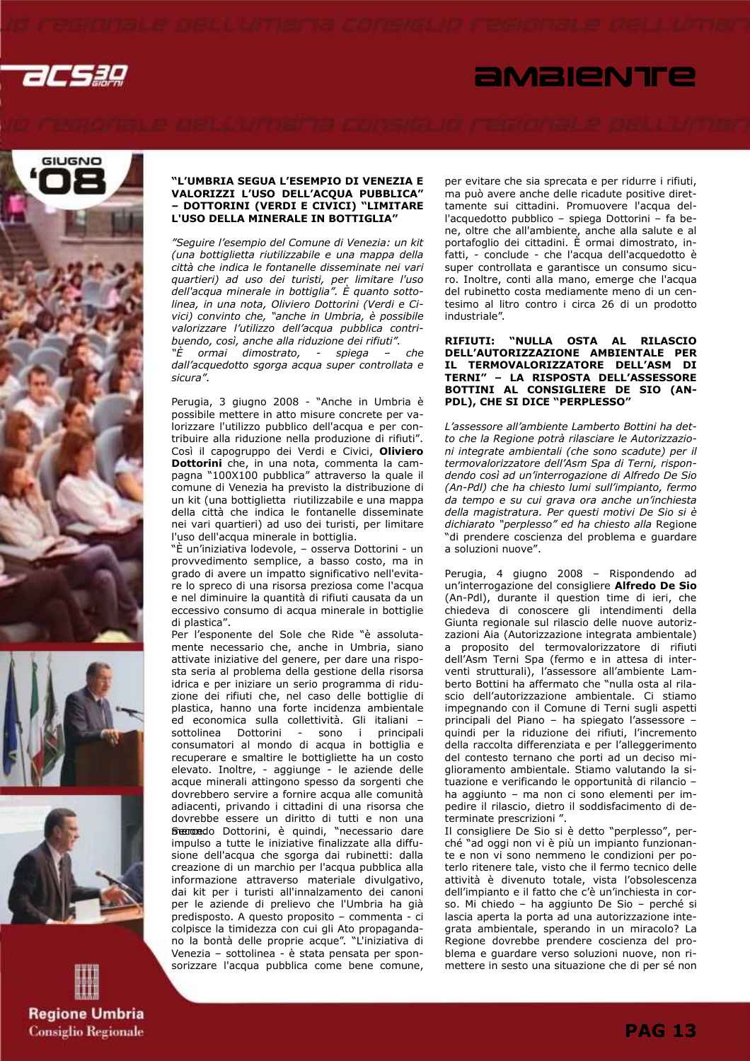## "L'UMBRIA SEGUA L'ESEMPIO DI VENEZIA E VALORIZZI L'USO DELL'ACQUA PUBBLICA" – DOTTORINI (VERDI E CIVICI) "LIMITARE L'USO DELLA MINERALE IN BOTTIGLIA"

*"Seguire l'esempio del Comune di Venezia: un kit (una bottiglietta riutilizzabile e una mappa della città che indica le fontanelle disseminate nei vari quartieri) ad uso dei turisti, per limitare l'uso dell'acqua minerale in bottiglia". È quanto sottolinea, in una nota, Oliviero Dottorini (Verdi e Civici) convinto che, "anche in Umbria, è possibile valorizzare l'utilizzo dell'acqua pubblica contribuendo, così, anche alla riduzione dei rifiuti".*
*"È ormai dimostrato, - spiega – che dall'acquedotto sgorga acqua super controllata e sicura".*

Perugia, 3 giugno 2008 - "Anche in Umbria è possibile mettere in atto misure concrete per valorizzare l'utilizzo pubblico dell'acqua e per contribuire alla riduzione nella produzione di rifiuti". Così il capogruppo dei Verdi e Civici, **Oliviero Dottorini** che, in una nota, commenta la campagna "100X100 pubblica" attraverso la quale il comune di Venezia ha previsto la distribuzione di un kit (una bottiglietta riutilizzabile e una mappa della città che indica le fontanelle disseminate nei vari quartieri) ad uso dei turisti, per limitare l'uso dell'acqua minerale in bottiglia.
"È un'iniziativa lodevole, – osserva Dottorini - un provvedimento semplice, a basso costo, ma in grado di avere un impatto significativo nell'evitare lo spreco di una risorsa preziosa come l'acqua e nel diminuire la quantità di rifiuti causata da un eccessivo consumo di acqua minerale in bottiglie di plastica".
Per l'esponente del Sole che Ride "è assolutamente necessario che, anche in Umbria, siano attivate iniziative del genere, per dare una risposta seria al problema della gestione della risorsa idrica e per iniziare un serio programma di riduzione dei rifiuti che, nel caso delle bottiglie di plastica, hanno una forte incidenza ambientale ed economica sulla collettività. Gli italiani – sottolinea Dottorini - sono i principali consumatori al mondo di acqua in bottiglia e recuperare e smaltire le bottigliette ha un costo elevato. Inoltre, - aggiunge - le aziende delle acque minerali attingono spesso da sorgenti che dovrebbero servire a fornire acqua alle comunità adiacenti, privando i cittadini di una risorsa che dovrebbe essere un diritto di tutti e non una merce". Secondo Dottorini, è quindi, "necessario dare impulso a tutte le iniziative finalizzate alla diffusione dell'acqua che sgorga dai rubinetti: dalla creazione di un marchio per l'acqua pubblica alla informazione attraverso materiale divulgativo, dai kit per i turisti all'innalzamento dei canoni per le aziende di prelievo che l'Umbria ha già predisposto. A questo proposito – commenta - ci colpisce la timidezza con cui gli Ato propagandano la bontà delle proprie acque". "L'iniziativa di Venezia – sottolinea - è stata pensata per sponsorizzare l'acqua pubblica come bene comune, per evitare che sia sprecata e per ridurre i rifiuti, ma può avere anche delle ricadute positive direttamente sui cittadini. Promuovere l'acqua dell'acquedotto pubblico – spiega Dottorini – fa bene, oltre che all'ambiente, anche alla salute e al portafoglio dei cittadini. È ormai dimostrato, infatti, - conclude - che l'acqua dell'acquedotto è super controllata e garantisce un consumo sicuro. Inoltre, conti alla mano, emerge che l'acqua del rubinetto costa mediamente meno di un centesimo al litro contro i circa 26 di un prodotto industriale".

## RIFIUTI: "NULLA OSTA AL RILASCIO DELL'AUTORIZZAZIONE AMBIENTALE PER IL TERMOVALORIZZATORE DELL'ASM DI TERNI" – LA RISPOSTA DELL'ASSESSORE BOTTINI AL CONSIGLIERE DE SIO (AN-PDL), CHE SI DICE "PERPLESSO"

*L'assessore all'ambiente Lamberto Bottini ha detto che la Regione potrà rilasciare le Autorizzazioni integrate ambientali (che sono scadute) per il termovalorizzatore dell'Asm Spa di Terni, rispondendo così ad un'interrogazione di Alfredo De Sio (An-Pdl) che ha chiesto lumi sull'impianto, fermo da tempo e su cui grava ora anche un'inchiesta della magistratura. Per questi motivi De Sio si è dichiarato "perplesso" ed ha chiesto alla* Regione "di prendere coscienza del problema e guardare a soluzioni nuove".

Perugia, 4 giugno 2008 – Rispondendo ad un'interrogazione del consigliere **Alfredo De Sio** (An-Pdl), durante il question time di ieri, che chiedeva di conoscere gli intendimenti della Giunta regionale sul rilascio delle nuove autorizzazioni Aia (Autorizzazione integrata ambientale) a proposito del termovalorizzatore di rifiuti dell'Asm Terni Spa (fermo e in attesa di interventi strutturali), l'assessore all'ambiente Lamberto Bottini ha affermato che "nulla osta al rilascio dell'autorizzazione ambientale. Ci stiamo impegnando con il Comune di Terni sugli aspetti principali del Piano – ha spiegato l'assessore – quindi per la riduzione dei rifiuti, l'incremento della raccolta differenziata e per l'alleggerimento del contesto ternano che porti ad un deciso miglioramento ambientale. Stiamo valutando la situazione e verificando le opportunità di rilancio – ha aggiunto – ma non ci sono elementi per impedire il rilascio, dietro il soddisfacimento di determinate prescrizioni ".
Il consigliere De Sio si è detto "perplesso", perché "ad oggi non vi è più un impianto funzionante e non vi sono nemmeno le condizioni per poterlo ritenere tale, visto che il fermo tecnico delle attività è divenuto totale, vista l'obsolescenza dell'impianto e il fatto che c'è un'inchiesta in corso. Mi chiedo – ha aggiunto De Sio – perché si lascia aperta la porta ad una autorizzazione integrata ambientale, sperando in un miracolo? La Regione dovrebbe prendere coscienza del problema e guardare verso soluzioni nuove, non rimettere in sesto una situazione che di per sé non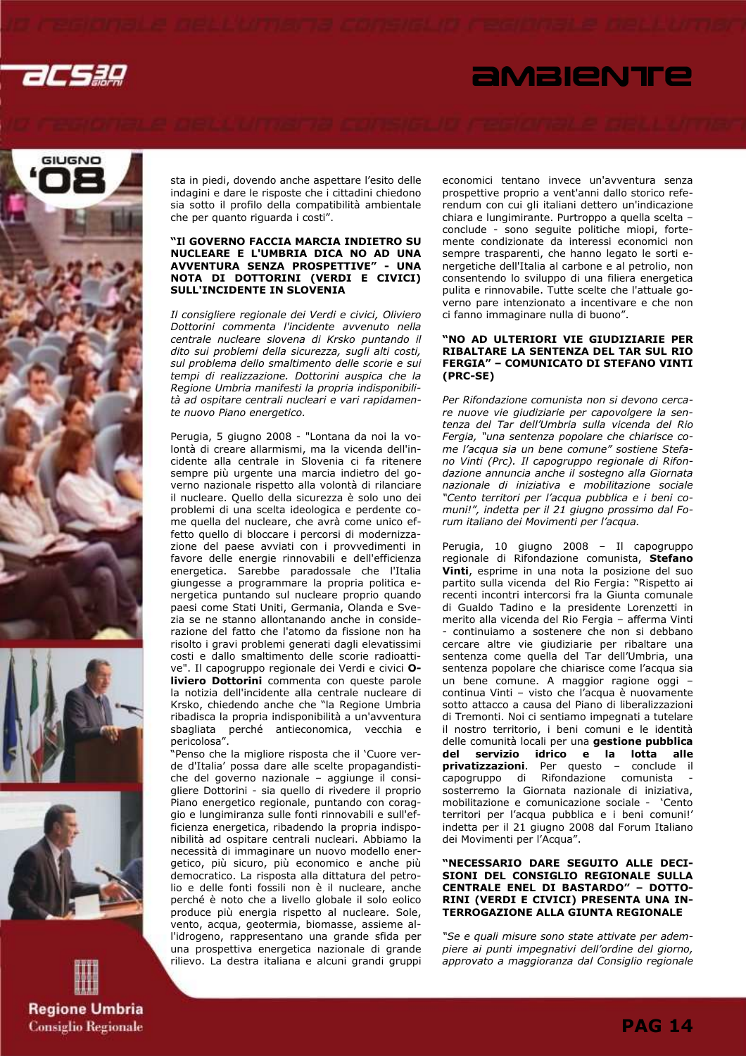sta in piedi, dovendo anche aspettare l'esito delle indagini e dare le risposte che i cittadini chiedono sia sotto il profilo della compatibilità ambientale che per quanto riguarda i costi".

### "IL GOVERNO FACCIA MARCIA INDIETRO SU NUCLEARE E L'UMBRIA DICA NO AD UNA AVVENTURA SENZA PROSPETTIVE" - UNA NOTA DI DOTTORINI (VERDI E CIVICI) SULL'INCIDENTE IN SLOVENIA

*Il consigliere regionale dei Verdi e civici, Oliviero Dottorini commenta l'incidente avvenuto nella centrale nucleare slovena di Krsko puntando il dito sui problemi della sicurezza, sugli alti costi, sul problema dello smaltimento delle scorie e sui tempi di realizzazione. Dottorini auspica che la Regione Umbria manifesti la propria indisponibilità ad ospitare centrali nucleari e vari rapidamente nuovo Piano energetico.*

Perugia, 5 giugno 2008 - "Lontana da noi la volontà di creare allarmismi, ma la vicenda dell'incidente alla centrale in Slovenia ci fa ritenere sempre più urgente una marcia indietro del governo nazionale rispetto alla volontà di rilanciare il nucleare. Quello della sicurezza è solo uno dei problemi di una scelta ideologica e perdente come quella del nucleare, che avrà come unico effetto quello di bloccare i percorsi di modernizzazione del paese avviati con i provvedimenti in favore delle energie rinnovabili e dell'efficienza energetica. Sarebbe paradossale che l'Italia giungesse a programmare la propria politica energetica puntando sul nucleare proprio quando paesi come Stati Uniti, Germania, Olanda e Svezia se ne stanno allontanando anche in considerazione del fatto che l'atomo da fissione non ha risolto i gravi problemi generati dagli elevatissimi costi e dallo smaltimento delle scorie radioattive". Il capogruppo regionale dei Verdi e civici **Oliviero Dottorini** commenta con queste parole la notizia dell'incidente alla centrale nucleare di Krsko, chiedendo anche che "la Regione Umbria ribadisca la propria indisponibilità a un'avventura sbagliata perché antieconomica, vecchia e pericolosa".

"Penso che la migliore risposta che il 'Cuore verde d'Italia' possa dare alle scelte propagandistiche del governo nazionale – aggiunge il consigliere Dottorini - sia quello di rivedere il proprio Piano energetico regionale, puntando con coraggio e lungimiranza sulle fonti rinnovabili e sull'efficienza energetica, ribadendo la propria indisponibilità ad ospitare centrali nucleari. Abbiamo la necessità di immaginare un nuovo modello energetico, più sicuro, più economico e anche più democratico. La risposta alla dittatura del petrolio e delle fonti fossili non è il nucleare, anche perché è noto che a livello globale il solo eolico produce più energia rispetto al nucleare. Sole, vento, acqua, geotermia, biomasse, assieme all'idrogeno, rappresentano una grande sfida per una prospettiva energetica nazionale di grande rilievo. La destra italiana e alcuni grandi gruppi economici tentano invece un'avventura senza prospettive proprio a vent'anni dallo storico referendum con cui gli italiani dettero un'indicazione chiara e lungimirante. Purtroppo a quella scelta – conclude - sono seguite politiche miopi, fortemente condizionate da interessi economici non sempre trasparenti, che hanno legato le sorti energetiche dell'Italia al carbone e al petrolio, non consentendo lo sviluppo di una filiera energetica pulita e rinnovabile. Tutte scelte che l'attuale governo pare intenzionato a incentivare e che non ci fanno immaginare nulla di buono".

### "NO AD ULTERIORI VIE GIUDIZIARIE PER RIBALTARE LA SENTENZA DEL TAR SUL RIO FERGIA" – COMUNICATO DI STEFANO VINTI (PRC-SE)

*Per Rifondazione comunista non si devono cercare nuove vie giudiziarie per capovolgere la sentenza del Tar dell'Umbria sulla vicenda del Rio Fergia, "una sentenza popolare che chiarisce come l'acqua sia un bene comune" sostiene Stefano Vinti (Prc). Il capogruppo regionale di Rifondazione annuncia anche il sostegno alla Giornata nazionale di iniziativa e mobilitazione sociale "Cento territori per l'acqua pubblica e i beni comuni!", indetta per il 21 giugno prossimo dal Forum italiano dei Movimenti per l'acqua.*

Perugia, 10 giugno 2008 – Il capogruppo regionale di Rifondazione comunista, **Stefano Vinti**, esprime in una nota la posizione del suo partito sulla vicenda del Rio Fergia: "Rispetto ai recenti incontri intercorsi fra la Giunta comunale di Gualdo Tadino e la presidente Lorenzetti in merito alla vicenda del Rio Fergia – afferma Vinti - continuiamo a sostenere che non si debbano cercare altre vie giudiziarie per ribaltare una sentenza come quella del Tar dell'Umbria, una sentenza popolare che chiarisce come l'acqua sia un bene comune. A maggior ragione oggi – continua Vinti – visto che l'acqua è nuovamente sotto attacco a causa del Piano di liberalizzazioni di Tremonti. Noi ci sentiamo impegnati a tutelare il nostro territorio, i beni comuni e le identità delle comunità locali per una **gestione pubblica del servizio idrico e la lotta alle privatizzazioni**. Per questo – conclude il capogruppo di Rifondazione comunista - sosterremo la Giornata nazionale di iniziativa, mobilitazione e comunicazione sociale - 'Cento territori per l'acqua pubblica e i beni comuni!' indetta per il 21 giugno 2008 dal Forum Italiano dei Movimenti per l'Acqua".

### "NECESSARIO DARE SEGUITO ALLE DECISIONI DEL CONSIGLIO REGIONALE SULLA CENTRALE ENEL DI BASTARDO" – DOTTORINI (VERDI E CIVICI) PRESENTA UNA INTERROGAZIONE ALLA GIUNTA REGIONALE

*"Se e quali misure sono state attivate per adempiere ai punti impegnativi dell'ordine del giorno, approvato a maggioranza dal Consiglio regionale*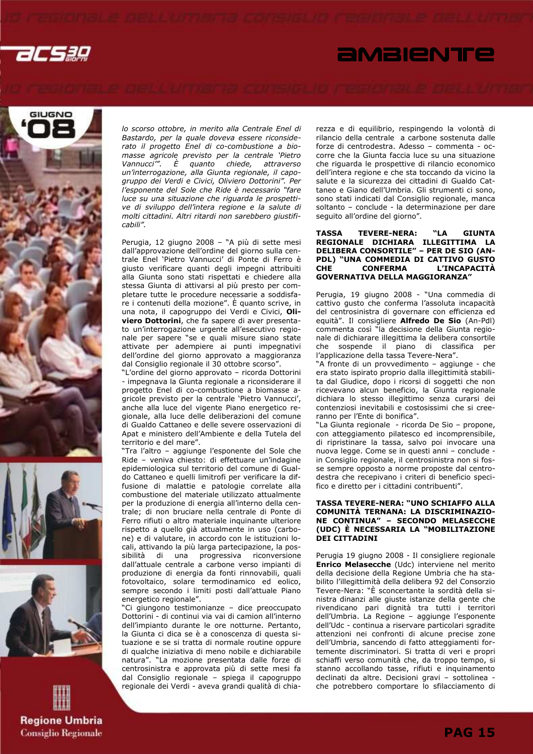*lo scorso ottobre, in merito alla Centrale Enel di Bastardo, per la quale doveva essere riconsiderato il progetto Enel di co-combustione a biomasse agricole previsto per la centrale 'Pietro Vannucci'". È quanto chiede, attraverso un'interrogazione, alla Giunta regionale, il capogruppo dei Verdi e Civici, Oliviero Dottorini". Per l'esponente del Sole che Ride è necessario "fare luce su una situazione che riguarda le prospettive di sviluppo dell'intera regione e la salute di molti cittadini. Altri ritardi non sarebbero giustificabili".*

Perugia, 12 giugno 2008 – "A più di sette mesi dall'approvazione dell'ordine del giorno sulla centrale Enel 'Pietro Vannucci' di Ponte di Ferro è giusto verificare quanti degli impegni attribuiti alla Giunta sono stati rispettati e chiedere alla stessa Giunta di attivarsi al più presto per completare tutte le procedure necessarie a soddisfare i contenuti della mozione". È quanto scrive, in una nota, il capogruppo dei Verdi e Civici, **Oliviero Dottorini**, che fa sapere di aver presentato un'interrogazione urgente all'esecutivo regionale per sapere "se e quali misure siano state attivate per adempiere ai punti impegnativi dell'ordine del giorno approvato a maggioranza dal Consiglio regionale il 30 ottobre scorso".

"L'ordine del giorno approvato – ricorda Dottorini - impegnava la Giunta regionale a riconsiderare il progetto Enel di co-combustione a biomasse agricole previsto per la centrale 'Pietro Vannucci', anche alla luce del vigente Piano energetico regionale, alla luce delle deliberazioni del comune di Gualdo Cattaneo e delle severe osservazioni di Apat e ministero dell'Ambiente e della Tutela del territorio e del mare".

"Tra l'altro – aggiunge l'esponente del Sole che Ride – veniva chiesto: di effettuare un'indagine epidemiologica sul territorio del comune di Gualdo Cattaneo e quelli limitrofi per verificare la diffusione di malattie e patologie correlate alla combustione del materiale utilizzato attualmente per la produzione di energia all'interno della centrale; di non bruciare nella centrale di Ponte di Ferro rifiuti o altro materiale inquinante ulteriore rispetto a quello già attualmente in uso (carbone) e di valutare, in accordo con le istituzioni locali, attivando la più larga partecipazione, la possibilità di una progressiva riconversione dall'attuale centrale a carbone verso impianti di produzione di energia da fonti rinnovabili, quali fotovoltaico, solare termodinamico ed eolico, sempre secondo i limiti posti dall'attuale Piano energetico regionale".

"Ci giungono testimonianze – dice preoccupato Dottorini - di continui via vai di camion all'interno dell'impianto durante le ore notturne. Pertanto, la Giunta ci dica se è a conoscenza di questa situazione e se si tratta di normale routine oppure di qualche iniziativa di meno nobile e dichiarabile natura". "La mozione presentata dalle forze di centrosinistra e approvata più di sette mesi fa dal Consiglio regionale – spiega il capogruppo regionale dei Verdi - aveva grandi qualità di chiarezza e di equilibrio, respingendo la volontà di rilancio della centrale a carbone sostenuta dalle forze di centrodestra. Adesso – commenta - occorre che la Giunta faccia luce su una situazione che riguarda le prospettive di rilancio economico dell'intera regione e che sta toccando da vicino la salute e la sicurezza dei cittadini di Gualdo Cattaneo e Giano dell'Umbria. Gli strumenti ci sono, sono stati indicati dal Consiglio regionale, manca soltanto – conclude - la determinazione per dare seguito all'ordine del giorno".

### TASSA TEVERE-NERA: "LA GIUNTA REGIONALE DICHIARA ILLEGITTIMA LA DELIBERA CONSORTILE" – PER DE SIO (AN-PDL) "UNA COMMEDIA DI CATTIVO GUSTO CHE CONFERMA L'INCAPACITÀ GOVERNATIVA DELLA MAGGIORANZA"

Perugia, 19 giugno 2008 - "Una commedia di cattivo gusto che conferma l'assoluta incapacità del centrosinistra di governare con efficienza ed equità". Il consigliere **Alfredo De Sio** (An-Pdl) commenta così "la decisione della Giunta regionale di dichiarare illegittima la delibera consortile che sospende il piano di classifica per l'applicazione della tassa Tevere-Nera".

"A fronte di un provvedimento – aggiunge - che era stato ispirato proprio dalla illegittimità stabilita dal Giudice, dopo i ricorsi di soggetti che non ricevevano alcun beneficio, la Giunta regionale dichiara lo stesso illegittimo senza curarsi dei contenziosi inevitabili e costosissimi che si creeranno per l'Ente di bonifica".

"La Giunta regionale - ricorda De Sio – propone, con atteggiamento pilatesco ed incomprensibile, di ripristinare la tassa, salvo poi invocare una nuova legge. Come se in questi anni – conclude - in Consiglio regionale, il centrosinistra non si fosse sempre opposto a norme proposte dal centrodestra che recepivano i criteri di beneficio specifico e diretto per i cittadini contribuenti".

### TASSA TEVERE-NERA: "UNO SCHIAFFO ALLA COMUNITÀ TERNANA: LA DISCRIMINAZIONE CONTINUA" – SECONDO MELASECCHE (UDC) È NECESSARIA LA "MOBILITAZIONE DEI CITTADINI

Perugia 19 giugno 2008 - Il consigliere regionale **Enrico Melasecche** (Udc) interviene nel merito della decisione della Regione Umbria che ha stabilito l'illegittimità della delibera 92 del Consorzio Tevere-Nera: "È sconcertante la sordità della sinistra dinanzi alle giuste istanze della gente che rivendicano pari dignità tra tutti i territori dell'Umbria. La Regione – aggiunge l'esponente dell'Udc - continua a riservare particolari sgradite attenzioni nei confronti di alcune precise zone dell'Umbria, sancendo di fatto atteggiamenti fortemente discriminatori. Si tratta di veri e propri schiaffi verso comunità che, da troppo tempo, si stanno accollando tasse, rifiuti e inquinamento declinati da altre. Decisioni gravi – sottolinea - che potrebbero comportare lo sfilacciamento di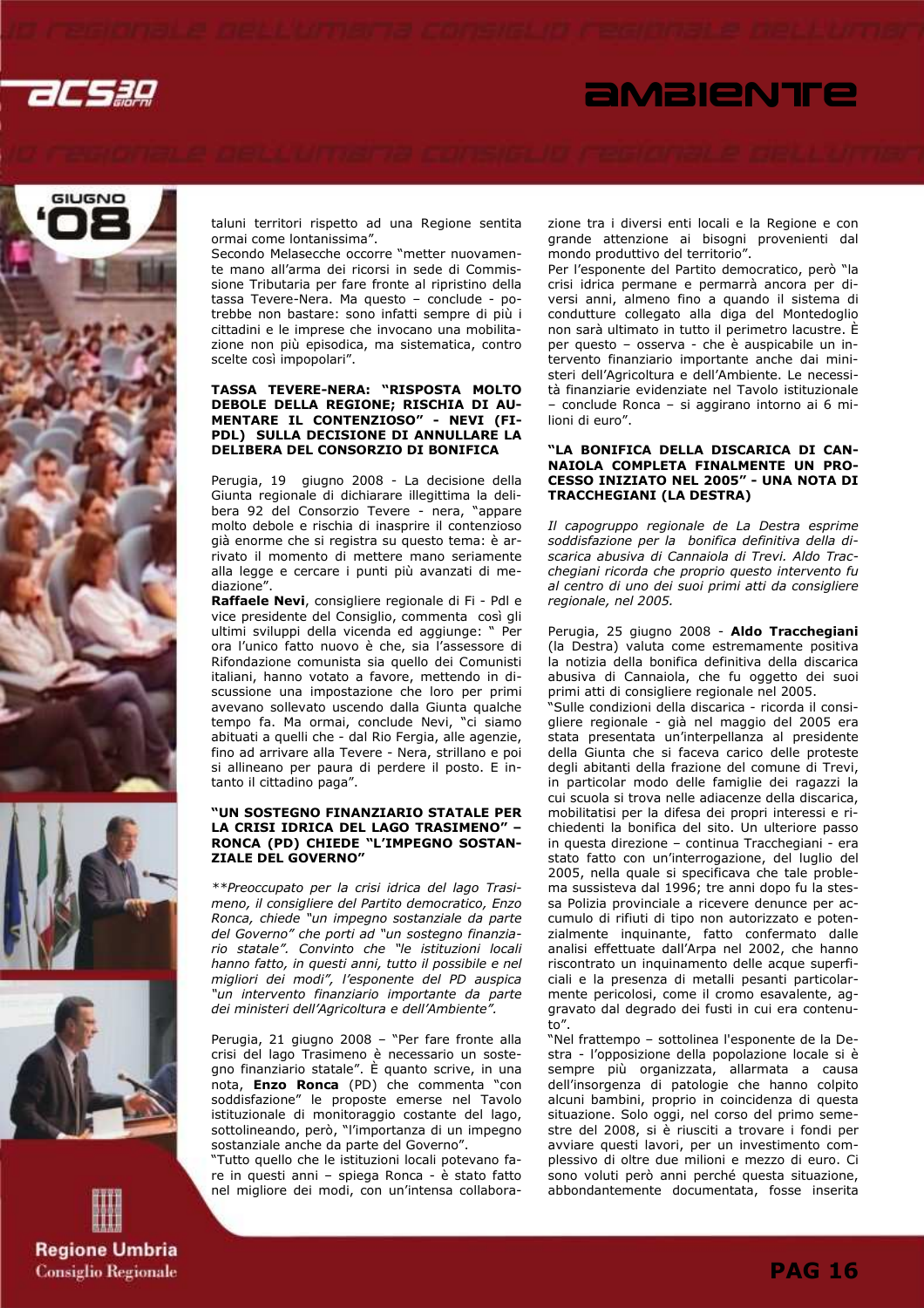taluni territori rispetto ad una Regione sentita ormai come lontanissima".

Secondo Melasecche occorre "metter nuovamente mano all'arma dei ricorsi in sede di Commissione Tributaria per fare fronte al ripristino della tassa Tevere-Nera. Ma questo – conclude - potrebbe non bastare: sono infatti sempre di più i cittadini e le imprese che invocano una mobilitazione non più episodica, ma sistematica, contro scelte così impopolari".

### TASSA TEVERE-NERA: "RISPOSTA MOLTO DEBOLE DELLA REGIONE; RISCHIA DI AUMENTARE IL CONTENZIOSO" - NEVI (FI-PDL) SULLA DECISIONE DI ANNULLARE LA DELIBERA DEL CONSORZIO DI BONIFICA

Perugia, 19 giugno 2008 - La decisione della Giunta regionale di dichiarare illegittima la delibera 92 del Consorzio Tevere - nera, "appare molto debole e rischia di inasprire il contenzioso già enorme che si registra su questo tema: è arrivato il momento di mettere mano seriamente alla legge e cercare i punti più avanzati di mediazione".

**Raffaele Nevi**, consigliere regionale di Fi - Pdl e vice presidente del Consiglio, commenta così gli ultimi sviluppi della vicenda ed aggiunge: " Per ora l'unico fatto nuovo è che, sia l'assessore di Rifondazione comunista sia quello dei Comunisti italiani, hanno votato a favore, mettendo in discussione una impostazione che loro per primi avevano sollevato uscendo dalla Giunta qualche tempo fa. Ma ormai, conclude Nevi, "ci siamo abituati a quelli che - dal Rio Fergia, alle agenzie, fino ad arrivare alla Tevere - Nera, strillano e poi si allineano per paura di perdere il posto. E intanto il cittadino paga".

### "UN SOSTEGNO FINANZIARIO STATALE PER LA CRISI IDRICA DEL LAGO TRASIMENO" – RONCA (PD) CHIEDE "L'IMPEGNO SOSTANZIALE DEL GOVERNO"

*\*\*Preoccupato per la crisi idrica del lago Trasimeno, il consigliere del Partito democratico, Enzo Ronca, chiede "un impegno sostanziale da parte del Governo" che porti ad "un sostegno finanziario statale". Convinto che "le istituzioni locali hanno fatto, in questi anni, tutto il possibile e nel migliori dei modi", l'esponente del PD auspica "un intervento finanziario importante da parte dei ministeri dell'Agricoltura e dell'Ambiente".*

Perugia, 21 giugno 2008 – "Per fare fronte alla crisi del lago Trasimeno è necessario un sostegno finanziario statale". È quanto scrive, in una nota, **Enzo Ronca** (PD) che commenta "con soddisfazione" le proposte emerse nel Tavolo istituzionale di monitoraggio costante del lago, sottolineando, però, "l'importanza di un impegno sostanziale anche da parte del Governo".

"Tutto quello che le istituzioni locali potevano fare in questi anni – spiega Ronca - è stato fatto nel migliore dei modi, con un'intensa collaborazione tra i diversi enti locali e la Regione e con grande attenzione ai bisogni provenienti dal mondo produttivo del territorio".

Per l'esponente del Partito democratico, però "la crisi idrica permane e permarrà ancora per diversi anni, almeno fino a quando il sistema di condutture collegato alla diga del Montedoglio non sarà ultimato in tutto il perimetro lacustre. È per questo – osserva - che è auspicabile un intervento finanziario importante anche dai ministeri dell'Agricoltura e dell'Ambiente. Le necessità finanziarie evidenziate nel Tavolo istituzionale – conclude Ronca – si aggirano intorno ai 6 milioni di euro".

### "LA BONIFICA DELLA DISCARICA DI CANNAIOLA COMPLETA FINALMENTE UN PROCESSO INIZIATO NEL 2005" - UNA NOTA DI TRACCHEGIANI (LA DESTRA)

*Il capogruppo regionale de La Destra esprime soddisfazione per la bonifica definitiva della discarica abusiva di Cannaiola di Trevi. Aldo Tracchegiani ricorda che proprio questo intervento fu al centro di uno dei suoi primi atti da consigliere regionale, nel 2005.*

Perugia, 25 giugno 2008 - **Aldo Tracchegiani** (la Destra) valuta come estremamente positiva la notizia della bonifica definitiva della discarica abusiva di Cannaiola, che fu oggetto dei suoi primi atti di consigliere regionale nel 2005.

"Sulle condizioni della discarica - ricorda il consigliere regionale - già nel maggio del 2005 era stata presentata un'interpellanza al presidente della Giunta che si faceva carico delle proteste degli abitanti della frazione del comune di Trevi, in particolar modo delle famiglie dei ragazzi la cui scuola si trova nelle adiacenze della discarica, mobilitatisi per la difesa dei propri interessi e richiedenti la bonifica del sito. Un ulteriore passo in questa direzione – continua Tracchegiani - era stato fatto con un'interrogazione, del luglio del 2005, nella quale si specificava che tale problema sussisteva dal 1996; tre anni dopo fu la stessa Polizia provinciale a ricevere denunce per accumulo di rifiuti di tipo non autorizzato e potenzialmente inquinante, fatto confermato dalle analisi effettuate dall'Arpa nel 2002, che hanno riscontrato un inquinamento delle acque superficiali e la presenza di metalli pesanti particolarmente pericolosi, come il cromo esavalente, aggravato dal degrado dei fusti in cui era contenuto".

"Nel frattempo – sottolinea l'esponente de la Destra - l'opposizione della popolazione locale si è sempre più organizzata, allarmata a causa dell'insorgenza di patologie che hanno colpito alcuni bambini, proprio in coincidenza di questa situazione. Solo oggi, nel corso del primo semestre del 2008, si è riusciti a trovare i fondi per avviare questi lavori, per un investimento complessivo di oltre due milioni e mezzo di euro. Ci sono voluti però anni perché questa situazione, abbondantemente documentata, fosse inserita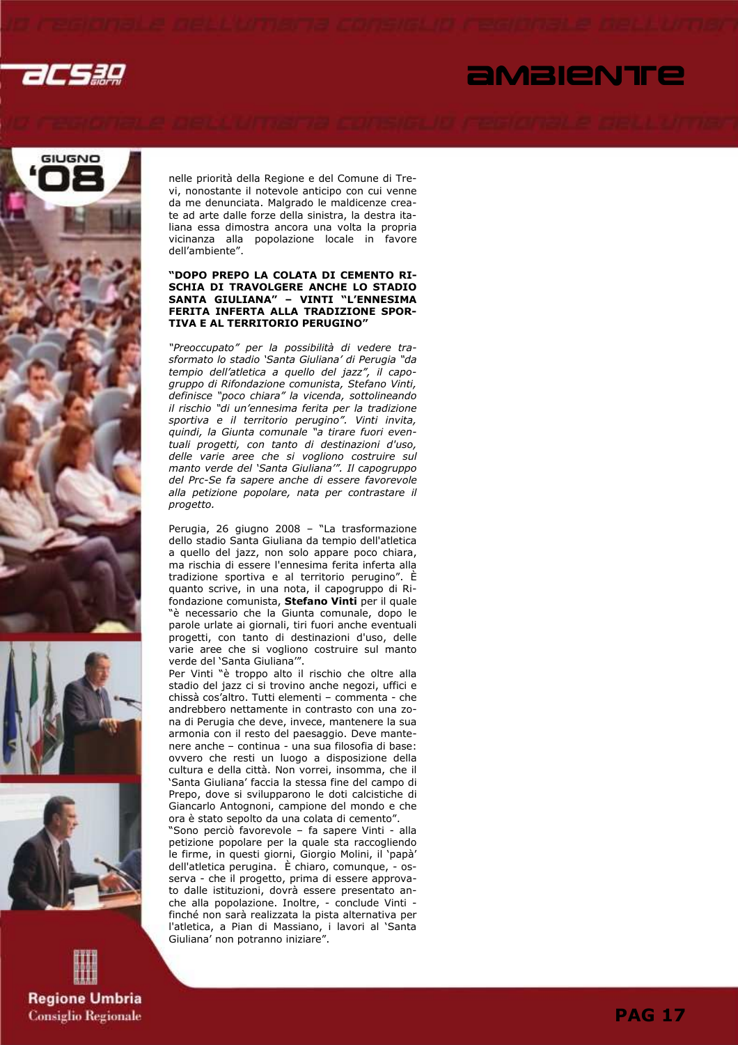nelle priorità della Regione e del Comune di Trevi, nonostante il notevole anticipo con cui venne da me denunciata. Malgrado le maldicenze create ad arte dalle forze della sinistra, la destra italiana essa dimostra ancora una volta la propria vicinanza alla popolazione locale in favore dell'ambiente".

**"DOPO PREPO LA COLATA DI CEMENTO RISCHIA DI TRAVOLGERE ANCHE LO STADIO SANTA GIULIANA" – VINTI "L'ENNESIMA FERITA INFERTA ALLA TRADIZIONE SPORTIVA E AL TERRITORIO PERUGINO"**

*"Preoccupato" per la possibilità di vedere trasformato lo stadio 'Santa Giuliana' di Perugia "da tempio dell'atletica a quello del jazz", il capogruppo di Rifondazione comunista, Stefano Vinti, definisce "poco chiara" la vicenda, sottolineando il rischio "di un'ennesima ferita per la tradizione sportiva e il territorio perugino". Vinti invita, quindi, la Giunta comunale "a tirare fuori eventuali progetti, con tanto di destinazioni d'uso, delle varie aree che si vogliono costruire sul manto verde del 'Santa Giuliana'". Il capogruppo del Prc-Se fa sapere anche di essere favorevole alla petizione popolare, nata per contrastare il progetto.*

Perugia, 26 giugno 2008 – "La trasformazione dello stadio Santa Giuliana da tempio dell'atletica a quello del jazz, non solo appare poco chiara, ma rischia di essere l'ennesima ferita inferta alla tradizione sportiva e al territorio perugino". È quanto scrive, in una nota, il capogruppo di Rifondazione comunista, **Stefano Vinti** per il quale "è necessario che la Giunta comunale, dopo le parole urlate ai giornali, tiri fuori anche eventuali progetti, con tanto di destinazioni d'uso, delle varie aree che si vogliono costruire sul manto verde del 'Santa Giuliana'".

Per Vinti "è troppo alto il rischio che oltre allo stadio del jazz ci si trovino anche negozi, uffici e chissà cos'altro. Tutti elementi – commenta - che andrebbero nettamente in contrasto con una zona di Perugia che deve, invece, mantenere la sua armonia con il resto del paesaggio. Deve mantenere anche – continua - una sua filosofia di base: ovvero che resti un luogo a disposizione della cultura e della città. Non vorrei, insomma, che il 'Santa Giuliana' faccia la stessa fine del campo di Prepo, dove si svilupparono le doti calcistiche di Giancarlo Antognoni, campione del mondo e che ora è stato sepolto da una colata di cemento".

"Sono perciò favorevole – fa sapere Vinti - alla petizione popolare per la quale sta raccogliendo le firme, in questi giorni, Giorgio Molini, il 'papà' dell'atletica perugina. È chiaro, comunque, - osserva - che il progetto, prima di essere approvato dalle istituzioni, dovrà essere presentato anche alla popolazione. Inoltre, - conclude Vinti - finché non sarà realizzata la pista alternativa per l'atletica, a Pian di Massiano, i lavori al 'Santa Giuliana' non potranno iniziare".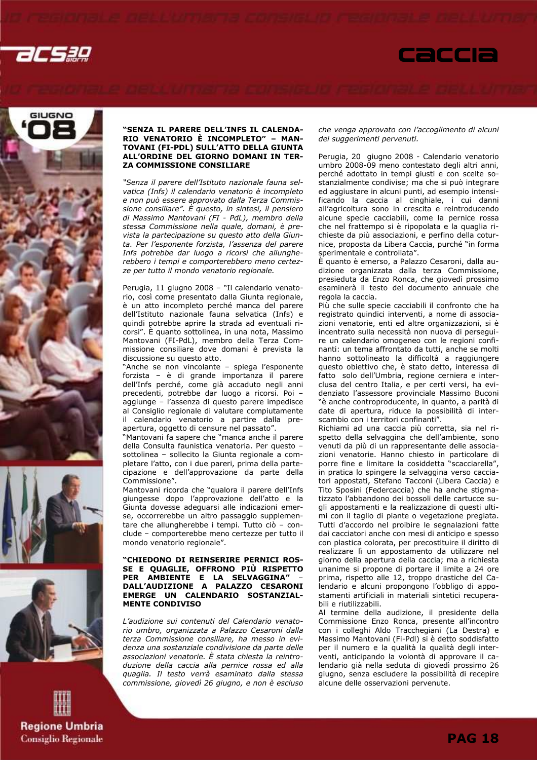### "SENZA IL PARERE DELL'INFS IL CALENDARIO VENATORIO È INCOMPLETO" – MANTOVANI (FI-PDL) SULL'ATTO DELLA GIUNTA ALL'ORDINE DEL GIORNO DOMANI IN TERZA COMMISSIONE CONSILIARE

*"Senza il parere dell'Istituto nazionale fauna selvatica (Infs) il calendario venatorio è incompleto e non può essere approvato dalla Terza Commissione consiliare". È questo, in sintesi, il pensiero di Massimo Mantovani (FI - PdL), membro della stessa Commissione nella quale, domani, è prevista la partecipazione su questo atto della Giunta. Per l'esponente forzista, l'assenza del parere Infs potrebbe dar luogo a ricorsi che allungherebbero i tempi e comporterebbero meno certezze per tutto il mondo venatorio regionale.*

Perugia, 11 giugno 2008 – "Il calendario venatorio, così come presentato dalla Giunta regionale, è un atto incompleto perché manca del parere dell'Istituto nazionale fauna selvatica (Infs) e quindi potrebbe aprire la strada ad eventuali ricorsi". È quanto sottolinea, in una nota, Massimo Mantovani (FI-PdL), membro della Terza Commissione consiliare dove domani è prevista la discussione su questo atto.

"Anche se non vincolante – spiega l'esponente forzista – è di grande importanza il parere dell'Infs perché, come già accaduto negli anni precedenti, potrebbe dar luogo a ricorsi. Poi – aggiunge – l'assenza di questo parere impedisce al Consiglio regionale di valutare compiutamente il calendario venatorio a partire dalla preapertura, oggetto di censure nel passato".

"Mantovani fa sapere che "manca anche il parere della Consulta faunistica venatoria. Per questo – sottolinea – sollecito la Giunta regionale a completare l'atto, con i due pareri, prima della partecipazione e dell'approvazione da parte della Commissione".

Mantovani ricorda che "qualora il parere dell'Infs giungesse dopo l'approvazione dell'atto e la Giunta dovesse adeguarsi alle indicazioni emerse, occorrerebbe un altro passaggio supplementare che allungherebbe i tempi. Tutto ciò – conclude – comporterebbe meno certezze per tutto il mondo venatorio regionale".

### "CHIEDONO DI REINSERIRE PERNICI ROSSE E QUAGLIE, OFFRONO PIÙ RISPETTO PER AMBIENTE E LA SELVAGGINA" – DALL'AUDIZIONE A PALAZZO CESARONI EMERGE UN CALENDARIO SOSTANZIALMENTE CONDIVISO

*L'audizione sui contenuti del Calendario venatorio umbro, organizzata a Palazzo Cesaroni dalla terza Commissione consiliare, ha messo in evidenza una sostanziale condivisione da parte delle associazioni venatorie. È stata chiesta la reintroduzione della caccia alla pernice rossa ed alla quaglia. Il testo verrà esaminato dalla stessa commissione, giovedì 26 giugno, e non è escluso che venga approvato con l'accoglimento di alcuni dei suggerimenti pervenuti.*

Perugia, 20 giugno 2008 - Calendario venatorio umbro 2008-09 meno contestato degli altri anni, perché adottato in tempi giusti e con scelte sostanzialmente condivise; ma che si può integrare ed aggiustare in alcuni punti, ad esempio intensificando la caccia al cinghiale, i cui danni all'agricoltura sono in crescita e reintroducendo alcune specie cacciabili, come la pernice rossa che nel frattempo si è ripopolata e la quaglia richieste da più associazioni, e perfino della coturnice, proposta da Libera Caccia, purché "in forma sperimentale e controllata".

È quanto è emerso, a Palazzo Cesaroni, dalla audizione organizzata dalla terza Commissione, presieduta da Enzo Ronca, che giovedì prossimo esaminerà il testo del documento annuale che regola la caccia.

Più che sulle specie cacciabili il confronto che ha registrato quindici interventi, a nome di associazioni venatorie, enti ed altre organizzazioni, si è incentrato sulla necessità non nuova di perseguire un calendario omogeneo con le regioni confinanti: un tema affrontato da tutti, anche se molti hanno sottolineato la difficoltà a raggiungere questo obiettivo che, è stato detto, interessa di fatto solo dell'Umbria, regione cerniera e interclusa del centro Italia, e per certi versi, ha evidenziato l'assessore provinciale Massimo Buconi "è anche controproducente, in quanto, a parità di date di apertura, riduce la possibilità di interscambio con i territori confinanti".

Richiami ad una caccia più corretta, sia nel rispetto della selvaggina che dell'ambiente, sono venuti da più di un rappresentante delle associazioni venatorie. Hanno chiesto in particolare di porre fine e limitare la cosiddetta "scacciarella", in pratica lo spingere la selvaggina verso cacciatori appostati, Stefano Tacconi (Libera Caccia) e Tito Sposini (Federcaccia) che ha anche stigmatizzato l'abbandono dei bossoli delle cartucce sugli appostamenti e la realizzazione di questi ultimi con il taglio di piante o vegetazione pregiata. Tutti d'accordo nel proibire le segnalazioni fatte dai cacciatori anche con mesi di anticipo e spesso con plastica colorata, per precostituire il diritto di realizzare lì un appostamento da utilizzare nel giorno della apertura della caccia; ma a richiesta unanime si propone di portare il limite a 24 ore prima, rispetto alle 12, troppo drastiche del Calendario e alcuni propongono l'obbligo di appostamenti artificiali in materiali sintetici recuperabili e riutilizzabili.

Al termine della audizione, il presidente della Commissione Enzo Ronca, presente all'incontro con i colleghi Aldo Tracchegiani (La Destra) e Massimo Mantovani (Fi-Pdl) si è detto soddisfatto per il numero e la qualità la qualità degli interventi, anticipando la volontà di approvare il calendario già nella seduta di giovedì prossimo 26 giugno, senza escludere la possibilità di recepire alcune delle osservazioni pervenute.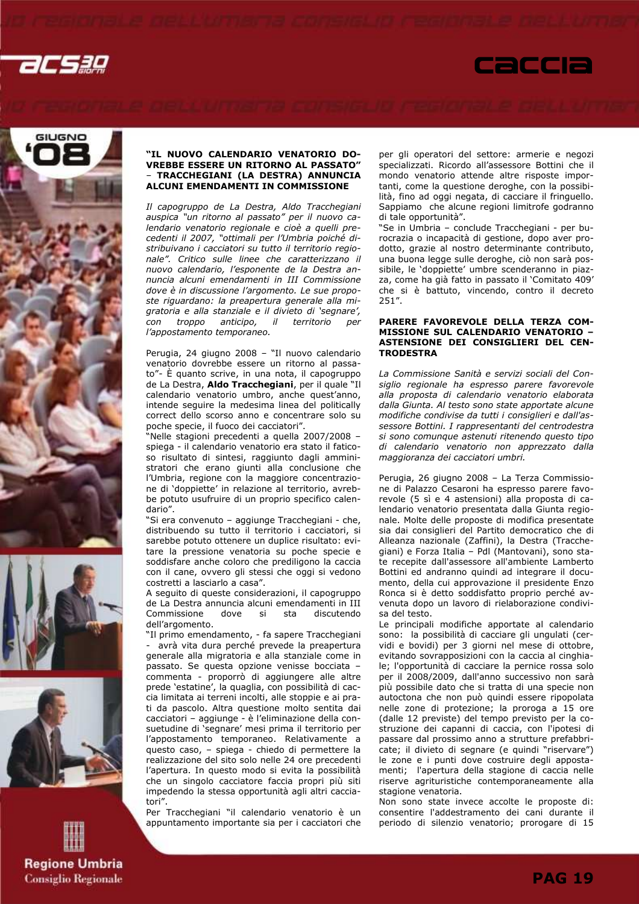## "IL NUOVO CALENDARIO VENATORIO DOVREBBE ESSERE UN RITORNO AL PASSATO" – TRACCHEGIANI (LA DESTRA) ANNUNCIA ALCUNI EMENDAMENTI IN COMMISSIONE

*Il capogruppo de La Destra, Aldo Tracchegiani auspica "un ritorno al passato" per il nuovo calendario venatorio regionale e cioè a quelli precedenti il 2007, "ottimali per l'Umbria poiché distribuivano i cacciatori su tutto il territorio regionale". Critico sulle linee che caratterizzano il nuovo calendario, l'esponente de la Destra annuncia alcuni emendamenti in III Commissione dove è in discussione l'argomento. Le sue proposte riguardano: la preapertura generale alla migratoria e alla stanziale e il divieto di 'segnare', con troppo anticipo, il territorio per l'appostamento temporaneo.*

Perugia, 24 giugno 2008 – "Il nuovo calendario venatorio dovrebbe essere un ritorno al passato"- È quanto scrive, in una nota, il capogruppo de La Destra, **Aldo Tracchegiani**, per il quale "Il calendario venatorio umbro, anche quest'anno, intende seguire la medesima linea del politically correct dello scorso anno e concentrare solo su poche specie, il fuoco dei cacciatori".

"Nelle stagioni precedenti a quella 2007/2008 – spiega - il calendario venatorio era stato il faticoso risultato di sintesi, raggiunto dagli amministratori che erano giunti alla conclusione che l'Umbria, regione con la maggiore concentrazione di 'doppiette' in relazione al territorio, avrebbe potuto usufruire di un proprio specifico calendario".

"Si era convenuto – aggiunge Tracchegiani - che, distribuendo su tutto il territorio i cacciatori, si sarebbe potuto ottenere un duplice risultato: evitare la pressione venatoria su poche specie e soddisfare anche coloro che prediligono la caccia con il cane, ovvero gli stessi che oggi si vedono costretti a lasciarlo a casa".

A seguito di queste considerazioni, il capogruppo de La Destra annuncia alcuni emendamenti in III Commissione dove si sta discutendo dell'argomento.

"Il primo emendamento, - fa sapere Tracchegiani - avrà vita dura perché prevede la preapertura generale alla migratoria e alla stanziale come in passato. Se questa opzione venisse bocciata – commenta - proporrò di aggiungere alle altre prede 'estatine', la quaglia, con possibilità di caccia limitata ai terreni incolti, alle stoppie e ai prati da pascolo. Altra questione molto sentita dai cacciatori – aggiunge - è l'eliminazione della consuetudine di 'segnare' mesi prima il territorio per l'appostamento temporaneo. Relativamente a questo caso, – spiega - chiedo di permettere la realizzazione del sito solo nelle 24 ore precedenti l'apertura. In questo modo si evita la possibilità che un singolo cacciatore faccia propri più siti impedendo la stessa opportunità agli altri cacciatori".

Per Tracchegiani "il calendario venatorio è un appuntamento importante sia per i cacciatori che per gli operatori del settore: armerie e negozi specializzati. Ricordo all'assessore Bottini che il mondo venatorio attende altre risposte importanti, come la questione deroghe, con la possibilità, fino ad oggi negata, di cacciare il fringuello. Sappiamo che alcune regioni limitrofe godranno di tale opportunità".

"Se in Umbria – conclude Tracchegiani - per burocrazia o incapacità di gestione, dopo aver prodotto, grazie al nostro determinante contributo, una buona legge sulle deroghe, ciò non sarà possibile, le 'doppiette' umbre scenderanno in piazza, come ha già fatto in passato il 'Comitato 409' che si è battuto, vincendo, contro il decreto 251".

## PARERE FAVOREVOLE DELLA TERZA COMMISSIONE SUL CALENDARIO VENATORIO – ASTENSIONE DEI CONSIGLIERI DEL CENTRODESTRA

*La Commissione Sanità e servizi sociali del Consiglio regionale ha espresso parere favorevole alla proposta di calendario venatorio elaborata dalla Giunta. Al testo sono state apportate alcune modifiche condivise da tutti i consiglieri e dall'assessore Bottini. I rappresentanti del centrodestra si sono comunque astenuti ritenendo questo tipo di calendario venatorio non apprezzato dalla maggioranza dei cacciatori umbri.*

Perugia, 26 giugno 2008 – La Terza Commissione di Palazzo Cesaroni ha espresso parere favorevole (5 sì e 4 astensioni) alla proposta di calendario venatorio presentata dalla Giunta regionale. Molte delle proposte di modifica presentate sia dai consiglieri del Partito democratico che di Alleanza nazionale (Zaffini), la Destra (Tracchegiani) e Forza Italia – Pdl (Mantovani), sono state recepite dall'assessore all'ambiente Lamberto Bottini ed andranno quindi ad integrare il documento, della cui approvazione il presidente Enzo Ronca si è detto soddisfatto proprio perché avvenuta dopo un lavoro di rielaborazione condivisa del testo.

Le principali modifiche apportate al calendario sono: la possibilità di cacciare gli ungulati (cervidi e bovidi) per 3 giorni nel mese di ottobre, evitando sovrapposizioni con la caccia al cinghiale; l'opportunità di cacciare la pernice rossa solo per il 2008/2009, dall'anno successivo non sarà più possibile dato che si tratta di una specie non autoctona che non può quindi essere ripopolata nelle zone di protezione; la proroga a 15 ore (dalle 12 previste) del tempo previsto per la costruzione dei capanni di caccia, con l'ipotesi di passare dal prossimo anno a strutture prefabbricate; il divieto di segnare (e quindi "riservare") le zone e i punti dove costruire degli appostamenti; l'apertura della stagione di caccia nelle riserve agrituristiche contemporaneamente alla stagione venatoria.

Non sono state invece accolte le proposte di: consentire l'addestramento dei cani durante il periodo di silenzio venatorio; prorogare di 15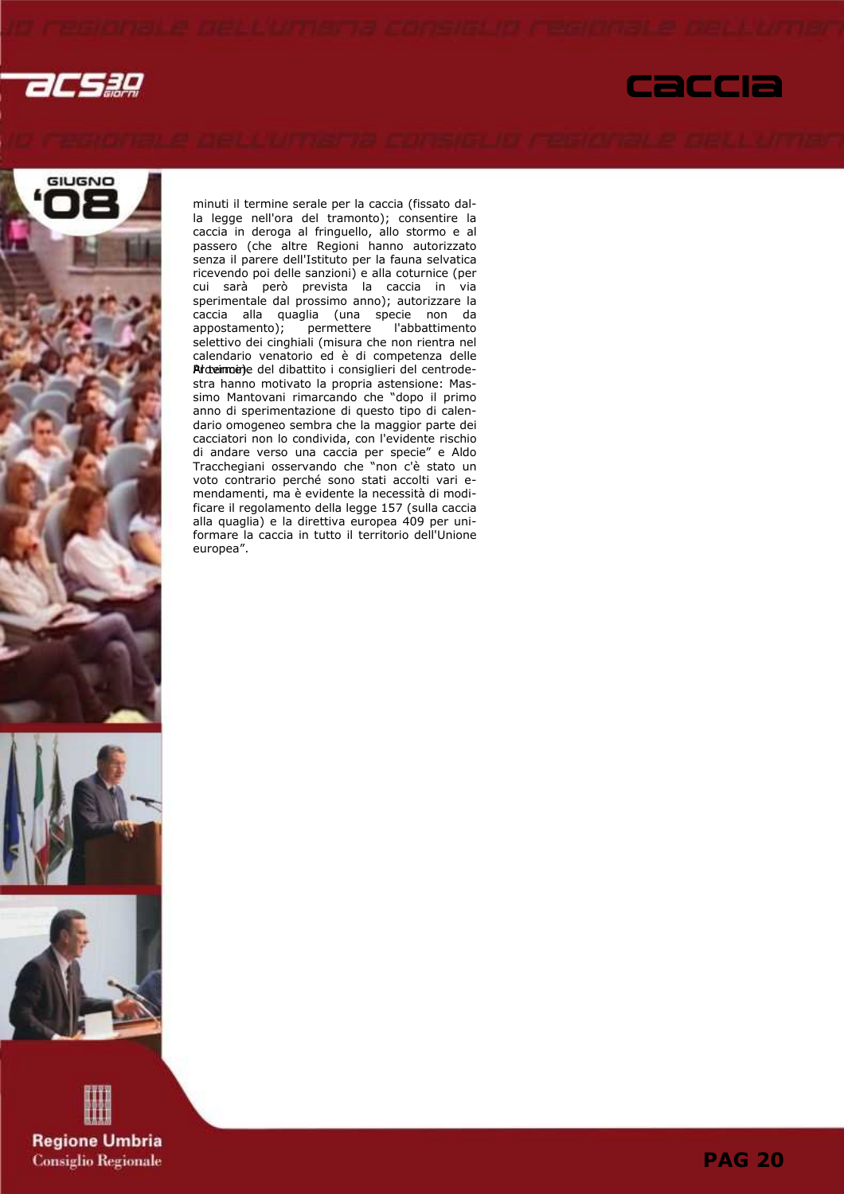minuti il termine serale per la caccia (fissato dalla legge nell'ora del tramonto); consentire la caccia in deroga al fringuello, allo stormo e al passero (che altre Regioni hanno autorizzato senza il parere dell'Istituto per la fauna selvatica ricevendo poi delle sanzioni) e alla coturnice (per cui sarà però prevista la caccia in via sperimentale dal prossimo anno); autorizzare la caccia alla quaglia (una specie non da appostamento); permettere l'abbattimento selettivo dei cinghiali (misura che non rientra nel calendario venatorio ed è di competenza delle Province).

Al termine del dibattito i consiglieri del centrodestra hanno motivato la propria astensione: Massimo Mantovani rimarcando che "dopo il primo anno di sperimentazione di questo tipo di calendario omogeneo sembra che la maggior parte dei cacciatori non lo condivida, con l'evidente rischio di andare verso una caccia per specie" e Aldo Tracchegiani osservando che "non c'è stato un voto contrario perché sono stati accolti vari emendamenti, ma è evidente la necessità di modificare il regolamento della legge 157 (sulla caccia alla quaglia) e la direttiva europea 409 per uniformare la caccia in tutto il territorio dell'Unione europea".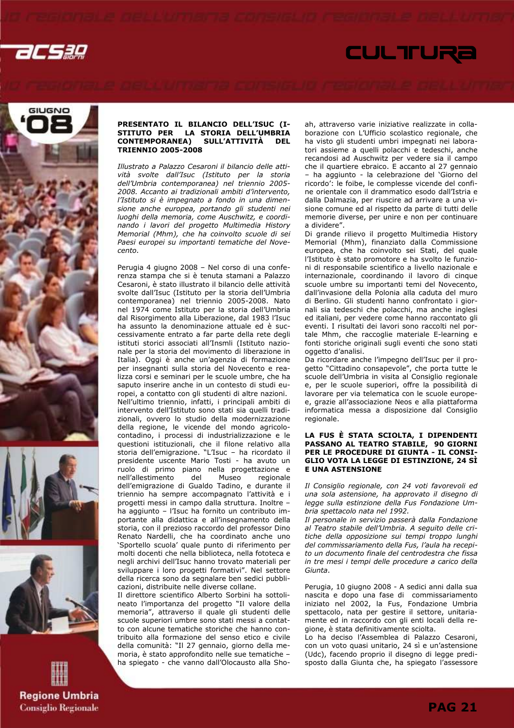## PRESENTATO IL BILANCIO DELL'ISUC (ISTITUTO PER LA STORIA DELL'UMBRIA CONTEMPORANEA) SULL'ATTIVITÀ DEL TRIENNIO 2005-2008

*Illustrato a Palazzo Cesaroni il bilancio delle attività svolte dall'Isuc (Istituto per la storia dell'Umbria contemporanea) nel triennio 2005-2008. Accanto ai tradizionali ambiti d'intervento, l'Istituto si è impegnato a fondo in una dimensione anche europea, portando gli studenti nei luoghi della memoria, come Auschwitz, e coordinando i lavori del progetto Multimedia History Memorial (Mhm), che ha coinvolto scuole di sei Paesi europei su importanti tematiche del Novecento.*

Perugia 4 giugno 2008 – Nel corso di una conferenza stampa che si è tenuta stamani a Palazzo Cesaroni, è stato illustrato il bilancio delle attività svolte dall'Isuc (Istituto per la storia dell'Umbria contemporanea) nel triennio 2005-2008. Nato nel 1974 come Istituto per la storia dell'Umbria dal Risorgimento alla Liberazione, dal 1983 l'Isuc ha assunto la denominazione attuale ed è successivamente entrato a far parte della rete degli istituti storici associati all'Insmli (Istituto nazionale per la storia del movimento di liberazione in Italia). Oggi è anche un'agenzia di formazione per insegnanti sulla storia del Novecento e realizza corsi e seminari per le scuole umbre, che ha saputo inserire anche in un contesto di studi europei, a contatto con gli studenti di altre nazioni.

Nell'ultimo triennio, infatti, i principali ambiti di intervento dell'Istituto sono stati sia quelli tradizionali, ovvero lo studio della modernizzazione della regione, le vicende del mondo agricolo-contadino, i processi di industrializzazione e le questioni istituzionali, che il filone relativo alla storia dell'emigrazione. "L'Isuc – ha ricordato il presidente uscente Mario Tosti - ha avuto un ruolo di primo piano nella progettazione e nell'allestimento del Museo regionale dell'emigrazione di Gualdo Tadino, e durante il triennio ha sempre accompagnato l'attività e i progetti messi in campo dalla struttura. Inoltre – ha aggiunto – l'Isuc ha fornito un contributo importante alla didattica e all'insegnamento della storia, con il prezioso raccordo del professor Dino Renato Nardelli, che ha coordinato anche uno 'Sportello scuola' quale punto di riferimento per molti docenti che nella biblioteca, nella fototeca e negli archivi dell'Isuc hanno trovato materiali per sviluppare i loro progetti formativi". Nel settore della ricerca sono da segnalare ben sedici pubblicazioni, distribuite nelle diverse collane.

Il direttore scientifico Alberto Sorbini ha sottolineato l'importanza del progetto "Il valore della memoria", attraverso il quale gli studenti delle scuole superiori umbre sono stati messi a contatto con alcune tematiche storiche che hanno contribuito alla formazione del senso etico e civile della comunità: "Il 27 gennaio, giorno della memoria, è stato approfondito nelle sue tematiche – ha spiegato - che vanno dall'Olocausto alla Shoah, attraverso varie iniziative realizzate in collaborazione con L'Ufficio scolastico regionale, che ha visto gli studenti umbri impegnati nei laboratori assieme a quelli polacchi e tedeschi, anche recandosi ad Auschwitz per vedere sia il campo che il quartiere ebraico. E accanto al 27 gennaio – ha aggiunto - la celebrazione del 'Giorno del ricordo': le foibe, le complesse vicende del confine orientale con il drammatico esodo dall'Istria e dalla Dalmazia, per riuscire ad arrivare a una visione comune ed al rispetto da parte di tutti delle memorie diverse, per unire e non per continuare a dividere".

Di grande rilievo il progetto Multimedia History Memorial (Mhm), finanziato dalla Commissione europea, che ha coinvolto sei Stati, del quale l'Istituto è stato promotore e ha svolto le funzioni di responsabile scientifico a livello nazionale e internazionale, coordinando il lavoro di cinque scuole umbre su importanti temi del Novecento, dall'invasione della Polonia alla caduta del muro di Berlino. Gli studenti hanno confrontato i giornali sia tedeschi che polacchi, ma anche inglesi ed italiani, per vedere come hanno raccontato gli eventi. I risultati dei lavori sono raccolti nel portale Mhm, che raccoglie materiale E-learning e fonti storiche originali sugli eventi che sono stati oggetto d'analisi.

Da ricordare anche l'impegno dell'Isuc per il progetto "Cittadino consapevole", che porta tutte le scuole dell'Umbria in visita al Consiglio regionale e, per le scuole superiori, offre la possibilità di lavorare per via telematica con le scuole europee, grazie all'associazione Neos e alla piattaforma informatica messa a disposizione dal Consiglio regionale.

## LA FUS È STATA SCIOLTA, I DIPENDENTI PASSANO AL TEATRO STABILE, 90 GIORNI PER LE PROCEDURE DI GIUNTA - IL CONSIGLIO VOTA LA LEGGE DI ESTINZIONE, 24 SÌ E UNA ASTENSIONE

*Il Consiglio regionale, con 24 voti favorevoli ed una sola astensione, ha approvato il disegno di legge sulla estinzione della Fus Fondazione Umbria spettacolo nata nel 1992.*

*Il personale in servizio passerà dalla Fondazione al Teatro stabile dell'Umbria. A seguito delle critiche della opposizione sui tempi troppo lunghi del commissariamento della Fus, l'aula ha recepito un documento finale del centrodestra che fissa in tre mesi i tempi delle procedure a carico della Giunta.*

Perugia, 10 giugno 2008 - A sedici anni dalla sua nascita e dopo una fase di commissariamento iniziato nel 2002, la Fus, Fondazione Umbria spettacolo, nata per gestire il settore, unitariamente ed in raccordo con gli enti locali della regione, è stata definitivamente sciolta.

Lo ha deciso l'Assemblea di Palazzo Cesaroni, con un voto quasi unitario, 24 sì e un'astensione (Udc), facendo proprio il disegno di legge predisposto dalla Giunta che, ha spiegato l'assessore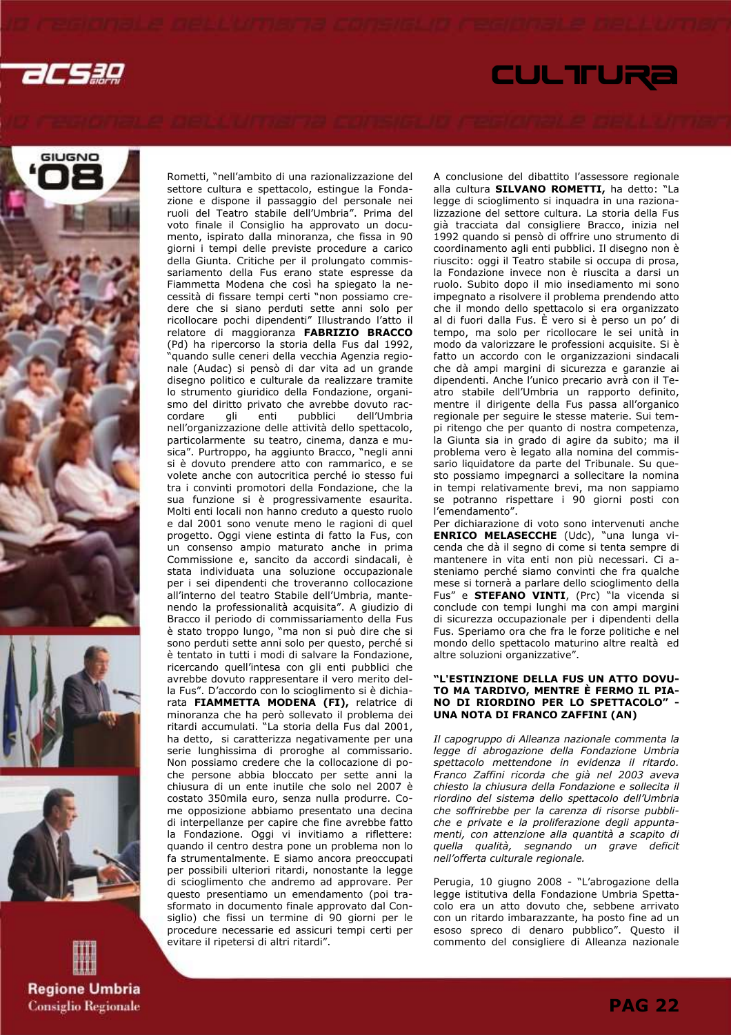Rometti, "nell'ambito di una razionalizzazione del settore cultura e spettacolo, estingue la Fondazione e dispone il passaggio del personale nei ruoli del Teatro stabile dell'Umbria". Prima del voto finale il Consiglio ha approvato un documento, ispirato dalla minoranza, che fissa in 90 giorni i tempi delle previste procedure a carico della Giunta. Critiche per il prolungato commissariamento della Fus erano state espresse da Fiammetta Modena che così ha spiegato la necessità di fissare tempi certi "non possiamo credere che si siano perduti sette anni solo per ricollocare pochi dipendenti" Illustrando l'atto il relatore di maggioranza **FABRIZIO BRACCO** (Pd) ha ripercorso la storia della Fus dal 1992, "quando sulle ceneri della vecchia Agenzia regionale (Audac) si pensò di dar vita ad un grande disegno politico e culturale da realizzare tramite lo strumento giuridico della Fondazione, organismo del diritto privato che avrebbe dovuto raccordare gli enti pubblici dell'Umbria nell'organizzazione delle attività dello spettacolo, particolarmente su teatro, cinema, danza e musica". Purtroppo, ha aggiunto Bracco, "negli anni si è dovuto prendere atto con rammarico, e se volete anche con autocritica perché io stesso fui tra i convinti promotori della Fondazione, che la sua funzione si è progressivamente esaurita. Molti enti locali non hanno creduto a questo ruolo e dal 2001 sono venute meno le ragioni di quel progetto. Oggi viene estinta di fatto la Fus, con un consenso ampio maturato anche in prima Commissione e, sancito da accordi sindacali, è stata individuata una soluzione occupazionale per i sei dipendenti che troveranno collocazione all'interno del teatro Stabile dell'Umbria, mantenendo la professionalità acquisita". A giudizio di Bracco il periodo di commissariamento della Fus è stato troppo lungo, "ma non si può dire che si sono perduti sette anni solo per questo, perché si è tentato in tutti i modi di salvare la Fondazione, ricercando quell'intesa con gli enti pubblici che avrebbe dovuto rappresentare il vero merito della Fus". D'accordo con lo scioglimento si è dichiarata **FIAMMETTA MODENA (FI),** relatrice di minoranza che ha però sollevato il problema dei ritardi accumulati. "La storia della Fus dal 2001, ha detto, si caratterizza negativamente per una serie lunghissima di proroghe al commissario. Non possiamo credere che la collocazione di poche persone abbia bloccato per sette anni la chiusura di un ente inutile che solo nel 2007 è costato 350mila euro, senza nulla produrre. Come opposizione abbiamo presentato una decina di interpellanze per capire che fine avrebbe fatto la Fondazione. Oggi vi invitiamo a riflettere: quando il centro destra pone un problema non lo fa strumentalmente. E siamo ancora preoccupati per possibili ulteriori ritardi, nonostante la legge di scioglimento che andremo ad approvare. Per questo presentiamo un emendamento (poi trasformato in documento finale approvato dal Consiglio) che fissi un termine di 90 giorni per le procedure necessarie ed assicuri tempi certi per evitare il ripetersi di altri ritardi".

A conclusione del dibattito l'assessore regionale alla cultura **SILVANO ROMETTI,** ha detto: "La legge di scioglimento si inquadra in una razionalizzazione del settore cultura. La storia della Fus già tracciata dal consigliere Bracco, inizia nel 1992 quando si pensò di offrire uno strumento di coordinamento agli enti pubblici. Il disegno non è riuscito: oggi il Teatro stabile si occupa di prosa, la Fondazione invece non è riuscita a darsi un ruolo. Subito dopo il mio insediamento mi sono impegnato a risolvere il problema prendendo atto che il mondo dello spettacolo si era organizzato al di fuori dalla Fus. È vero si è perso un po' di tempo, ma solo per ricollocare le sei unità in modo da valorizzare le professioni acquisite. Si è fatto un accordo con le organizzazioni sindacali che dà ampi margini di sicurezza e garanzie ai dipendenti. Anche l'unico precario avrà con il Teatro stabile dell'Umbria un rapporto definito, mentre il dirigente della Fus passa all'organico regionale per seguire le stesse materie. Sui tempi ritengo che per quanto di nostra competenza, la Giunta sia in grado di agire da subito; ma il problema vero è legato alla nomina del commissario liquidatore da parte del Tribunale. Su questo possiamo impegnarci a sollecitare la nomina in tempi relativamente brevi, ma non sappiamo se potranno rispettare i 90 giorni posti con l'emendamento".

Per dichiarazione di voto sono intervenuti anche **ENRICO MELASECCHE** (Udc), "una lunga vicenda che dà il segno di come si tenta sempre di mantenere in vita enti non più necessari. Ci asteniamo perché siamo convinti che fra qualche mese si tornerà a parlare dello scioglimento della Fus" e **STEFANO VINTI**, (Prc) "la vicenda si conclude con tempi lunghi ma con ampi margini di sicurezza occupazionale per i dipendenti della Fus. Speriamo ora che fra le forze politiche e nel mondo dello spettacolo maturino altre realtà ed altre soluzioni organizzative".

**"L'ESTINZIONE DELLA FUS UN ATTO DOVUTO MA TARDIVO, MENTRE È FERMO IL PIANO DI RIORDINO PER LO SPETTACOLO" - UNA NOTA DI FRANCO ZAFFINI (AN)**

*Il capogruppo di Alleanza nazionale commenta la legge di abrogazione della Fondazione Umbria spettacolo mettendone in evidenza il ritardo. Franco Zaffini ricorda che già nel 2003 aveva chiesto la chiusura della Fondazione e sollecita il riordino del sistema dello spettacolo dell'Umbria che soffrirebbe per la carenza di risorse pubbliche e private e la proliferazione degli appuntamenti, con attenzione alla quantità a scapito di quella qualità, segnando un grave deficit nell'offerta culturale regionale.*

Perugia, 10 giugno 2008 - "L'abrogazione della legge istitutiva della Fondazione Umbria Spettacolo era un atto dovuto che, sebbene arrivato con un ritardo imbarazzante, ha posto fine ad un esoso spreco di denaro pubblico". Questo il commento del consigliere di Alleanza nazionale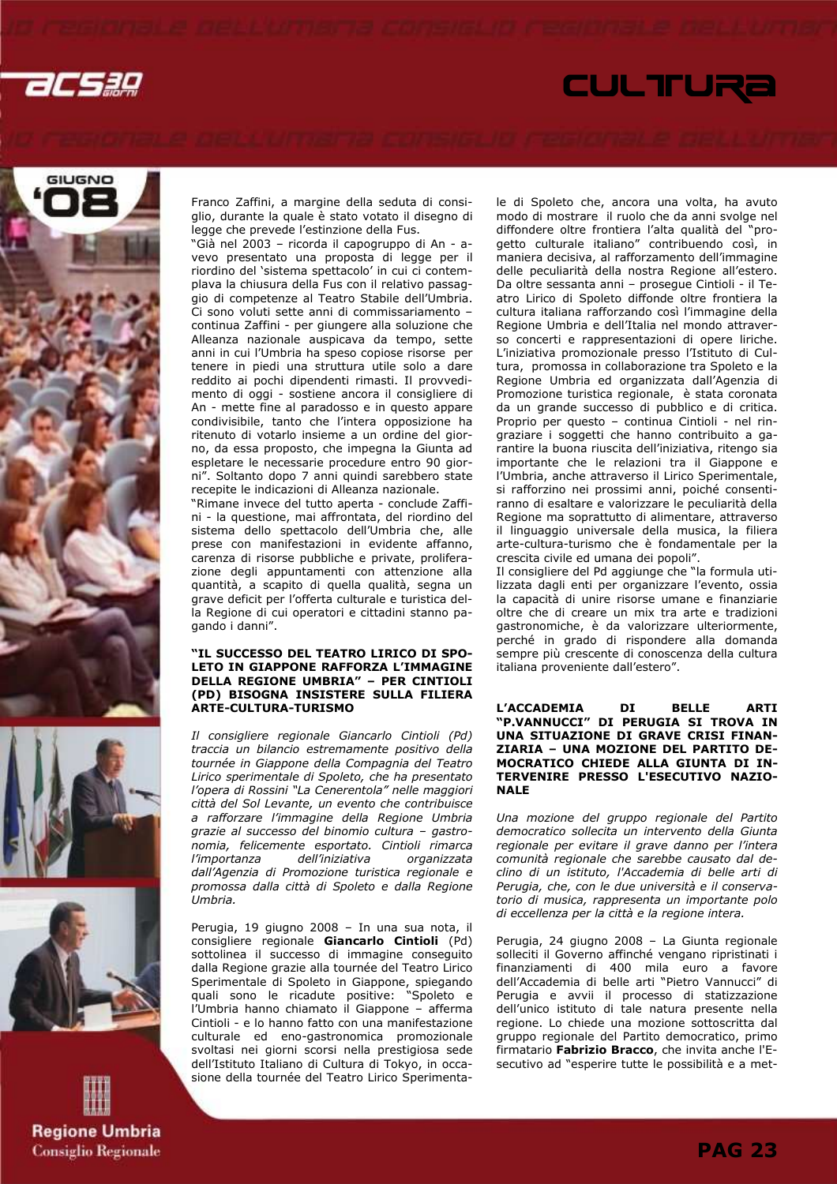Franco Zaffini, a margine della seduta di consiglio, durante la quale è stato votato il disegno di legge che prevede l'estinzione della Fus.

"Già nel 2003 – ricorda il capogruppo di An - avevo presentato una proposta di legge per il riordino del 'sistema spettacolo' in cui ci contemplava la chiusura della Fus con il relativo passaggio di competenze al Teatro Stabile dell'Umbria. Ci sono voluti sette anni di commissariamento – continua Zaffini - per giungere alla soluzione che Alleanza nazionale auspicava da tempo, sette anni in cui l'Umbria ha speso copiose risorse per tenere in piedi una struttura utile solo a dare reddito ai pochi dipendenti rimasti. Il provvedimento di oggi - sostiene ancora il consigliere di An - mette fine al paradosso e in questo appare condivisibile, tanto che l'intera opposizione ha ritenuto di votarlo insieme a un ordine del giorno, da essa proposto, che impegna la Giunta ad espletare le necessarie procedure entro 90 giorni". Soltanto dopo 7 anni quindi sarebbero state recepite le indicazioni di Alleanza nazionale.

"Rimane invece del tutto aperta - conclude Zaffini - la questione, mai affrontata, del riordino del sistema dello spettacolo dell'Umbria che, alle prese con manifestazioni in evidente affanno, carenza di risorse pubbliche e private, proliferazione degli appuntamenti con attenzione alla quantità, a scapito di quella qualità, segna un grave deficit per l'offerta culturale e turistica della Regione di cui operatori e cittadini stanno pagando i danni".

**"IL SUCCESSO DEL TEATRO LIRICO DI SPOLETO IN GIAPPONE RAFFORZA L'IMMAGINE DELLA REGIONE UMBRIA" – PER CINTIOLI (PD) BISOGNA INSISTERE SULLA FILIERA ARTE-CULTURA-TURISMO**

*Il consigliere regionale Giancarlo Cintioli (Pd) traccia un bilancio estremamente positivo della tournée in Giappone della Compagnia del Teatro Lirico sperimentale di Spoleto, che ha presentato l'opera di Rossini "La Cenerentola" nelle maggiori città del Sol Levante, un evento che contribuisce a rafforzare l'immagine della Regione Umbria grazie al successo del binomio cultura – gastronomia, felicemente esportato. Cintioli rimarca l'importanza dell'iniziativa organizzata dall'Agenzia di Promozione turistica regionale e promossa dalla città di Spoleto e dalla Regione Umbria.*

Perugia, 19 giugno 2008 – In una sua nota, il consigliere regionale **Giancarlo Cintioli** (Pd) sottolinea il successo di immagine conseguito dalla Regione grazie alla tournée del Teatro Lirico Sperimentale di Spoleto in Giappone, spiegando quali sono le ricadute positive: "Spoleto e l'Umbria hanno chiamato il Giappone – afferma Cintioli - e lo hanno fatto con una manifestazione culturale ed eno-gastronomica promozionale svoltasi nei giorni scorsi nella prestigiosa sede dell'Istituto Italiano di Cultura di Tokyo, in occasione della tournée del Teatro Lirico Sperimentale di Spoleto che, ancora una volta, ha avuto modo di mostrare il ruolo che da anni svolge nel diffondere oltre frontiera l'alta qualità del "progetto culturale italiano" contribuendo così, in maniera decisiva, al rafforzamento dell'immagine delle peculiarità della nostra Regione all'estero. Da oltre sessanta anni – prosegue Cintioli - il Teatro Lirico di Spoleto diffonde oltre frontiera la cultura italiana rafforzando così l'immagine della Regione Umbria e dell'Italia nel mondo attraverso concerti e rappresentazioni di opere liriche. L'iniziativa promozionale presso l'Istituto di Cultura, promossa in collaborazione tra Spoleto e la Regione Umbria ed organizzata dall'Agenzia di Promozione turistica regionale, è stata coronata da un grande successo di pubblico e di critica. Proprio per questo – continua Cintioli - nel ringraziare i soggetti che hanno contribuito a garantire la buona riuscita dell'iniziativa, ritengo sia importante che le relazioni tra il Giappone e l'Umbria, anche attraverso il Lirico Sperimentale, si rafforzino nei prossimi anni, poiché consentiranno di esaltare e valorizzare le peculiarità della Regione ma soprattutto di alimentare, attraverso il linguaggio universale della musica, la filiera arte-cultura-turismo che è fondamentale per la crescita civile ed umana dei popoli".

Il consigliere del Pd aggiunge che "la formula utilizzata dagli enti per organizzare l'evento, ossia la capacità di unire risorse umane e finanziarie oltre che di creare un mix tra arte e tradizioni gastronomiche, è da valorizzare ulteriormente, perché in grado di rispondere alla domanda sempre più crescente di conoscenza della cultura italiana proveniente dall'estero".

**L'ACCADEMIA DI BELLE ARTI "P.VANNUCCI" DI PERUGIA SI TROVA IN UNA SITUAZIONE DI GRAVE CRISI FINANZIARIA – UNA MOZIONE DEL PARTITO DEMOCRATICO CHIEDE ALLA GIUNTA DI INTERVENIRE PRESSO L'ESECUTIVO NAZIONALE**

*Una mozione del gruppo regionale del Partito democratico sollecita un intervento della Giunta regionale per evitare il grave danno per l'intera comunità regionale che sarebbe causato dal declino di un istituto, l'Accademia di belle arti di Perugia, che, con le due università e il conservatorio di musica, rappresenta un importante polo di eccellenza per la città e la regione intera.*

Perugia, 24 giugno 2008 – La Giunta regionale solleciti il Governo affinché vengano ripristinati i finanziamenti di 400 mila euro a favore dell'Accademia di belle arti "Pietro Vannucci" di Perugia e avvii il processo di statizzazione dell'unico istituto di tale natura presente nella regione. Lo chiede una mozione sottoscritta dal gruppo regionale del Partito democratico, primo firmatario **Fabrizio Bracco**, che invita anche l'Esecutivo ad "esperire tutte le possibilità e a met-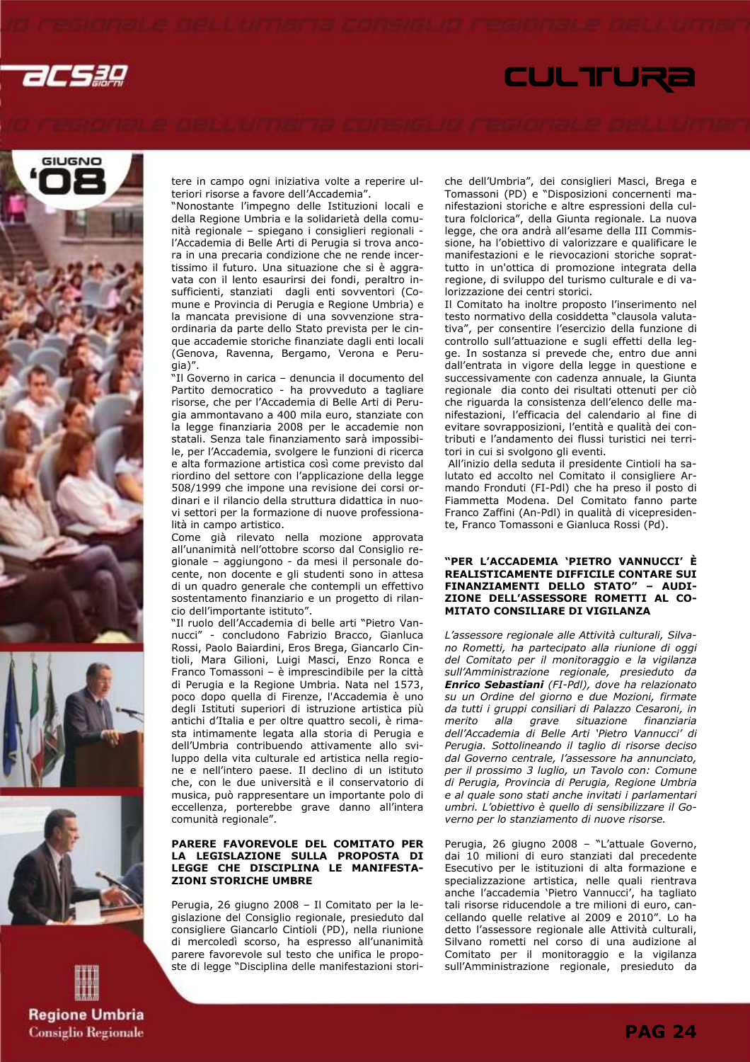tere in campo ogni iniziativa volte a reperire ulteriori risorse a favore dell'Accademia".

"Nonostante l'impegno delle Istituzioni locali e della Regione Umbria e la solidarietà della comunità regionale – spiegano i consiglieri regionali - l'Accademia di Belle Arti di Perugia si trova ancora in una precaria condizione che ne rende incertissimo il futuro. Una situazione che si è aggravata con il lento esaurirsi dei fondi, peraltro insufficienti, stanziati dagli enti sovventori (Comune e Provincia di Perugia e Regione Umbria) e la mancata previsione di una sovvenzione straordinaria da parte dello Stato prevista per le cinque accademie storiche finanziate dagli enti locali (Genova, Ravenna, Bergamo, Verona e Perugia)".

"Il Governo in carica – denuncia il documento del Partito democratico - ha provveduto a tagliare risorse, che per l'Accademia di Belle Arti di Perugia ammontavano a 400 mila euro, stanziate con la legge finanziaria 2008 per le accademie non statali. Senza tale finanziamento sarà impossibile, per l'Accademia, svolgere le funzioni di ricerca e alta formazione artistica così come previsto dal riordino del settore con l'applicazione della legge 508/1999 che impone una revisione dei corsi ordinari e il rilancio della struttura didattica in nuovi settori per la formazione di nuove professionalità in campo artistico.

Come già rilevato nella mozione approvata all'unanimità nell'ottobre scorso dal Consiglio regionale – aggiungono - da mesi il personale docente, non docente e gli studenti sono in attesa di un quadro generale che contempli un effettivo sostentamento finanziario e un progetto di rilancio dell'importante istituto".

"Il ruolo dell'Accademia di belle arti "Pietro Vannucci" - concludono Fabrizio Bracco, Gianluca Rossi, Paolo Baiardini, Eros Brega, Giancarlo Cintioli, Mara Gilioni, Luigi Masci, Enzo Ronca e Franco Tomassoni – è imprescindibile per la città di Perugia e la Regione Umbria. Nata nel 1573, poco dopo quella di Firenze, l'Accademia è uno degli Istituti superiori di istruzione artistica più antichi d'Italia e per oltre quattro secoli, è rimasta intimamente legata alla storia di Perugia e dell'Umbria contribuendo attivamente allo sviluppo della vita culturale ed artistica nella regione e nell'intero paese. Il declino di un istituto che, con le due università e il conservatorio di musica, può rappresentare un importante polo di eccellenza, porterebbe grave danno all'intera comunità regionale".

### PARERE FAVOREVOLE DEL COMITATO PER LA LEGISLAZIONE SULLA PROPOSTA DI LEGGE CHE DISCIPLINA LE MANIFESTAZIONI STORICHE UMBRE

Perugia, 26 giugno 2008 – Il Comitato per la legislazione del Consiglio regionale, presieduto dal consigliere Giancarlo Cintioli (PD), nella riunione di mercoledì scorso, ha espresso all'unanimità parere favorevole sul testo che unifica le proposte di legge "Disciplina delle manifestazioni storiche dell'Umbria", dei consiglieri Masci, Brega e Tomassoni (PD) e "Disposizioni concernenti manifestazioni storiche e altre espressioni della cultura folclorica", della Giunta regionale. La nuova legge, che ora andrà all'esame della III Commissione, ha l'obiettivo di valorizzare e qualificare le manifestazioni e le rievocazioni storiche soprattutto in un'ottica di promozione integrata della regione, di sviluppo del turismo culturale e di valorizzazione dei centri storici.

Il Comitato ha inoltre proposto l'inserimento nel testo normativo della cosiddetta "clausola valutativa", per consentire l'esercizio della funzione di controllo sull'attuazione e sugli effetti della legge. In sostanza si prevede che, entro due anni dall'entrata in vigore della legge in questione e successivamente con cadenza annuale, la Giunta regionale dia conto dei risultati ottenuti per ciò che riguarda la consistenza dell'elenco delle manifestazioni, l'efficacia del calendario al fine di evitare sovrapposizioni, l'entità e qualità dei contributi e l'andamento dei flussi turistici nei territori in cui si svolgono gli eventi.

All'inizio della seduta il presidente Cintioli ha salutato ed accolto nel Comitato il consigliere Armando Fronduti (FI-Pdl) che ha preso il posto di Fiammetta Modena. Del Comitato fanno parte Franco Zaffini (An-Pdl) in qualità di vicepresidente, Franco Tomassoni e Gianluca Rossi (Pd).

### "PER L'ACCADEMIA 'PIETRO VANNUCCI' È REALISTICAMENTE DIFFICILE CONTARE SUI FINANZIAMENTI DELLO STATO" – AUDIZIONE DELL'ASSESSORE ROMETTI AL COMITATO CONSILIARE DI VIGILANZA

*L'assessore regionale alle Attività culturali, Silvano Rometti, ha partecipato alla riunione di oggi del Comitato per il monitoraggio e la vigilanza sull'Amministrazione regionale, presieduto da **Enrico Sebastiani** (FI-Pdl), dove ha relazionato su un Ordine del giorno e due Mozioni, firmate da tutti i gruppi consiliari di Palazzo Cesaroni, in merito alla grave situazione finanziaria dell'Accademia di Belle Arti 'Pietro Vannucci' di Perugia. Sottolineando il taglio di risorse deciso dal Governo centrale, l'assessore ha annunciato, per il prossimo 3 luglio, un Tavolo con: Comune di Perugia, Provincia di Perugia, Regione Umbria e al quale sono stati anche invitati i parlamentari umbri. L'obiettivo è quello di sensibilizzare il Governo per lo stanziamento di nuove risorse.*

Perugia, 26 giugno 2008 – "L'attuale Governo, dai 10 milioni di euro stanziati dal precedente Esecutivo per le istituzioni di alta formazione e specializzazione artistica, nelle quali rientrava anche l'accademia 'Pietro Vannucci', ha tagliato tali risorse riducendole a tre milioni di euro, cancellando quelle relative al 2009 e 2010". Lo ha detto l'assessore regionale alle Attività culturali, Silvano rometti nel corso di una audizione al Comitato per il monitoraggio e la vigilanza sull'Amministrazione regionale, presieduto da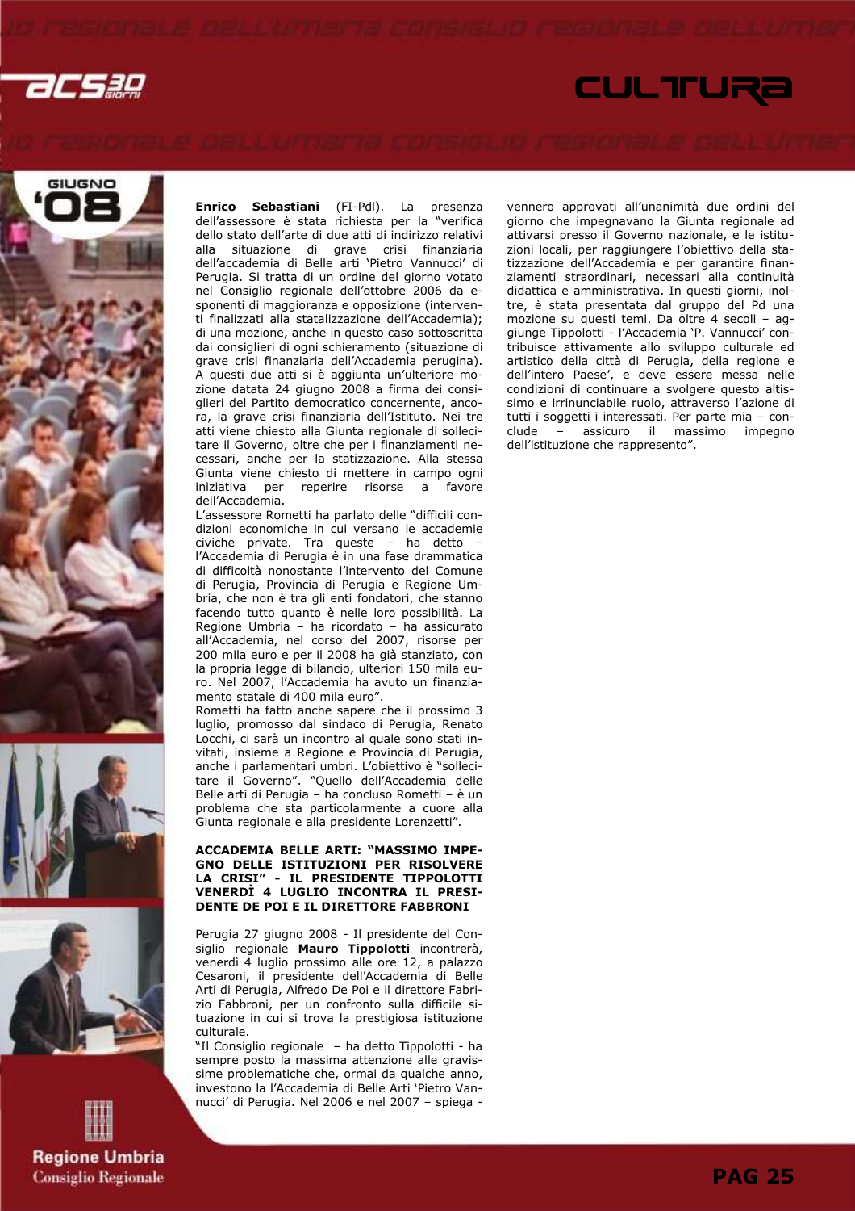**Enrico Sebastiani** (FI-Pdl). La presenza dell'assessore è stata richiesta per la "verifica dello stato dell'arte di due atti di indirizzo relativi alla situazione di grave crisi finanziaria dell'accademia di Belle arti 'Pietro Vannucci' di Perugia. Si tratta di un ordine del giorno votato nel Consiglio regionale dell'ottobre 2006 da esponenti di maggioranza e opposizione (interventi finalizzati alla statalizzazione dell'Accademia); di una mozione, anche in questo caso sottoscritta dai consiglieri di ogni schieramento (situazione di grave crisi finanziaria dell'Accademia perugina). A questi due atti si è aggiunta un'ulteriore mozione datata 24 giugno 2008 a firma dei consiglieri del Partito democratico concernente, ancora, la grave crisi finanziaria dell'Istituto. Nei tre atti viene chiesto alla Giunta regionale di sollecitare il Governo, oltre che per i finanziamenti necessari, anche per la statizzazione. Alla stessa Giunta viene chiesto di mettere in campo ogni iniziativa per reperire risorse a favore dell'Accademia.

L'assessore Rometti ha parlato delle "difficili condizioni economiche in cui versano le accademie civiche private. Tra queste – ha detto – l'Accademia di Perugia è in una fase drammatica di difficoltà nonostante l'intervento del Comune di Perugia, Provincia di Perugia e Regione Umbria, che non è tra gli enti fondatori, che stanno facendo tutto quanto è nelle loro possibilità. La Regione Umbria – ha ricordato – ha assicurato all'Accademia, nel corso del 2007, risorse per 200 mila euro e per il 2008 ha già stanziato, con la propria legge di bilancio, ulteriori 150 mila euro. Nel 2007, l'Accademia ha avuto un finanziamento statale di 400 mila euro".

Rometti ha fatto anche sapere che il prossimo 3 luglio, promosso dal sindaco di Perugia, Renato Locchi, ci sarà un incontro al quale sono stati invitati, insieme a Regione e Provincia di Perugia, anche i parlamentari umbri. L'obiettivo è "sollecitare il Governo". "Quello dell'Accademia delle Belle arti di Perugia – ha concluso Rometti – è un problema che sta particolarmente a cuore alla Giunta regionale e alla presidente Lorenzetti".

### ACCADEMIA BELLE ARTI: "MASSIMO IMPEGNO DELLE ISTITUZIONI PER RISOLVERE LA CRISI" - IL PRESIDENTE TIPPOLOTTI VENERDÌ 4 LUGLIO INCONTRA IL PRESIDENTE DE POI E IL DIRETTORE FABBRONI

Perugia 27 giugno 2008 - Il presidente del Consiglio regionale **Mauro Tippolotti** incontrerà, venerdì 4 luglio prossimo alle ore 12, a palazzo Cesaroni, il presidente dell'Accademia di Belle Arti di Perugia, Alfredo De Poi e il direttore Fabrizio Fabbroni, per un confronto sulla difficile situazione in cui si trova la prestigiosa istituzione culturale.

"Il Consiglio regionale – ha detto Tippolotti - ha sempre posto la massima attenzione alle gravissime problematiche che, ormai da qualche anno, investono la l'Accademia di Belle Arti 'Pietro Vannucci' di Perugia. Nel 2006 e nel 2007 – spiega - vennero approvati all'unanimità due ordini del giorno che impegnavano la Giunta regionale ad attivarsi presso il Governo nazionale, e le istituzioni locali, per raggiungere l'obiettivo della statizzazione dell'Accademia e per garantire finanziamenti straordinari, necessari alla continuità didattica e amministrativa. In questi giorni, inoltre, è stata presentata dal gruppo del Pd una mozione su questi temi. Da oltre 4 secoli – aggiunge Tippolotti - l'Accademia 'P. Vannucci' contribuisce attivamente allo sviluppo culturale ed artistico della città di Perugia, della regione e dell'intero Paese', e deve essere messa nelle condizioni di continuare a svolgere questo altissimo e irrinunciabile ruolo, attraverso l'azione di tutti i soggetti i interessati. Per parte mia – conclude – assicuro il massimo impegno dell'istituzione che rappresento".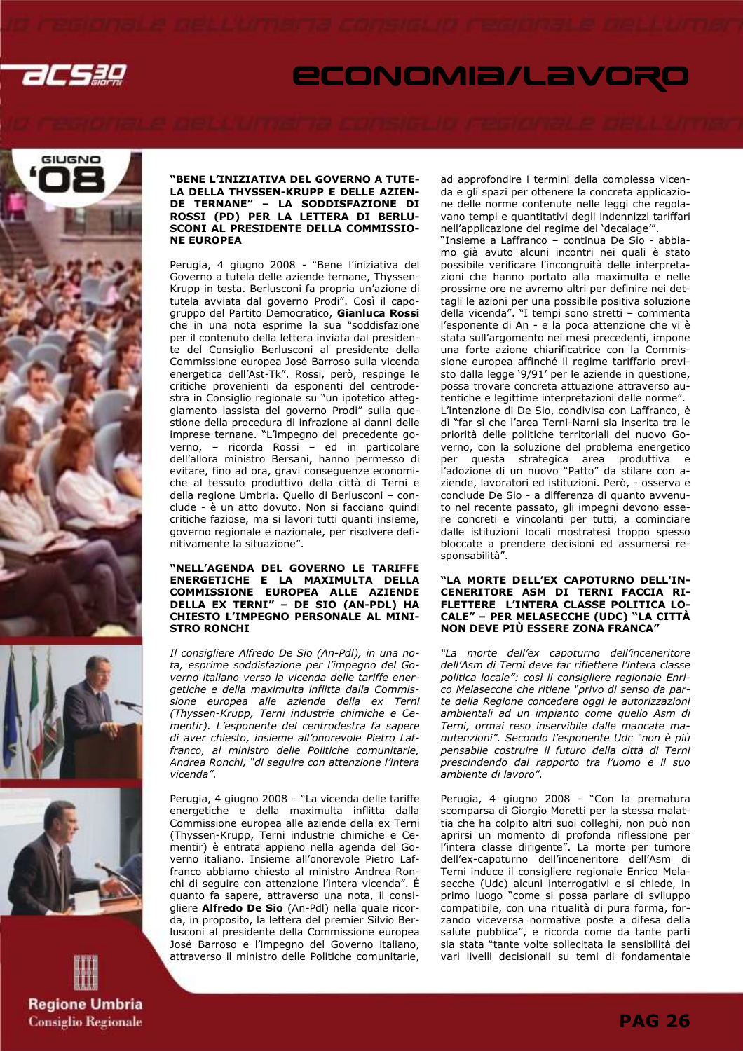## "BENE L'INIZIATIVA DEL GOVERNO A TUTELA DELLA THYSSEN-KRUPP E DELLE AZIENDE TERNANE" – LA SODDISFAZIONE DI ROSSI (PD) PER LA LETTERA DI BERLUSCONI AL PRESIDENTE DELLA COMMISSIONE EUROPEA

Perugia, 4 giugno 2008 - "Bene l'iniziativa del Governo a tutela delle aziende ternane, Thyssen-Krupp in testa. Berlusconi fa propria un'azione di tutela avviata dal governo Prodi". Così il capogruppo del Partito Democratico, **Gianluca Rossi** che in una nota esprime la sua "soddisfazione per il contenuto della lettera inviata dal presidente del Consiglio Berlusconi al presidente della Commissione europea Josè Barroso sulla vicenda energetica dell'Ast-Tk". Rossi, però, respinge le critiche provenienti da esponenti del centrodestra in Consiglio regionale su "un ipotetico atteggiamento lassista del governo Prodi" sulla questione della procedura di infrazione ai danni delle imprese ternane. "L'impegno del precedente governo, – ricorda Rossi – ed in particolare dell'allora ministro Bersani, hanno permesso di evitare, fino ad ora, gravi conseguenze economiche al tessuto produttivo della città di Terni e della regione Umbria. Quello di Berlusconi – conclude - è un atto dovuto. Non si facciano quindi critiche faziose, ma si lavori tutti quanti insieme, governo regionale e nazionale, per risolvere definitivamente la situazione".

## "NELL'AGENDA DEL GOVERNO LE TARIFFE ENERGETICHE E LA MAXIMULTA DELLA COMMISSIONE EUROPEA ALLE AZIENDE DELLA EX TERNI" – DE SIO (AN-PDL) HA CHIESTO L'IMPEGNO PERSONALE AL MINISTRO RONCHI

*Il consigliere Alfredo De Sio (An-Pdl), in una nota, esprime soddisfazione per l'impegno del Governo italiano verso la vicenda delle tariffe energetiche e della maximulta inflitta dalla Commissione europea alle aziende della ex Terni (Thyssen-Krupp, Terni industrie chimiche e Cementir). L'esponente del centrodestra fa sapere di aver chiesto, insieme all'onorevole Pietro Laffranco, al ministro delle Politiche comunitarie, Andrea Ronchi, "di seguire con attenzione l'intera vicenda".*

Perugia, 4 giugno 2008 – "La vicenda delle tariffe energetiche e della maximulta inflitta dalla Commissione europea alle aziende della ex Terni (Thyssen-Krupp, Terni industrie chimiche e Cementir) è entrata appieno nella agenda del Governo italiano. Insieme all'onorevole Pietro Laffranco abbiamo chiesto al ministro Andrea Ronchi di seguire con attenzione l'intera vicenda". È quanto fa sapere, attraverso una nota, il consigliere **Alfredo De Sio** (An-Pdl) nella quale ricorda, in proposito, la lettera del premier Silvio Berlusconi al presidente della Commissione europea José Barroso e l'impegno del Governo italiano, attraverso il ministro delle Politiche comunitarie, ad approfondire i termini della complessa vicenda e gli spazi per ottenere la concreta applicazione delle norme contenute nelle leggi che regolavano tempi e quantitativi degli indennizzi tariffari nell'applicazione del regime del 'decalage'".

"Insieme a Laffranco – continua De Sio - abbiamo già avuto alcuni incontri nei quali è stato possibile verificare l'incongruità delle interpretazioni che hanno portato alla maximulta e nelle prossime ore ne avremo altri per definire nei dettagli le azioni per una possibile positiva soluzione della vicenda". "I tempi sono stretti – commenta l'esponente di An - e la poca attenzione che vi è stata sull'argomento nei mesi precedenti, impone una forte azione chiarificatrice con la Commissione europea affinché il regime tariffario previsto dalla legge '9/91' per le aziende in questione, possa trovare concreta attuazione attraverso autentiche e legittime interpretazioni delle norme".

L'intenzione di De Sio, condivisa con Laffranco, è di "far sì che l'area Terni-Narni sia inserita tra le priorità delle politiche territoriali del nuovo Governo, con la soluzione del problema energetico per questa strategica area produttiva e l'adozione di un nuovo "Patto" da stilare con aziende, lavoratori ed istituzioni. Però, - osserva e conclude De Sio - a differenza di quanto avvenuto nel recente passato, gli impegni devono essere concreti e vincolanti per tutti, a cominciare dalle istituzioni locali mostratesi troppo spesso bloccate a prendere decisioni ed assumersi responsabilità".

## "LA MORTE DELL'EX CAPOTURNO DELL'INCENERITORE ASM DI TERNI FACCIA RIFLETTERE L'INTERA CLASSE POLITICA LOCALE" – PER MELASECCHE (UDC) "LA CITTÀ NON DEVE PIÙ ESSERE ZONA FRANCA"

*"La morte dell'ex capoturno dell'inceneritore dell'Asm di Terni deve far riflettere l'intera classe politica locale": così il consigliere regionale Enrico Melasecche che ritiene "privo di senso da parte della Regione concedere oggi le autorizzazioni ambientali ad un impianto come quello Asm di Terni, ormai reso inservibile dalle mancate manutenzioni". Secondo l'esponente Udc "non è più pensabile costruire il futuro della città di Terni prescindendo dal rapporto tra l'uomo e il suo ambiente di lavoro".*

Perugia, 4 giugno 2008 - "Con la prematura scomparsa di Giorgio Moretti per la stessa malattia che ha colpito altri suoi colleghi, non può non aprirsi un momento di profonda riflessione per l'intera classe dirigente". La morte per tumore dell'ex-capoturno dell'inceneritore dell'Asm di Terni induce il consigliere regionale Enrico Melasecche (Udc) alcuni interrogativi e si chiede, in primo luogo "come si possa parlare di sviluppo compatibile, con una ritualità di pura forma, forzando viceversa normative poste a difesa della salute pubblica", e ricorda come da tante parti sia stata "tante volte sollecitata la sensibilità dei vari livelli decisionali su temi di fondamentale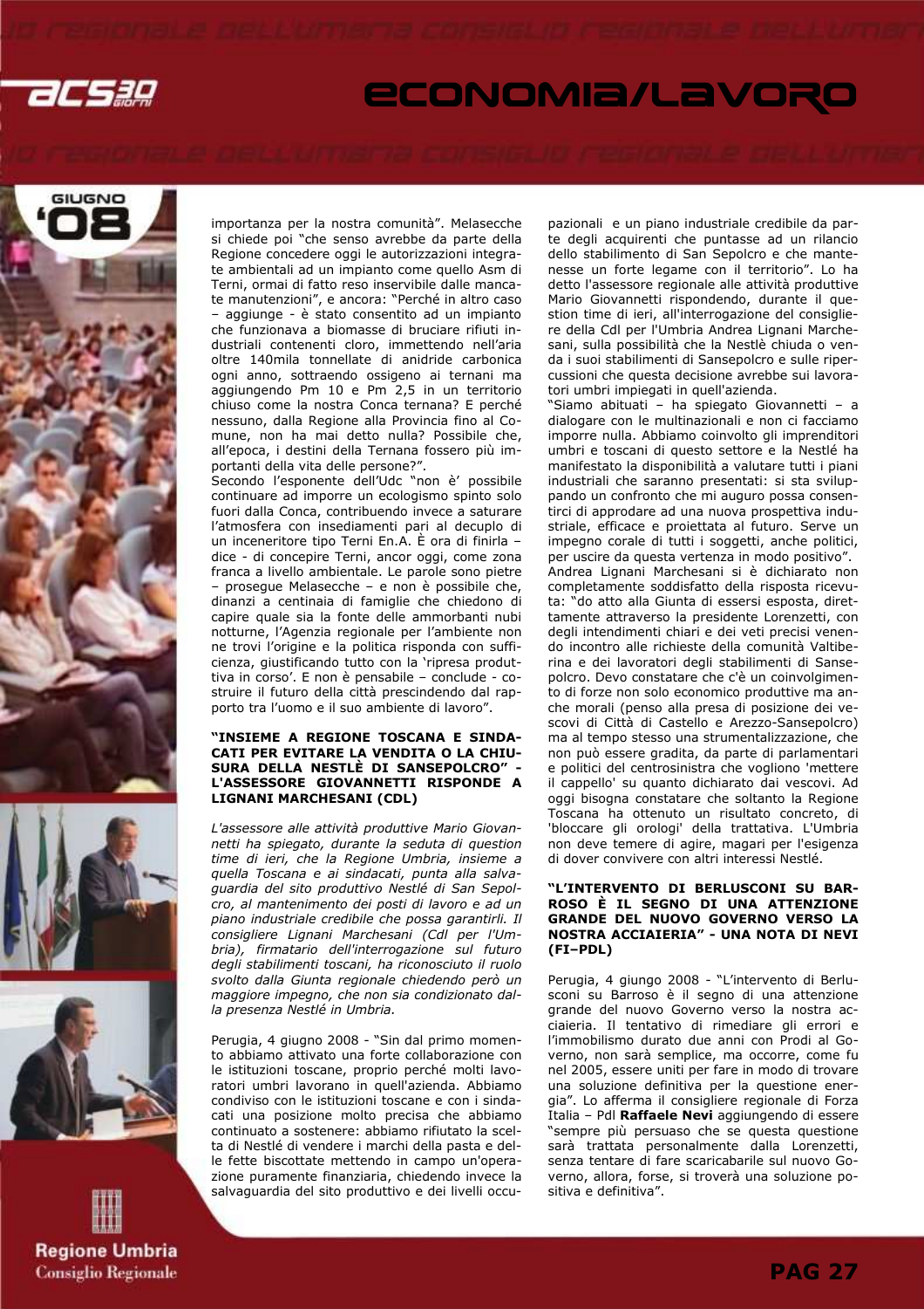importanza per la nostra comunità". Melasecche si chiede poi "che senso avrebbe da parte della Regione concedere oggi le autorizzazioni integrate ambientali ad un impianto come quello Asm di Terni, ormai di fatto reso inservibile dalle mancate manutenzioni", e ancora: "Perché in altro caso – aggiunge - è stato consentito ad un impianto che funzionava a biomasse di bruciare rifiuti industriali contenenti cloro, immettendo nell'aria oltre 140mila tonnellate di anidride carbonica ogni anno, sottraendo ossigeno ai ternani ma aggiungendo Pm 10 e Pm 2,5 in un territorio chiuso come la nostra Conca ternana? E perché nessuno, dalla Regione alla Provincia fino al Comune, non ha mai detto nulla? Possibile che, all'epoca, i destini della Ternana fossero più importanti della vita delle persone?".

Secondo l'esponente dell'Udc "non è' possibile continuare ad imporre un ecologismo spinto solo fuori dalla Conca, contribuendo invece a saturare l'atmosfera con insediamenti pari al decuplo di un inceneritore tipo Terni En.A. È ora di finirla – dice - di concepire Terni, ancor oggi, come zona franca a livello ambientale. Le parole sono pietre – prosegue Melasecche – e non è possibile che, dinanzi a centinaia di famiglie che chiedono di capire quale sia la fonte delle ammorbanti nubi notturne, l'Agenzia regionale per l'ambiente non ne trovi l'origine e la politica risponda con sufficienza, giustificando tutto con la 'ripresa produttiva in corso'. E non è pensabile – conclude - costruire il futuro della città prescindendo dal rapporto tra l'uomo e il suo ambiente di lavoro".

### "INSIEME A REGIONE TOSCANA E SINDACATI PER EVITARE LA VENDITA O LA CHIUSURA DELLA NESTLÈ DI SANSEPOLCRO" - L'ASSESSORE GIOVANNETTI RISPONDE A LIGNANI MARCHESANI (CDL)

*L'assessore alle attività produttive Mario Giovannetti ha spiegato, durante la seduta di question time di ieri, che la Regione Umbria, insieme a quella Toscana e ai sindacati, punta alla salvaguardia del sito produttivo Nestlé di San Sepolcro, al mantenimento dei posti di lavoro e ad un piano industriale credibile che possa garantirli. Il consigliere Lignani Marchesani (Cdl per l'Umbria), firmatario dell'interrogazione sul futuro degli stabilimenti toscani, ha riconosciuto il ruolo svolto dalla Giunta regionale chiedendo però un maggiore impegno, che non sia condizionato dalla presenza Nestlé in Umbria.*

Perugia, 4 giugno 2008 - "Sin dal primo momento abbiamo attivato una forte collaborazione con le istituzioni toscane, proprio perché molti lavoratori umbri lavorano in quell'azienda. Abbiamo condiviso con le istituzioni toscane e con i sindacati una posizione molto precisa che abbiamo continuato a sostenere: abbiamo rifiutato la scelta di Nestlé di vendere i marchi della pasta e delle fette biscottate mettendo in campo un'operazione puramente finanziaria, chiedendo invece la salvaguardia del sito produttivo e dei livelli occupazionali e un piano industriale credibile da parte degli acquirenti che puntasse ad un rilancio dello stabilimento di San Sepolcro e che mantenesse un forte legame con il territorio". Lo ha detto l'assessore regionale alle attività produttive Mario Giovannetti rispondendo, durante il question time di ieri, all'interrogazione del consigliere della Cdl per l'Umbria Andrea Lignani Marchesani, sulla possibilità che la Nestlè chiuda o venda i suoi stabilimenti di Sansepolcro e sulle ripercussioni che questa decisione avrebbe sui lavoratori umbri impiegati in quell'azienda.

"Siamo abituati – ha spiegato Giovannetti – a dialogare con le multinazionali e non ci facciamo imporre nulla. Abbiamo coinvolto gli imprenditori umbri e toscani di questo settore e la Nestlé ha manifestato la disponibilità a valutare tutti i piani industriali che saranno presentati: si sta sviluppando un confronto che mi auguro possa consentirci di approdare ad una nuova prospettiva industriale, efficace e proiettata al futuro. Serve un impegno corale di tutti i soggetti, anche politici, per uscire da questa vertenza in modo positivo".

Andrea Lignani Marchesani si è dichiarato non completamente soddisfatto della risposta ricevuta: "do atto alla Giunta di essersi esposta, direttamente attraverso la presidente Lorenzetti, con degli intendimenti chiari e dei veti precisi venendo incontro alle richieste della comunità Valtiberina e dei lavoratori degli stabilimenti di Sansepolcro. Devo constatare che c'è un coinvolgimento di forze non solo economico produttive ma anche morali (penso alla presa di posizione dei vescovi di Città di Castello e Arezzo-Sansepolcro) ma al tempo stesso una strumentalizzazione, che non può essere gradita, da parte di parlamentari e politici del centrosinistra che vogliono 'mettere il cappello' su quanto dichiarato dai vescovi. Ad oggi bisogna constatare che soltanto la Regione Toscana ha ottenuto un risultato concreto, di 'bloccare gli orologi' della trattativa. L'Umbria non deve temere di agire, magari per l'esigenza di dover convivere con altri interessi Nestlé.

### "L'INTERVENTO DI BERLUSCONI SU BARROSO È IL SEGNO DI UNA ATTENZIONE GRANDE DEL NUOVO GOVERNO VERSO LA NOSTRA ACCIAIERIA" - UNA NOTA DI NEVI (FI–PDL)

Perugia, 4 giugno 2008 - "L'intervento di Berlusconi su Barroso è il segno di una attenzione grande del nuovo Governo verso la nostra acciaieria. Il tentativo di rimediare gli errori e l'immobilismo durato due anni con Prodi al Governo, non sarà semplice, ma occorre, come fu nel 2005, essere uniti per fare in modo di trovare una soluzione definitiva per la questione energia". Lo afferma il consigliere regionale di Forza Italia – Pdl **Raffaele Nevi** aggiungendo di essere "sempre più persuaso che se questa questione sarà trattata personalmente dalla Lorenzetti, senza tentare di fare scaricabarile sul nuovo Governo, allora, forse, si troverà una soluzione positiva e definitiva".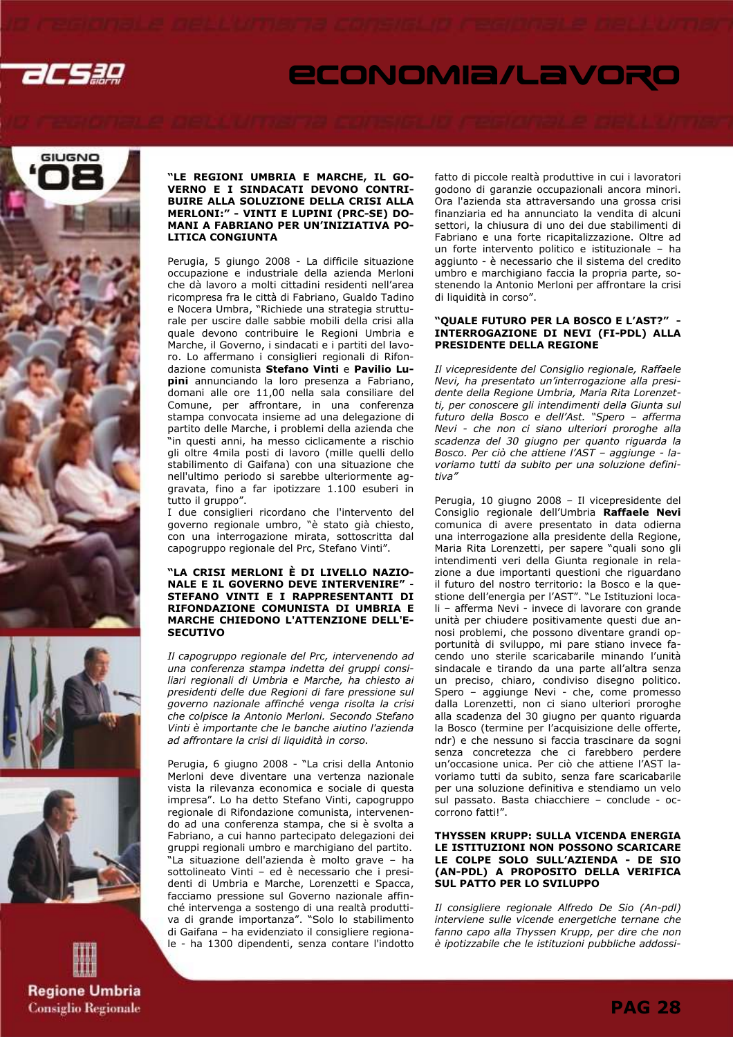## "LE REGIONI UMBRIA E MARCHE, IL GOVERNO E I SINDACATI DEVONO CONTRIBUIRE ALLA SOLUZIONE DELLA CRISI ALLA MERLONI:" - VINTI E LUPINI (PRC-SE) DOMANI A FABRIANO PER UN'INIZIATIVA POLITICA CONGIUNTA

Perugia, 5 giugno 2008 - La difficile situazione occupazione e industriale della azienda Merloni che dà lavoro a molti cittadini residenti nell'area ricompresa fra le città di Fabriano, Gualdo Tadino e Nocera Umbra, "Richiede una strategia strutturale per uscire dalle sabbie mobili della crisi alla quale devono contribuire le Regioni Umbria e Marche, il Governo, i sindacati e i partiti del lavoro. Lo affermano i consiglieri regionali di Rifondazione comunista **Stefano Vinti** e **Pavilio Lupini** annunciando la loro presenza a Fabriano, domani alle ore 11,00 nella sala consiliare del Comune, per affrontare, in una conferenza stampa convocata insieme ad una delegazione di partito delle Marche, i problemi della azienda che "in questi anni, ha messo ciclicamente a rischio gli oltre 4mila posti di lavoro (mille quelli dello stabilimento di Gaifana) con una situazione che nell'ultimo periodo si sarebbe ulteriormente aggravata, fino a far ipotizzare 1.100 esuberi in tutto il gruppo".

I due consiglieri ricordano che l'intervento del governo regionale umbro, "è stato già chiesto, con una interrogazione mirata, sottoscritta dal capogruppo regionale del Prc, Stefano Vinti".

## "LA CRISI MERLONI È DI LIVELLO NAZIONALE E IL GOVERNO DEVE INTERVENIRE" - STEFANO VINTI E I RAPPRESENTANTI DI RIFONDAZIONE COMUNISTA DI UMBRIA E MARCHE CHIEDONO L'ATTENZIONE DELL'ESECUTIVO

*Il capogruppo regionale del Prc, intervenendo ad una conferenza stampa indetta dei gruppi consiliari regionali di Umbria e Marche, ha chiesto ai presidenti delle due Regioni di fare pressione sul governo nazionale affinché venga risolta la crisi che colpisce la Antonio Merloni. Secondo Stefano Vinti è importante che le banche aiutino l'azienda ad affrontare la crisi di liquidità in corso.*

Perugia, 6 giugno 2008 - "La crisi della Antonio Merloni deve diventare una vertenza nazionale vista la rilevanza economica e sociale di questa impresa". Lo ha detto Stefano Vinti, capogruppo regionale di Rifondazione comunista, intervenendo ad una conferenza stampa, che si è svolta a Fabriano, a cui hanno partecipato delegazioni dei gruppi regionali umbro e marchigiano del partito.

"La situazione dell'azienda è molto grave – ha sottolineato Vinti – ed è necessario che i presidenti di Umbria e Marche, Lorenzetti e Spacca, facciamo pressione sul Governo nazionale affinché intervenga a sostegno di una realtà produttiva di grande importanza". "Solo lo stabilimento di Gaifana – ha evidenziato il consigliere regionale - ha 1300 dipendenti, senza contare l'indotto fatto di piccole realtà produttive in cui i lavoratori godono di garanzie occupazionali ancora minori. Ora l'azienda sta attraversando una grossa crisi finanziaria ed ha annunciato la vendita di alcuni settori, la chiusura di uno dei due stabilimenti di Fabriano e una forte ricapitalizzazione. Oltre ad un forte intervento politico e istituzionale – ha aggiunto - è necessario che il sistema del credito umbro e marchigiano faccia la propria parte, sostenendo la Antonio Merloni per affrontare la crisi di liquidità in corso".

## "QUALE FUTURO PER LA BOSCO E L'AST?" - INTERROGAZIONE DI NEVI (FI-PDL) ALLA PRESIDENTE DELLA REGIONE

*Il vicepresidente del Consiglio regionale, Raffaele Nevi, ha presentato un'interrogazione alla presidente della Regione Umbria, Maria Rita Lorenzetti, per conoscere gli intendimenti della Giunta sul futuro della Bosco e dell'Ast. "Spero – afferma Nevi - che non ci siano ulteriori proroghe alla scadenza del 30 giugno per quanto riguarda la Bosco. Per ciò che attiene l'AST – aggiunge - lavoriamo tutti da subito per una soluzione definitiva"*

Perugia, 10 giugno 2008 – Il vicepresidente del Consiglio regionale dell'Umbria **Raffaele Nevi** comunica di avere presentato in data odierna una interrogazione alla presidente della Regione, Maria Rita Lorenzetti, per sapere "quali sono gli intendimenti veri della Giunta regionale in relazione a due importanti questioni che riguardano il futuro del nostro territorio: la Bosco e la questione dell'energia per l'AST". "Le Istituzioni locali – afferma Nevi - invece di lavorare con grande unità per chiudere positivamente questi due annosi problemi, che possono diventare grandi opportunità di sviluppo, mi pare stiano invece facendo uno sterile scaricabarile minando l'unità sindacale e tirando da una parte all'altra senza un preciso, chiaro, condiviso disegno politico. Spero – aggiunge Nevi - che, come promesso dalla Lorenzetti, non ci siano ulteriori proroghe alla scadenza del 30 giugno per quanto riguarda la Bosco (termine per l'acquisizione delle offerte, ndr) e che nessuno si faccia trascinare da sogni senza concretezza che ci farebbero perdere un'occasione unica. Per ciò che attiene l'AST lavoriamo tutti da subito, senza fare scaricabarile per una soluzione definitiva e stendiamo un velo sul passato. Basta chiacchiere – conclude - occorrono fatti!".

## THYSSEN KRUPP: SULLA VICENDA ENERGIA LE ISTITUZIONI NON POSSONO SCARICARE LE COLPE SOLO SULL'AZIENDA - DE SIO (AN-PDL) A PROPOSITO DELLA VERIFICA SUL PATTO PER LO SVILUPPO

*Il consigliere regionale Alfredo De Sio (An-pdl) interviene sulle vicende energetiche ternane che fanno capo alla Thyssen Krupp, per dire che non è ipotizzabile che le istituzioni pubbliche addossi-*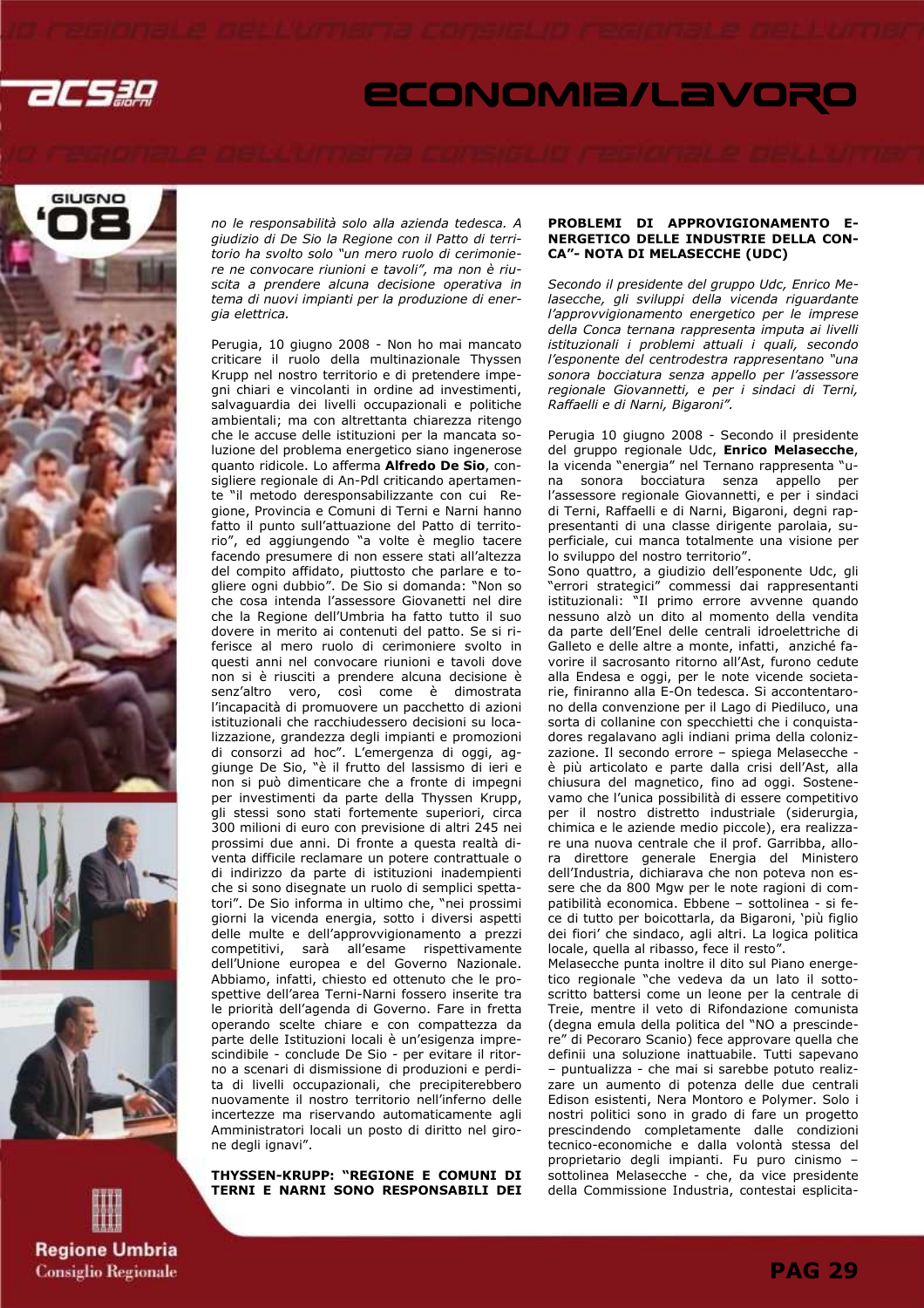*no le responsabilità solo alla azienda tedesca. A giudizio di De Sio la Regione con il Patto di territorio ha svolto solo "un mero ruolo di cerimoniere ne convocare riunioni e tavoli", ma non è riuscita a prendere alcuna decisione operativa in tema di nuovi impianti per la produzione di energia elettrica.*

Perugia, 10 giugno 2008 - Non ho mai mancato criticare il ruolo della multinazionale Thyssen Krupp nel nostro territorio e di pretendere impegni chiari e vincolanti in ordine ad investimenti, salvaguardia dei livelli occupazionali e politiche ambientali; ma con altrettanta chiarezza ritengo che le accuse delle istituzioni per la mancata soluzione del problema energetico siano ingenerose quanto ridicole. Lo afferma **Alfredo De Sio**, consigliere regionale di An-Pdl criticando apertamente "il metodo deresponsabilizzante con cui Regione, Provincia e Comuni di Terni e Narni hanno fatto il punto sull'attuazione del Patto di territorio", ed aggiungendo "a volte è meglio tacere facendo presumere di non essere stati all'altezza del compito affidato, piuttosto che parlare e togliere ogni dubbio". De Sio si domanda: "Non so che cosa intenda l'assessore Giovanetti nel dire che la Regione dell'Umbria ha fatto tutto il suo dovere in merito ai contenuti del patto. Se si riferisce al mero ruolo di cerimoniere svolto in questi anni nel convocare riunioni e tavoli dove non si è riusciti a prendere alcuna decisione è senz'altro vero, così come è dimostrata l'incapacità di promuovere un pacchetto di azioni istituzionali che racchiudessero decisioni su localizzazione, grandezza degli impianti e promozioni di consorzi ad hoc". L'emergenza di oggi, aggiunge De Sio, "è il frutto del lassismo di ieri e non si può dimenticare che a fronte di impegni per investimenti da parte della Thyssen Krupp, gli stessi sono stati fortemente superiori, circa 300 milioni di euro con previsione di altri 245 nei prossimi due anni. Di fronte a questa realtà diventa difficile reclamare un potere contrattuale o di indirizzo da parte di istituzioni inadempienti che si sono disegnate un ruolo di semplici spettatori". De Sio informa in ultimo che, "nei prossimi giorni la vicenda energia, sotto i diversi aspetti delle multe e dell'approvvigionamento a prezzi competitivi, sarà all'esame rispettivamente dell'Unione europea e del Governo Nazionale. Abbiamo, infatti, chiesto ed ottenuto che le prospettive dell'area Terni-Narni fossero inserite tra le priorità dell'agenda di Governo. Fare in fretta operando scelte chiare e con compattezza da parte delle Istituzioni locali è un'esigenza imprescindibile - conclude De Sio - per evitare il ritorno a scenari di dismissione di produzioni e perdita di livelli occupazionali, che precipiterebbero nuovamente il nostro territorio nell'inferno delle incertezze ma riservando automaticamente agli Amministratori locali un posto di diritto nel girone degli ignavi".

**THYSSEN-KRUPP: "REGIONE E COMUNI DI TERNI E NARNI SONO RESPONSABILI DEI PROBLEMI DI APPROVIGIONAMENTO ENERGETICO DELLE INDUSTRIE DELLA CONCA"- NOTA DI MELASECCHE (UDC)**

*Secondo il presidente del gruppo Udc, Enrico Melasecche, gli sviluppi della vicenda riguardante l'approvvigionamento energetico per le imprese della Conca ternana rappresenta imputa ai livelli istituzionali i problemi attuali i quali, secondo l'esponente del centrodestra rappresentano "una sonora bocciatura senza appello per l'assessore regionale Giovannetti, e per i sindaci di Terni, Raffaelli e di Narni, Bigaroni".*

Perugia 10 giugno 2008 - Secondo il presidente del gruppo regionale Udc, **Enrico Melasecche**, la vicenda "energia" nel Ternano rappresenta "una sonora bocciatura senza appello per l'assessore regionale Giovannetti, e per i sindaci di Terni, Raffaelli e di Narni, Bigaroni, degni rappresentanti di una classe dirigente parolaia, superficiale, cui manca totalmente una visione per lo sviluppo del nostro territorio".

Sono quattro, a giudizio dell'esponente Udc, gli "errori strategici" commessi dai rappresentanti istituzionali: "Il primo errore avvenne quando nessuno alzò un dito al momento della vendita da parte dell'Enel delle centrali idroelettriche di Galleto e delle altre a monte, infatti, anziché favorire il sacrosanto ritorno all'Ast, furono cedute alla Endesa e oggi, per le note vicende societarie, finiranno alla E-On tedesca. Si accontentarono della convenzione per il Lago di Piediluco, una sorta di collanine con specchietti che i conquistadores regalavano agli indiani prima della colonizzazione. Il secondo errore – spiega Melasecche - è più articolato e parte dalla crisi dell'Ast, alla chiusura del magnetico, fino ad oggi. Sostenevamo che l'unica possibilità di essere competitivo per il nostro distretto industriale (siderurgia, chimica e le aziende medio piccole), era realizzare una nuova centrale che il prof. Garribba, allora direttore generale Energia del Ministero dell'Industria, dichiarava che non poteva non essere che da 800 Mgw per le note ragioni di compatibilità economica. Ebbene – sottolinea - si fece di tutto per boicottarla, da Bigaroni, 'più figlio dei fiori' che sindaco, agli altri. La logica politica locale, quella al ribasso, fece il resto".

Melasecche punta inoltre il dito sul Piano energetico regionale "che vedeva da un lato il sottoscritto battersi come un leone per la centrale di Treie, mentre il veto di Rifondazione comunista (degna emula della politica del "NO a prescindere" di Pecoraro Scanio) fece approvare quella che definii una soluzione inattuabile. Tutti sapevano – puntualizza - che mai si sarebbe potuto realizzare un aumento di potenza delle due centrali Edison esistenti, Nera Montoro e Polymer. Solo i nostri politici sono in grado di fare un progetto prescindendo completamente dalle condizioni tecnico-economiche e dalla volontà stessa del proprietario degli impianti. Fu puro cinismo – sottolinea Melasecche - che, da vice presidente della Commissione Industria, contestai esplicita-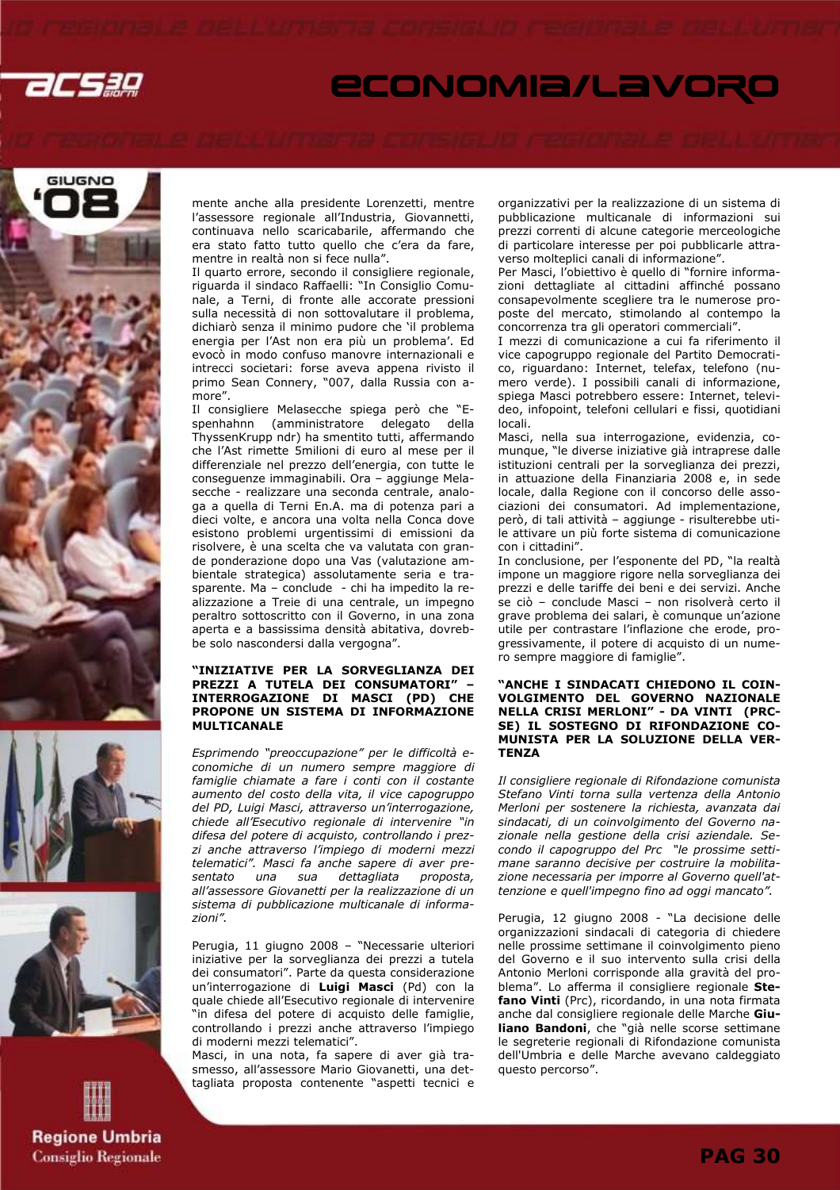mente anche alla presidente Lorenzetti, mentre l'assessore regionale all'Industria, Giovannetti, continuava nello scaricabarile, affermando che era stato fatto tutto quello che c'era da fare, mentre in realtà non si fece nulla".

Il quarto errore, secondo il consigliere regionale, riguarda il sindaco Raffaelli: "In Consiglio Comunale, a Terni, di fronte alle accorate pressioni sulla necessità di non sottovalutare il problema, dichiarò senza il minimo pudore che 'il problema energia per l'Ast non era più un problema'. Ed evocò in modo confuso manovre internazionali e intrecci societari: forse aveva appena rivisto il primo Sean Connery, "007, dalla Russia con amore".

Il consigliere Melasecche spiega però che "Espenhahnn (amministratore delegato della ThyssenKrupp ndr) ha smentito tutti, affermando che l'Ast rimette 5milioni di euro al mese per il differenziale nel prezzo dell'energia, con tutte le conseguenze immaginabili. Ora – aggiunge Melasecche - realizzare una seconda centrale, analoga a quella di Terni En.A. ma di potenza pari a dieci volte, e ancora una volta nella Conca dove esistono problemi urgentissimi di emissioni da risolvere, è una scelta che va valutata con grande ponderazione dopo una Vas (valutazione ambientale strategica) assolutamente seria e trasparente. Ma – conclude - chi ha impedito la realizzazione a Treie di una centrale, un impegno peraltro sottoscritto con il Governo, in una zona aperta e a bassissima densità abitativa, dovrebbe solo nascondersi dalla vergogna".

**"INIZIATIVE PER LA SORVEGLIANZA DEI PREZZI A TUTELA DEI CONSUMATORI" – INTERROGAZIONE DI MASCI (PD) CHE PROPONE UN SISTEMA DI INFORMAZIONE MULTICANALE**

*Esprimendo "preoccupazione" per le difficoltà economiche di un numero sempre maggiore di famiglie chiamate a fare i conti con il costante aumento del costo della vita, il vice capogruppo del PD, Luigi Masci, attraverso un'interrogazione, chiede all'Esecutivo regionale di intervenire "in difesa del potere di acquisto, controllando i prezzi anche attraverso l'impiego di moderni mezzi telematici". Masci fa anche sapere di aver presentato una sua dettagliata proposta, all'assessore Giovanetti per la realizzazione di un sistema di pubblicazione multicanale di informazioni".*

Perugia, 11 giugno 2008 – "Necessarie ulteriori iniziative per la sorveglianza dei prezzi a tutela dei consumatori". Parte da questa considerazione un'interrogazione di **Luigi Masci** (Pd) con la quale chiede all'Esecutivo regionale di intervenire "in difesa del potere di acquisto delle famiglie, controllando i prezzi anche attraverso l'impiego di moderni mezzi telematici".

Masci, in una nota, fa sapere di aver già trasmesso, all'assessore Mario Giovanetti, una dettagliata proposta contenente "aspetti tecnici e organizzativi per la realizzazione di un sistema di pubblicazione multicanale di informazioni sui prezzi correnti di alcune categorie merceologiche di particolare interesse per poi pubblicarle attraverso molteplici canali di informazione".

Per Masci, l'obiettivo è quello di "fornire informazioni dettagliate al cittadini affinché possano consapevolmente scegliere tra le numerose proposte del mercato, stimolando al contempo la concorrenza tra gli operatori commerciali".

I mezzi di comunicazione a cui fa riferimento il vice capogruppo regionale del Partito Democratico, riguardano: Internet, telefax, telefono (numero verde). I possibili canali di informazione, spiega Masci potrebbero essere: Internet, televideo, infopoint, telefoni cellulari e fissi, quotidiani locali.

Masci, nella sua interrogazione, evidenzia, comunque, "le diverse iniziative già intraprese dalle istituzioni centrali per la sorveglianza dei prezzi, in attuazione della Finanziaria 2008 e, in sede locale, dalla Regione con il concorso delle associazioni dei consumatori. Ad implementazione, però, di tali attività – aggiunge - risulterebbe utile attivare un più forte sistema di comunicazione con i cittadini".

In conclusione, per l'esponente del PD, "la realtà impone un maggiore rigore nella sorveglianza dei prezzi e delle tariffe dei beni e dei servizi. Anche se ciò – conclude Masci – non risolverà certo il grave problema dei salari, è comunque un'azione utile per contrastare l'inflazione che erode, progressivamente, il potere di acquisto di un numero sempre maggiore di famiglie".

**"ANCHE I SINDACATI CHIEDONO IL COINVOLGIMENTO DEL GOVERNO NAZIONALE NELLA CRISI MERLONI" - DA VINTI (PRC-SE) IL SOSTEGNO DI RIFONDAZIONE COMUNISTA PER LA SOLUZIONE DELLA VERTENZA**

*Il consigliere regionale di Rifondazione comunista Stefano Vinti torna sulla vertenza della Antonio Merloni per sostenere la richiesta, avanzata dai sindacati, di un coinvolgimento del Governo nazionale nella gestione della crisi aziendale. Secondo il capogruppo del Prc "le prossime settimane saranno decisive per costruire la mobilitazione necessaria per imporre al Governo quell'attenzione e quell'impegno fino ad oggi mancato".*

Perugia, 12 giugno 2008 - "La decisione delle organizzazioni sindacali di categoria di chiedere nelle prossime settimane il coinvolgimento pieno del Governo e il suo intervento sulla crisi della Antonio Merloni corrisponde alla gravità del problema". Lo afferma il consigliere regionale **Stefano Vinti** (Prc), ricordando, in una nota firmata anche dal consigliere regionale delle Marche **Giuliano Bandoni**, che "già nelle scorse settimane le segreterie regionali di Rifondazione comunista dell'Umbria e delle Marche avevano caldeggiato questo percorso".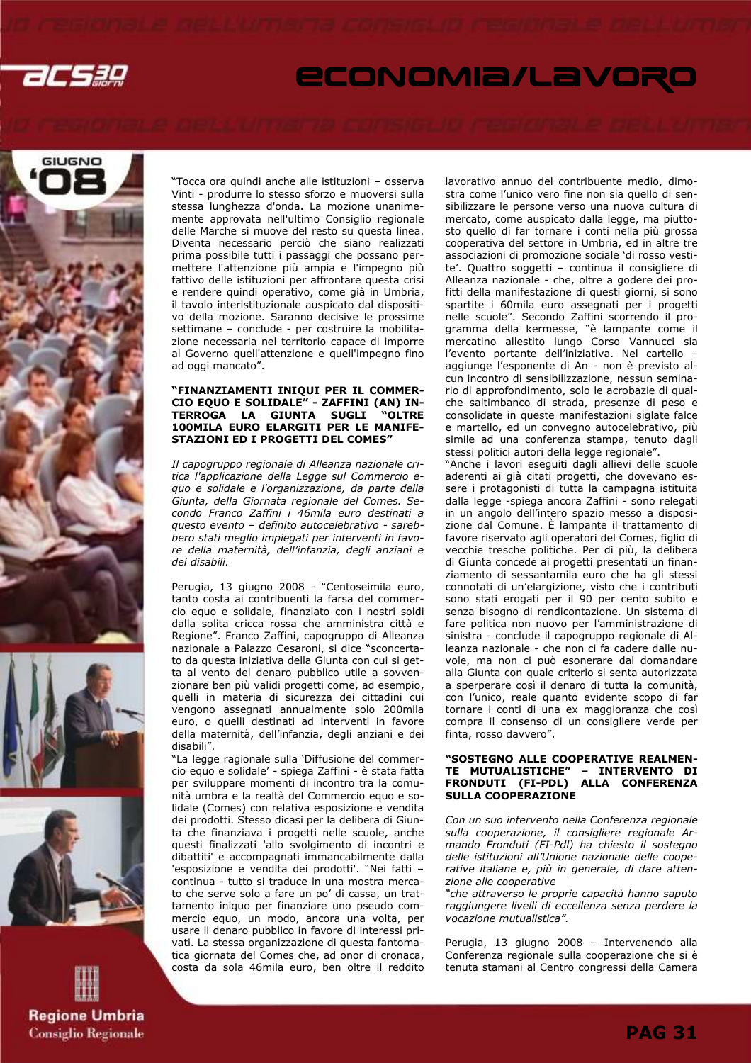"Tocca ora quindi anche alle istituzioni – osserva Vinti - produrre lo stesso sforzo e muoversi sulla stessa lunghezza d'onda. La mozione unanimemente approvata nell'ultimo Consiglio regionale delle Marche si muove del resto su questa linea. Diventa necessario perciò che siano realizzati prima possibile tutti i passaggi che possano permettere l'attenzione più ampia e l'impegno più fattivo delle istituzioni per affrontare questa crisi e rendere quindi operativo, come già in Umbria, il tavolo interistituzionale auspicato dal dispositivo della mozione. Saranno decisive le prossime settimane – conclude - per costruire la mobilitazione necessaria nel territorio capace di imporre al Governo quell'attenzione e quell'impegno fino ad oggi mancato".

**"FINANZIAMENTI INIQUI PER IL COMMERCIO EQUO E SOLIDALE" - ZAFFINI (AN) INTERROGA LA GIUNTA SUGLI "OLTRE 100MILA EURO ELARGITI PER LE MANIFESTAZIONI ED I PROGETTI DEL COMES"**

*Il capogruppo regionale di Alleanza nazionale critica l'applicazione della Legge sul Commercio equo e solidale e l'organizzazione, da parte della Giunta, della Giornata regionale del Comes. Secondo Franco Zaffini i 46mila euro destinati a questo evento – definito autocelebrativo - sarebbero stati meglio impiegati per interventi in favore della maternità, dell'infanzia, degli anziani e dei disabili.*

Perugia, 13 giugno 2008 - "Centoseimila euro, tanto costa ai contribuenti la farsa del commercio equo e solidale, finanziato con i nostri soldi dalla solita cricca rossa che amministra città e Regione". Franco Zaffini, capogruppo di Alleanza nazionale a Palazzo Cesaroni, si dice "sconcertato da questa iniziativa della Giunta con cui si getta al vento del denaro pubblico utile a sovvenzionare ben più validi progetti come, ad esempio, quelli in materia di sicurezza dei cittadini cui vengono assegnati annualmente solo 200mila euro, o quelli destinati ad interventi in favore della maternità, dell'infanzia, degli anziani e dei disabili".

"La legge ragionale sulla 'Diffusione del commercio equo e solidale' - spiega Zaffini - è stata fatta per sviluppare momenti di incontro tra la comunità umbra e la realtà del Commercio equo e solidale (Comes) con relativa esposizione e vendita dei prodotti. Stesso dicasi per la delibera di Giunta che finanziava i progetti nelle scuole, anche questi finalizzati 'allo svolgimento di incontri e dibattiti' e accompagnati immancabilmente dalla 'esposizione e vendita dei prodotti'. "Nei fatti – continua - tutto si traduce in una mostra mercato che serve solo a fare un po' di cassa, un trattamento iniquo per finanziare uno pseudo commercio equo, un modo, ancora una volta, per usare il denaro pubblico in favore di interessi privati. La stessa organizzazione di questa fantomatica giornata del Comes che, ad onor di cronaca, costa da sola 46mila euro, ben oltre il reddito lavorativo annuo del contribuente medio, dimostra come l'unico vero fine non sia quello di sensibilizzare le persone verso una nuova cultura di mercato, come auspicato dalla legge, ma piuttosto quello di far tornare i conti nella più grossa cooperativa del settore in Umbria, ed in altre tre associazioni di promozione sociale 'di rosso vestite'. Quattro soggetti – continua il consigliere di Alleanza nazionale - che, oltre a godere dei profitti della manifestazione di questi giorni, si sono spartite i 60mila euro assegnati per i progetti nelle scuole". Secondo Zaffini scorrendo il programma della kermesse, "è lampante come il mercatino allestito lungo Corso Vannucci sia l'evento portante dell'iniziativa. Nel cartello – aggiunge l'esponente di An - non è previsto alcun incontro di sensibilizzazione, nessun seminario di approfondimento, solo le acrobazie di qualche saltimbanco di strada, presenze di peso e consolidate in queste manifestazioni siglate falce e martello, ed un convegno autocelebrativo, più simile ad una conferenza stampa, tenuto dagli stessi politici autori della legge regionale".

"Anche i lavori eseguiti dagli allievi delle scuole aderenti ai già citati progetti, che dovevano essere i protagonisti di tutta la campagna istituita dalla legge -spiega ancora Zaffini - sono relegati in un angolo dell'intero spazio messo a disposizione dal Comune. È lampante il trattamento di favore riservato agli operatori del Comes, figlio di vecchie tresche politiche. Per di più, la delibera di Giunta concede ai progetti presentati un finanziamento di sessantamila euro che ha gli stessi connotati di un'elargizione, visto che i contributi sono stati erogati per il 90 per cento subito e senza bisogno di rendicontazione. Un sistema di fare politica non nuovo per l'amministrazione di sinistra - conclude il capogruppo regionale di Alleanza nazionale - che non ci fa cadere dalle nuvole, ma non ci può esonerare dal domandare alla Giunta con quale criterio si senta autorizzata a sperperare così il denaro di tutta la comunità, con l'unico, reale quanto evidente scopo di far tornare i conti di una ex maggioranza che così compra il consenso di un consigliere verde per finta, rosso davvero".

**"SOSTEGNO ALLE COOPERATIVE REALMENTE MUTUALISTICHE" – INTERVENTO DI FRONDUTI (FI-PDL) ALLA CONFERENZA SULLA COOPERAZIONE**

*Con un suo intervento nella Conferenza regionale sulla cooperazione, il consigliere regionale Armando Fronduti (FI-Pdl) ha chiesto il sostegno delle istituzioni all'Unione nazionale delle cooperative italiane e, più in generale, di dare attenzione alle cooperative*

*"che attraverso le proprie capacità hanno saputo raggiungere livelli di eccellenza senza perdere la vocazione mutualistica".*

Perugia, 13 giugno 2008 – Intervenendo alla Conferenza regionale sulla cooperazione che si è tenuta stamani al Centro congressi della Camera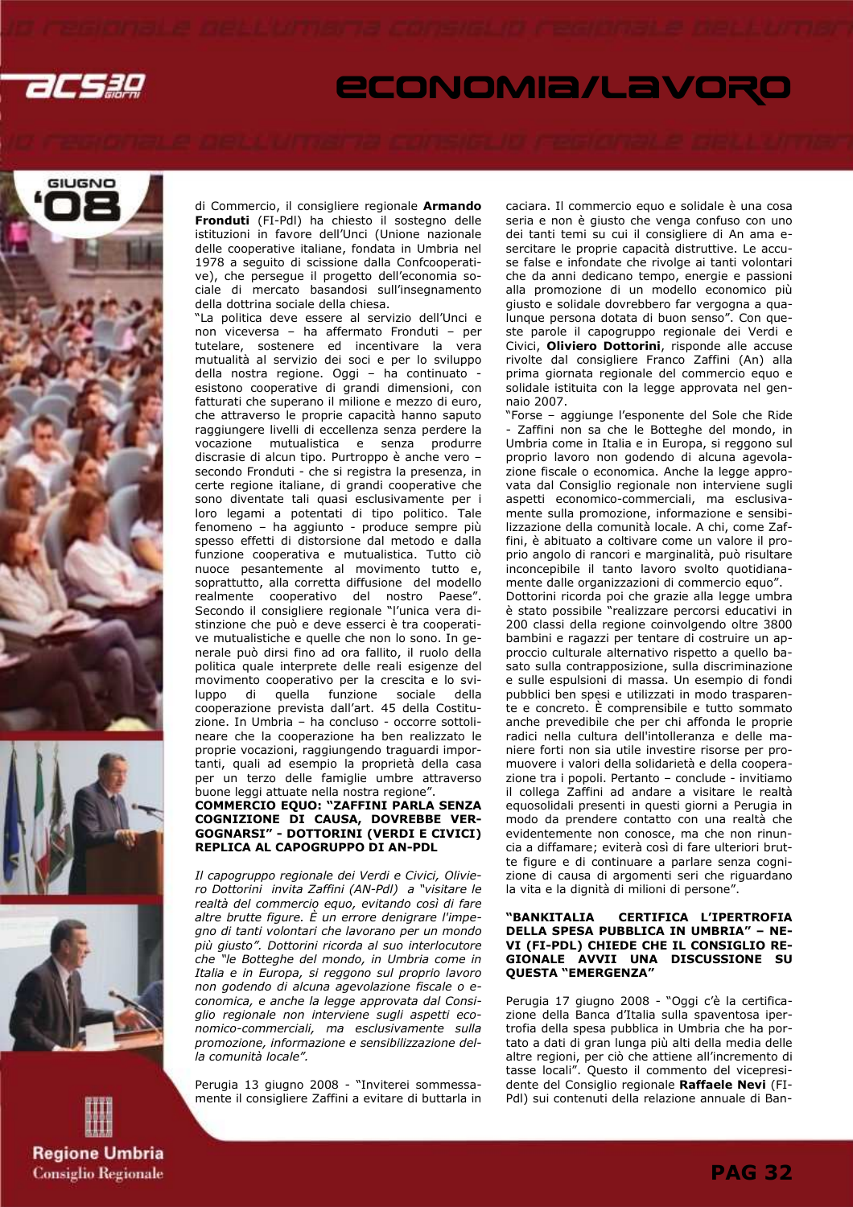di Commercio, il consigliere regionale **Armando Fronduti** (FI-Pdl) ha chiesto il sostegno delle istituzioni in favore dell'Unci (Unione nazionale delle cooperative italiane, fondata in Umbria nel 1978 a seguito di scissione dalla Confcooperative), che persegue il progetto dell'economia sociale di mercato basandosi sull'insegnamento della dottrina sociale della chiesa.

"La politica deve essere al servizio dell'Unci e non viceversa – ha affermato Fronduti – per tutelare, sostenere ed incentivare la vera mutualità al servizio dei soci e per lo sviluppo della nostra regione. Oggi – ha continuato - esistono cooperative di grandi dimensioni, con fatturati che superano il milione e mezzo di euro, che attraverso le proprie capacità hanno saputo raggiungere livelli di eccellenza senza perdere la vocazione mutualistica e senza produrre discrasie di alcun tipo. Purtroppo è anche vero – secondo Fronduti - che si registra la presenza, in certe regione italiane, di grandi cooperative che sono diventate tali quasi esclusivamente per i loro legami a potentati di tipo politico. Tale fenomeno – ha aggiunto - produce sempre più spesso effetti di distorsione dal metodo e dalla funzione cooperativa e mutualistica. Tutto ciò nuoce pesantemente al movimento tutto e, soprattutto, alla corretta diffusione del modello realmente cooperativo del nostro Paese". Secondo il consigliere regionale "l'unica vera distinzione che può e deve esserci è tra cooperative mutualistiche e quelle che non lo sono. In generale può dirsi fino ad ora fallito, il ruolo della politica quale interprete delle reali esigenze del movimento cooperativo per la crescita e lo sviluppo di quella funzione sociale della cooperazione prevista dall'art. 45 della Costituzione. In Umbria – ha concluso - occorre sottolineare che la cooperazione ha ben realizzato le proprie vocazioni, raggiungendo traguardi importanti, quali ad esempio la proprietà della casa per un terzo delle famiglie umbre attraverso buone leggi attuate nella nostra regione".

**COMMERCIO EQUO: "ZAFFINI PARLA SENZA COGNIZIONE DI CAUSA, DOVREBBE VERGOGNARSI" - DOTTORINI (VERDI E CIVICI) REPLICA AL CAPOGRUPPO DI AN-PDL**

*Il capogruppo regionale dei Verdi e Civici, Oliviero Dottorini invita Zaffini (AN-Pdl) a "visitare le realtà del commercio equo, evitando così di fare altre brutte figure. È un errore denigrare l'impegno di tanti volontari che lavorano per un mondo più giusto". Dottorini ricorda al suo interlocutore che "le Botteghe del mondo, in Umbria come in Italia e in Europa, si reggono sul proprio lavoro non godendo di alcuna agevolazione fiscale o economica, e anche la legge approvata dal Consiglio regionale non interviene sugli aspetti economico-commerciali, ma esclusivamente sulla promozione, informazione e sensibilizzazione della comunità locale".*

Perugia 13 giugno 2008 - "Inviterei sommessamente il consigliere Zaffini a evitare di buttarla in caciara. Il commercio equo e solidale è una cosa seria e non è giusto che venga confuso con uno dei tanti temi su cui il consigliere di An ama esercitare le proprie capacità distruttive. Le accuse false e infondate che rivolge ai tanti volontari che da anni dedicano tempo, energie e passioni alla promozione di un modello economico più giusto e solidale dovrebbero far vergogna a qualunque persona dotata di buon senso". Con queste parole il capogruppo regionale dei Verdi e Civici, **Oliviero Dottorini**, risponde alle accuse rivolte dal consigliere Franco Zaffini (An) alla prima giornata regionale del commercio equo e solidale istituita con la legge approvata nel gennaio 2007.

"Forse – aggiunge l'esponente del Sole che Ride - Zaffini non sa che le Botteghe del mondo, in Umbria come in Italia e in Europa, si reggono sul proprio lavoro non godendo di alcuna agevolazione fiscale o economica. Anche la legge approvata dal Consiglio regionale non interviene sugli aspetti economico-commerciali, ma esclusivamente sulla promozione, informazione e sensibilizzazione della comunità locale. A chi, come Zaffini, è abituato a coltivare come un valore il proprio angolo di rancori e marginalità, può risultare inconcepibile il tanto lavoro svolto quotidianamente dalle organizzazioni di commercio equo".

Dottorini ricorda poi che grazie alla legge umbra è stato possibile "realizzare percorsi educativi in 200 classi della regione coinvolgendo oltre 3800 bambini e ragazzi per tentare di costruire un approccio culturale alternativo rispetto a quello basato sulla contrapposizione, sulla discriminazione e sulle espulsioni di massa. Un esempio di fondi pubblici ben spesi e utilizzati in modo trasparente e concreto. È comprensibile e tutto sommato anche prevedibile che per chi affonda le proprie radici nella cultura dell'intolleranza e delle maniere forti non sia utile investire risorse per promuovere i valori della solidarietà e della cooperazione tra i popoli. Pertanto – conclude - invitiamo il collega Zaffini ad andare a visitare le realtà equosolidali presenti in questi giorni a Perugia in modo da prendere contatto con una realtà che evidentemente non conosce, ma che non rinuncia a diffamare; eviterà così di fare ulteriori brutte figure e di continuare a parlare senza cognizione di causa di argomenti seri che riguardano la vita e la dignità di milioni di persone".

**"BANKITALIA CERTIFICA L'IPERTROFIA DELLA SPESA PUBBLICA IN UMBRIA" – NEVI (FI-PDL) CHIEDE CHE IL CONSIGLIO REGIONALE AVVII UNA DISCUSSIONE SU QUESTA "EMERGENZA"**

Perugia 17 giugno 2008 - "Oggi c'è la certificazione della Banca d'Italia sulla spaventosa ipertrofia della spesa pubblica in Umbria che ha portato a dati di gran lunga più alti della media delle altre regioni, per ciò che attiene all'incremento di tasse locali". Questo il commento del vicepresidente del Consiglio regionale **Raffaele Nevi** (FI-Pdl) sui contenuti della relazione annuale di Ban-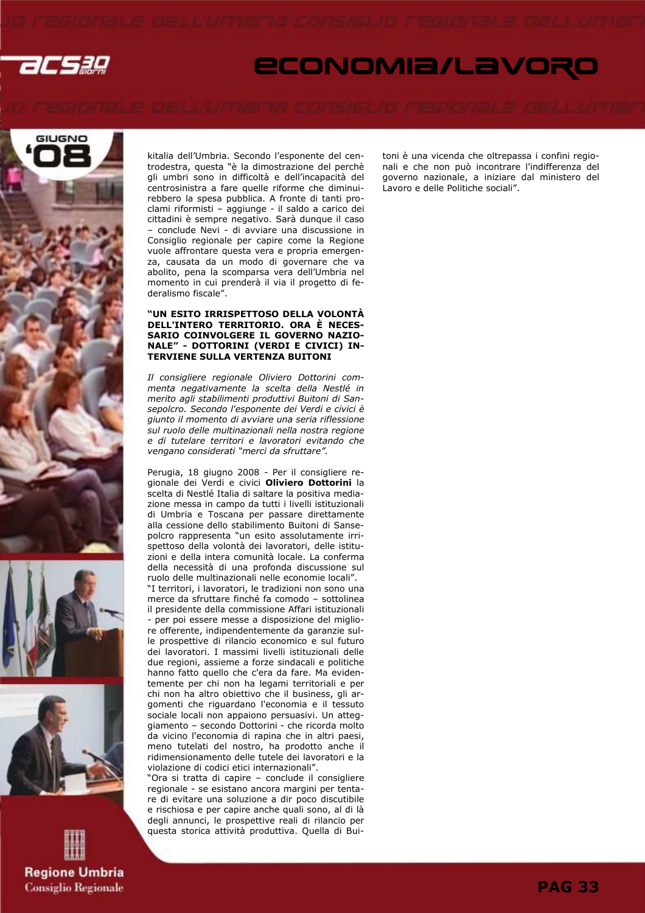kitalia dell'Umbria. Secondo l'esponente del centrodestra, questa "è la dimostrazione del perchè gli umbri sono in difficoltà e dell'incapacità del centrosinistra a fare quelle riforme che diminuirebbero la spesa pubblica. A fronte di tanti proclami riformisti – aggiunge - il saldo a carico dei cittadini è sempre negativo. Sarà dunque il caso – conclude Nevi - di avviare una discussione in Consiglio regionale per capire come la Regione vuole affrontare questa vera e propria emergenza, causata da un modo di governare che va abolito, pena la scomparsa vera dell'Umbria nel momento in cui prenderà il via il progetto di federalismo fiscale".

**"UN ESITO IRRISPETTOSO DELLA VOLONTÀ DELL'INTERO TERRITORIO. ORA È NECESSARIO COINVOLGERE IL GOVERNO NAZIONALE" - DOTTORINI (VERDI E CIVICI) INTERVIENE SULLA VERTENZA BUITONI**

*Il consigliere regionale Oliviero Dottorini commenta negativamente la scelta della Nestlé in merito agli stabilimenti produttivi Buitoni di Sansepolcro. Secondo l'esponente dei Verdi e civici è giunto il momento di avviare una seria riflessione sul ruolo delle multinazionali nella nostra regione e di tutelare territori e lavoratori evitando che vengano considerati "merci da sfruttare".*

Perugia, 18 giugno 2008 - Per il consigliere regionale dei Verdi e civici **Oliviero Dottorini** la scelta di Nestlé Italia di saltare la positiva mediazione messa in campo da tutti i livelli istituzionali di Umbria e Toscana per passare direttamente alla cessione dello stabilimento Buitoni di Sansepolcro rappresenta "un esito assolutamente irrispettoso della volontà dei lavoratori, delle istituzioni e della intera comunità locale. La conferma della necessità di una profonda discussione sul ruolo delle multinazionali nelle economie locali".

"I territori, i lavoratori, le tradizioni non sono una merce da sfruttare finché fa comodo – sottolinea il presidente della commissione Affari istituzionali - per poi essere messe a disposizione del migliore offerente, indipendentemente da garanzie sulle prospettive di rilancio economico e sul futuro dei lavoratori. I massimi livelli istituzionali delle due regioni, assieme a forze sindacali e politiche hanno fatto quello che c'era da fare. Ma evidentemente per chi non ha legami territoriali e per chi non ha altro obiettivo che il business, gli argomenti che riguardano l'economia e il tessuto sociale locali non appaiono persuasivi. Un atteggiamento – secondo Dottorini - che ricorda molto da vicino l'economia di rapina che in altri paesi, meno tutelati del nostro, ha prodotto anche il ridimensionamento delle tutele dei lavoratori e la violazione di codici etici internazionali".

"Ora si tratta di capire – conclude il consigliere regionale - se esistano ancora margini per tentare di evitare una soluzione a dir poco discutibile e rischiosa e per capire anche quali sono, al di là degli annunci, le prospettive reali di rilancio per questa storica attività produttiva. Quella di Buitoni è una vicenda che oltrepassa i confini regionali e che non può incontrare l'indifferenza del governo nazionale, a iniziare dal ministero del Lavoro e delle Politiche sociali".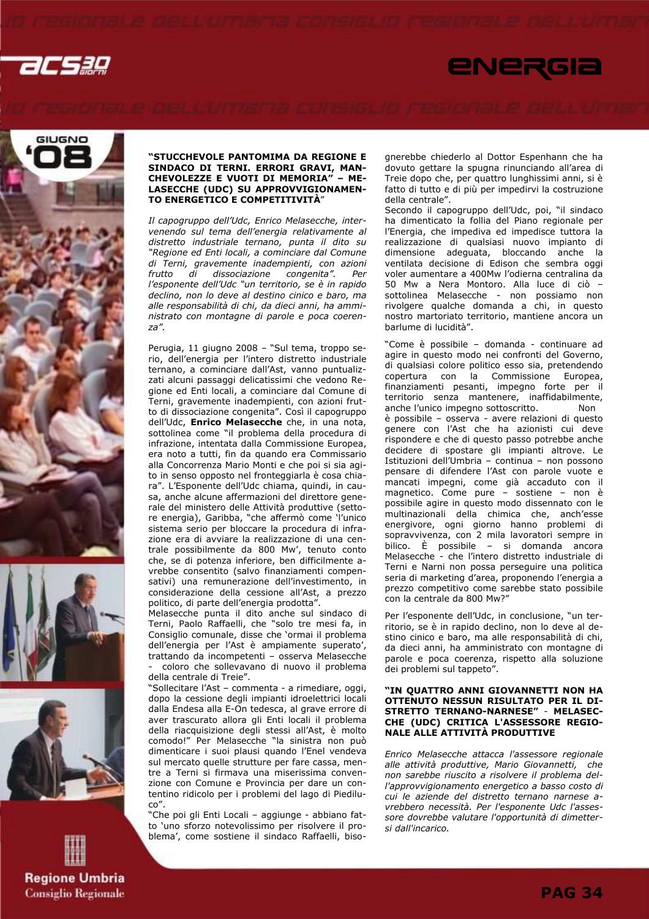**"STUCCHEVOLE PANTOMIMA DA REGIONE E SINDACO DI TERNI. ERRORI GRAVI, MANCHEVOLEZZE E VUOTI DI MEMORIA" – MELASECCHE (UDC) SU APPROVVIGIONAMENTO ENERGETICO E COMPETITIVITÀ"**

*Il capogruppo dell'Udc, Enrico Melasecche, intervenendo sul tema dell'energia relativamente al distretto industriale ternano, punta il dito su "Regione ed Enti locali, a cominciare dal Comune di Terni, gravemente inadempienti, con azioni frutto di dissociazione congenita". Per l'esponente dell'Udc "un territorio, se è in rapido declino, non lo deve al destino cinico e baro, ma alle responsabilità di chi, da dieci anni, ha amministrato con montagne di parole e poca coerenza".*

Perugia, 11 giugno 2008 – "Sul tema, troppo serio, dell'energia per l'intero distretto industriale ternano, a cominciare dall'Ast, vanno puntualizzati alcuni passaggi delicatissimi che vedono Regione ed Enti locali, a cominciare dal Comune di Terni, gravemente inadempienti, con azioni frutto di dissociazione congenita". Così il capogruppo dell'Udc, **Enrico Melasecche** che, in una nota, sottolinea come "il problema della procedura di infrazione, intentata dalla Commissione Europea, era noto a tutti, fin da quando era Commissario alla Concorrenza Mario Monti e che poi si sia agito in senso opposto nel fronteggiarla è cosa chiara". L'Esponente dell'Udc chiama, quindi, in causa, anche alcune affermazioni del direttore generale del ministero delle Attività produttive (settore energia), Garibba, "che affermò come 'l'unico sistema serio per bloccare la procedura di infrazione era di avviare la realizzazione di una centrale possibilmente da 800 Mw', tenuto conto che, se di potenza inferiore, ben difficilmente avrebbe consentito (salvo finanziamenti compensativi) una remunerazione dell'investimento, in considerazione della cessione all'Ast, a prezzo politico, di parte dell'energia prodotta".

Melasecche punta il dito anche sul sindaco di Terni, Paolo Raffaelli, che "solo tre mesi fa, in Consiglio comunale, disse che 'ormai il problema dell'energia per l'Ast è ampiamente superato', trattando da incompetenti – osserva Melasecche - coloro che sollevavano di nuovo il problema della centrale di Treie".

"Sollecitare l'Ast – commenta - a rimediare, oggi, dopo la cessione degli impianti idroelettrici locali dalla Endesa alla E-On tedesca, al grave errore di aver trascurato allora gli Enti locali il problema della riacquisizione degli stessi all'Ast, è molto comodo!" Per Melasecche "la sinistra non può dimenticare i suoi plausi quando l'Enel vendeva sul mercato quelle strutture per fare cassa, mentre a Terni si firmava una miserissima convenzione con Comune e Provincia per dare un contentino ridicolo per i problemi del lago di Piediluco".

"Che poi gli Enti Locali – aggiunge - abbiano fatto 'uno sforzo notevolissimo per risolvere il problema', come sostiene il sindaco Raffaelli, bisognerebbe chiederlo al Dottor Espenhann che ha dovuto gettare la spugna rinunciando all'area di Treie dopo che, per quattro lunghissimi anni, si è fatto di tutto e di più per impedirvi la costruzione della centrale".

Secondo il capogruppo dell'Udc, poi, "il sindaco ha dimenticato la follia del Piano regionale per l'Energia, che impediva ed impedisce tuttora la realizzazione di qualsiasi nuovo impianto di dimensione adeguata, bloccando anche la ventilata decisione di Edison che sembra oggi voler aumentare a 400Mw l'odierna centralina da 50 Mw a Nera Montoro. Alla luce di ciò – sottolinea Melasecche - non possiamo non rivolgere qualche domanda a chi, in questo nostro martoriato territorio, mantiene ancora un barlume di lucidità".

"Come è possibile – domanda - continuare ad agire in questo modo nei confronti del Governo, di qualsiasi colore politico esso sia, pretendendo copertura con la Commissione Europea, finanziamenti pesanti, impegno forte per il territorio senza mantenere, inaffidabilmente, anche l'unico impegno sottoscritto. Non è possibile – osserva - avere relazioni di questo genere con l'Ast che ha azionisti cui deve rispondere e che di questo passo potrebbe anche decidere di spostare gli impianti altrove. Le Istituzioni dell'Umbria – continua – non possono pensare di difendere l'Ast con parole vuote e mancati impegni, come già accaduto con il magnetico. Come pure – sostiene – non è possibile agire in questo modo dissennato con le multinazionali della chimica che, anch'esse energivore, ogni giorno hanno problemi di sopravvivenza, con 2 mila lavoratori sempre in bilico. È possibile – si domanda ancora Melasecche - che l'intero distretto industriale di Terni e Narni non possa perseguire una politica seria di marketing d'area, proponendo l'energia a prezzo competitivo come sarebbe stato possibile con la centrale da 800 Mw?"

Per l'esponente dell'Udc, in conclusione, "un territorio, se è in rapido declino, non lo deve al destino cinico e baro, ma alle responsabilità di chi, da dieci anni, ha amministrato con montagne di parole e poca coerenza, rispetto alla soluzione dei problemi sul tappeto".

**"IN QUATTRO ANNI GIOVANNETTI NON HA OTTENUTO NESSUN RISULTATO PER IL DISTRETTO TERNANO-NARNESE" - MELASECCHE (UDC) CRITICA L'ASSESSORE REGIONALE ALLE ATTIVITÀ PRODUTTIVE**

*Enrico Melasecche attacca l'assessore regionale alle attività produttive, Mario Giovannetti, che non sarebbe riuscito a risolvere il problema dell'approvvigionamento energetico a basso costo di cui le aziende del distretto ternano narnese avrebbero necessità. Per l'esponente Udc l'assessore dovrebbe valutare l'opportunità di dimettersi dall'incarico.*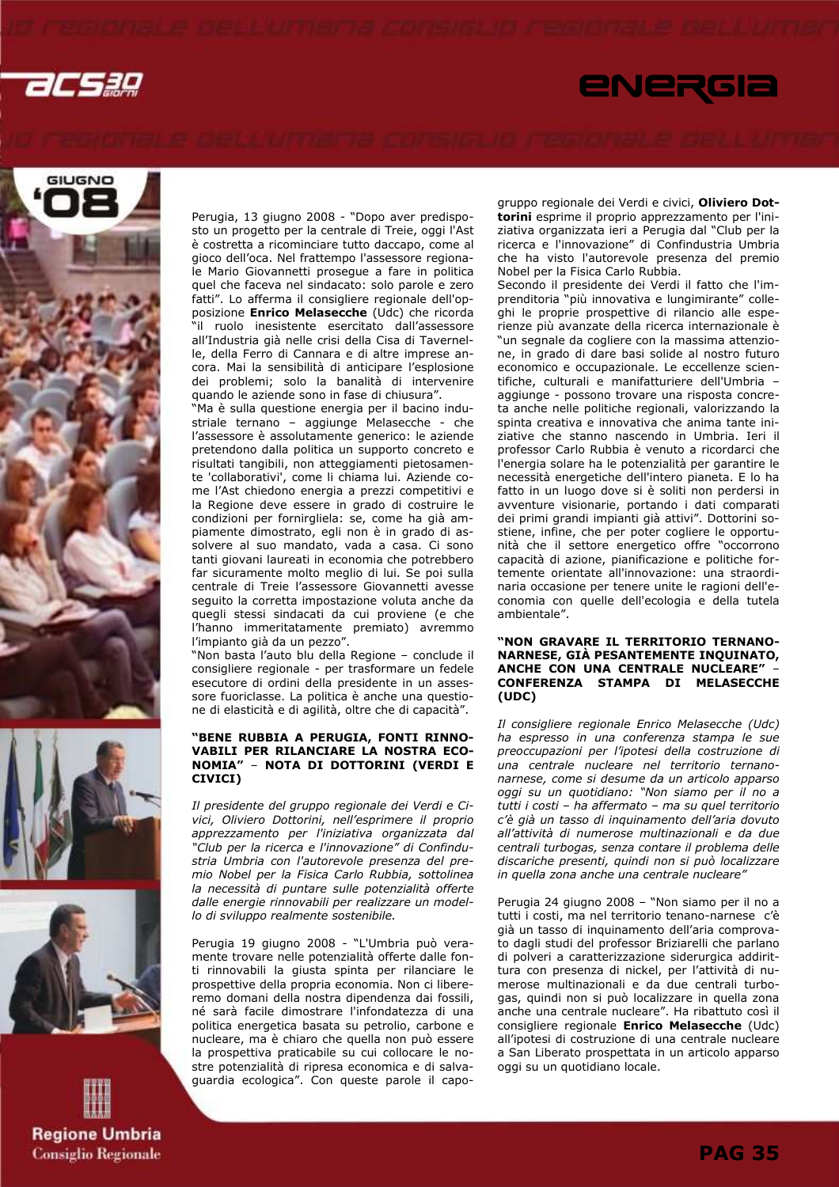Perugia, 13 giugno 2008 - "Dopo aver predisposto un progetto per la centrale di Treie, oggi l'Ast è costretta a ricominciare tutto daccapo, come al gioco dell'oca. Nel frattempo l'assessore regionale Mario Giovannetti prosegue a fare in politica quel che faceva nel sindacato: solo parole e zero fatti". Lo afferma il consigliere regionale dell'opposizione **Enrico Melasecche** (Udc) che ricorda "il ruolo inesistente esercitato dall'assessore all'Industria già nelle crisi della Cisa di Tavernelle, della Ferro di Cannara e di altre imprese ancora. Mai la sensibilità di anticipare l'esplosione dei problemi; solo la banalità di intervenire quando le aziende sono in fase di chiusura".

"Ma è sulla questione energia per il bacino industriale ternano – aggiunge Melasecche - che l'assessore è assolutamente generico: le aziende pretendono dalla politica un supporto concreto e risultati tangibili, non atteggiamenti pietosamente 'collaborativi', come li chiama lui. Aziende come l'Ast chiedono energia a prezzi competitivi e la Regione deve essere in grado di costruire le condizioni per fornirgliela: se, come ha già ampiamente dimostrato, egli non è in grado di assolvere al suo mandato, vada a casa. Ci sono tanti giovani laureati in economia che potrebbero far sicuramente molto meglio di lui. Se poi sulla centrale di Treie l'assessore Giovannetti avesse seguito la corretta impostazione voluta anche da quegli stessi sindacati da cui proviene (e che l'hanno immeritatamente premiato) avremmo l'impianto già da un pezzo".

"Non basta l'auto blu della Regione – conclude il consigliere regionale - per trasformare un fedele esecutore di ordini della presidente in un assessore fuoriclasse. La politica è anche una questione di elasticità e di agilità, oltre che di capacità".

**"BENE RUBBIA A PERUGIA, FONTI RINNOVABILI PER RILANCIARE LA NOSTRA ECONOMIA" – NOTA DI DOTTORINI (VERDI E CIVICI)**

*Il presidente del gruppo regionale dei Verdi e Civici, Oliviero Dottorini, nell'esprimere il proprio apprezzamento per l'iniziativa organizzata dal "Club per la ricerca e l'innovazione" di Confindustria Umbria con l'autorevole presenza del premio Nobel per la Fisica Carlo Rubbia, sottolinea la necessità di puntare sulle potenzialità offerte dalle energie rinnovabili per realizzare un modello di sviluppo realmente sostenibile.*

Perugia 19 giugno 2008 - "L'Umbria può veramente trovare nelle potenzialità offerte dalle fonti rinnovabili la giusta spinta per rilanciare le prospettive della propria economia. Non ci libereremo domani della nostra dipendenza dai fossili, né sarà facile dimostrare l'infondatezza di una politica energetica basata su petrolio, carbone e nucleare, ma è chiaro che quella non può essere la prospettiva praticabile su cui collocare le nostre potenzialità di ripresa economica e di salvaguardia ecologica". Con queste parole il capogruppo regionale dei Verdi e civici, **Oliviero Dottorini** esprime il proprio apprezzamento per l'iniziativa organizzata ieri a Perugia dal "Club per la ricerca e l'innovazione" di Confindustria Umbria che ha visto l'autorevole presenza del premio Nobel per la Fisica Carlo Rubbia.

Secondo il presidente dei Verdi il fatto che l'imprenditoria "più innovativa e lungimirante" colleghi le proprie prospettive di rilancio alle esperienze più avanzate della ricerca internazionale è "un segnale da cogliere con la massima attenzione, in grado di dare basi solide al nostro futuro economico e occupazionale. Le eccellenze scientifiche, culturali e manifatturiere dell'Umbria – aggiunge - possono trovare una risposta concreta anche nelle politiche regionali, valorizzando la spinta creativa e innovativa che anima tante iniziative che stanno nascendo in Umbria. Ieri il professor Carlo Rubbia è venuto a ricordarci che l'energia solare ha le potenzialità per garantire le necessità energetiche dell'intero pianeta. E lo ha fatto in un luogo dove si è soliti non perdersi in avventure visionarie, portando i dati comparati dei primi grandi impianti già attivi". Dottorini sostiene, infine, che per poter cogliere le opportunità che il settore energetico offre "occorrono capacità di azione, pianificazione e politiche fortemente orientate all'innovazione: una straordinaria occasione per tenere unite le ragioni dell'economia con quelle dell'ecologia e della tutela ambientale".

**"NON GRAVARE IL TERRITORIO TERNANO-NARNESE, GIÀ PESANTEMENTE INQUINATO, ANCHE CON UNA CENTRALE NUCLEARE" – CONFERENZA STAMPA DI MELASECCHE (UDC)**

*Il consigliere regionale Enrico Melasecche (Udc) ha espresso in una conferenza stampa le sue preoccupazioni per l'ipotesi della costruzione di una centrale nucleare nel territorio ternano-narnese, come si desume da un articolo apparso oggi su un quotidiano: "Non siamo per il no a tutti i costi – ha affermato – ma su quel territorio c'è già un tasso di inquinamento dell'aria dovuto all'attività di numerose multinazionali e da due centrali turbogas, senza contare il problema delle discariche presenti, quindi non si può localizzare in quella zona anche una centrale nucleare"*

Perugia 24 giugno 2008 – "Non siamo per il no a tutti i costi, ma nel territorio tenano-narnese c'è già un tasso di inquinamento dell'aria comprovato dagli studi del professor Briziarelli che parlano di polveri a caratterizzazione siderurgica addirittura con presenza di nickel, per l'attività di numerose multinazionali e da due centrali turbogas, quindi non si può localizzare in quella zona anche una centrale nucleare". Ha ribattuto così il consigliere regionale **Enrico Melasecche** (Udc) all'ipotesi di costruzione di una centrale nucleare a San Liberato prospettata in un articolo apparso oggi su un quotidiano locale.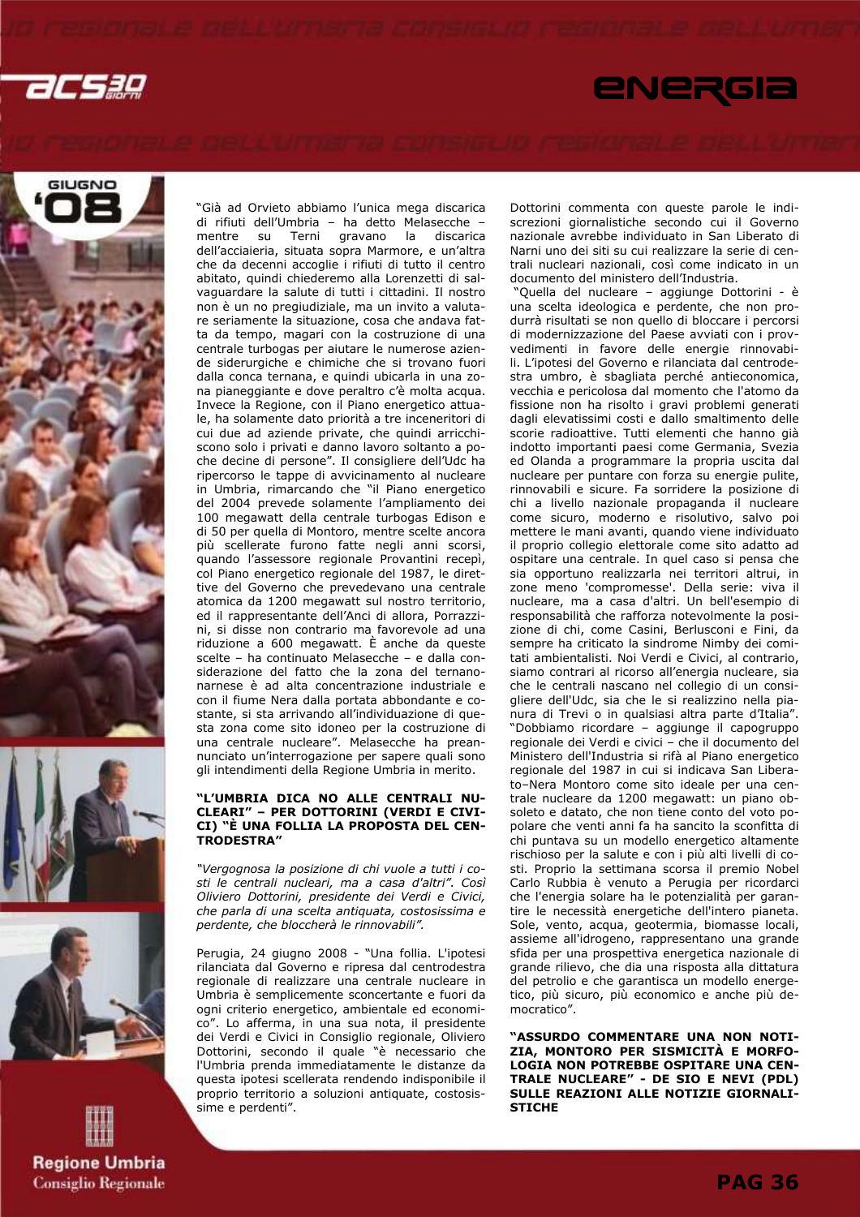"Già ad Orvieto abbiamo l'unica mega discarica di rifiuti dell'Umbria – ha detto Melasecche – mentre su Terni gravano la discarica dell'acciaieria, situata sopra Marmore, e un'altra che da decenni accoglie i rifiuti di tutto il centro abitato, quindi chiederemo alla Lorenzetti di salvaguardare la salute di tutti i cittadini. Il nostro non è un no pregiudiziale, ma un invito a valutare seriamente la situazione, cosa che andava fatta da tempo, magari con la costruzione di una centrale turbogas per aiutare le numerose aziende siderurgiche e chimiche che si trovano fuori dalla conca ternana, e quindi ubicarla in una zona pianeggiante e dove peraltro c'è molta acqua. Invece la Regione, con il Piano energetico attuale, ha solamente dato priorità a tre inceneritori di cui due ad aziende private, che quindi arricchiscono solo i privati e danno lavoro soltanto a poche decine di persone". Il consigliere dell'Udc ha ripercorso le tappe di avvicinamento al nucleare in Umbria, rimarcando che "il Piano energetico del 2004 prevede solamente l'ampliamento dei 100 megawatt della centrale turbogas Edison e di 50 per quella di Montoro, mentre scelte ancora più scellerate furono fatte negli anni scorsi, quando l'assessore regionale Provantini recepì, col Piano energetico regionale del 1987, le direttive del Governo che prevedevano una centrale atomica da 1200 megawatt sul nostro territorio, ed il rappresentante dell'Anci di allora, Porrazzini, si disse non contrario ma favorevole ad una riduzione a 600 megawatt. È anche da queste scelte – ha continuato Melasecche – e dalla considerazione del fatto che la zona del ternano-narnese è ad alta concentrazione industriale e con il fiume Nera dalla portata abbondante e costante, si sta arrivando all'individuazione di questa zona come sito idoneo per la costruzione di una centrale nucleare". Melasecche ha preannunciato un'interrogazione per sapere quali sono gli intendimenti della Regione Umbria in merito.

**"L'UMBRIA DICA NO ALLE CENTRALI NUCLEARI" – PER DOTTORINI (VERDI E CIVICI) "È UNA FOLLIA LA PROPOSTA DEL CENTRODESTRA"**

*"Vergognosa la posizione di chi vuole a tutti i costi le centrali nucleari, ma a casa d'altri". Così Oliviero Dottorini, presidente dei Verdi e Civici, che parla di una scelta antiquata, costosissima e perdente, che bloccherà le rinnovabili".*

Perugia, 24 giugno 2008 - "Una follia. L'ipotesi rilanciata dal Governo e ripresa dal centrodestra regionale di realizzare una centrale nucleare in Umbria è semplicemente sconcertante e fuori da ogni criterio energetico, ambientale ed economico". Lo afferma, in una sua nota, il presidente dei Verdi e Civici in Consiglio regionale, Oliviero Dottorini, secondo il quale "è necessario che l'Umbria prenda immediatamente le distanze da questa ipotesi scellerata rendendo indisponibile il proprio territorio a soluzioni antiquate, costosissime e perdenti".

Dottorini commenta con queste parole le indiscrezioni giornalistiche secondo cui il Governo nazionale avrebbe individuato in San Liberato di Narni uno dei siti su cui realizzare la serie di centrali nucleari nazionali, così come indicato in un documento del ministero dell'Industria.

"Quella del nucleare – aggiunge Dottorini - è una scelta ideologica e perdente, che non produrrà risultati se non quello di bloccare i percorsi di modernizzazione del Paese avviati con i provvedimenti in favore delle energie rinnovabili. L'ipotesi del Governo e rilanciata dal centrodestra umbro, è sbagliata perché antieconomica, vecchia e pericolosa dal momento che l'atomo da fissione non ha risolto i gravi problemi generati dagli elevatissimi costi e dallo smaltimento delle scorie radioattive. Tutti elementi che hanno già indotto importanti paesi come Germania, Svezia ed Olanda a programmare la propria uscita dal nucleare per puntare con forza su energie pulite, rinnovabili e sicure. Fa sorridere la posizione di chi a livello nazionale propaganda il nucleare come sicuro, moderno e risolutivo, salvo poi mettere le mani avanti, quando viene individuato il proprio collegio elettorale come sito adatto ad ospitare una centrale. In quel caso si pensa che sia opportuno realizzarla nei territori altrui, in zone meno 'compromesse'. Della serie: viva il nucleare, ma a casa d'altri. Un bell'esempio di responsabilità che rafforza notevolmente la posizione di chi, come Casini, Berlusconi e Fini, da sempre ha criticato la sindrome Nimby dei comitati ambientalisti. Noi Verdi e Civici, al contrario, siamo contrari al ricorso all'energia nucleare, sia che le centrali nascano nel collegio di un consigliere dell'Udc, sia che le si realizzino nella pianura di Trevi o in qualsiasi altra parte d'Italia". "Dobbiamo ricordare – aggiunge il capogruppo regionale dei Verdi e civici – che il documento del Ministero dell'Industria si rifà al Piano energetico regionale del 1987 in cui si indicava San Liberato–Nera Montoro come sito ideale per una centrale nucleare da 1200 megawatt: un piano obsoleto e datato, che non tiene conto del voto popolare che venti anni fa ha sancito la sconfitta di chi puntava su un modello energetico altamente rischioso per la salute e con i più alti livelli di costi. Proprio la settimana scorsa il premio Nobel Carlo Rubbia è venuto a Perugia per ricordarci che l'energia solare ha le potenzialità per garantire le necessità energetiche dell'intero pianeta. Sole, vento, acqua, geotermia, biomasse locali, assieme all'idrogeno, rappresentano una grande sfida per una prospettiva energetica nazionale di grande rilievo, che dia una risposta alla dittatura del petrolio e che garantisca un modello energetico, più sicuro, più economico e anche più democratico".

**"ASSURDO COMMENTARE UNA NON NOTIZIA, MONTORO PER SISMICITÀ E MORFOLOGIA NON POTREBBE OSPITARE UNA CENTRALE NUCLEARE" - DE SIO E NEVI (PDL) SULLE REAZIONI ALLE NOTIZIE GIORNALISTICHE**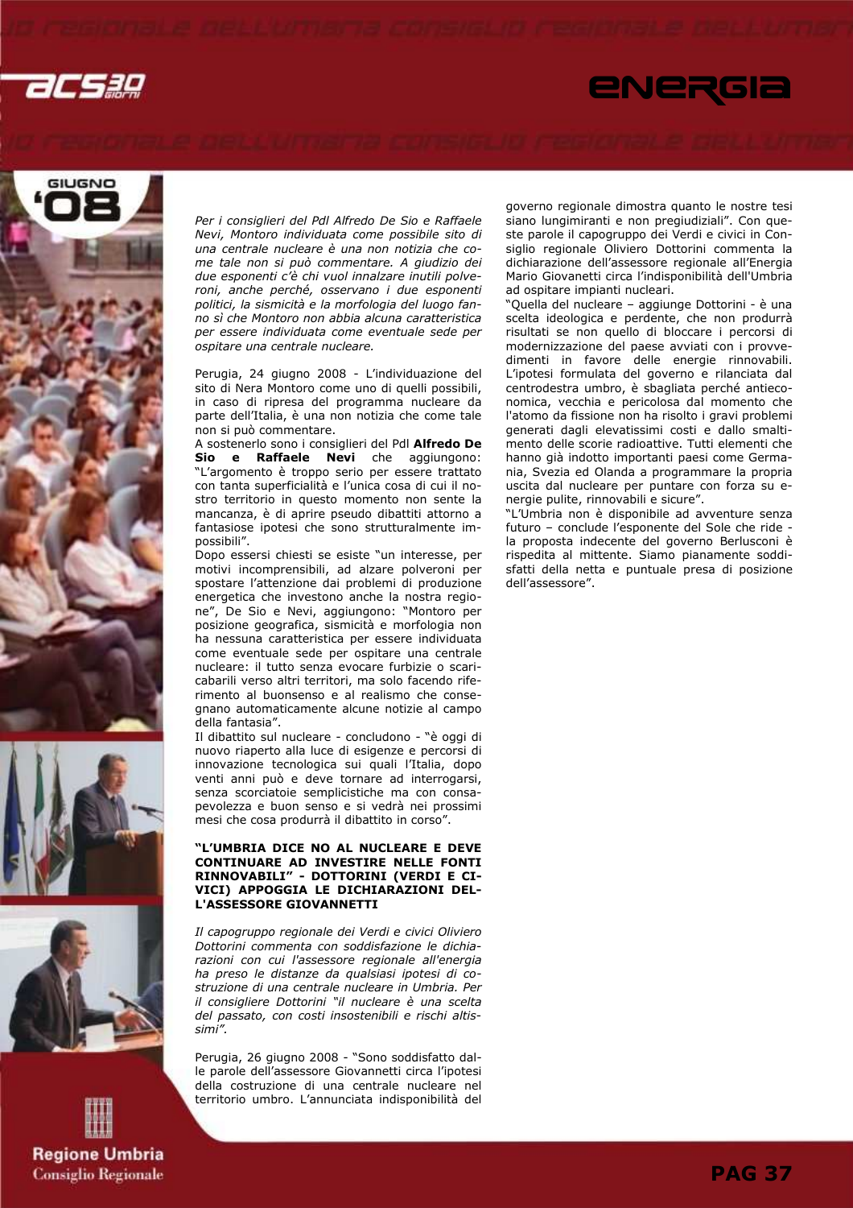*Per i consiglieri del Pdl Alfredo De Sio e Raffaele Nevi, Montoro individuata come possibile sito di una centrale nucleare è una non notizia che come tale non si può commentare. A giudizio dei due esponenti c'è chi vuol innalzare inutili polveroni, anche perché, osservano i due esponenti politici, la sismicità e la morfologia del luogo fanno sì che Montoro non abbia alcuna caratteristica per essere individuata come eventuale sede per ospitare una centrale nucleare.*

Perugia, 24 giugno 2008 - L'individuazione del sito di Nera Montoro come uno di quelli possibili, in caso di ripresa del programma nucleare da parte dell'Italia, è una non notizia che come tale non si può commentare.

A sostenerlo sono i consiglieri del Pdl **Alfredo De Sio e Raffaele Nevi** che aggiungono: "L'argomento è troppo serio per essere trattato con tanta superficialità e l'unica cosa di cui il nostro territorio in questo momento non sente la mancanza, è di aprire pseudo dibattiti attorno a fantasiose ipotesi che sono strutturalmente impossibili".

Dopo essersi chiesti se esiste "un interesse, per motivi incomprensibili, ad alzare polveroni per spostare l'attenzione dai problemi di produzione energetica che investono anche la nostra regione", De Sio e Nevi, aggiungono: "Montoro per posizione geografica, sismicità e morfologia non ha nessuna caratteristica per essere individuata come eventuale sede per ospitare una centrale nucleare: il tutto senza evocare furbizie o scaricabarili verso altri territori, ma solo facendo riferimento al buonsenso e al realismo che consegnano automaticamente alcune notizie al campo della fantasia".

Il dibattito sul nucleare - concludono - "è oggi di nuovo riaperto alla luce di esigenze e percorsi di innovazione tecnologica sui quali l'Italia, dopo venti anni può e deve tornare ad interrogarsi, senza scorciatoie semplicistiche ma con consapevolezza e buon senso e si vedrà nei prossimi mesi che cosa produrrà il dibattito in corso".

### "L'UMBRIA DICE NO AL NUCLEARE E DEVE CONTINUARE AD INVESTIRE NELLE FONTI RINNOVABILI" - DOTTORINI (VERDI E CIVICI) APPOGGIA LE DICHIARAZIONI DELL'ASSESSORE GIOVANNETTI

*Il capogruppo regionale dei Verdi e civici Oliviero Dottorini commenta con soddisfazione le dichiarazioni con cui l'assessore regionale all'energia ha preso le distanze da qualsiasi ipotesi di costruzione di una centrale nucleare in Umbria. Per il consigliere Dottorini "il nucleare è una scelta del passato, con costi insostenibili e rischi altissimi".*

Perugia, 26 giugno 2008 - "Sono soddisfatto dalle parole dell'assessore Giovannetti circa l'ipotesi della costruzione di una centrale nucleare nel territorio umbro. L'annunciata indisponibilità del governo regionale dimostra quanto le nostre tesi siano lungimiranti e non pregiudiziali". Con queste parole il capogruppo dei Verdi e civici in Consiglio regionale Oliviero Dottorini commenta la dichiarazione dell'assessore regionale all'Energia Mario Giovanetti circa l'indisponibilità dell'Umbria ad ospitare impianti nucleari.

"Quella del nucleare – aggiunge Dottorini - è una scelta ideologica e perdente, che non produrrà risultati se non quello di bloccare i percorsi di modernizzazione del paese avviati con i provvedimenti in favore delle energie rinnovabili. L'ipotesi formulata del governo e rilanciata dal centrodestra umbro, è sbagliata perché antieconomica, vecchia e pericolosa dal momento che l'atomo da fissione non ha risolto i gravi problemi generati dagli elevatissimi costi e dallo smaltimento delle scorie radioattive. Tutti elementi che hanno già indotto importanti paesi come Germania, Svezia ed Olanda a programmare la propria uscita dal nucleare per puntare con forza su energie pulite, rinnovabili e sicure".

"L'Umbria non è disponibile ad avventure senza futuro – conclude l'esponente del Sole che ride - la proposta indecente del governo Berlusconi è rispedita al mittente. Siamo pianamente soddisfatti della netta e puntuale presa di posizione dell'assessore".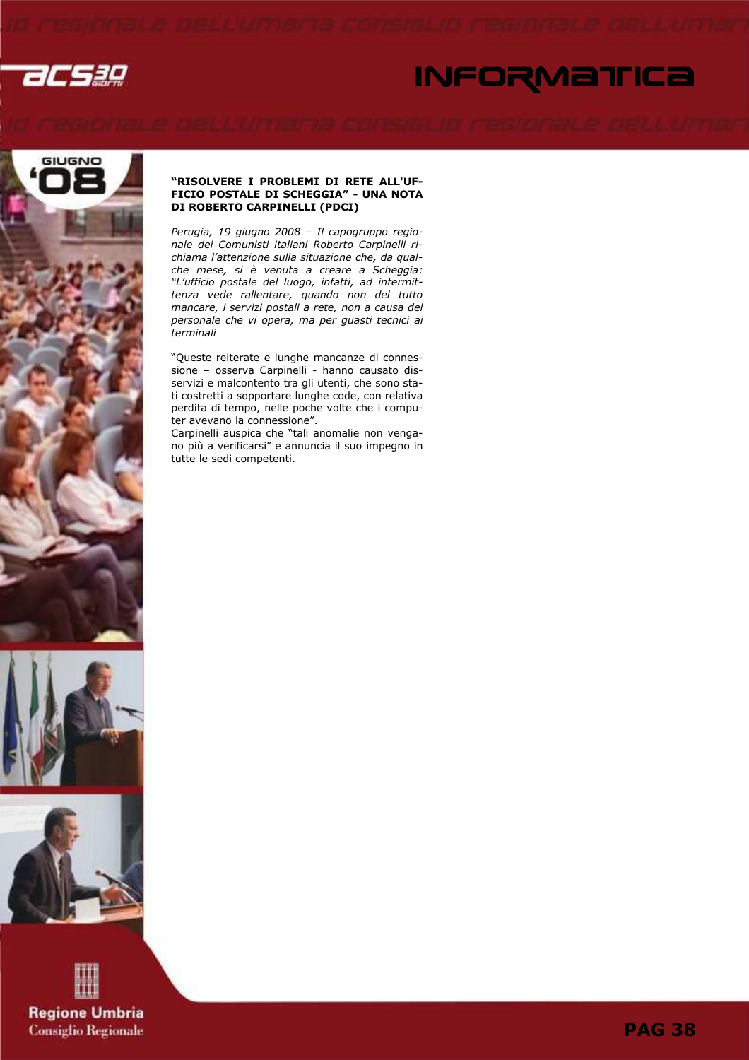**"RISOLVERE I PROBLEMI DI RETE ALL'UFFICIO POSTALE DI SCHEGGIA" - UNA NOTA DI ROBERTO CARPINELLI (PDCI)**

*Perugia, 19 giugno 2008 – Il capogruppo regionale dei Comunisti italiani Roberto Carpinelli richiama l'attenzione sulla situazione che, da qualche mese, si è venuta a creare a Scheggia: "L'ufficio postale del luogo, infatti, ad intermittenza vede rallentare, quando non del tutto mancare, i servizi postali a rete, non a causa del personale che vi opera, ma per guasti tecnici ai terminali*

"Queste reiterate e lunghe mancanze di connessione – osserva Carpinelli - hanno causato disservizi e malcontento tra gli utenti, che sono stati costretti a sopportare lunghe code, con relativa perdita di tempo, nelle poche volte che i computer avevano la connessione".

Carpinelli auspica che "tali anomalie non vengano più a verificarsi" e annuncia il suo impegno in tutte le sedi competenti.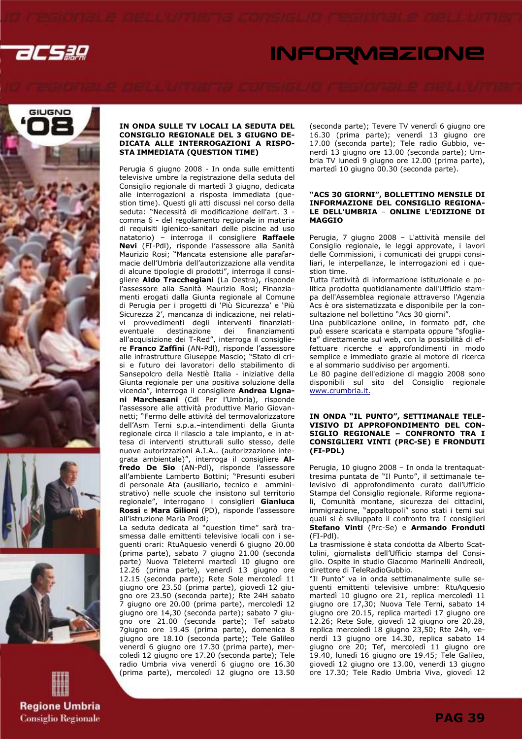### IN ONDA SULLE TV LOCALI LA SEDUTA DEL CONSIGLIO REGIONALE DEL 3 GIUGNO DEDICATA ALLE INTERROGAZIONI A RISPOSTA IMMEDIATA (QUESTION TIME)

Perugia 6 giugno 2008 - In onda sulle emittenti televisive umbre la registrazione della seduta del Consiglio regionale di martedì 3 giugno, dedicata alle interrogazioni a risposta immediata (question time). Questi gli atti discussi nel corso della seduta: "Necessità di modificazione dell'art. 3 - comma 6 - del regolamento regionale in materia di requisiti igienico-sanitari delle piscine ad uso natatorio) – interroga il consigliere **Raffaele Nevi** (FI-Pdl), risponde l'assessore alla Sanità Maurizio Rosi; "Mancata estensione alle parafarmacie dell'Umbria dell'autorizzazione alla vendita di alcune tipologie di prodotti", interroga il consigliere **Aldo Tracchegiani** (La Destra), risponde l'assessore alla Sanità Maurizio Rosi; Finanziamenti erogati dalla Giunta regionale al Comune di Perugia per i progetti di 'Più Sicurezza' e 'Più Sicurezza 2', mancanza di indicazione, nei relativi provvedimenti degli interventi finanziati-eventuale destinazione dei finanziamenti all'acquisizione dei T-Red", interroga il consigliere **Franco Zaffini** (AN-Pdl), risponde l'assessore alle infrastrutture Giuseppe Mascio; "Stato di crisi e futuro dei lavoratori dello stabilimento di Sansepolcro della Nestlè Italia - iniziative della Giunta regionale per una positiva soluzione della vicenda", interroga il consigliere **Andrea Lignani Marchesani** (CdI Per l'Umbria), risponde l'assessore alle attività produttive Mario Giovannetti; "Fermo delle attività del termovalorizzatore dell'Asm Terni s.p.a.–intendimenti della Giunta regionale circa il rilascio a tale impianto, e in attesa di interventi strutturali sullo stesso, delle nuove autorizzazioni A.I.A.. (autorizzazione integrata ambientale)", interroga il consigliere **Alfredo De Sio** (AN-Pdl), risponde l'assessore all'ambiente Lamberto Bottini; "Presunti esuberi di personale Ata (ausiliario, tecnico e amministrativo) nelle scuole che insistono sul territorio regionale", interrogano i consiglieri **Gianluca Rossi** e **Mara Gilioni** (PD), risponde l'assessore all'istruzione Maria Prodi;

La seduta dedicata al "question time" sarà trasmessa dalle emittenti televisive locali con i seguenti orari: RtuAquesio venerdì 6 giugno 20.00 (prima parte), sabato 7 giugno 21.00 (seconda parte) Nuova Teleterni martedì 10 giugno ore 12.26 (prima parte), venerdì 13 giugno ore 12.15 (seconda parte); Rete Sole mercoledì 11 giugno ore 23.50 (prima parte), giovedì 12 giugno ore 23.50 (seconda parte); Rte 24H sabato 7 giugno ore 20.00 (prima parte), mercoledì 12 giugno ore 14,30 (seconda parte); sabato 7 giugno ore 21.00 (seconda parte); Tef sabato 7giugno ore 19.45 (prima parte), domenica 8 giugno ore 18.10 (seconda parte); Tele Galileo venerdì 6 giugno ore 17.30 (prima parte), mercoledì 12 giugno ore 17.20 (seconda parte); Tele radio Umbria viva venerdì 6 giugno ore 16.30 (prima parte), mercoledì 12 giugno ore 13.50 (seconda parte); Tevere TV venerdì 6 giugno ore 16.30 (prima parte); venerdì 13 giugno ore 17.00 (seconda parte); Tele radio Gubbio, venerdì 13 giugno ore 13.00 (seconda parte); Umbria TV lunedì 9 giugno ore 12.00 (prima parte), martedì 10 giugno 00.30 (seconda parte).

### "ACS 30 GIORNI", BOLLETTINO MENSILE DI INFORMAZIONE DEL CONSIGLIO REGIONALE DELL'UMBRIA – ONLINE L'EDIZIONE DI MAGGIO

Perugia, 7 giugno 2008 – L'attività mensile del Consiglio regionale, le leggi approvate, i lavori delle Commissioni, i comunicati dei gruppi consiliari, le interpellanze, le interrogazioni ed i question time.

Tutta l'attività di informazione istituzionale e politica prodotta quotidianamente dall'Ufficio stampa dell'Assemblea regionale attraverso l'Agenzia Acs è ora sistematizzata e disponibile per la consultazione nel bollettino "Acs 30 giorni".

Una pubblicazione online, in formato pdf, che può essere scaricata e stampata oppure "sfogliata" direttamente sul web, con la possibilità di effettuare ricerche e approfondimenti in modo semplice e immediato grazie al motore di ricerca e al sommario suddiviso per argomenti.

Le 80 pagine dell'edizione di maggio 2008 sono disponibili sul sito del Consiglio regionale www.crumbria.it.

### IN ONDA "IL PUNTO", SETTIMANALE TELEVISIVO DI APPROFONDIMENTO DEL CONSIGLIO REGIONALE – CONFRONTO TRA I CONSIGLIERI VINTI (PRC-SE) E FRONDUTI (FI-PDL)

Perugia, 10 giugno 2008 – In onda la trentaquattresima puntata de "Il Punto", il settimanale televisivo di approfondimento curato dall'Ufficio Stampa del Consiglio regionale. Riforme regionali, Comunità montane, sicurezza dei cittadini, immigrazione, "appaltopoli" sono stati i temi sui quali si è sviluppato il confronto tra I consiglieri **Stefano Vinti** (Prc-Se) e **Armando Fronduti** (FI-Pdl).

La trasmissione è stata condotta da Alberto Scattolini, giornalista dell'Ufficio stampa del Consiglio. Ospite in studio Giacomo Marinelli Andreoli, direttore di TeleRadioGubbio.

"Il Punto" va in onda settimanalmente sulle seguenti emittenti televisive umbre: RtuAquesio martedì 10 giugno ore 21, replica mercoledì 11 giugno ore 17,30; Nuova Tele Terni, sabato 14 giugno ore 20.15, replica martedì 17 giugno ore 12.26; Rete Sole, giovedì 12 giugno ore 20.28, replica mercoledì 18 giugno 23,50; Rte 24h, venerdì 13 giugno ore 14.30, replica sabato 14 giugno ore 20; Tef, mercoledì 11 giugno ore 19.40, lunedì 16 giugno ore 19.45; Tele Galileo, giovedì 12 giugno ore 13.00, venerdì 13 giugno ore 17.30; Tele Radio Umbria Viva, giovedì 12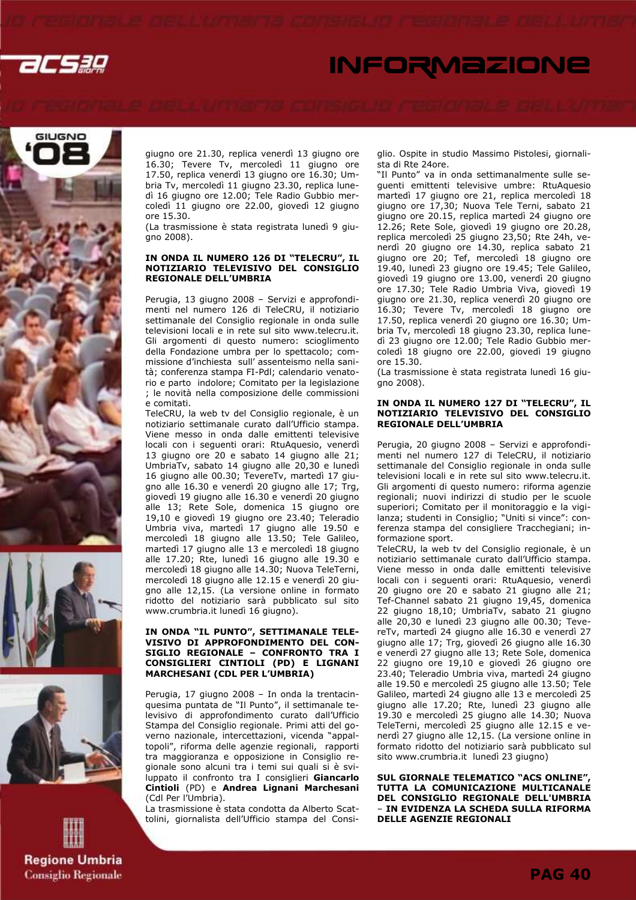giugno ore 21.30, replica venerdì 13 giugno ore 16.30; Tevere Tv, mercoledì 11 giugno ore 17.50, replica venerdì 13 giugno ore 16.30; Umbria Tv, mercoledì 11 giugno 23.30, replica lunedì 16 giugno ore 12.00; Tele Radio Gubbio mercoledì 11 giugno ore 22.00, giovedì 12 giugno ore 15.30.
(La trasmissione è stata registrata lunedì 9 giugno 2008).

**IN ONDA IL NUMERO 126 DI "TELECRU", IL NOTIZIARIO TELEVISIVO DEL CONSIGLIO REGIONALE DELL'UMBRIA**

Perugia, 13 giugno 2008 – Servizi e approfondimenti nel numero 126 di TeleCRU, il notiziario settimanale del Consiglio regionale in onda sulle televisioni locali e in rete sul sito www.telecru.it. Gli argomenti di questo numero: scioglimento della Fondazione umbra per lo spettacolo; commissione d'inchiesta sull' assenteismo nella sanità; conferenza stampa FI-Pdl; calendario venatorio e parto indolore; Comitato per la legislazione ; le novità nella composizione delle commissioni e comitati.
TeleCRU, la web tv del Consiglio regionale, è un notiziario settimanale curato dall'Ufficio stampa. Viene messo in onda dalle emittenti televisive locali con i seguenti orari: RtuAquesio, venerdì 13 giugno ore 20 e sabato 14 giugno alle 21; UmbriaTv, sabato 14 giugno alle 20,30 e lunedì 16 giugno alle 00.30; TevereTv, martedì 17 giugno alle 16.30 e venerdì 20 giugno alle 17; Trg, giovedì 19 giugno alle 16.30 e venerdì 20 giugno alle 13; Rete Sole, domenica 15 giugno ore 19,10 e giovedì 19 giugno ore 23.40; Teleradio Umbria viva, martedì 17 giugno alle 19.50 e mercoledì 18 giugno alle 13.50; Tele Galileo, martedì 17 giugno alle 13 e mercoledì 18 giugno alle 17.20; Rte, lunedì 16 giugno alle 19.30 e mercoledì 18 giugno alle 14.30; Nuova TeleTerni, mercoledì 18 giugno alle 12.15 e venerdì 20 giugno alle 12,15. (La versione online in formato ridotto del notiziario sarà pubblicato sul sito www.crumbria.it lunedì 16 giugno).

**IN ONDA "IL PUNTO", SETTIMANALE TELEVISIVO DI APPROFONDIMENTO DEL CONSIGLIO REGIONALE – CONFRONTO TRA I CONSIGLIERI CINTIOLI (PD) E LIGNANI MARCHESANI (CDL PER L'UMBRIA)**

Perugia, 17 giugno 2008 – In onda la trentacinquesima puntata de "Il Punto", il settimanale televisivo di approfondimento curato dall'Ufficio Stampa del Consiglio regionale. Primi atti del governo nazionale, intercettazioni, vicenda "appaltopoli", riforma delle agenzie regionali, rapporti tra maggioranza e opposizione in Consiglio regionale sono alcuni tra i temi sui quali si è sviluppato il confronto tra I consiglieri **Giancarlo Cintioli** (PD) e **Andrea Lignani Marchesani** (Cdl Per l'Umbria).
La trasmissione è stata condotta da Alberto Scattolini, giornalista dell'Ufficio stampa del Consiglio. Ospite in studio Massimo Pistolesi, giornalista di Rte 24ore.
"Il Punto" va in onda settimanalmente sulle seguenti emittenti televisive umbre: RtuAquesio martedì 17 giugno ore 21, replica mercoledì 18 giugno ore 17,30; Nuova Tele Terni, sabato 21 giugno ore 20.15, replica martedì 24 giugno ore 12.26; Rete Sole, giovedì 19 giugno ore 20.28, replica mercoledì 25 giugno 23,50; Rte 24h, venerdì 20 giugno ore 14.30, replica sabato 21 giugno ore 20; Tef, mercoledì 18 giugno ore 19.40, lunedì 23 giugno ore 19.45; Tele Galileo, giovedì 19 giugno ore 13.00, venerdì 20 giugno ore 17.30; Tele Radio Umbria Viva, giovedì 19 giugno ore 21.30, replica venerdì 20 giugno ore 16.30; Tevere Tv, mercoledì 18 giugno ore 17.50, replica venerdì 20 giugno ore 16.30; Umbria Tv, mercoledì 18 giugno 23.30, replica lunedì 23 giugno ore 12.00; Tele Radio Gubbio mercoledì 18 giugno ore 22.00, giovedì 19 giugno ore 15.30.
(La trasmissione è stata registrata lunedì 16 giugno 2008).

**IN ONDA IL NUMERO 127 DI "TELECRU", IL NOTIZIARIO TELEVISIVO DEL CONSIGLIO REGIONALE DELL'UMBRIA**

Perugia, 20 giugno 2008 – Servizi e approfondimenti nel numero 127 di TeleCRU, il notiziario settimanale del Consiglio regionale in onda sulle televisioni locali e in rete sul sito www.telecru.it. Gli argomenti di questo numero: riforma agenzie regionali; nuovi indirizzi di studio per le scuole superiori; Comitato per il monitoraggio e la vigilanza; studenti in Consiglio; "Uniti si vince": conferenza stampa del consigliere Tracchegiani; informazione sport.
TeleCRU, la web tv del Consiglio regionale, è un notiziario settimanale curato dall'Ufficio stampa. Viene messo in onda dalle emittenti televisive locali con i seguenti orari: RtuAquesio, venerdì 20 giugno ore 20 e sabato 21 giugno alle 21; Tef-Channel sabato 21 giugno 19,45, domenica 22 giugno 18,10; UmbriaTv, sabato 21 giugno alle 20,30 e lunedì 23 giugno alle 00.30; TevereTv, martedì 24 giugno alle 16.30 e venerdì 27 giugno alle 17; Trg, giovedì 26 giugno alle 16.30 e venerdì 27 giugno alle 13; Rete Sole, domenica 22 giugno ore 19,10 e giovedì 26 giugno ore 23.40; Teleradio Umbria viva, martedì 24 giugno alle 19.50 e mercoledì 25 giugno alle 13.50; Tele Galileo, martedì 24 giugno alle 13 e mercoledì 25 giugno alle 17.20; Rte, lunedì 23 giugno alle 19.30 e mercoledì 25 giugno alle 14.30; Nuova TeleTerni, mercoledì 25 giugno alle 12.15 e venerdì 27 giugno alle 12,15. (La versione online in formato ridotto del notiziario sarà pubblicato sul sito www.crumbria.it lunedì 23 giugno)

**SUL GIORNALE TELEMATICO "ACS ONLINE", TUTTA LA COMUNICAZIONE MULTICANALE DEL CONSIGLIO REGIONALE DELL'UMBRIA – IN EVIDENZA LA SCHEDA SULLA RIFORMA DELLE AGENZIE REGIONALI**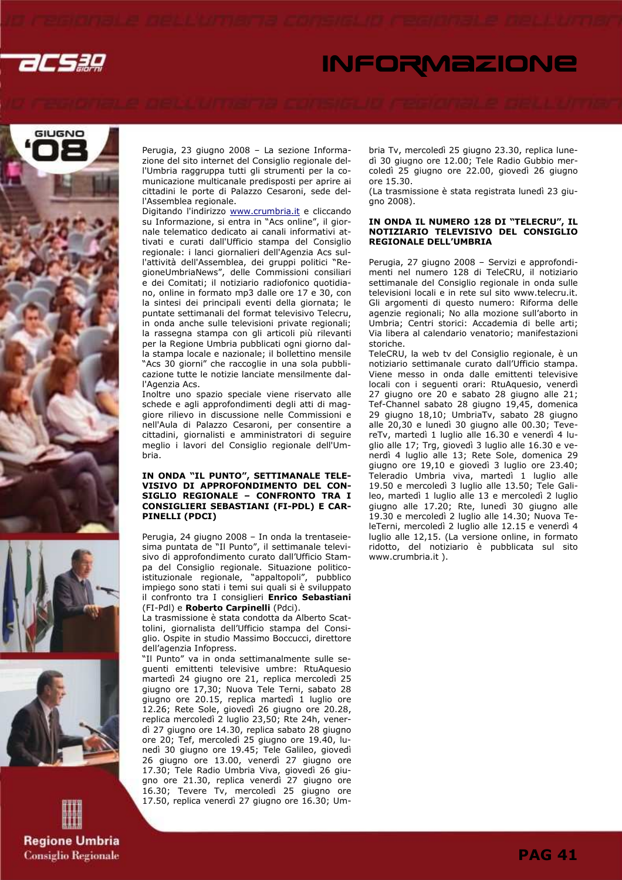Perugia, 23 giugno 2008 – La sezione Informazione del sito internet del Consiglio regionale dell'Umbria raggruppa tutti gli strumenti per la comunicazione multicanale predisposti per aprire ai cittadini le porte di Palazzo Cesaroni, sede dell'Assemblea regionale.

Digitando l'indirizzo www.crumbria.it e cliccando su Informazione, si entra in "Acs online", il giornale telematico dedicato ai canali informativi attivati e curati dall'Ufficio stampa del Consiglio regionale: i lanci giornalieri dell'Agenzia Acs sull'attività dell'Assemblea, dei gruppi politici "RegioneUmbriaNews", delle Commissioni consiliari e dei Comitati; il notiziario radiofonico quotidiano, online in formato mp3 dalle ore 17 e 30, con la sintesi dei principali eventi della giornata; le puntate settimanali del format televisivo Telecru, in onda anche sulle televisioni private regionali; la rassegna stampa con gli articoli più rilevanti per la Regione Umbria pubblicati ogni giorno dalla stampa locale e nazionale; il bollettino mensile "Acs 30 giorni" che raccoglie in una sola pubblicazione tutte le notizie lanciate mensilmente dall'Agenzia Acs.

Inoltre uno spazio speciale viene riservato alle schede e agli approfondimenti degli atti di maggiore rilievo in discussione nelle Commissioni e nell'Aula di Palazzo Cesaroni, per consentire a cittadini, giornalisti e amministratori di seguire meglio i lavori del Consiglio regionale dell'Umbria.

**IN ONDA "IL PUNTO", SETTIMANALE TELEVISIVO DI APPROFONDIMENTO DEL CONSIGLIO REGIONALE – CONFRONTO TRA I CONSIGLIERI SEBASTIANI (FI-PDL) E CARPINELLI (PDCI)**

Perugia, 24 giugno 2008 – In onda la trentaseiesima puntata de "Il Punto", il settimanale televisivo di approfondimento curato dall'Ufficio Stampa del Consiglio regionale. Situazione politico-istituzionale regionale, "appaltopoli", pubblico impiego sono stati i temi sui quali si è sviluppato il confronto tra I consiglieri **Enrico Sebastiani** (FI-Pdl) e **Roberto Carpinelli** (Pdci).

La trasmissione è stata condotta da Alberto Scattolini, giornalista dell'Ufficio stampa del Consiglio. Ospite in studio Massimo Boccucci, direttore dell'agenzia Infopress.

"Il Punto" va in onda settimanalmente sulle seguenti emittenti televisive umbre: RtuAquesio martedì 24 giugno ore 21, replica mercoledì 25 giugno ore 17,30; Nuova Tele Terni, sabato 28 giugno ore 20.15, replica martedì 1 luglio ore 12.26; Rete Sole, giovedì 26 giugno ore 20.28, replica mercoledì 2 luglio 23,50; Rte 24h, venerdì 27 giugno ore 14.30, replica sabato 28 giugno ore 20; Tef, mercoledì 25 giugno ore 19.40, lunedì 30 giugno ore 19.45; Tele Galileo, giovedì 26 giugno ore 13.00, venerdì 27 giugno ore 17.30; Tele Radio Umbria Viva, giovedì 26 giugno ore 21.30, replica venerdì 27 giugno ore 16.30; Tevere Tv, mercoledì 25 giugno ore 17.50, replica venerdì 27 giugno ore 16.30; Umbria Tv, mercoledì 25 giugno 23.30, replica lunedì 30 giugno ore 12.00; Tele Radio Gubbio mercoledì 25 giugno ore 22.00, giovedì 26 giugno ore 15.30.

(La trasmissione è stata registrata lunedì 23 giugno 2008).

**IN ONDA IL NUMERO 128 DI "TELECRU", IL NOTIZIARIO TELEVISIVO DEL CONSIGLIO REGIONALE DELL'UMBRIA**

Perugia, 27 giugno 2008 – Servizi e approfondimenti nel numero 128 di TeleCRU, il notiziario settimanale del Consiglio regionale in onda sulle televisioni locali e in rete sul sito www.telecru.it. Gli argomenti di questo numero: Riforma delle agenzie regionali; No alla mozione sull'aborto in Umbria; Centri storici: Accademia di belle arti; Via libera al calendario venatorio; manifestazioni storiche.

TeleCRU, la web tv del Consiglio regionale, è un notiziario settimanale curato dall'Ufficio stampa. Viene messo in onda dalle emittenti televisive locali con i seguenti orari: RtuAquesio, venerdì 27 giugno ore 20 e sabato 28 giugno alle 21; Tef-Channel sabato 28 giugno 19,45, domenica 29 giugno 18,10; UmbriaTv, sabato 28 giugno alle 20,30 e lunedì 30 giugno alle 00.30; TevereTv, martedì 1 luglio alle 16.30 e venerdì 4 luglio alle 17; Trg, giovedì 3 luglio alle 16.30 e venerdì 4 luglio alle 13; Rete Sole, domenica 29 giugno ore 19,10 e giovedì 3 luglio ore 23.40; Teleradio Umbria viva, martedì 1 luglio alle 19.50 e mercoledì 3 luglio alle 13.50; Tele Galileo, martedì 1 luglio alle 13 e mercoledì 2 luglio giugno alle 17.20; Rte, lunedì 30 giugno alle 19.30 e mercoledì 2 luglio alle 14.30; Nuova TeleTerni, mercoledì 2 luglio alle 12.15 e venerdì 4 luglio alle 12,15. (La versione online, in formato ridotto, del notiziario è pubblicata sul sito www.crumbria.it ).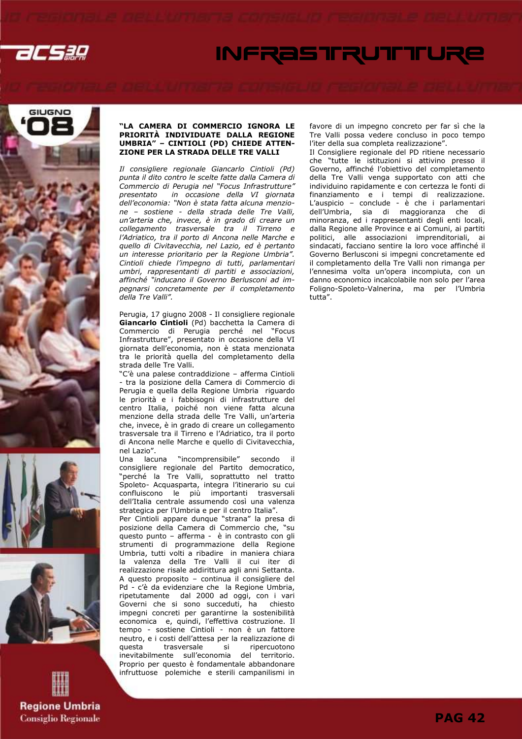## "LA CAMERA DI COMMERCIO IGNORA LE PRIORITÀ INDIVIDUATE DALLA REGIONE UMBRIA" – CINTIOLI (PD) CHIEDE ATTENZIONE PER LA STRADA DELLE TRE VALLI

*Il consigliere regionale Giancarlo Cintioli (Pd) punta il dito contro le scelte fatte dalla Camera di Commercio di Perugia nel "Focus Infrastrutture" presentato in occasione della VI giornata dell'economia: "Non è stata fatta alcuna menzione – sostiene - della strada delle Tre Valli, un'arteria che, invece, è in grado di creare un collegamento trasversale tra il Tirreno e l'Adriatico, tra il porto di Ancona nelle Marche e quello di Civitavecchia, nel Lazio, ed è pertanto un interesse prioritario per la Regione Umbria". Cintioli chiede l'impegno di tutti, parlamentari umbri, rappresentanti di partiti e associazioni, affinché "inducano il Governo Berlusconi ad impegnarsi concretamente per il completamento della Tre Valli".*

Perugia, 17 giugno 2008 - Il consigliere regionale **Giancarlo Cintioli** (Pd) bacchetta la Camera di Commercio di Perugia perché nel "Focus Infrastrutture", presentato in occasione della VI giornata dell'economia, non è stata menzionata tra le priorità quella del completamento della strada delle Tre Valli.

"C'è una palese contraddizione – afferma Cintioli - tra la posizione della Camera di Commercio di Perugia e quella della Regione Umbria riguardo le priorità e i fabbisogni di infrastrutture del centro Italia, poiché non viene fatta alcuna menzione della strada delle Tre Valli, un'arteria che, invece, è in grado di creare un collegamento trasversale tra il Tirreno e l'Adriatico, tra il porto di Ancona nelle Marche e quello di Civitavecchia, nel Lazio".

Una lacuna "incomprensibile" secondo il consigliere regionale del Partito democratico, "perché la Tre Valli, soprattutto nel tratto Spoleto- Acquasparta, integra l'itinerario su cui confluiscono le più importanti trasversali dell'Italia centrale assumendo così una valenza strategica per l'Umbria e per il centro Italia".

Per Cintioli appare dunque "strana" la presa di posizione della Camera di Commercio che, "su questo punto – afferma - è in contrasto con gli strumenti di programmazione della Regione Umbria, tutti volti a ribadire in maniera chiara la valenza della Tre Valli il cui iter di realizzazione risale addirittura agli anni Settanta. A questo proposito – continua il consigliere del Pd - c'è da evidenziare che la Regione Umbria, ripetutamente dal 2000 ad oggi, con i vari Governi che si sono succeduti, ha chiesto impegni concreti per garantirne la sostenibilità economica e, quindi, l'effettiva costruzione. Il tempo - sostiene Cintioli - non è un fattore neutro, e i costi dell'attesa per la realizzazione di questa trasversale si ripercuotono inevitabilmente sull'economia del territorio. Proprio per questo è fondamentale abbandonare infruttuose polemiche e sterili campanilismi in favore di un impegno concreto per far sì che la Tre Valli possa vedere concluso in poco tempo l'iter della sua completa realizzazione".

Il Consigliere regionale del PD ritiene necessario che "tutte le istituzioni si attivino presso il Governo, affinché l'obiettivo del completamento della Tre Valli venga supportato con atti che individuino rapidamente e con certezza le fonti di finanziamento e i tempi di realizzazione. L'auspicio – conclude - è che i parlamentari dell'Umbria, sia di maggioranza che di minoranza, ed i rappresentanti degli enti locali, dalla Regione alle Province e ai Comuni, ai partiti politici, alle associazioni imprenditoriali, ai sindacati, facciano sentire la loro voce affinché il Governo Berlusconi si impegni concretamente ed il completamento della Tre Valli non rimanga per l'ennesima volta un'opera incompiuta, con un danno economico incalcolabile non solo per l'area Foligno-Spoleto-Valnerina, ma per l'Umbria tutta".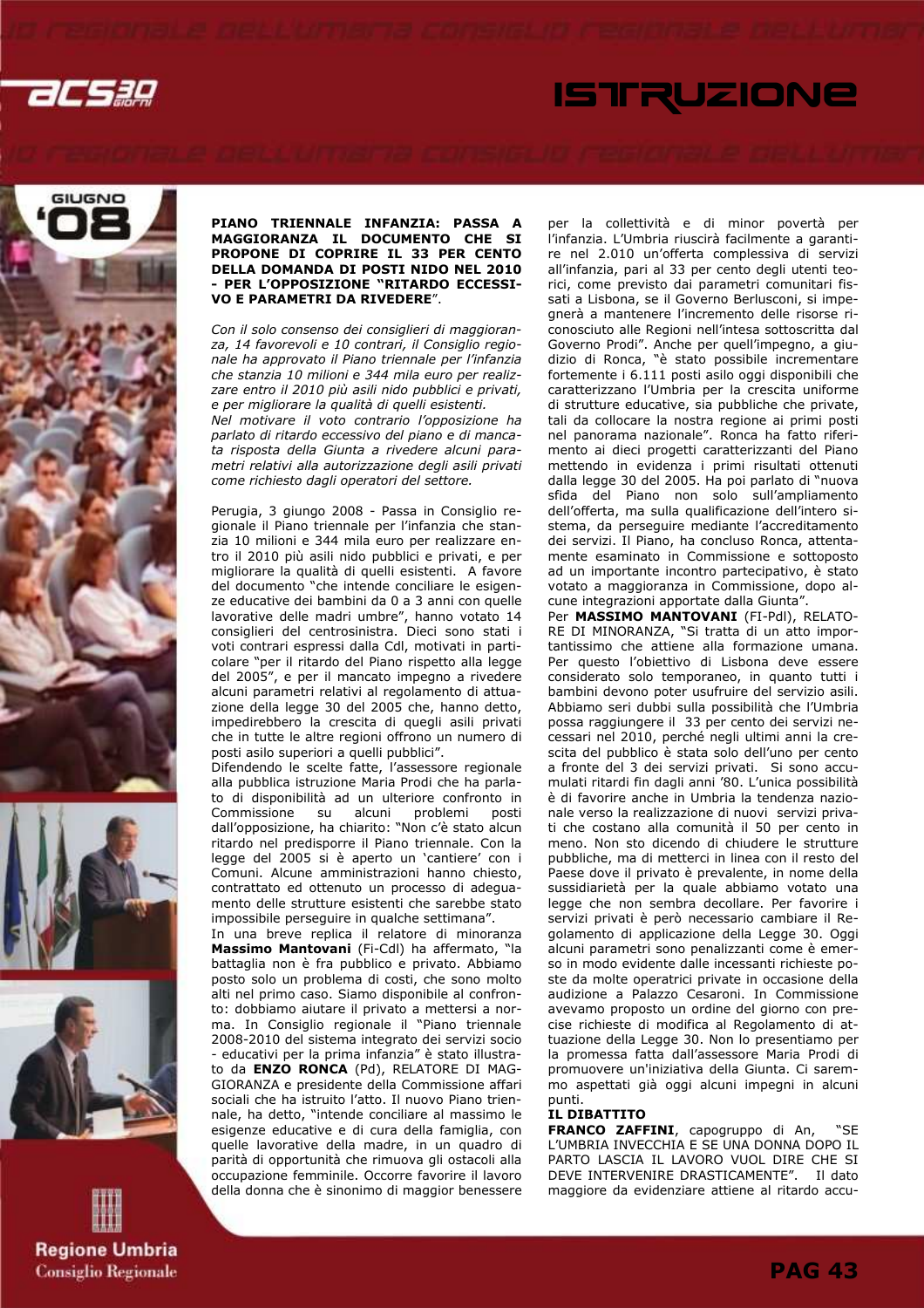# ISTRUZIONE

**PIANO TRIENNALE INFANZIA: PASSA A MAGGIORANZA IL DOCUMENTO CHE SI PROPONE DI COPRIRE IL 33 PER CENTO DELLA DOMANDA DI POSTI NIDO NEL 2010 - PER L'OPPOSIZIONE "RITARDO ECCESSIVO E PARAMETRI DA RIVEDERE**".

*Con il solo consenso dei consiglieri di maggioranza, 14 favorevoli e 10 contrari, il Consiglio regionale ha approvato il Piano triennale per l'infanzia che stanzia 10 milioni e 344 mila euro per realizzare entro il 2010 più asili nido pubblici e privati, e per migliorare la qualità di quelli esistenti.*
*Nel motivare il voto contrario l'opposizione ha parlato di ritardo eccessivo del piano e di mancata risposta della Giunta a rivedere alcuni parametri relativi alla autorizzazione degli asili privati come richiesto dagli operatori del settore.*

Perugia, 3 giugno 2008 - Passa in Consiglio regionale il Piano triennale per l'infanzia che stanzia 10 milioni e 344 mila euro per realizzare entro il 2010 più asili nido pubblici e privati, e per migliorare la qualità di quelli esistenti. A favore del documento "che intende conciliare le esigenze educative dei bambini da 0 a 3 anni con quelle lavorative delle madri umbre", hanno votato 14 consiglieri del centrosinistra. Dieci sono stati i voti contrari espressi dalla Cdl, motivati in particolare "per il ritardo del Piano rispetto alla legge del 2005", e per il mancato impegno a rivedere alcuni parametri relativi al regolamento di attuazione della legge 30 del 2005 che, hanno detto, impedirebbero la crescita di quegli asili privati che in tutte le altre regioni offrono un numero di posti asilo superiori a quelli pubblici".
Difendendo le scelte fatte, l'assessore regionale alla pubblica istruzione Maria Prodi che ha parlato di disponibilità ad un ulteriore confronto in Commissione su alcuni problemi posti dall'opposizione, ha chiarito: "Non c'è stato alcun ritardo nel predisporre il Piano triennale. Con la legge del 2005 si è aperto un 'cantiere' con i Comuni. Alcune amministrazioni hanno chiesto, contrattato ed ottenuto un processo di adeguamento delle strutture esistenti che sarebbe stato impossibile perseguire in qualche settimana".
In una breve replica il relatore di minoranza **Massimo Mantovani** (Fi-Cdl) ha affermato, "la battaglia non è fra pubblico e privato. Abbiamo posto solo un problema di costi, che sono molto alti nel primo caso. Siamo disponibile al confronto: dobbiamo aiutare il privato a mettersi a norma. In Consiglio regionale il "Piano triennale 2008-2010 del sistema integrato dei servizi socio - educativi per la prima infanzia" è stato illustrato da **ENZO RONCA** (Pd), RELATORE DI MAGGIORANZA e presidente della Commissione affari sociali che ha istruito l'atto. Il nuovo Piano triennale, ha detto, "intende conciliare al massimo le esigenze educative e di cura della famiglia, con quelle lavorative della madre, in un quadro di parità di opportunità che rimuova gli ostacoli alla occupazione femminile. Occorre favorire il lavoro della donna che è sinonimo di maggior benessere per la collettività e di minor povertà per l'infanzia. L'Umbria riuscirà facilmente a garantire nel 2.010 un'offerta complessiva di servizi all'infanzia, pari al 33 per cento degli utenti teorici, come previsto dai parametri comunitari fissati a Lisbona, se il Governo Berlusconi, si impegnerà a mantenere l'incremento delle risorse riconosciuto alle Regioni nell'intesa sottoscritta dal Governo Prodi". Anche per quell'impegno, a giudizio di Ronca, "è stato possibile incrementare fortemente i 6.111 posti asilo oggi disponibili che caratterizzano l'Umbria per la crescita uniforme di strutture educative, sia pubbliche che private, tali da collocare la nostra regione ai primi posti nel panorama nazionale". Ronca ha fatto riferimento ai dieci progetti caratterizzanti del Piano mettendo in evidenza i primi risultati ottenuti dalla legge 30 del 2005. Ha poi parlato di "nuova sfida del Piano non solo sull'ampliamento dell'offerta, ma sulla qualificazione dell'intero sistema, da perseguire mediante l'accreditamento dei servizi. Il Piano, ha concluso Ronca, attentamente esaminato in Commissione e sottoposto ad un importante incontro partecipativo, è stato votato a maggioranza in Commissione, dopo alcune integrazioni apportate dalla Giunta".
Per **MASSIMO MANTOVANI** (FI-Pdl), RELATORE DI MINORANZA, "Si tratta di un atto importantissimo che attiene alla formazione umana. Per questo l'obiettivo di Lisbona deve essere considerato solo temporaneo, in quanto tutti i bambini devono poter usufruire del servizio asili. Abbiamo seri dubbi sulla possibilità che l'Umbria possa raggiungere il 33 per cento dei servizi necessari nel 2010, perché negli ultimi anni la crescita del pubblico è stata solo dell'uno per cento a fronte del 3 dei servizi privati. Si sono accumulati ritardi fin dagli anni '80. L'unica possibilità è di favorire anche in Umbria la tendenza nazionale verso la realizzazione di nuovi servizi privati che costano alla comunità il 50 per cento in meno. Non sto dicendo di chiudere le strutture pubbliche, ma di metterci in linea con il resto del Paese dove il privato è prevalente, in nome della sussidiarietà per la quale abbiamo votato una legge che non sembra decollare. Per favorire i servizi privati è però necessario cambiare il Regolamento di applicazione della Legge 30. Oggi alcuni parametri sono penalizzanti come è emerso in modo evidente dalle incessanti richieste poste da molte operatrici private in occasione della audizione a Palazzo Cesaroni. In Commissione avevamo proposto un ordine del giorno con precise richieste di modifica al Regolamento di attuazione della Legge 30. Non lo presentiamo per la promessa fatta dall'assessore Maria Prodi di promuovere un'iniziativa della Giunta. Ci aspettavamo già oggi alcuni impegni in alcuni punti.

**IL DIBATTITO**

**FRANCO ZAFFINI**, capogruppo di An, "SE L'UMBRIA INVECCHIA E SE UNA DONNA DOPO IL PARTO LASCIA IL LAVORO VUOL DIRE CHE SI DEVE INTERVENIRE DRASTICAMENTE. Il dato maggiore da evidenziare attiene al ritardo accu-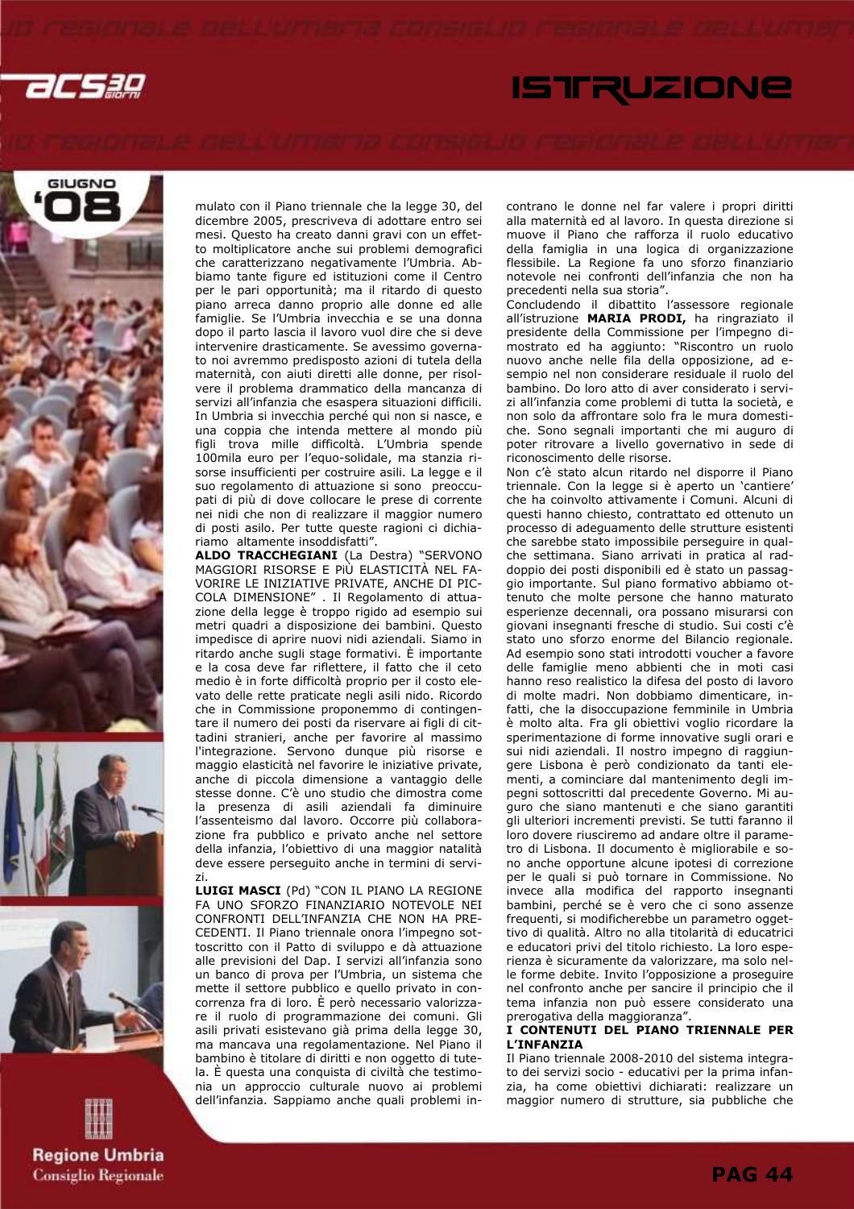mulato con il Piano triennale che la legge 30, del dicembre 2005, prescriveva di adottare entro sei mesi. Questo ha creato danni gravi con un effetto moltiplicatore anche sui problemi demografici che caratterizzano negativamente l'Umbria. Abbiamo tante figure ed istituzioni come il Centro per le pari opportunità; ma il ritardo di questo piano arreca danno proprio alle donne ed alle famiglie. Se l'Umbria invecchia e se una donna dopo il parto lascia il lavoro vuol dire che si deve intervenire drasticamente. Se avessimo governato noi avremmo predisposto azioni di tutela della maternità, con aiuti diretti alle donne, per risolvere il problema drammatico della mancanza di servizi all'infanzia che esaspera situazioni difficili. In Umbria si invecchia perché qui non si nasce, e una coppia che intenda mettere al mondo più figli trova mille difficoltà. L'Umbria spende 100mila euro per l'equo-solidale, ma stanzia risorse insufficienti per costruire asili. La legge e il suo regolamento di attuazione si sono preoccupati di più di dove collocare le prese di corrente nei nidi che non di realizzare il maggior numero di posti asilo. Per tutte queste ragioni ci dichiariamo altamente insoddisfatti".

**ALDO TRACCHEGIANI** (La Destra) "SERVONO MAGGIORI RISORSE E PIÙ ELASTICITÀ NEL FAVORIRE LE INIZIATIVE PRIVATE, ANCHE DI PICCOLA DIMENSIONE" . Il Regolamento di attuazione della legge è troppo rigido ad esempio sui metri quadri a disposizione dei bambini. Questo impedisce di aprire nuovi nidi aziendali. Siamo in ritardo anche sugli stage formativi. È importante e la cosa deve far riflettere, il fatto che il ceto medio è in forte difficoltà proprio per il costo elevato delle rette praticate negli asili nido. Ricordo che in Commissione proponemmo di contingentare il numero dei posti da riservare ai figli di cittadini stranieri, anche per favorire al massimo l'integrazione. Servono dunque più risorse e maggio elasticità nel favorire le iniziative private, anche di piccola dimensione a vantaggio delle stesse donne. C'è uno studio che dimostra come la presenza di asili aziendali fa diminuire l'assenteismo dal lavoro. Occorre più collaborazione fra pubblico e privato anche nel settore della infanzia, l'obiettivo di una maggior natalità deve essere perseguito anche in termini di servizi.

**LUIGI MASCI** (Pd) "CON IL PIANO LA REGIONE FA UNO SFORZO FINANZIARIO NOTEVOLE NEI CONFRONTI DELL'INFANZIA CHE NON HA PRECEDENTI. Il Piano triennale onora l'impegno sottoscritto con il Patto di sviluppo e dà attuazione alle previsioni del Dap. I servizi all'infanzia sono un banco di prova per l'Umbria, un sistema che mette il settore pubblico e quello privato in concorrenza fra di loro. È però necessario valorizzare il ruolo di programmazione dei comuni. Gli asili privati esistevano già prima della legge 30, ma mancava una regolamentazione. Nel Piano il bambino è titolare di diritti e non oggetto di tutela. È questa una conquista di civiltà che testimonia un approccio culturale nuovo ai problemi dell'infanzia. Sappiamo anche quali problemi incontrano le donne nel far valere i propri diritti alla maternità ed al lavoro. In questa direzione si muove il Piano che rafforza il ruolo educativo della famiglia in una logica di organizzazione flessibile. La Regione fa uno sforzo finanziario notevole nei confronti dell'infanzia che non ha precedenti nella sua storia".

Concludendo il dibattito l'assessore regionale all'istruzione **MARIA PRODI,** ha ringraziato il presidente della Commissione per l'impegno dimostrato ed ha aggiunto: "Riscontro un ruolo nuovo anche nelle fila della opposizione, ad esempio nel non considerare residuale il ruolo del bambino. Do loro atto di aver considerato i servizi all'infanzia come problemi di tutta la società, e non solo da affrontare solo fra le mura domestiche. Sono segnali importanti che mi auguro di poter ritrovare a livello governativo in sede di riconoscimento delle risorse.

Non c'è stato alcun ritardo nel disporre il Piano triennale. Con la legge si è aperto un 'cantiere' che ha coinvolto attivamente i Comuni. Alcuni di questi hanno chiesto, contrattato ed ottenuto un processo di adeguamento delle strutture esistenti che sarebbe stato impossibile perseguire in qualche settimana. Siano arrivati in pratica al raddoppio dei posti disponibili ed è stato un passaggio importante. Sul piano formativo abbiamo ottenuto che molte persone che hanno maturato esperienze decennali, ora possano misurarsi con giovani insegnanti fresche di studio. Sui costi c'è stato uno sforzo enorme del Bilancio regionale. Ad esempio sono stati introdotti voucher a favore delle famiglie meno abbienti che in moti casi hanno reso realistico la difesa del posto di lavoro di molte madri. Non dobbiamo dimenticare, infatti, che la disoccupazione femminile in Umbria è molto alta. Fra gli obiettivi voglio ricordare la sperimentazione di forme innovative sugli orari e sui nidi aziendali. Il nostro impegno di raggiungere Lisbona è però condizionato da tanti elementi, a cominciare dal mantenimento degli impegni sottoscritti dal precedente Governo. Mi auguro che siano mantenuti e che siano garantiti gli ulteriori incrementi previsti. Se tutti faranno il loro dovere riusciremo ad andare oltre il parametro di Lisbona. Il documento è migliorabile e sono anche opportune alcune ipotesi di correzione per le quali si può tornare in Commissione. No invece alla modifica del rapporto insegnanti bambini, perché se è vero che ci sono assenze frequenti, si modificherebbe un parametro oggettivo di qualità. Altro no alla titolarità di educatrici e educatori privi del titolo richiesto. La loro esperienza è sicuramente da valorizzare, ma solo nelle forme debite. Invito l'opposizione a proseguire nel confronto anche per sancire il principio che il tema infanzia non può essere considerato una prerogativa della maggioranza".

## I CONTENUTI DEL PIANO TRIENNALE PER L'INFANZIA

Il Piano triennale 2008-2010 del sistema integrato dei servizi socio - educativi per la prima infanzia, ha come obiettivi dichiarati: realizzare un maggior numero di strutture, sia pubbliche che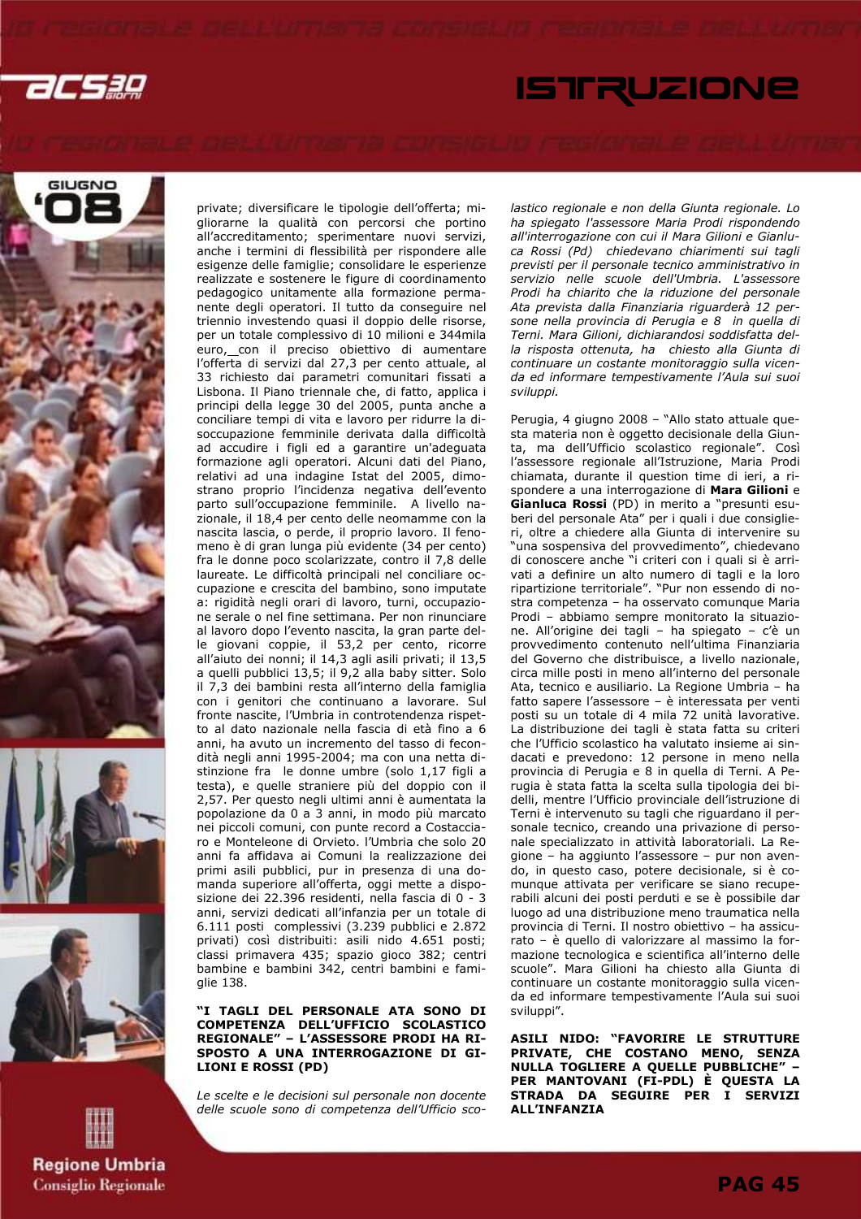private; diversificare le tipologie dell'offerta; migliorarne la qualità con percorsi che portino all'accreditamento; sperimentare nuovi servizi, anche i termini di flessibilità per rispondere alle esigenze delle famiglie; consolidare le esperienze realizzate e sostenere le figure di coordinamento pedagogico unitamente alla formazione permanente degli operatori. Il tutto da conseguire nel triennio investendo quasi il doppio delle risorse, per un totale complessivo di 10 milioni e 344mila euro, con il preciso obiettivo di aumentare l'offerta di servizi dal 27,3 per cento attuale, al 33 richiesto dai parametri comunitari fissati a Lisbona. Il Piano triennale che, di fatto, applica i principi della legge 30 del 2005, punta anche a conciliare tempi di vita e lavoro per ridurre la disoccupazione femminile derivata dalla difficoltà ad accudire i figli ed a garantire un'adeguata formazione agli operatori. Alcuni dati del Piano, relativi ad una indagine Istat del 2005, dimostrano proprio l'incidenza negativa dell'evento parto sull'occupazione femminile. A livello nazionale, il 18,4 per cento delle neomamme con la nascita lascia, o perde, il proprio lavoro. Il fenomeno è di gran lunga più evidente (34 per cento) fra le donne poco scolarizzate, contro il 7,8 delle laureate. Le difficoltà principali nel conciliare occupazione e crescita del bambino, sono imputate a: rigidità negli orari di lavoro, turni, occupazione serale o nel fine settimana. Per non rinunciare al lavoro dopo l'evento nascita, la gran parte delle giovani coppie, il 53,2 per cento, ricorre all'aiuto dei nonni; il 14,3 agli asili privati; il 13,5 a quelli pubblici 13,5; il 9,2 alla baby sitter. Solo il 7,3 dei bambini resta all'interno della famiglia con i genitori che continuano a lavorare. Sul fronte nascite, l'Umbria in controtendenza rispetto al dato nazionale nella fascia di età fino a 6 anni, ha avuto un incremento del tasso di fecondità negli anni 1995-2004; ma con una netta distinzione fra le donne umbre (solo 1,17 figli a testa), e quelle straniere più del doppio con il 2,57. Per questo negli ultimi anni è aumentata la popolazione da 0 a 3 anni, in modo più marcato nei piccoli comuni, con punte record a Costacciaro e Monteleone di Orvieto. l'Umbria che solo 20 anni fa affidava ai Comuni la realizzazione dei primi asili pubblici, pur in presenza di una domanda superiore all'offerta, oggi mette a disposizione dei 22.396 residenti, nella fascia di 0 - 3 anni, servizi dedicati all'infanzia per un totale di 6.111 posti complessivi (3.239 pubblici e 2.872 privati) così distribuiti: asili nido 4.651 posti; classi primavera 435; spazio gioco 382; centri bambine e bambini 342, centri bambini e famiglie 138.

**"I TAGLI DEL PERSONALE ATA SONO DI COMPETENZA DELL'UFFICIO SCOLASTICO REGIONALE" – L'ASSESSORE PRODI HA RISPOSTO A UNA INTERROGAZIONE DI GILIONI E ROSSI (PD)**

*Le scelte e le decisioni sul personale non docente delle scuole sono di competenza dell'Ufficio scolastico regionale e non della Giunta regionale. Lo ha spiegato l'assessore Maria Prodi rispondendo all'interrogazione con cui il Mara Gilioni e Gianluca Rossi (Pd) chiedevano chiarimenti sui tagli previsti per il personale tecnico amministrativo in servizio nelle scuole dell'Umbria. L'assessore Prodi ha chiarito che la riduzione del personale Ata prevista dalla Finanziaria riguarderà 12 persone nella provincia di Perugia e 8 in quella di Terni. Mara Gilioni, dichiarandosi soddisfatta della risposta ottenuta, ha chiesto alla Giunta di continuare un costante monitoraggio sulla vicenda ed informare tempestivamente l'Aula sui suoi sviluppi.*

Perugia, 4 giugno 2008 – "Allo stato attuale questa materia non è oggetto decisionale della Giunta, ma dell'Ufficio scolastico regionale". Così l'assessore regionale all'Istruzione, Maria Prodi chiamata, durante il question time di ieri, a rispondere a una interrogazione di **Mara Gilioni** e **Gianluca Rossi** (PD) in merito a "presunti esuberi del personale Ata" per i quali i due consiglieri, oltre a chiedere alla Giunta di intervenire su "una sospensiva del provvedimento", chiedevano di conoscere anche "i criteri con i quali si è arrivati a definire un alto numero di tagli e la loro ripartizione territoriale". "Pur non essendo di nostra competenza – ha osservato comunque Maria Prodi – abbiamo sempre monitorato la situazione. All'origine dei tagli – ha spiegato – c'è un provvedimento contenuto nell'ultima Finanziaria del Governo che distribuisce, a livello nazionale, circa mille posti in meno all'interno del personale Ata, tecnico e ausiliario. La Regione Umbria – ha fatto sapere l'assessore – è interessata per venti posti su un totale di 4 mila 72 unità lavorative. La distribuzione dei tagli è stata fatta su criteri che l'Ufficio scolastico ha valutato insieme ai sindacati e prevedono: 12 persone in meno nella provincia di Perugia e 8 in quella di Terni. A Perugia è stata fatta la scelta sulla tipologia dei bidelli, mentre l'Ufficio provinciale dell'istruzione di Terni è intervenuto su tagli che riguardano il personale tecnico, creando una privazione di personale specializzato in attività laboratoriali. La Regione – ha aggiunto l'assessore – pur non avendo, in questo caso, potere decisionale, si è comunque attivata per verificare se siano recuperabili alcuni dei posti perduti e se è possibile dar luogo ad una distribuzione meno traumatica nella provincia di Terni. Il nostro obiettivo – ha assicurato – è quello di valorizzare al massimo la formazione tecnologica e scientifica all'interno delle scuole". Mara Gilioni ha chiesto alla Giunta di continuare un costante monitoraggio sulla vicenda ed informare tempestivamente l'Aula sui suoi sviluppi".

**ASILI NIDO: "FAVORIRE LE STRUTTURE PRIVATE, CHE COSTANO MENO, SENZA NULLA TOGLIERE A QUELLE PUBBLICHE" – PER MANTOVANI (FI-PDL) È QUESTA LA STRADA DA SEGUIRE PER I SERVIZI ALL'INFANZIA**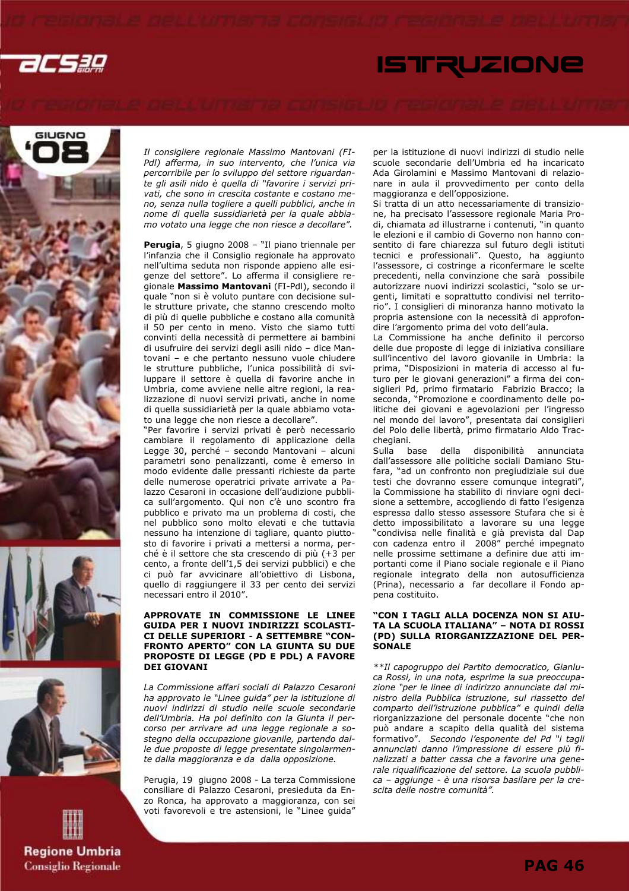# ISTRUZIONE

*Il consigliere regionale Massimo Mantovani (FI-Pdl) afferma, in suo intervento, che l'unica via percorribile per lo sviluppo del settore riguardante gli asili nido è quella di "favorire i servizi privati, che sono in crescita costante e costano meno, senza nulla togliere a quelli pubblici, anche in nome di quella sussidiarietà per la quale abbiamo votato una legge che non riesce a decollare".*

**Perugia**, 5 giugno 2008 – "Il piano triennale per l'infanzia che il Consiglio regionale ha approvato nell'ultima seduta non risponde appieno alle esigenze del settore". Lo afferma il consigliere regionale **Massimo Mantovani** (FI-Pdl), secondo il quale "non si è voluto puntare con decisione sulle strutture private, che stanno crescendo molto di più di quelle pubbliche e costano alla comunità il 50 per cento in meno. Visto che siamo tutti convinti della necessità di permettere ai bambini di usufruire dei servizi degli asili nido – dice Mantovani – e che pertanto nessuno vuole chiudere le strutture pubbliche, l'unica possibilità di sviluppare il settore è quella di favorire anche in Umbria, come avviene nelle altre regioni, la realizzazione di nuovi servizi privati, anche in nome di quella sussidiarietà per la quale abbiamo votato una legge che non riesce a decollare".

"Per favorire i servizi privati è però necessario cambiare il regolamento di applicazione della Legge 30, perché – secondo Mantovani – alcuni parametri sono penalizzanti, come è emerso in modo evidente dalle pressanti richieste da parte delle numerose operatrici private arrivate a Palazzo Cesaroni in occasione dell'audizione pubblica sull'argomento. Qui non c'è uno scontro fra pubblico e privato ma un problema di costi, che nel pubblico sono molto elevati e che tuttavia nessuno ha intenzione di tagliare, quanto piuttosto di favorire i privati a mettersi a norma, perché è il settore che sta crescendo di più (+3 per cento, a fronte dell'1,5 dei servizi pubblici) e che ci può far avvicinare all'obiettivo di Lisbona, quello di raggiungere il 33 per cento dei servizi necessari entro il 2010".

#### APPROVATE IN COMMISSIONE LE LINEE GUIDA PER I NUOVI INDIRIZZI SCOLASTICI DELLE SUPERIORI - A SETTEMBRE "CONFRONTO APERTO" CON LA GIUNTA SU DUE PROPOSTE DI LEGGE (PD E PDL) A FAVORE DEI GIOVANI

*La Commissione affari sociali di Palazzo Cesaroni ha approvato le "Linee guida" per la istituzione di nuovi indirizzi di studio nelle scuole secondarie dell'Umbria. Ha poi definito con la Giunta il percorso per arrivare ad una legge regionale a sostegno della occupazione giovanile, partendo dalle due proposte di legge presentate singolarmente dalla maggioranza e da dalla opposizione.*

Perugia, 19 giugno 2008 - La terza Commissione consiliare di Palazzo Cesaroni, presieduta da Enzo Ronca, ha approvato a maggioranza, con sei voti favorevoli e tre astensioni, le "Linee guida" per la istituzione di nuovi indirizzi di studio nelle scuole secondarie dell'Umbria ed ha incaricato Ada Girolamini e Massimo Mantovani di relazionare in aula il provvedimento per conto della maggioranza e dell'opposizione.

Si tratta di un atto necessariamente di transizione, ha precisato l'assessore regionale Maria Prodi, chiamata ad illustrarne i contenuti, "in quanto le elezioni e il cambio di Governo non hanno consentito di fare chiarezza sul futuro degli istituti tecnici e professionali". Questo, ha aggiunto l'assessore, ci costringe a riconfermare le scelte precedenti, nella convinzione che sarà possibile autorizzare nuovi indirizzi scolastici, "solo se urgenti, limitati e soprattutto condivisi nel territorio". I consiglieri di minoranza hanno motivato la propria astensione con la necessità di approfondire l'argomento prima del voto dell'aula.

La Commissione ha anche definito il percorso delle due proposte di legge di iniziativa consiliare sull'incentivo del lavoro giovanile in Umbria: la prima, "Disposizioni in materia di accesso al futuro per le giovani generazioni" a firma dei consiglieri Pd, primo firmatario Fabrizio Bracco; la seconda, "Promozione e coordinamento delle politiche dei giovani e agevolazioni per l'ingresso nel mondo del lavoro", presentata dai consiglieri del Polo delle libertà, primo firmatario Aldo Tracchegiani.

Sulla base della disponibilità annunciata dall'assessore alle politiche sociali Damiano Stufara, "ad un confronto non pregiudiziale sui due testi che dovranno essere comunque integrati", la Commissione ha stabilito di rinviare ogni decisione a settembre, accogliendo di fatto l'esigenza espressa dallo stesso assessore Stufara che si è detto impossibilitato a lavorare su una legge "condivisa nelle finalità e già prevista dal Dap con cadenza entro il 2008" perché impegnato nelle prossime settimane a definire due atti importanti come il Piano sociale regionale e il Piano regionale integrato della non autosufficienza (Prina), necessario a far decollare il Fondo appena costituito.

#### "CON I TAGLI ALLA DOCENZA NON SI AIUTA LA SCUOLA ITALIANA" – NOTA DI ROSSI (PD) SULLA RIORGANIZZAZIONE DEL PERSONALE

**Il capogruppo del Partito democratico, Gianluca Rossi, in una nota, esprime la sua preoccupazione "per le linee di indirizzo annunciate dal ministro della Pubblica istruzione, sul riassetto del comparto dell'istruzione pubblica" e quindi della riorganizzazione del personale docente "che non può andare a scapito della qualità del sistema formativo". Secondo l'esponente del Pd "i tagli annunciati danno l'impressione di essere più finalizzati a batter cassa che a favorire una generale riqualificazione del settore. La scuola pubblica – aggiunge - è una risorsa basilare per la crescita delle nostre comunità".*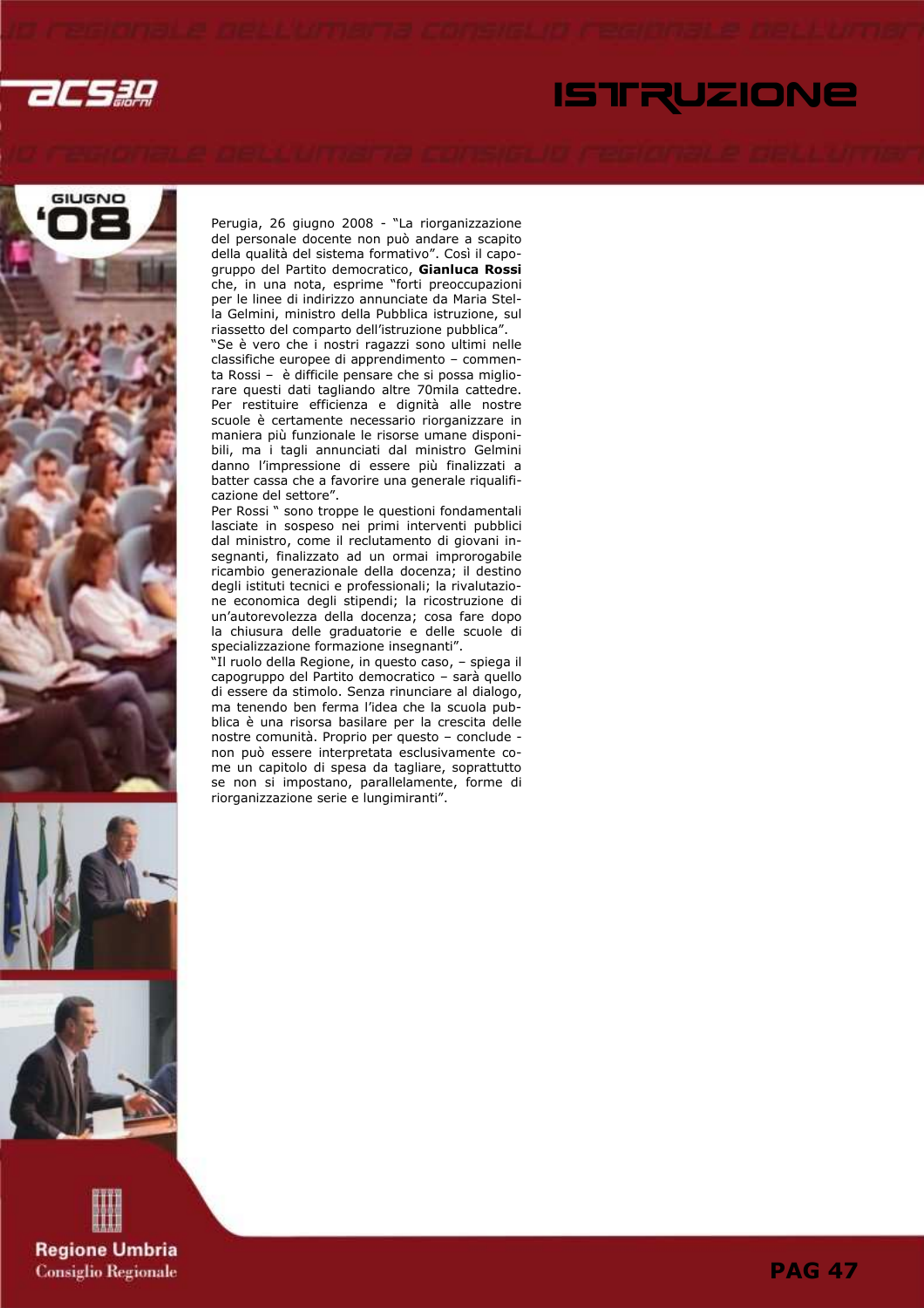Perugia, 26 giugno 2008 - "La riorganizzazione del personale docente non può andare a scapito della qualità del sistema formativo". Così il capogruppo del Partito democratico, **Gianluca Rossi** che, in una nota, esprime "forti preoccupazioni per le linee di indirizzo annunciate da Maria Stella Gelmini, ministro della Pubblica istruzione, sul riassetto del comparto dell'istruzione pubblica".

"Se è vero che i nostri ragazzi sono ultimi nelle classifiche europee di apprendimento – commenta Rossi – è difficile pensare che si possa migliorare questi dati tagliando altre 70mila cattedre. Per restituire efficienza e dignità alle nostre scuole è certamente necessario riorganizzare in maniera più funzionale le risorse umane disponibili, ma i tagli annunciati dal ministro Gelmini danno l'impressione di essere più finalizzati a batter cassa che a favorire una generale riqualificazione del settore".

Per Rossi " sono troppe le questioni fondamentali lasciate in sospeso nei primi interventi pubblici dal ministro, come il reclutamento di giovani insegnanti, finalizzato ad un ormai improrogabile ricambio generazionale della docenza; il destino degli istituti tecnici e professionali; la rivalutazione economica degli stipendi; la ricostruzione di un'autorevolezza della docenza; cosa fare dopo la chiusura delle graduatorie e delle scuole di specializzazione formazione insegnanti".

"Il ruolo della Regione, in questo caso, – spiega il capogruppo del Partito democratico – sarà quello di essere da stimolo. Senza rinunciare al dialogo, ma tenendo ben ferma l'idea che la scuola pubblica è una risorsa basilare per la crescita delle nostre comunità. Proprio per questo – conclude - non può essere interpretata esclusivamente come un capitolo di spesa da tagliare, soprattutto se non si impostano, parallelamente, forme di riorganizzazione serie e lungimiranti".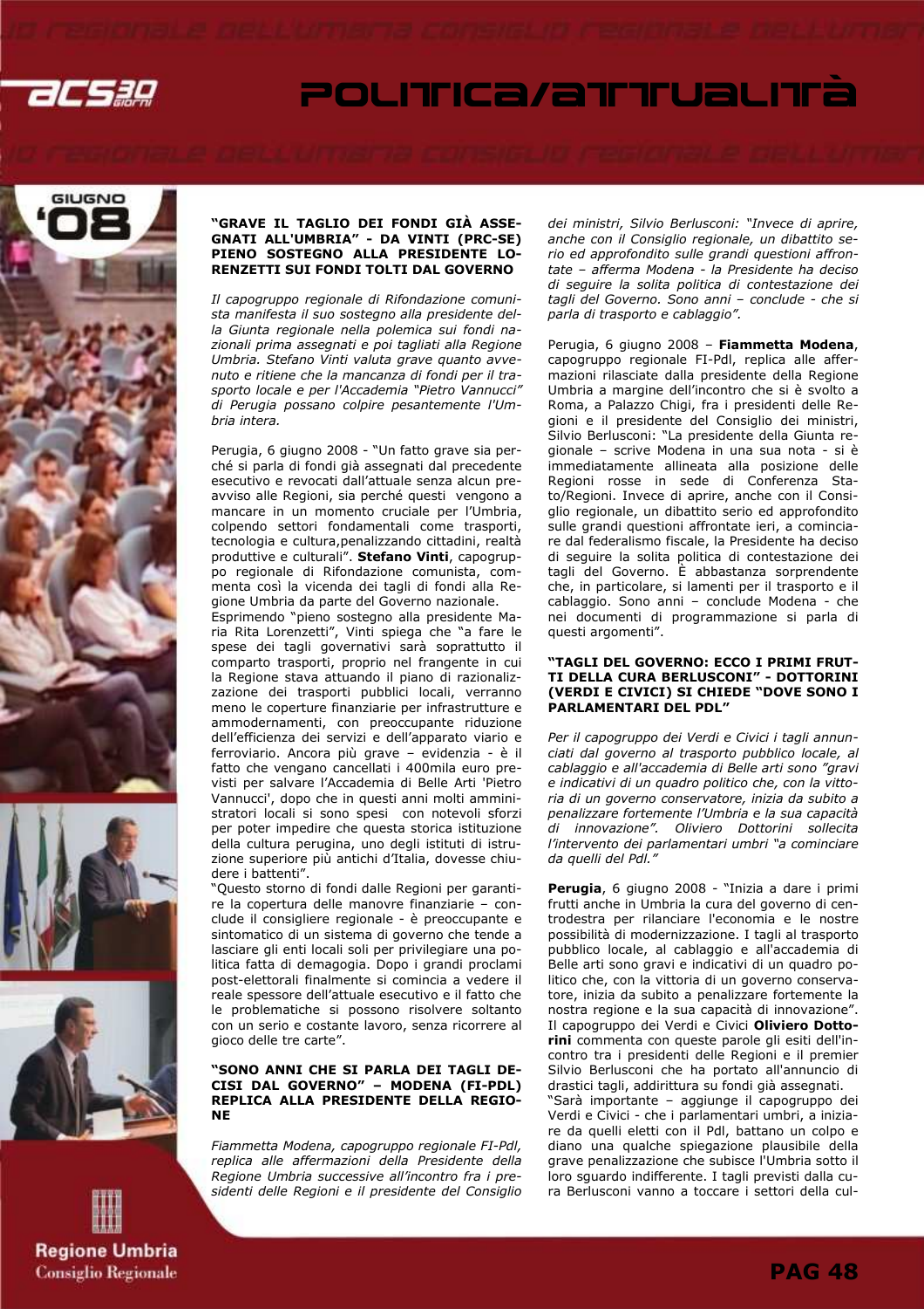### "GRAVE IL TAGLIO DEI FONDI GIÀ ASSEGNATI ALL'UMBRIA" - DA VINTI (PRC-SE) PIENO SOSTEGNO ALLA PRESIDENTE LORENZETTI SUI FONDI TOLTI DAL GOVERNO

*Il capogruppo regionale di Rifondazione comunista manifesta il suo sostegno alla presidente della Giunta regionale nella polemica sui fondi nazionali prima assegnati e poi tagliati alla Regione Umbria. Stefano Vinti valuta grave quanto avvenuto e ritiene che la mancanza di fondi per il trasporto locale e per l'Accademia "Pietro Vannucci" di Perugia possano colpire pesantemente l'Umbria intera.*

Perugia, 6 giugno 2008 - "Un fatto grave sia perché si parla di fondi già assegnati dal precedente esecutivo e revocati dall'attuale senza alcun preavviso alle Regioni, sia perché questi vengono a mancare in un momento cruciale per l'Umbria, colpendo settori fondamentali come trasporti, tecnologia e cultura,penalizzando cittadini, realtà produttive e culturali". **Stefano Vinti**, capogruppo regionale di Rifondazione comunista, commenta così la vicenda dei tagli di fondi alla Regione Umbria da parte del Governo nazionale.
Esprimendo "pieno sostegno alla presidente Maria Rita Lorenzetti", Vinti spiega che "a fare le spese dei tagli governativi sarà soprattutto il comparto trasporti, proprio nel frangente in cui la Regione stava attuando il piano di razionalizzazione dei trasporti pubblici locali, verranno meno le coperture finanziarie per infrastrutture e ammodernamenti, con preoccupante riduzione dell'efficienza dei servizi e dell'apparato viario e ferroviario. Ancora più grave – evidenzia - è il fatto che vengano cancellati i 400mila euro previsti per salvare l'Accademia di Belle Arti 'Pietro Vannucci', dopo che in questi anni molti amministratori locali si sono spesi con notevoli sforzi per poter impedire che questa storica istituzione della cultura perugina, uno degli istituti di istruzione superiore più antichi d'Italia, dovesse chiudere i battenti".
"Questo storno di fondi dalle Regioni per garantire la copertura delle manovre finanziarie – conclude il consigliere regionale - è preoccupante e sintomatico di un sistema di governo che tende a lasciare gli enti locali soli per privilegiare una politica fatta di demagogia. Dopo i grandi proclami post-elettorali finalmente si comincia a vedere il reale spessore dell'attuale esecutivo e il fatto che le problematiche si possono risolvere soltanto con un serio e costante lavoro, senza ricorrere al gioco delle tre carte".

### "SONO ANNI CHE SI PARLA DEI TAGLI DECISI DAL GOVERNO" – MODENA (FI-PDL) REPLICA ALLA PRESIDENTE DELLA REGIONE

*Fiammetta Modena, capogruppo regionale FI-Pdl, replica alle affermazioni della Presidente della Regione Umbria successive all'incontro fra i presidenti delle Regioni e il presidente del Consiglio dei ministri, Silvio Berlusconi: "Invece di aprire, anche con il Consiglio regionale, un dibattito serio ed approfondito sulle grandi questioni affrontate – afferma Modena - la Presidente ha deciso di seguire la solita politica di contestazione dei tagli del Governo. Sono anni – conclude - che si parla di trasporto e cablaggio".*

Perugia, 6 giugno 2008 – **Fiammetta Modena**, capogruppo regionale FI-Pdl, replica alle affermazioni rilasciate dalla presidente della Regione Umbria a margine dell'incontro che si è svolto a Roma, a Palazzo Chigi, fra i presidenti delle Regioni e il presidente del Consiglio dei ministri, Silvio Berlusconi: "La presidente della Giunta regionale – scrive Modena in una sua nota - si è immediatamente allineata alla posizione delle Regioni rosse in sede di Conferenza Stato/Regioni. Invece di aprire, anche con il Consiglio regionale, un dibattito serio ed approfondito sulle grandi questioni affrontate ieri, a cominciare dal federalismo fiscale, la Presidente ha deciso di seguire la solita politica di contestazione dei tagli del Governo. È abbastanza sorprendente che, in particolare, si lamenti per il trasporto e il cablaggio. Sono anni – conclude Modena - che nei documenti di programmazione si parla di questi argomenti".

### "TAGLI DEL GOVERNO: ECCO I PRIMI FRUTTI DELLA CURA BERLUSCONI" - DOTTORINI (VERDI E CIVICI) SI CHIEDE "DOVE SONO I PARLAMENTARI DEL PDL"

*Per il capogruppo dei Verdi e Civici i tagli annunciati dal governo al trasporto pubblico locale, al cablaggio e all'accademia di Belle arti sono "gravi e indicativi di un quadro politico che, con la vittoria di un governo conservatore, inizia da subito a penalizzare fortemente l'Umbria e la sua capacità di innovazione". Oliviero Dottorini sollecita l'intervento dei parlamentari umbri "a cominciare da quelli del Pdl."*

**Perugia**, 6 giugno 2008 - "Inizia a dare i primi frutti anche in Umbria la cura del governo di centrodestra per rilanciare l'economia e le nostre possibilità di modernizzazione. I tagli al trasporto pubblico locale, al cablaggio e all'accademia di Belle arti sono gravi e indicativi di un quadro politico che, con la vittoria di un governo conservatore, inizia da subito a penalizzare fortemente la nostra regione e la sua capacità di innovazione". Il capogruppo dei Verdi e Civici **Oliviero Dottorini** commenta con queste parole gli esiti dell'incontro tra i presidenti delle Regioni e il premier Silvio Berlusconi che ha portato all'annuncio di drastici tagli, addirittura su fondi già assegnati.
"Sarà importante – aggiunge il capogruppo dei Verdi e Civici - che i parlamentari umbri, a iniziare da quelli eletti con il Pdl, battano un colpo e diano una qualche spiegazione plausibile della grave penalizzazione che subisce l'Umbria sotto il loro sguardo indifferente. I tagli previsti dalla cura Berlusconi vanno a toccare i settori della cul-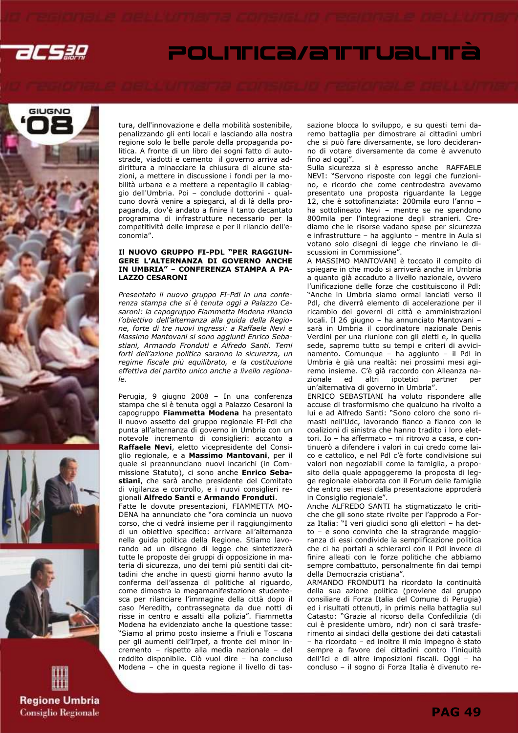tura, dell'innovazione e della mobilità sostenibile, penalizzando gli enti locali e lasciando alla nostra regione solo le belle parole della propaganda politica. A fronte di un libro dei sogni fatto di autostrade, viadotti e cemento il governo arriva addirittura a minacciare la chiusura di alcune stazioni, a mettere in discussione i fondi per la mobilità urbana e a mettere a repentaglio il cablaggio dell'Umbria. Poi – conclude dottorini - qualcuno dovrà venire a spiegarci, al di là della propaganda, dov'è andato a finire il tanto decantato programma di infrastrutture necessario per la competitività delle imprese e per il rilancio dell'economia".

**IL NUOVO GRUPPO FI-PDL "PER RAGGIUNGERE L'ALTERNANZA DI GOVERNO ANCHE IN UMBRIA" – CONFERENZA STAMPA A PALAZZO CESARONI**

*Presentato il nuovo gruppo FI-Pdl in una conferenza stampa che si è tenuta oggi a Palazzo Cesaroni: la capogruppo Fiammetta Modena rilancia l'obiettivo dell'alternanza alla guida della Regione, forte di tre nuovi ingressi: a Raffaele Nevi e Massimo Mantovani si sono aggiunti Enrico Sebastiani, Armando Fronduti e Alfredo Santi. Temi forti dell'azione politica saranno la sicurezza, un regime fiscale più equilibrato, e la costituzione effettiva del partito unico anche a livello regionale.*

Perugia, 9 giugno 2008 – In una conferenza stampa che si è tenuta oggi a Palazzo Cesaroni la capogruppo **Fiammetta Modena** ha presentato il nuovo assetto del gruppo regionale FI-Pdl che punta all'alternanza di governo in Umbria con un notevole incremento di consiglieri: accanto a **Raffaele Nevi**, eletto vicepresidente del Consiglio regionale, e a **Massimo Mantovani**, per il quale si preannunciano nuovi incarichi (in Commissione Statuto), ci sono anche **Enrico Sebastiani**, che sarà anche presidente del Comitato di vigilanza e controllo, e i nuovi consiglieri regionali **Alfredo Santi** e **Armando Fronduti**.

Fatte le dovute presentazioni, FIAMMETTA MODENA ha annunciato che "ora comincia un nuovo corso, che ci vedrà insieme per il raggiungimento di un obiettivo specifico: arrivare all'alternanza nella guida politica della Regione. Stiamo lavorando ad un disegno di legge che sintetizzerà tutte le proposte dei gruppi di opposizione in materia di sicurezza, uno dei temi più sentiti dai cittadini che anche in questi giorni hanno avuto la conferma dell'assenza di politiche al riguardo, come dimostra la megamanifestazione studentesca per rilanciare l'immagine della città dopo il caso Meredith, contrassegnata da due notti di risse in centro e assalti alla polizia". Fiammetta Modena ha evidenziato anche la questione tasse: "Siamo al primo posto insieme a Friuli e Toscana per gli aumenti dell'Irpef, a fronte del minor incremento – rispetto alla media nazionale – del reddito disponibile. Ciò vuol dire – ha concluso Modena – che in questa regione il livello di tassazione blocca lo sviluppo, e su questi temi daremo battaglia per dimostrare ai cittadini umbri che si può fare diversamente, se loro decideranno di votare diversamente da come è avvenuto fino ad oggi".

Sulla sicurezza si è espresso anche RAFFAELE NEVI: "Servono risposte con leggi che funzionino, e ricordo che come centrodestra avevamo presentato una proposta riguardante la Legge 12, che è sottofinanziata: 200mila euro l'anno – ha sottolineato Nevi – mentre se ne spendono 800mila per l'integrazione degli stranieri. Crediamo che le risorse vadano spese per sicurezza e infrastrutture – ha aggiunto – mentre in Aula si votano solo disegni di legge che rinviano le discussioni in Commissione".

A MASSIMO MANTOVANI è toccato il compito di spiegare in che modo si arriverà anche in Umbria a quanto già accaduto a livello nazionale, ovvero l'unificazione delle forze che costituiscono il Pdl: "Anche in Umbria siamo ormai lanciati verso il Pdl, che diverrà elemento di accelerazione per il ricambio dei governi di città e amministrazioni locali. Il 26 giugno – ha annunciato Mantovani – sarà in Umbria il coordinatore nazionale Denis Verdini per una riunione con gli eletti e, in quella sede, sapremo tutto su tempi e criteri di avvicinamento. Comunque – ha aggiunto – il Pdl in Umbria è già una realtà: nei prossimi mesi agiremo insieme. C'è già raccordo con Alleanza nazionale ed altri ipotetici partner per un'alternativa di governo in Umbria".

ENRICO SEBASTIANI ha voluto rispondere alle accuse di trasformismo che qualcuno ha rivolto a lui e ad Alfredo Santi: "Sono coloro che sono rimasti nell'Udc, lavorando fianco a fianco con le coalizioni di sinistra che hanno tradito i loro elettori. Io – ha affermato – mi ritrovo a casa, e continuerò a difendere i valori in cui credo come laico e cattolico, e nel Pdl c'è forte condivisione sui valori non negoziabili come la famiglia, a proposito della quale appoggeremo la proposta di legge regionale elaborata con il Forum delle famiglie che entro sei mesi dalla presentazione approderà in Consiglio regionale".

Anche ALFREDO SANTI ha stigmatizzato le critiche che gli sono state rivolte per l'approdo a Forza Italia: "I veri giudici sono gli elettori – ha detto – e sono convinto che la stragrande maggioranza di essi condivide la semplificazione politica che ci ha portati a schierarci con il Pdl invece di finire alleati con le forze politiche che abbiamo sempre combattuto, personalmente fin dai tempi della Democrazia cristiana".

ARMANDO FRONDUTI ha ricordato la continuità della sua azione politica (proviene dal gruppo consiliare di Forza Italia del Comune di Perugia) ed i risultati ottenuti, in primis nella battaglia sul Catasto: "Grazie al ricorso della Confedilizia (di cui è presidente umbro, ndr) non ci sarà trasferimento ai sindaci della gestione dei dati catastali – ha ricordato – ed inoltre il mio impegno è stato sempre a favore dei cittadini contro l'iniquità dell'Ici e di altre imposizioni fiscali. Oggi – ha concluso – il sogno di Forza Italia è divenuto re-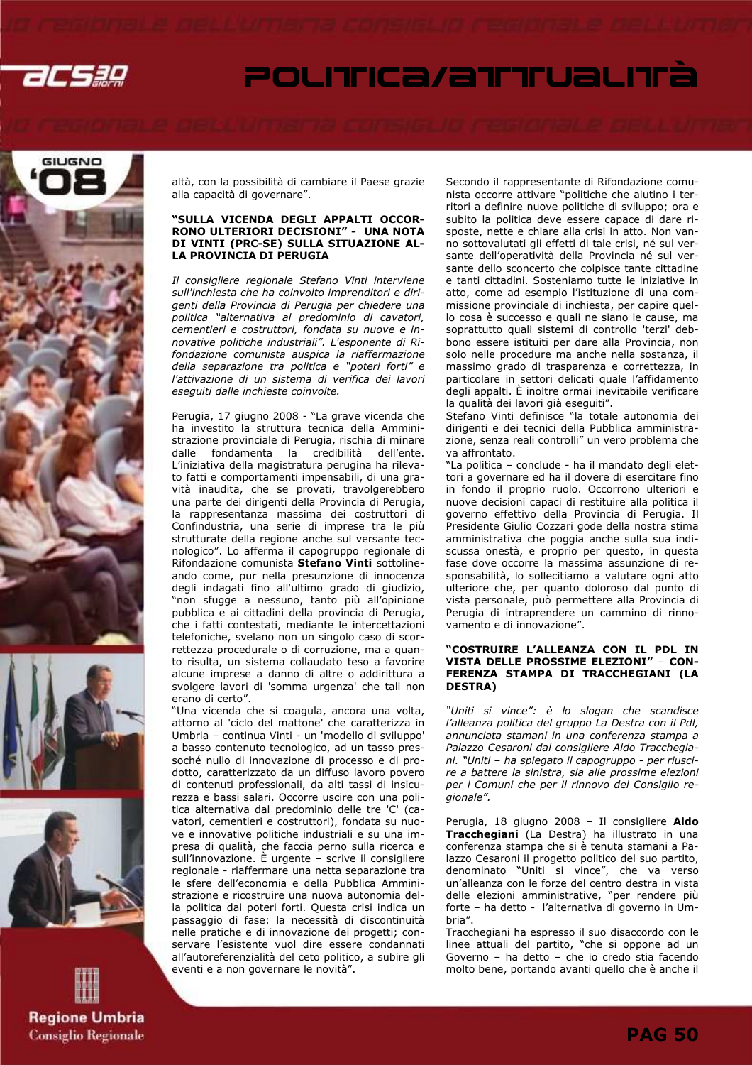altà, con la possibilità di cambiare il Paese grazie alla capacità di governare".

### "SULLA VICENDA DEGLI APPALTI OCCORRONO ULTERIORI DECISIONI" - UNA NOTA DI VINTI (PRC-SE) SULLA SITUAZIONE ALLA PROVINCIA DI PERUGIA

*Il consigliere regionale Stefano Vinti interviene sull'inchiesta che ha coinvolto imprenditori e dirigenti della Provincia di Perugia per chiedere una politica "alternativa al predominio di cavatori, cementieri e costruttori, fondata su nuove e innovative politiche industriali". L'esponente di Rifondazione comunista auspica la riaffermazione della separazione tra politica e "poteri forti" e l'attivazione di un sistema di verifica dei lavori eseguiti dalle inchieste coinvolte.*

Perugia, 17 giugno 2008 - "La grave vicenda che ha investito la struttura tecnica della Amministrazione provinciale di Perugia, rischia di minare dalle fondamenta la credibilità dell'ente. L'iniziativa della magistratura perugina ha rilevato fatti e comportamenti impensabili, di una gravità inaudita, che se provati, travolgerebbero una parte dei dirigenti della Provincia di Perugia, la rappresentanza massima dei costruttori di Confindustria, una serie di imprese tra le più strutturate della regione anche sul versante tecnologico". Lo afferma il capogruppo regionale di Rifondazione comunista **Stefano Vinti** sottolineando come, pur nella presunzione di innocenza degli indagati fino all'ultimo grado di giudizio, "non sfugge a nessuno, tanto più all'opinione pubblica e ai cittadini della provincia di Perugia, che i fatti contestati, mediante le intercettazioni telefoniche, svelano non un singolo caso di scorrettezza procedurale o di corruzione, ma a quanto risulta, un sistema collaudato teso a favorire alcune imprese a danno di altre o addirittura a svolgere lavori di 'somma urgenza' che tali non erano di certo".

"Una vicenda che si coagula, ancora una volta, attorno al 'ciclo del mattone' che caratterizza in Umbria – continua Vinti - un 'modello di sviluppo' a basso contenuto tecnologico, ad un tasso pressoché nullo di innovazione di processo e di prodotto, caratterizzato da un diffuso lavoro povero di contenuti professionali, da alti tassi di insicurezza e bassi salari. Occorre uscire con una politica alternativa dal predominio delle tre 'C' (cavatori, cementieri e costruttori), fondata su nuove e innovative politiche industriali e su una impresa di qualità, che faccia perno sulla ricerca e sull'innovazione. È urgente – scrive il consigliere regionale - riaffermare una netta separazione tra le sfere dell'economia e della Pubblica Amministrazione e ricostruire una nuova autonomia della politica dai poteri forti. Questa crisi indica un passaggio di fase: la necessità di discontinuità nelle pratiche e di innovazione dei progetti; conservare l'esistente vuol dire essere condannati all'autoreferenzialità del ceto politico, a subire gli eventi e a non governare le novità".

Secondo il rappresentante di Rifondazione comunista occorre attivare "politiche che aiutino i territori a definire nuove politiche di sviluppo; ora e subito la politica deve essere capace di dare risposte, nette e chiare alla crisi in atto. Non vanno sottovalutati gli effetti di tale crisi, né sul versante dell'operatività della Provincia né sul versante dello sconcerto che colpisce tante cittadine e tanti cittadini. Sosteniamo tutte le iniziative in atto, come ad esempio l'istituzione di una commissione provinciale di inchiesta, per capire quello cosa è successo e quali ne siano le cause, ma soprattutto quali sistemi di controllo 'terzi' debbono essere istituiti per dare alla Provincia, non solo nelle procedure ma anche nella sostanza, il massimo grado di trasparenza e correttezza, in particolare in settori delicati quale l'affidamento degli appalti. È inoltre ormai inevitabile verificare la qualità dei lavori già eseguiti".

Stefano Vinti definisce "la totale autonomia dei dirigenti e dei tecnici della Pubblica amministrazione, senza reali controlli" un vero problema che va affrontato.

"La politica - conclude - ha il mandato degli elettori a governare ed ha il dovere di esercitare fino in fondo il proprio ruolo. Occorrono ulteriori e nuove decisioni capaci di restituire alla politica il governo effettivo della Provincia di Perugia. Il Presidente Giulio Cozzari gode della nostra stima amministrativa che poggia anche sulla sua indiscussa onestà, e proprio per questo, in questa fase dove occorre la massima assunzione di responsabilità, lo sollecitiamo a valutare ogni atto ulteriore che, per quanto doloroso dal punto di vista personale, può permettere alla Provincia di Perugia di intraprendere un cammino di rinnovamento e di innovazione".

### "COSTRUIRE L'ALLEANZA CON IL PDL IN VISTA DELLE PROSSIME ELEZIONI" – CONFERENZA STAMPA DI TRACCHEGIANI (LA DESTRA)

*"Uniti si vince": è lo slogan che scandisce l'alleanza politica del gruppo La Destra con il Pdl, annunciata stamani in una conferenza stampa a Palazzo Cesaroni dal consigliere Aldo Tracchegiani. "Uniti – ha spiegato il capogruppo - per riuscire a battere la sinistra, sia alle prossime elezioni per i Comuni che per il rinnovo del Consiglio regionale".*

Perugia, 18 giugno 2008 – Il consigliere **Aldo Tracchegiani** (La Destra) ha illustrato in una conferenza stampa che si è tenuta stamani a Palazzo Cesaroni il progetto politico del suo partito, denominato "Uniti si vince", che va verso un'alleanza con le forze del centro destra in vista delle elezioni amministrative, "per rendere più forte – ha detto - l'alternativa di governo in Umbria".

Tracchegiani ha espresso il suo disaccordo con le linee attuali del partito, "che si oppone ad un Governo – ha detto – che io credo stia facendo molto bene, portando avanti quello che è anche il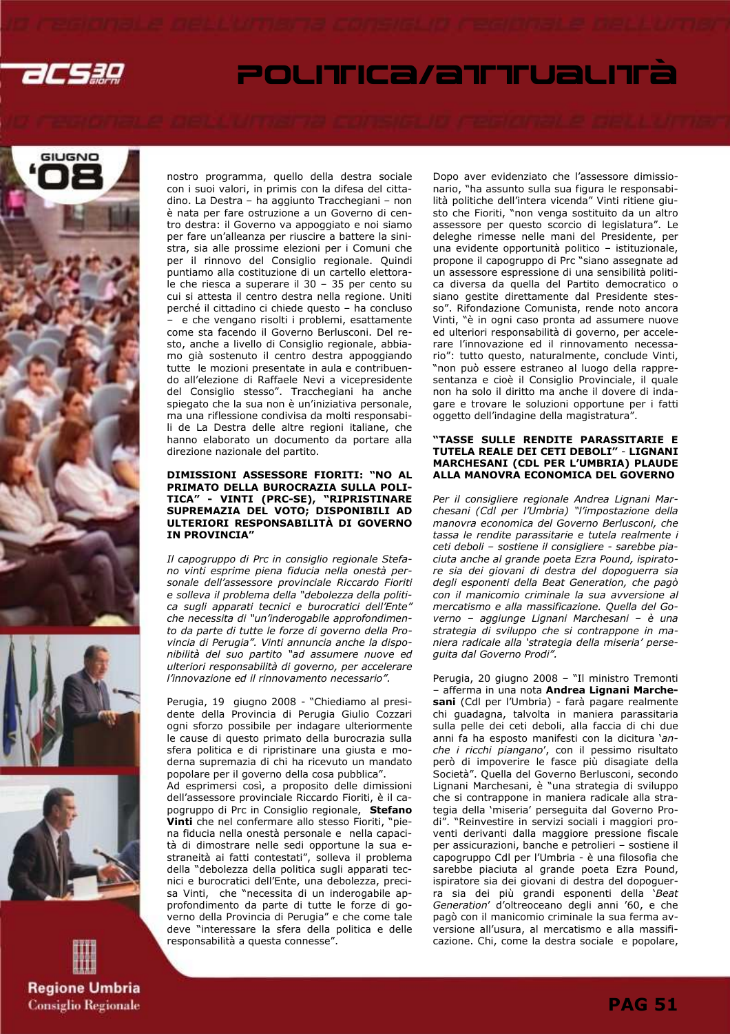nostro programma, quello della destra sociale con i suoi valori, in primis con la difesa del cittadino. La Destra – ha aggiunto Tracchegiani – non è nata per fare ostruzione a un Governo di centro destra: il Governo va appoggiato e noi siamo per fare un'alleanza per riuscire a battere la sinistra, sia alle prossime elezioni per i Comuni che per il rinnovo del Consiglio regionale. Quindi puntiamo alla costituzione di un cartello elettorale che riesca a superare il 30 – 35 per cento su cui si attesta il centro destra nella regione. Uniti perché il cittadino ci chiede questo – ha concluso – e che vengano risolti i problemi, esattamente come sta facendo il Governo Berlusconi. Del resto, anche a livello di Consiglio regionale, abbiamo già sostenuto il centro destra appoggiando tutte le mozioni presentate in aula e contribuendo all'elezione di Raffaele Nevi a vicepresidente del Consiglio stesso". Tracchegiani ha anche spiegato che la sua non è un'iniziativa personale, ma una riflessione condivisa da molti responsabili de La Destra delle altre regioni italiane, che hanno elaborato un documento da portare alla direzione nazionale del partito.

**DIMISSIONI ASSESSORE FIORITI: "NO AL PRIMATO DELLA BUROCRAZIA SULLA POLITICA" - VINTI (PRC-SE), "RIPRISTINARE SUPREMAZIA DEL VOTO; DISPONIBILI AD ULTERIORI RESPONSABILITÀ DI GOVERNO IN PROVINCIA"**

*Il capogruppo di Prc in consiglio regionale Stefano vinti esprime piena fiducia nella onestà personale dell'assessore provinciale Riccardo Fioriti e solleva il problema della "debolezza della politica sugli apparati tecnici e burocratici dell'Ente" che necessita di "un'inderogabile approfondimento da parte di tutte le forze di governo della Provincia di Perugia". Vinti annuncia anche la disponibilità del suo partito "ad assumere nuove ed ulteriori responsabilità di governo, per accelerare l'innovazione ed il rinnovamento necessario".*

Perugia, 19 giugno 2008 - "Chiediamo al presidente della Provincia di Perugia Giulio Cozzari ogni sforzo possibile per indagare ulteriormente le cause di questo primato della burocrazia sulla sfera politica e di ripristinare una giusta e moderna supremazia di chi ha ricevuto un mandato popolare per il governo della cosa pubblica".
Ad esprimersi così, a proposito delle dimissioni dell'assessore provinciale Riccardo Fioriti, è il capogruppo di Prc in Consiglio regionale, **Stefano Vinti** che nel confermare allo stesso Fioriti, "piena fiducia nella onestà personale e nella capacità di dimostrare nelle sedi opportune la sua estraneità ai fatti contestati", solleva il problema della "debolezza della politica sugli apparati tecnici e burocratici dell'Ente, una debolezza, precisa Vinti, che "necessita di un inderogabile approfondimento da parte di tutte le forze di governo della Provincia di Perugia" e che come tale deve "interessare la sfera della politica e delle responsabilità a questa connesse".

Dopo aver evidenziato che l'assessore dimissionario, "ha assunto sulla sua figura le responsabilità politiche dell'intera vicenda" Vinti ritiene giusto che Fioriti, "non venga sostituito da un altro assessore per questo scorcio di legislatura". Le deleghe rimesse nelle mani del Presidente, per una evidente opportunità politico – istituzionale, propone il capogruppo di Prc "siano assegnate ad un assessore espressione di una sensibilità politica diversa da quella del Partito democratico o siano gestite direttamente dal Presidente stesso". Rifondazione Comunista, rende noto ancora Vinti, "è in ogni caso pronta ad assumere nuove ed ulteriori responsabilità di governo, per accelerare l'innovazione ed il rinnovamento necessario": tutto questo, naturalmente, conclude Vinti, "non può essere estraneo al luogo della rappresentanza e cioè il Consiglio Provinciale, il quale non ha solo il diritto ma anche il dovere di indagare e trovare le soluzioni opportune per i fatti oggetto dell'indagine della magistratura".

**"TASSE SULLE RENDITE PARASSITARIE E TUTELA REALE DEI CETI DEBOLI" - LIGNANI MARCHESANI (CDL PER L'UMBRIA) PLAUDE ALLA MANOVRA ECONOMICA DEL GOVERNO**

*Per il consigliere regionale Andrea Lignani Marchesani (Cdl per l'Umbria) "l'impostazione della manovra economica del Governo Berlusconi, che tassa le rendite parassitarie e tutela realmente i ceti deboli – sostiene il consigliere - sarebbe piaciuta anche al grande poeta Ezra Pound, ispiratore sia dei giovani di destra del dopoguerra sia degli esponenti della Beat Generation, che pagò con il manicomio criminale la sua avversione al mercatismo e alla massificazione. Quella del Governo – aggiunge Lignani Marchesani – è una strategia di sviluppo che si contrappone in maniera radicale alla 'strategia della miseria' perseguita dal Governo Prodi".*

Perugia, 20 giugno 2008 – "Il ministro Tremonti – afferma in una nota **Andrea Lignani Marchesani** (Cdl per l'Umbria) - farà pagare realmente chi guadagna, talvolta in maniera parassitaria sulla pelle dei ceti deboli, alla faccia di chi due anni fa ha esposto manifesti con la dicitura '*anche i ricchi piangano*', con il pessimo risultato però di impoverire le fasce più disagiate della Società". Quella del Governo Berlusconi, secondo Lignani Marchesani, è "una strategia di sviluppo che si contrappone in maniera radicale alla strategia della 'miseria' perseguita dal Governo Prodi". "Reinvestire in servizi sociali i maggiori proventi derivanti dalla maggiore pressione fiscale per assicurazioni, banche e petrolieri – sostiene il capogruppo Cdl per l'Umbria - è una filosofia che sarebbe piaciuta al grande poeta Ezra Pound, ispiratore sia dei giovani di destra del dopoguerra sia dei più grandi esponenti della '*Beat Generation*' d'oltreoceano degli anni '60, e che pagò con il manicomio criminale la sua ferma avversione all'usura, al mercatismo e alla massificazione. Chi, come la destra sociale e popolare,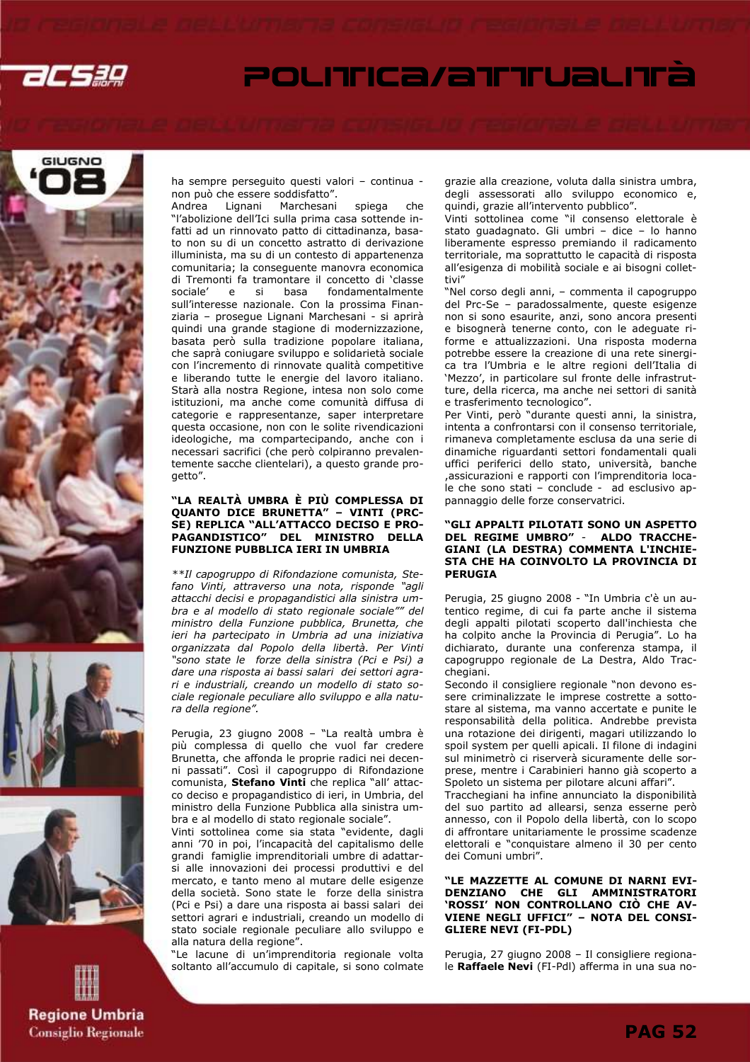ha sempre perseguito questi valori – continua - non può che essere soddisfatto".

Andrea Lignani Marchesani spiega che "l'abolizione dell'Ici sulla prima casa sottende infatti ad un rinnovato patto di cittadinanza, basato non su di un concetto astratto di derivazione illuminista, ma su di un contesto di appartenenza comunitaria; la conseguente manovra economica di Tremonti fa tramontare il concetto di 'classe sociale' e si basa fondamentalmente sull'interesse nazionale. Con la prossima Finanziaria – prosegue Lignani Marchesani - si aprirà quindi una grande stagione di modernizzazione, basata però sulla tradizione popolare italiana, che saprà coniugare sviluppo e solidarietà sociale con l'incremento di rinnovate qualità competitive e liberando tutte le energie del lavoro italiano. Starà alla nostra Regione, intesa non solo come istituzioni, ma anche come comunità diffusa di categorie e rappresentanze, saper interpretare questa occasione, non con le solite rivendicazioni ideologiche, ma compartecipando, anche con i necessari sacrifici (che però colpiranno prevalentemente sacche clientelari), a questo grande progetto".

### "LA REALTÀ UMBRA È PIÙ COMPLESSA DI QUANTO DICE BRUNETTA" – VINTI (PRC-SE) REPLICA "ALL'ATTACCO DECISO E PROPAGANDISTICO" DEL MINISTRO DELLA FUNZIONE PUBBLICA IERI IN UMBRIA

*Il capogruppo di Rifondazione comunista, Stefano Vinti, attraverso una nota, risponde "agli attacchi decisi e propagandistici alla sinistra umbra e al modello di stato regionale sociale"" del ministro della Funzione pubblica, Brunetta, che ieri ha partecipato in Umbria ad una iniziativa organizzata dal Popolo della libertà. Per Vinti "sono state le forze della sinistra (Pci e Psi) a dare una risposta ai bassi salari dei settori agrari e industriali, creando un modello di stato sociale regionale peculiare allo sviluppo e alla natura della regione".*

Perugia, 23 giugno 2008 – "La realtà umbra è più complessa di quello che vuol far credere Brunetta, che affonda le proprie radici nei decenni passati". Così il capogruppo di Rifondazione comunista, **Stefano Vinti** che replica "all' attacco deciso e propagandistico di ieri, in Umbria, del ministro della Funzione Pubblica alla sinistra umbra e al modello di stato regionale sociale".

Vinti sottolinea come sia stata "evidente, dagli anni '70 in poi, l'incapacità del capitalismo delle grandi famiglie imprenditoriali umbre di adattarsi alle innovazioni dei processi produttivi e del mercato, e tanto meno al mutare delle esigenze della società. Sono state le forze della sinistra (Pci e Psi) a dare una risposta ai bassi salari dei settori agrari e industriali, creando un modello di stato sociale regionale peculiare allo sviluppo e alla natura della regione".

"Le lacune di un'imprenditoria regionale volta soltanto all'accumulo di capitale, si sono colmate grazie alla creazione, voluta dalla sinistra umbra, degli assessorati allo sviluppo economico e, quindi, grazie all'intervento pubblico".

Vinti sottolinea come "il consenso elettorale è stato guadagnato. Gli umbri – dice – lo hanno liberamente espresso premiando il radicamento territoriale, ma soprattutto le capacità di risposta all'esigenza di mobilità sociale e ai bisogni collettivi"

"Nel corso degli anni, – commenta il capogruppo del Prc-Se – paradossalmente, queste esigenze non si sono esaurite, anzi, sono ancora presenti e bisognerà tenerne conto, con le adeguate riforme e attualizzazioni. Una risposta moderna potrebbe essere la creazione di una rete sinergica tra l'Umbria e le altre regioni dell'Italia di 'Mezzo', in particolare sul fronte delle infrastrutture, della ricerca, ma anche nei settori di sanità e trasferimento tecnologico".

Per Vinti, però "durante questi anni, la sinistra, intenta a confrontarsi con il consenso territoriale, rimaneva completamente esclusa da una serie di dinamiche riguardanti settori fondamentali quali uffici periferici dello stato, università, banche ,assicurazioni e rapporti con l'imprenditoria locale che sono stati – conclude - ad esclusivo appannaggio delle forze conservatrici.

### "GLI APPALTI PILOTATI SONO UN ASPETTO DEL REGIME UMBRO" - ALDO TRACCHEGIANI (LA DESTRA) COMMENTA L'INCHIESTA CHE HA COINVOLTO LA PROVINCIA DI PERUGIA

Perugia, 25 giugno 2008 - "In Umbria c'è un autentico regime, di cui fa parte anche il sistema degli appalti pilotati scoperto dall'inchiesta che ha colpito anche la Provincia di Perugia". Lo ha dichiarato, durante una conferenza stampa, il capogruppo regionale de La Destra, Aldo Tracchegiani.

Secondo il consigliere regionale "non devono essere criminalizzate le imprese costrette a sottostare al sistema, ma vanno accertate e punite le responsabilità della politica. Andrebbe prevista una rotazione dei dirigenti, magari utilizzando lo spoil system per quelli apicali. Il filone di indagini sul minimetrò ci riserverà sicuramente delle sorprese, mentre i Carabinieri hanno già scoperto a Spoleto un sistema per pilotare alcuni affari".

Tracchegiani ha infine annunciato la disponibilità del suo partito ad allearsi, senza esserne però annesso, con il Popolo della libertà, con lo scopo di affrontare unitariamente le prossime scadenze elettorali e "conquistare almeno il 30 per cento dei Comuni umbri".

### "LE MAZZETTE AL COMUNE DI NARNI EVIDENZIANO CHE GLI AMMINISTRATORI 'ROSSI' NON CONTROLLANO CIÒ CHE AVVIENE NEGLI UFFICI" – NOTA DEL CONSIGLIERE NEVI (FI-PDL)

Perugia, 27 giugno 2008 – Il consigliere regionale **Raffaele Nevi** (FI-Pdl) afferma in una sua no-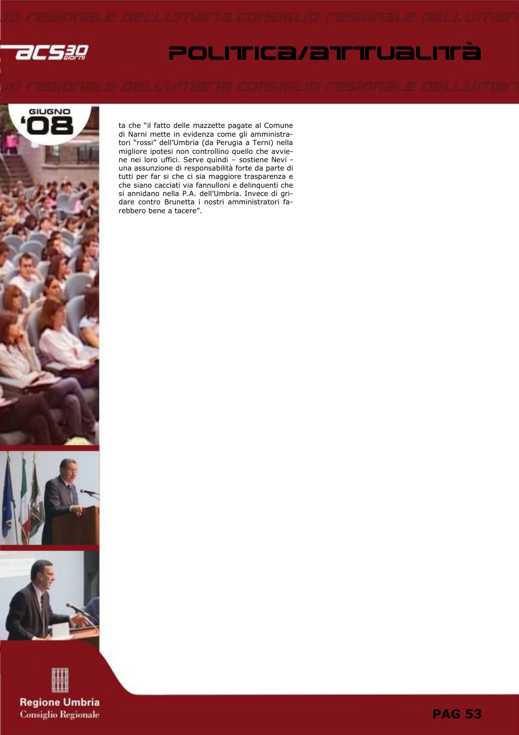ta che "il fatto delle mazzette pagate al Comune di Narni mette in evidenza come gli amministratori "rossi" dell'Umbria (da Perugia a Terni) nella migliore ipotesi non controllino quello che avviene nei loro uffici. Serve quindi – sostiene Nevi - una assunzione di responsabilità forte da parte di tutti per far si che ci sia maggiore trasparenza e che siano cacciati via fannulloni e delinquenti che si annidano nella P.A. dell'Umbria. Invece di gridare contro Brunetta i nostri amministratori farebbero bene a tacere".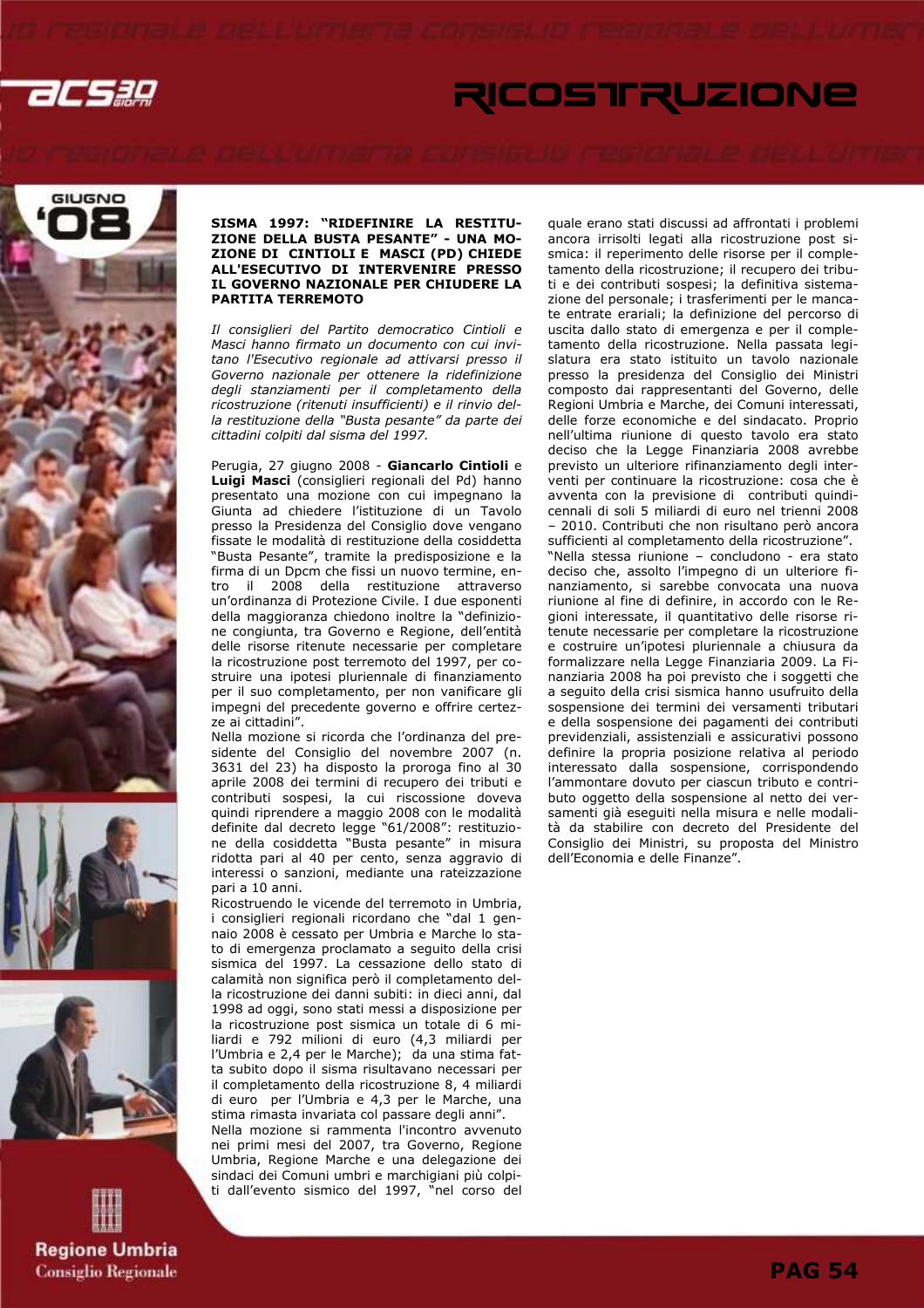**SISMA 1997: "RIDEFINIRE LA RESTITUZIONE DELLA BUSTA PESANTE" - UNA MOZIONE DI CINTIOLI E MASCI (PD) CHIEDE ALL'ESECUTIVO DI INTERVENIRE PRESSO IL GOVERNO NAZIONALE PER CHIUDERE LA PARTITA TERREMOTO**

*Il consiglieri del Partito democratico Cintioli e Masci hanno firmato un documento con cui invitano l'Esecutivo regionale ad attivarsi presso il Governo nazionale per ottenere la ridefinizione degli stanziamenti per il completamento della ricostruzione (ritenuti insufficienti) e il rinvio della restituzione della "Busta pesante" da parte dei cittadini colpiti dal sisma del 1997.*

Perugia, 27 giugno 2008 - **Giancarlo Cintioli** e **Luigi Masci** (consiglieri regionali del Pd) hanno presentato una mozione con cui impegnano la Giunta ad chiedere l'istituzione di un Tavolo presso la Presidenza del Consiglio dove vengano fissate le modalità di restituzione della cosiddetta "Busta Pesante", tramite la predisposizione e la firma di un Dpcm che fissi un nuovo termine, entro il 2008 della restituzione attraverso un'ordinanza di Protezione Civile. I due esponenti della maggioranza chiedono inoltre la "definizione congiunta, tra Governo e Regione, dell'entità delle risorse ritenute necessarie per completare la ricostruzione post terremoto del 1997, per costruire una ipotesi pluriennale di finanziamento per il suo completamento, per non vanificare gli impegni del precedente governo e offrire certezze ai cittadini".

Nella mozione si ricorda che l'ordinanza del presidente del Consiglio del novembre 2007 (n. 3631 del 23) ha disposto la proroga fino al 30 aprile 2008 dei termini di recupero dei tributi e contributi sospesi, la cui riscossione doveva quindi riprendere a maggio 2008 con le modalità definite dal decreto legge "61/2008": restituzione della cosiddetta "Busta pesante" in misura ridotta pari al 40 per cento, senza aggravio di interessi o sanzioni, mediante una rateizzazione pari a 10 anni.

Ricostruendo le vicende del terremoto in Umbria, i consiglieri regionali ricordano che "dal 1 gennaio 2008 è cessato per Umbria e Marche lo stato di emergenza proclamato a seguito della crisi sismica del 1997. La cessazione dello stato di calamità non significa però il completamento della ricostruzione dei danni subiti: in dieci anni, dal 1998 ad oggi, sono stati messi a disposizione per la ricostruzione post sismica un totale di 6 miliardi e 792 milioni di euro (4,3 miliardi per l'Umbria e 2,4 per le Marche); da una stima fatta subito dopo il sisma risultavano necessari per il completamento della ricostruzione 8, 4 miliardi di euro per l'Umbria e 4,3 per le Marche, una stima rimasta invariata col passare degli anni".

Nella mozione si rammenta l'incontro avvenuto nei primi mesi del 2007, tra Governo, Regione Umbria, Regione Marche e una delegazione dei sindaci dei Comuni umbri e marchigiani più colpiti dall'evento sismico del 1997, "nel corso del quale erano stati discussi ad affrontati i problemi ancora irrisolti legati alla ricostruzione post sismica: il reperimento delle risorse per il completamento della ricostruzione; il recupero dei tributi e dei contributi sospesi; la definitiva sistemazione del personale; i trasferimenti per le mancate entrate erariali; la definizione del percorso di uscita dallo stato di emergenza e per il completamento della ricostruzione. Nella passata legislatura era stato istituito un tavolo nazionale presso la presidenza del Consiglio dei Ministri composto dai rappresentanti del Governo, delle Regioni Umbria e Marche, dei Comuni interessati, delle forze economiche e del sindacato. Proprio nell'ultima riunione di questo tavolo era stato deciso che la Legge Finanziaria 2008 avrebbe previsto un ulteriore rifinanziamento degli interventi per continuare la ricostruzione: cosa che è avventa con la previsione di contributi quindicennali di soli 5 miliardi di euro nel trienni 2008 – 2010. Contributi che non risultano però ancora sufficienti al completamento della ricostruzione".

"Nella stessa riunione – concludono - era stato deciso che, assolto l'impegno di un ulteriore finanziamento, si sarebbe convocata una nuova riunione al fine di definire, in accordo con le Regioni interessate, il quantitativo delle risorse ritenute necessarie per completare la ricostruzione e costruire un'ipotesi pluriennale a chiusura da formalizzare nella Legge Finanziaria 2009. La Finanziaria 2008 ha poi previsto che i soggetti che a seguito della crisi sismica hanno usufruito della sospensione dei termini dei versamenti tributari e della sospensione dei pagamenti dei contributi previdenziali, assistenziali e assicurativi possono definire la propria posizione relativa al periodo interessato dalla sospensione, corrispondendo l'ammontare dovuto per ciascun tributo e contributo oggetto della sospensione al netto dei versamenti già eseguiti nella misura e nelle modalità da stabilire con decreto del Presidente del Consiglio dei Ministri, su proposta del Ministro dell'Economia e delle Finanze".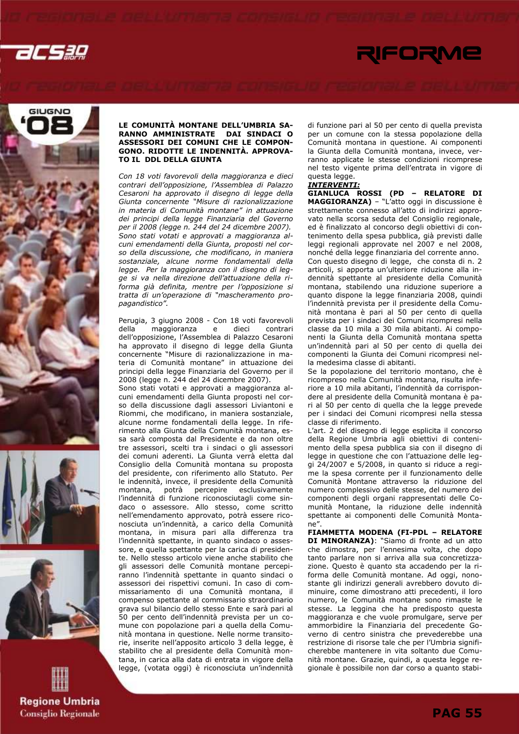## LE COMUNITÀ MONTANE DELL'UMBRIA SARANNO AMMINISTRATE DAI SINDACI O ASSESSORI DEI COMUNI CHE LE COMPONGONO. RIDOTTE LE INDENNITÀ. APPROVATO IL DDL DELLA GIUNTA

*Con 18 voti favorevoli della maggioranza e dieci contrari dell'opposizione, l'Assemblea di Palazzo Cesaroni ha approvato il disegno di legge della Giunta concernente "Misure di razionalizzazione in materia di Comunità montane" in attuazione dei principi della legge Finanziaria del Governo per il 2008 (legge n. 244 del 24 dicembre 2007). Sono stati votati e approvati a maggioranza alcuni emendamenti della Giunta, proposti nel corso della discussione, che modificano, in maniera sostanziale, alcune norme fondamentali della legge. Per la maggioranza con il disegno di legge si va nella direzione dell'attuazione della riforma già definita, mentre per l'opposizione si tratta di un'operazione di "mascheramento propagandistico".*

Perugia, 3 giugno 2008 - Con 18 voti favorevoli della maggioranza e dieci contrari dell'opposizione, l'Assemblea di Palazzo Cesaroni ha approvato il disegno di legge della Giunta concernente "Misure di razionalizzazione in materia di Comunità montane" in attuazione dei principi della legge Finanziaria del Governo per il 2008 (legge n. 244 del 24 dicembre 2007).

Sono stati votati e approvati a maggioranza alcuni emendamenti della Giunta proposti nel corso della discussione dagli assessori Liviantoni e Riommi, che modificano, in maniera sostanziale, alcune norme fondamentali della legge. In riferimento alla Giunta della Comunità montana, essa sarà composta dal Presidente e da non oltre tre assessori, scelti tra i sindaci o gli assessori dei comuni aderenti. La Giunta verrà eletta dal Consiglio della Comunità montana su proposta del presidente, con riferimento allo Statuto. Per le indennità, invece, il presidente della Comunità montana, potrà percepire esclusivamente l'indennità di funzione riconosciutagli come sindaco o assessore. Allo stesso, come scritto nell'emendamento approvato, potrà essere riconosciuta un'indennità, a carico della Comunità montana, in misura pari alla differenza tra l'indennità spettante, in quanto sindaco o assessore, e quella spettante per la carica di presidente. Nello stesso articolo viene anche stabilito che gli assessori delle Comunità montane percepiranno l'indennità spettante in quanto sindaci o assessori dei rispettivi comuni. In caso di commissariamento di una Comunità montana, il compenso spettante al commissario straordinario grava sul bilancio dello stesso Ente e sarà pari al 50 per cento dell'indennità prevista per un comune con popolazione pari a quella della Comunità montana in questione. Nelle norme transitorie, inserite nell'apposito articolo 3 della legge, è stabilito che al presidente della Comunità montana, in carica alla data di entrata in vigore della legge, (votata oggi) è riconosciuta un'indennità di funzione pari al 50 per cento di quella prevista per un comune con la stessa popolazione della Comunità montana in questione. Ai componenti la Giunta della Comunità montana, invece, verranno applicate le stesse condizioni ricomprese nel testo vigente prima dell'entrata in vigore di questa legge.

***INTERVENTI:***

**GIANLUCA ROSSI (PD – RELATORE DI MAGGIORANZA)** – "L'atto oggi in discussione è strettamente connesso all'atto di indirizzi approvato nella scorsa seduta del Consiglio regionale, ed è finalizzato al concorso degli obiettivi di contenimento della spesa pubblica, già previsti dalle leggi regionali approvate nel 2007 e nel 2008, nonché della legge finanziaria del corrente anno.

Con questo disegno di legge, che consta di n. 2 articoli, si apporta un'ulteriore riduzione alla indennità spettante al presidente della Comunità montana, stabilendo una riduzione superiore a quanto dispone la legge finanziaria 2008, quindi l'indennità prevista per il presidente della Comunità montana è pari al 50 per cento di quella prevista per i sindaci dei Comuni ricompresi nella classe da 10 mila a 30 mila abitanti. Ai componenti la Giunta della Comunità montana spetta un'indennità pari al 50 per cento di quella dei componenti la Giunta dei Comuni ricompresi nella medesima classe di abitanti.

Se la popolazione del territorio montano, che è ricompreso nella Comunità montana, risulta inferiore a 10 mila abitanti, l'indennità da corrispondere al presidente della Comunità montana è pari al 50 per cento di quella che la legge prevede per i sindaci dei Comuni ricompresi nella stessa classe di riferimento.

L'art. 2 del disegno di legge esplicita il concorso della Regione Umbria agli obiettivi di contenimento della spesa pubblica sia con il disegno di legge in questione che con l'attuazione delle leggi 24/2007 e 5/2008, in quanto si riduce a regime la spesa corrente per il funzionamento delle Comunità Montane attraverso la riduzione del numero complessivo delle stesse, del numero dei componenti degli organi rappresentati delle Comunità Montane, la riduzione delle indennità spettante ai componenti delle Comunità Montane".

**FIAMMETTA MODENA (FI-PDL – RELATORE DI MINORANZA)**: "Siamo di fronte ad un atto che dimostra, per l'ennesima volta, che dopo tanto parlare non si arriva alla sua concretizzazione. Questo è quanto sta accadendo per la riforma delle Comunità montane. Ad oggi, nonostante gli indirizzi generali avrebbero dovuto diminuire, come dimostrano atti precedenti, il loro numero, le Comunità montane sono rimaste le stesse. La leggina che ha predisposto questa maggioranza e che vuole promulgare, serve per ammorbidire la Finanziaria del precedente Governo di centro sinistra che prevederebbe una restrizione di risorse tale che per l'Umbria significherebbe mantenere in vita soltanto due Comunità montane. Grazie, quindi, a questa legge regionale è possibile non dar corso a quanto stabi-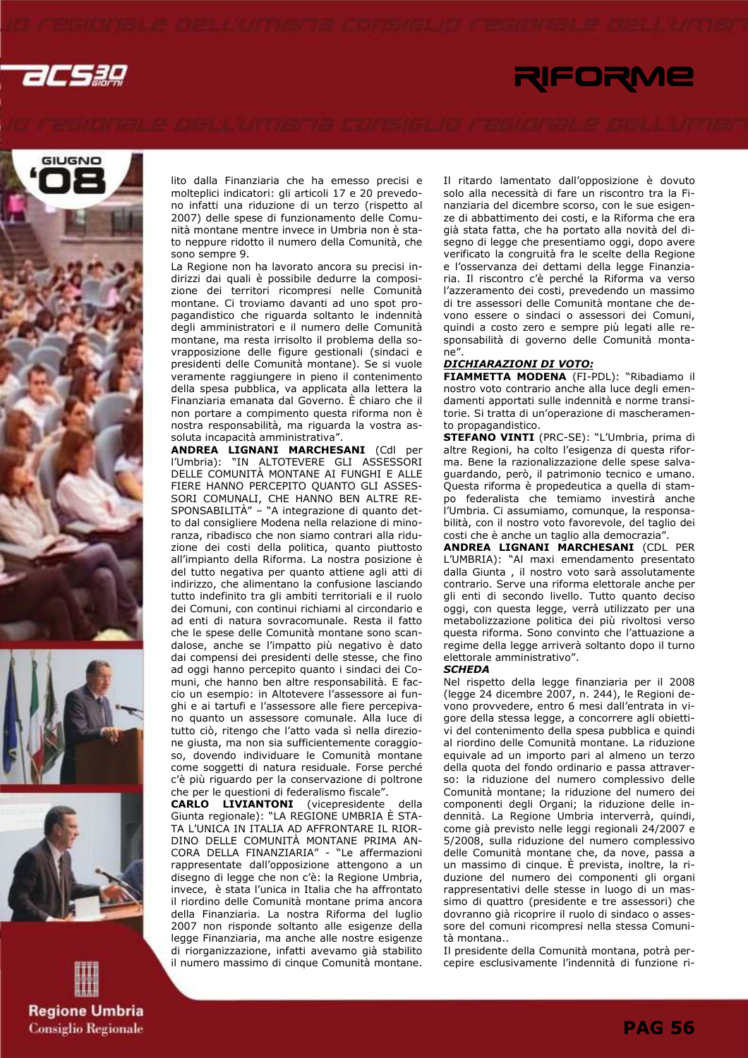lito dalla Finanziaria che ha emesso precisi e molteplici indicatori: gli articoli 17 e 20 prevedono infatti una riduzione di un terzo (rispetto al 2007) delle spese di funzionamento delle Comunità montane mentre invece in Umbria non è stato neppure ridotto il numero della Comunità, che sono sempre 9.

La Regione non ha lavorato ancora su precisi indirizzi dai quali è possibile dedurre la composizione dei territori ricompresi nelle Comunità montane. Ci troviamo davanti ad uno spot propagandistico che riguarda soltanto le indennità degli amministratori e il numero delle Comunità montane, ma resta irrisolto il problema della sovrapposizione delle figure gestionali (sindaci e presidenti delle Comunità montane). Se si vuole veramente raggiungere in pieno il contenimento della spesa pubblica, va applicata alla lettera la Finanziaria emanata dal Governo. È chiaro che il non portare a compimento questa riforma non è nostra responsabilità, ma riguarda la vostra assoluta incapacità amministrativa".

**ANDREA LIGNANI MARCHESANI** (Cdl per l'Umbria): "IN ALTOTEVERE GLI ASSESSORI DELLE COMUNITÀ MONTANE AI FUNGHI E ALLE FIERE HANNO PERCEPITO QUANTO GLI ASSESSORI COMUNALI, CHE HANNO BEN ALTRE RESPONSABILITÀ" – "A integrazione di quanto detto dal consigliere Modena nella relazione di minoranza, ribadisco che non siamo contrari alla riduzione dei costi della politica, quanto piuttosto all'impianto della Riforma. La nostra posizione è del tutto negativa per quanto attiene agli atti di indirizzo, che alimentano la confusione lasciando tutto indefinito tra gli ambiti territoriali e il ruolo dei Comuni, con continui richiami al circondario e ad enti di natura sovracomunale. Resta il fatto che le spese delle Comunità montane sono scandalose, anche se l'impatto più negativo è dato dai compensi dei presidenti delle stesse, che fino ad oggi hanno percepito quanto i sindaci dei Comuni, che hanno ben altre responsabilità. E faccio un esempio: in Altotevere l'assessore ai funghi e ai tartufi e l'assessore alle fiere percepivano quanto un assessore comunale. Alla luce di tutto ciò, ritengo che l'atto vada sì nella direzione giusta, ma non sia sufficientemente coraggioso, dovendo individuare le Comunità montane come soggetti di natura residuale. Forse perché c'è più riguardo per la conservazione di poltrone che per le questioni di federalismo fiscale".

**CARLO LIVIANTONI** (vicepresidente della Giunta regionale): "LA REGIONE UMBRIA È STATA L'UNICA IN ITALIA AD AFFRONTARE IL RIORDINO DELLE COMUNITÀ MONTANE PRIMA ANCORA DELLA FINANZIARIA" - "Le affermazioni rappresentate dall'opposizione attengono a un disegno di legge che non c'è: la Regione Umbria, invece, è stata l'unica in Italia che ha affrontato il riordino delle Comunità montane prima ancora della Finanziaria. La nostra Riforma del luglio 2007 non risponde soltanto alle esigenze della legge Finanziaria, ma anche alle nostre esigenze di riorganizzazione, infatti avevamo già stabilito il numero massimo di cinque Comunità montane. Il ritardo lamentato dall'opposizione è dovuto solo alla necessità di fare un riscontro tra la Finanziaria del dicembre scorso, con le sue esigenze di abbattimento dei costi, e la Riforma che era già stata fatta, che ha portato alla novità del disegno di legge che presentiamo oggi, dopo avere verificato la congruità fra le scelte della Regione e l'osservanza dei dettami della legge Finanziaria. Il riscontro c'è perché la Riforma va verso l'azzeramento dei costi, prevedendo un massimo di tre assessori delle Comunità montane che devono essere o sindaci o assessori dei Comuni, quindi a costo zero e sempre più legati alle responsabilità di governo delle Comunità montane".

***DICHIARAZIONI DI VOTO:***

**FIAMMETTA MODENA** (FI-PDL): "Ribadiamo il nostro voto contrario anche alla luce degli emendamenti apportati sulle indennità e norme transitorie. Si tratta di un'operazione di mascheramento propagandistico.

**STEFANO VINTI** (PRC-SE): "L'Umbria, prima di altre Regioni, ha colto l'esigenza di questa riforma. Bene la razionalizzazione delle spese salvaguardando, però, il patrimonio tecnico e umano. Questa riforma è propedeutica a quella di stampo federalista che temiamo investirà anche l'Umbria. Ci assumiamo, comunque, la responsabilità, con il nostro voto favorevole, del taglio dei costi che è anche un taglio alla democrazia".

**ANDREA LIGNANI MARCHESANI** (CDL PER L'UMBRIA): "Al maxi emendamento presentato dalla Giunta , il nostro voto sarà assolutamente contrario. Serve una riforma elettorale anche per gli enti di secondo livello. Tutto quanto deciso oggi, con questa legge, verrà utilizzato per una metabolizzazione politica dei più rivoltosi verso questa riforma. Sono convinto che l'attuazione a regime della legge arriverà soltanto dopo il turno elettorale amministrativo".

***SCHEDA***

Nel rispetto della legge finanziaria per il 2008 (legge 24 dicembre 2007, n. 244), le Regioni devono provvedere, entro 6 mesi dall'entrata in vigore della stessa legge, a concorrere agli obiettivi del contenimento della spesa pubblica e quindi al riordino delle Comunità montane. La riduzione equivale ad un importo pari al almeno un terzo della quota del fondo ordinario e passa attraverso: la riduzione del numero complessivo delle Comunità montane; la riduzione del numero dei componenti degli Organi; la riduzione delle indennità. La Regione Umbria interverrà, quindi, come già previsto nelle leggi regionali 24/2007 e 5/2008, sulla riduzione del numero complessivo delle Comunità montane che, da nove, passa a un massimo di cinque. È prevista, inoltre, la riduzione del numero dei componenti gli organi rappresentativi delle stesse in luogo di un massimo di quattro (presidente e tre assessori) che dovranno già ricoprire il ruolo di sindaco o assessore del comuni ricompresi nella stessa Comunità montana..

Il presidente della Comunità montana, potrà percepire esclusivamente l'indennità di funzione ri-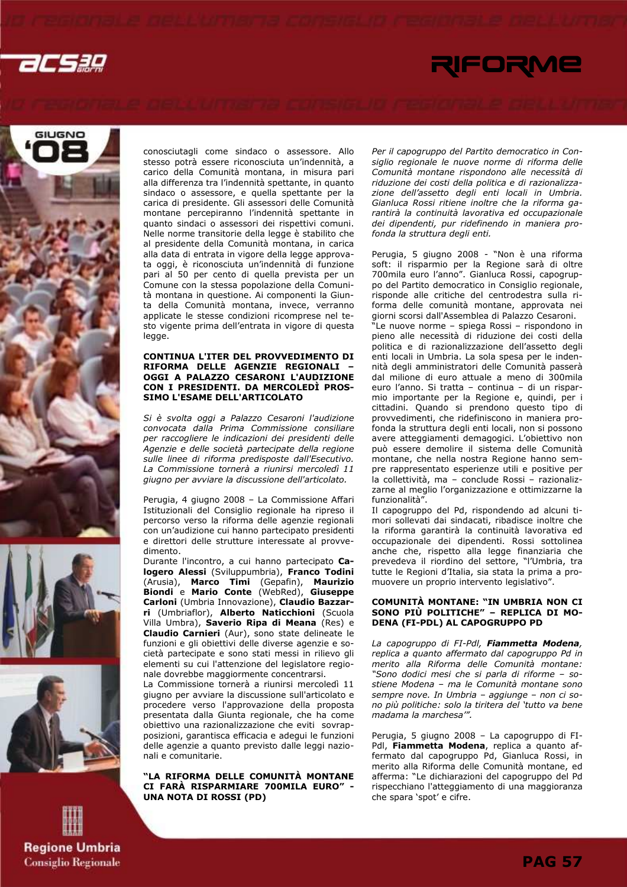conosciutagli come sindaco o assessore. Allo stesso potrà essere riconosciuta un'indennità, a carico della Comunità montana, in misura pari alla differenza tra l'indennità spettante, in quanto sindaco o assessore, e quella spettante per la carica di presidente. Gli assessori delle Comunità montane percepiranno l'indennità spettante in quanto sindaci o assessori dei rispettivi comuni. Nelle norme transitorie della legge è stabilito che al presidente della Comunità montana, in carica alla data di entrata in vigore della legge approvata oggi, è riconosciuta un'indennità di funzione pari al 50 per cento di quella prevista per un Comune con la stessa popolazione della Comunità montana in questione. Ai componenti la Giunta della Comunità montana, invece, verranno applicate le stesse condizioni ricomprese nel testo vigente prima dell'entrata in vigore di questa legge.

**CONTINUA L'ITER DEL PROVVEDIMENTO DI RIFORMA DELLE AGENZIE REGIONALI – OGGI A PALAZZO CESARONI L'AUDIZIONE CON I PRESIDENTI. DA MERCOLEDÌ PROSSIMO L'ESAME DELL'ARTICOLATO**

*Si è svolta oggi a Palazzo Cesaroni l'audizione convocata dalla Prima Commissione consiliare per raccogliere le indicazioni dei presidenti delle Agenzie e delle società partecipate della regione sulle linee di riforma predisposte dall'Esecutivo. La Commissione tornerà a riunirsi mercoledì 11 giugno per avviare la discussione dell'articolato.*

Perugia, 4 giugno 2008 – La Commissione Affari Istituzionali del Consiglio regionale ha ripreso il percorso verso la riforma delle agenzie regionali con un'audizione cui hanno partecipato presidenti e direttori delle strutture interessate al provvedimento.

Durante l'incontro, a cui hanno partecipato **Calogero Alessi** (Sviluppumbria), **Franco Todini** (Arusia), **Marco Timi** (Gepafin), **Maurizio Biondi** e **Mario Conte** (WebRed), **Giuseppe Carloni** (Umbria Innovazione), **Claudio Bazzarri** (Umbriaflor), **Alberto Naticchioni** (Scuola Villa Umbra), **Saverio Ripa di Meana** (Res) e **Claudio Carnieri** (Aur), sono state delineate le funzioni e gli obiettivi delle diverse agenzie e società partecipate e sono stati messi in rilievo gli elementi su cui l'attenzione del legislatore regionale dovrebbe maggiormente concentrarsi.

La Commissione tornerà a riunirsi mercoledì 11 giugno per avviare la discussione sull'articolato e procedere verso l'approvazione della proposta presentata dalla Giunta regionale, che ha come obiettivo una razionalizzazione che eviti sovrapposizioni, garantisca efficacia e adegui le funzioni delle agenzie a quanto previsto dalle leggi nazionali e comunitarie.

**"LA RIFORMA DELLE COMUNITÀ MONTANE CI FARÀ RISPARMIARE 700MILA EURO" - UNA NOTA DI ROSSI (PD)**

*Per il capogruppo del Partito democratico in Consiglio regionale le nuove norme di riforma delle Comunità montane rispondono alle necessità di riduzione dei costi della politica e di razionalizzazione dell'assetto degli enti locali in Umbria. Gianluca Rossi ritiene inoltre che la riforma garantirà la continuità lavorativa ed occupazionale dei dipendenti, pur ridefinendo in maniera profonda la struttura degli enti.*

Perugia, 5 giugno 2008 - "Non è una riforma soft: il risparmio per la Regione sarà di oltre 700mila euro l'anno". Gianluca Rossi, capogruppo del Partito democratico in Consiglio regionale, risponde alle critiche del centrodestra sulla riforma delle comunità montane, approvata nei giorni scorsi dall'Assemblea di Palazzo Cesaroni.

"Le nuove norme – spiega Rossi – rispondono in pieno alle necessità di riduzione dei costi della politica e di razionalizzazione dell'assetto degli enti locali in Umbria. La sola spesa per le indennità degli amministratori delle Comunità montane passerà dal milione di euro attuale a meno di 300mila euro l'anno. Si tratta – continua – di un risparmio importante per la Regione e, quindi, per i cittadini. Quando si prendono questo tipo di provvedimenti, che ridefiniscono in maniera profonda la struttura degli enti locali, non si possono avere atteggiamenti demagogici. L'obiettivo non può essere demolire il sistema delle Comunità montane, che nella nostra Regione hanno sempre rappresentato esperienze utili e positive per la collettività, ma – conclude Rossi – razionalizzarne al meglio l'organizzazione e ottimizzarne la funzionalità".

Il capogruppo del Pd, rispondendo ad alcuni timori sollevati dai sindacati, ribadisce inoltre che la riforma garantirà la continuità lavorativa ed occupazionale dei dipendenti. Rossi sottolinea anche che, rispetto alla legge finanziaria che prevedeva il riordino del settore, "l'Umbria, tra tutte le Regioni d'Italia, sia stata la prima a promuovere un proprio intervento legislativo".

**COMUNITÀ MONTANE: "IN UMBRIA NON CI SONO PIÙ POLITICHE" – REPLICA DI MODENA (FI-PDL) AL CAPOGRUPPO PD**

*La capogruppo di FI-Pdl, **Fiammetta Modena**, replica a quanto affermato dal capogruppo Pd in merito alla Riforma delle Comunità montane: "Sono dodici mesi che si parla di riforme – sostiene Modena – ma le Comunità montane sono sempre nove. In Umbria – aggiunge – non ci sono più politiche: solo la tiritera del 'tutto va bene madama la marchesa'".*

Perugia, 5 giugno 2008 – La capogruppo di FI-Pdl, **Fiammetta Modena**, replica a quanto affermato dal capogruppo Pd, Gianluca Rossi, in merito alla Riforma delle Comunità montane, ed afferma: "Le dichiarazioni del capogruppo del Pd rispecchiano l'atteggiamento di una maggioranza che spara 'spot' e cifre.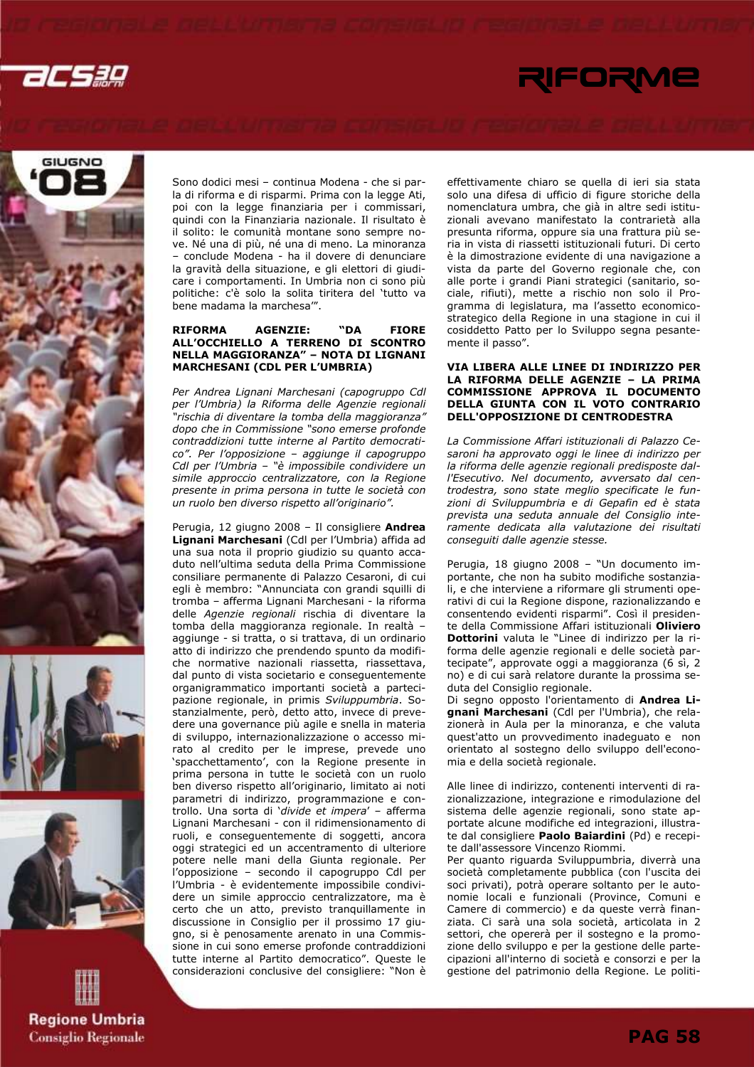Sono dodici mesi – continua Modena - che si parla di riforma e di risparmi. Prima con la legge Ati, poi con la legge finanziaria per i commissari, quindi con la Finanziaria nazionale. Il risultato è il solito: le comunità montane sono sempre nove. Né una di più, né una di meno. La minoranza – conclude Modena - ha il dovere di denunciare la gravità della situazione, e gli elettori di giudicare i comportamenti. In Umbria non ci sono più politiche: c'è solo la solita tiritera del 'tutto va bene madama la marchesa'".

### RIFORMA AGENZIE: "DA FIORE ALL'OCCHIELLO A TERRENO DI SCONTRO NELLA MAGGIORANZA" – NOTA DI LIGNANI MARCHESANI (CDL PER L'UMBRIA)

*Per Andrea Lignani Marchesani (capogruppo Cdl per l'Umbria) la Riforma delle Agenzie regionali "rischia di diventare la tomba della maggioranza" dopo che in Commissione "sono emerse profonde contraddizioni tutte interne al Partito democratico". Per l'opposizione – aggiunge il capogruppo Cdl per l'Umbria – "è impossibile condividere un simile approccio centralizzatore, con la Regione presente in prima persona in tutte le società con un ruolo ben diverso rispetto all'originario".*

Perugia, 12 giugno 2008 – Il consigliere **Andrea Lignani Marchesani** (Cdl per l'Umbria) affida ad una sua nota il proprio giudizio su quanto accaduto nell'ultima seduta della Prima Commissione consiliare permanente di Palazzo Cesaroni, di cui egli è membro: "Annunciata con grandi squilli di tromba – afferma Lignani Marchesani - la riforma delle *Agenzie regionali* rischia di diventare la tomba della maggioranza regionale. In realtà – aggiunge - si tratta, o si trattava, di un ordinario atto di indirizzo che prendendo spunto da modifiche normative nazionali riassetta, riassettava, dal punto di vista societario e conseguentemente organigrammatico importanti società a partecipazione regionale, in primis *Sviluppumbria*. Sostanzialmente, però, detto atto, invece di prevedere una governance più agile e snella in materia di sviluppo, internazionalizzazione o accesso mirato al credito per le imprese, prevede uno 'spacchettamento', con la Regione presente in prima persona in tutte le società con un ruolo ben diverso rispetto all'originario, limitato ai noti parametri di indirizzo, programmazione e controllo. Una sorta di '*divide et impera*' – afferma Lignani Marchesani - con il ridimensionamento di ruoli, e conseguentemente di soggetti, ancora oggi strategici ed un accentramento di ulteriore potere nelle mani della Giunta regionale. Per l'opposizione – secondo il capogruppo Cdl per l'Umbria - è evidentemente impossibile condividere un simile approccio centralizzatore, ma è certo che un atto, previsto tranquillamente in discussione in Consiglio per il prossimo 17 giugno, si è penosamente arenato in una Commissione in cui sono emerse profonde contraddizioni tutte interne al Partito democratico". Queste le considerazioni conclusive del consigliere: "Non è effettivamente chiaro se quella di ieri sia stata solo una difesa di ufficio di figure storiche della nomenclatura umbra, che già in altre sedi istituzionali avevano manifestato la contrarietà alla presunta riforma, oppure sia una frattura più seria in vista di riassetti istituzionali futuri. Di certo è la dimostrazione evidente di una navigazione a vista da parte del Governo regionale che, con alle porte i grandi Piani strategici (sanitario, sociale, rifiuti), mette a rischio non solo il Programma di legislatura, ma l'assetto economico-strategico della Regione in una stagione in cui il cosiddetto Patto per lo Sviluppo segna pesantemente il passo".

### VIA LIBERA ALLE LINEE DI INDIRIZZO PER LA RIFORMA DELLE AGENZIE – LA PRIMA COMMISSIONE APPROVA IL DOCUMENTO DELLA GIUNTA CON IL VOTO CONTRARIO DELL'OPPOSIZIONE DI CENTRODESTRA

*La Commissione Affari istituzionali di Palazzo Cesaroni ha approvato oggi le linee di indirizzo per la riforma delle agenzie regionali predisposte dall'Esecutivo. Nel documento, avversato dal centrodestra, sono state meglio specificate le funzioni di Sviluppumbria e di Gepafin ed è stata prevista una seduta annuale del Consiglio interamente dedicata alla valutazione dei risultati conseguiti dalle agenzie stesse.*

Perugia, 18 giugno 2008 – "Un documento importante, che non ha subito modifiche sostanziali, e che interviene a riformare gli strumenti operativi di cui la Regione dispone, razionalizzando e consentendo evidenti risparmi". Così il presidente della Commissione Affari istituzionali **Oliviero Dottorini** valuta le "Linee di indirizzo per la riforma delle agenzie regionali e delle società partecipate a maggioranza", approvate oggi a maggioranza (6 sì, 2 no) e di cui sarà relatore durante la prossima seduta del Consiglio regionale.

Di segno opposto l'orientamento di **Andrea Lignani Marchesani** (Cdl per l'Umbria), che relazionerà in Aula per la minoranza, e che valuta quest'atto un provvedimento inadeguato e non orientato al sostegno dello sviluppo dell'economia e della società regionale.

Alle linee di indirizzo, contenenti interventi di razionalizzazione, integrazione e rimodulazione del sistema delle agenzie regionali, sono state apportate alcune modifiche ed integrazioni, illustrate dal consigliere **Paolo Baiardini** (Pd) e recepite dall'assessore Vincenzo Riommi.

Per quanto riguarda Sviluppumbria, diverrà una società completamente pubblica (con l'uscita dei soci privati), potrà operare soltanto per le autonomie locali e funzionali (Province, Comuni e Camere di commercio) e da queste verrà finanziata. Ci sarà una sola società, articolata in 2 settori, che opererà per il sostegno e la promozione dello sviluppo e per la gestione delle partecipazioni all'interno di società e consorzi e per la gestione del patrimonio della Regione. Le politi-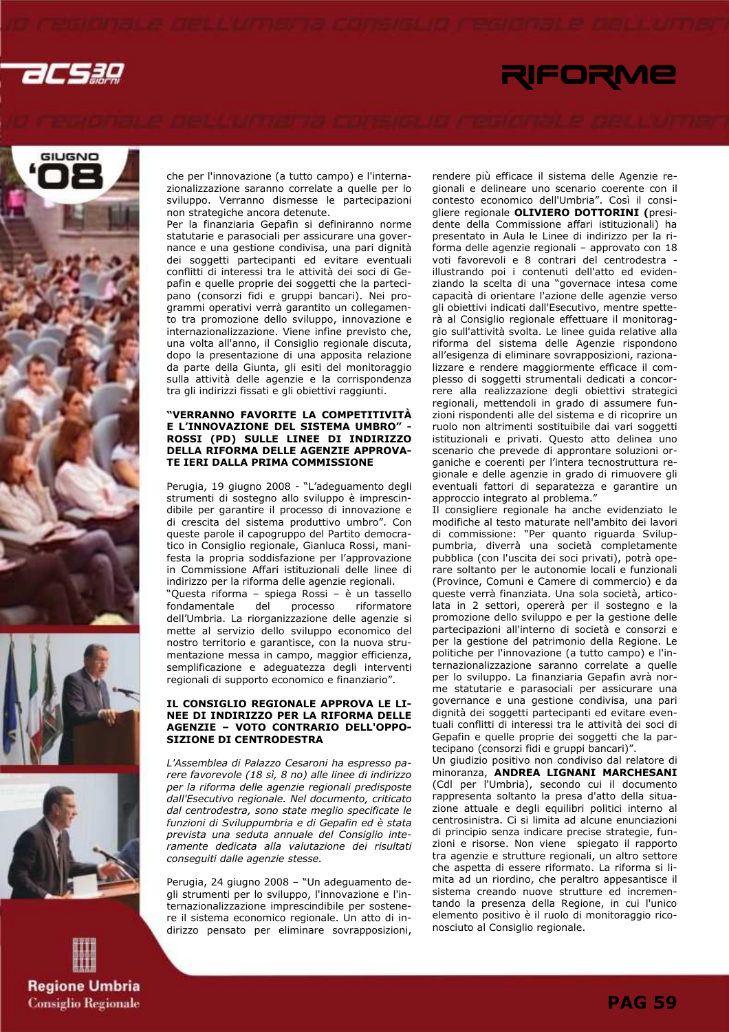che per l'innovazione (a tutto campo) e l'internazionalizzazione saranno correlate a quelle per lo sviluppo. Verranno dismesse le partecipazioni non strategiche ancora detenute.

Per la finanziaria Gepafin si definiranno norme statutarie e parasociali per assicurare una governance e una gestione condivisa, una pari dignità dei soggetti partecipanti ed evitare eventuali conflitti di interessi tra le attività dei soci di Gepafin e quelle proprie dei soggetti che la partecipano (consorzi fidi e gruppi bancari). Nei programmi operativi verrà garantito un collegamento tra promozione dello sviluppo, innovazione e internazionalizzazione. Viene infine previsto che, una volta all'anno, il Consiglio regionale discuta, dopo la presentazione di una apposita relazione da parte della Giunta, gli esiti del monitoraggio sulla attività delle agenzie e la corrispondenza tra gli indirizzi fissati e gli obiettivi raggiunti.

### "VERRANNO FAVORITE LA COMPETITIVITÀ E L'INNOVAZIONE DEL SISTEMA UMBRO" - ROSSI (PD) SULLE LINEE DI INDIRIZZO DELLA RIFORMA DELLE AGENZIE APPROVATE IERI DALLA PRIMA COMMISSIONE

Perugia, 19 giugno 2008 - "L'adeguamento degli strumenti di sostegno allo sviluppo è imprescindibile per garantire il processo di innovazione e di crescita del sistema produttivo umbro". Con queste parole il capogruppo del Partito democratico in Consiglio regionale, Gianluca Rossi, manifesta la propria soddisfazione per l'approvazione in Commissione Affari istituzionali delle linee di indirizzo per la riforma delle agenzie regionali.

"Questa riforma – spiega Rossi – è un tassello fondamentale del processo riformatore dell'Umbria. La riorganizzazione delle agenzie si mette al servizio dello sviluppo economico del nostro territorio e garantisce, con la nuova strumentazione messa in campo, maggior efficienza, semplificazione e adeguatezza degli interventi regionali di supporto economico e finanziario".

### IL CONSIGLIO REGIONALE APPROVA LE LINEE DI INDIRIZZO PER LA RIFORMA DELLE AGENZIE – VOTO CONTRARIO DELL'OPPOSIZIONE DI CENTRODESTRA

*L'Assemblea di Palazzo Cesaroni ha espresso parere favorevole (18 sì, 8 no) alle linee di indirizzo per la riforma delle agenzie regionali predisposte dall'Esecutivo regionale. Nel documento, criticato dal centrodestra, sono state meglio specificate le funzioni di Sviluppumbria e di Gepafin ed è stata prevista una seduta annuale del Consiglio interamente dedicata alla valutazione dei risultati conseguiti dalle agenzie stesse.*

Perugia, 24 giugno 2008 – "Un adeguamento degli strumenti per lo sviluppo, l'innovazione e l'internazionalizzazione imprescindibile per sostenere il sistema economico regionale. Un atto di indirizzo pensato per eliminare sovrapposizioni, rendere più efficace il sistema delle Agenzie regionali e delineare uno scenario coerente con il contesto economico dell'Umbria". Così il consigliere regionale **OLIVIERO DOTTORINI (**presidente della Commissione affari istituzionali) ha presentato in Aula le Linee di indirizzo per la riforma delle agenzie regionali – approvato con 18 voti favorevoli e 8 contrari del centrodestra - illustrando poi i contenuti dell'atto ed evidenziando la scelta di una "governace intesa come capacità di orientare l'azione delle agenzie verso gli obiettivi indicati dall'Esecutivo, mentre spetterà al Consiglio regionale effettuare il monitoraggio sull'attività svolta. Le linee guida relative alla riforma del sistema delle Agenzie rispondono all'esigenza di eliminare sovrapposizioni, razionalizzare e rendere maggiormente efficace il complesso di soggetti strumentali dedicati a concorrere alla realizzazione degli obiettivi strategici regionali, mettendoli in grado di assumere funzioni rispondenti alle del sistema e di ricoprire un ruolo non altrimenti sostituibile dai vari soggetti istituzionali e privati. Questo atto delinea uno scenario che prevede di approntare soluzioni organiche e coerenti per l'intera tecnostruttura regionale e delle agenzie in grado di rimuovere gli eventuali fattori di separatezza e garantire un approccio integrato al problema."

Il consigliere regionale ha anche evidenziato le modifiche al testo maturate nell'ambito dei lavori di commissione: "Per quanto riguarda Sviluppumbria, diverrà una società completamente pubblica (con l'uscita dei soci privati), potrà operare soltanto per le autonomie locali e funzionali (Province, Comuni e Camere di commercio) e da queste verrà finanziata. Una sola società, articolata in 2 settori, opererà per il sostegno e la promozione dello sviluppo e per la gestione delle partecipazioni all'interno di società e consorzi e per la gestione del patrimonio della Regione. Le politiche per l'innovazione (a tutto campo) e l'internazionalizzazione saranno correlate a quelle per lo sviluppo. La finanziaria Gepafin avrà norme statutarie e parasociali per assicurare una governance e una gestione condivisa, una pari dignità dei soggetti partecipanti ed evitare eventuali conflitti di interessi tra le attività dei soci di Gepafin e quelle proprie dei soggetti che la partecipano (consorzi fidi e gruppi bancari)".

Un giudizio positivo non condiviso dal relatore di minoranza, **ANDREA LIGNANI MARCHESANI** (CdI per l'Umbria), secondo cui il documento rappresenta soltanto la presa d'atto della situazione attuale e degli equilibri politici interno al centrosinistra. Ci si limita ad alcune enunciazioni di principio senza indicare precise strategie, funzioni e risorse. Non viene spiegato il rapporto tra agenzie e strutture regionali, un altro settore che aspetta di essere riformato. La riforma si limita ad un riordino, che peraltro appesantisce il sistema creando nuove strutture ed incrementando la presenza della Regione, in cui l'unico elemento positivo è il ruolo di monitoraggio riconosciuto al Consiglio regionale.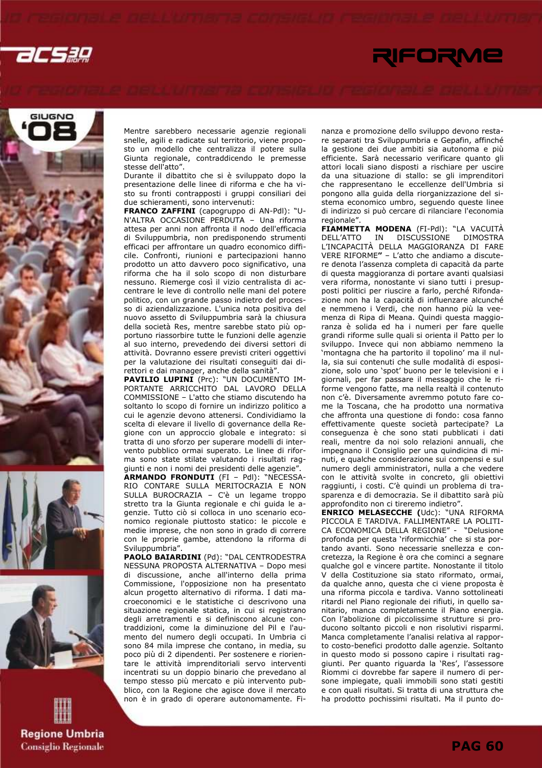Mentre sarebbero necessarie agenzie regionali snelle, agili e radicate sul territorio, viene proposto un modello che centralizza il potere sulla Giunta regionale, contraddicendo le premesse stesse dell'atto".

Durante il dibattito che si è sviluppato dopo la presentazione delle linee di riforma e che ha visto su fronti contrapposti i gruppi consiliari dei due schieramenti, sono intervenuti:

**FRANCO ZAFFINI** (capogruppo di AN-Pdl): "UN'ALTRA OCCASIONE PERDUTA – Una riforma attesa per anni non affronta il nodo dell'efficacia di Sviluppumbria, non predisponendo strumenti efficaci per affrontare un quadro economico difficile. Confronti, riunioni e partecipazioni hanno prodotto un atto davvero poco significativo, una riforma che ha il solo scopo di non disturbare nessuno. Riemerge così il vizio centralista di accentrare le leve di controllo nelle mani del potere politico, con un grande passo indietro del processo di aziendalizzazione. L'unica nota positiva del nuovo assetto di Sviluppumbria sarà la chiusura della società Res, mentre sarebbe stato più opportuno riassorbire tutte le funzioni delle agenzie al suo interno, prevedendo dei diversi settori di attività. Dovranno essere previsti criteri oggettivi per la valutazione dei risultati conseguiti dai direttori e dai manager, anche della sanità".

**PAVILIO LUPINI** (Prc): "UN DOCUMENTO IMPORTANTE ARRICCHITO DAL LAVORO DELLA COMMISSIONE – L'atto che stiamo discutendo ha soltanto lo scopo di fornire un indirizzo politico a cui le agenzie devono attenersi. Condividiamo la scelta di elevare il livello di governance della Regione con un approccio globale e integrato: si tratta di uno sforzo per superare modelli di intervento pubblico ormai superato. Le linee di riforma sono state stilate valutando i risultati raggiunti e non i nomi dei presidenti delle agenzie".

**ARMANDO FRONDUTI** (FI – Pdl): "NECESSARIO CONTARE SULLA MERITOCRAZIA E NON SULLA BUROCRAZIA – C'è un legame troppo stretto tra la Giunta regionale e chi guida le agenzie. Tutto ciò si colloca in uno scenario economico regionale piuttosto statico: le piccole e medie imprese, che non sono in grado di correre con le proprie gambe, attendono la riforma di Sviluppumbria".

**PAOLO BAIARDINI** (Pd): "DAL CENTRODESTRA NESSUNA PROPOSTA ALTERNATIVA – Dopo mesi di discussione, anche all'interno della prima Commissione, l'opposizione non ha presentato alcun progetto alternativo di riforma. I dati macroeconomici e le statistiche ci descrivono una situazione regionale statica, in cui si registrano degli arretramenti e si definiscono alcune contraddizioni, come la diminuzione del Pil e l'aumento del numero degli occupati. In Umbria ci sono 84 mila imprese che contano, in media, su poco più di 2 dipendenti. Per sostenere e riorientare le attività imprenditoriali servo interventi incentrati su un doppio binario che prevedano al tempo stesso più mercato e più intervento pubblico, con la Regione che agisce dove il mercato non è in grado di operare autonomamente. Finanza e promozione dello sviluppo devono restare separati tra Sviluppumbria e Gepafin, affinché la gestione dei due ambiti sia autonoma e più efficiente. Sarà necessario verificare quanto gli attori locali siano disposti a rischiare per uscire da una situazione di stallo: se gli imprenditori che rappresentano le eccellenze dell'Umbria si pongono alla guida della riorganizzazione del sistema economico umbro, seguendo queste linee di indirizzo si può cercare di rilanciare l'economia regionale".

**FIAMMETTA MODENA** (FI-Pdl): "LA VACUITÀ DELL'ATTO IN DISCUSSIONE DIMOSTRA L'INCAPACITÀ DELLA MAGGIORANZA DI FARE VERE RIFORME**"** – L'atto che andiamo a discutere denota l'assenza completa di capacità da parte di questa maggioranza di portare avanti qualsiasi vera riforma, nonostante vi siano tutti i presupposti politici per riuscire a farlo, perché Rifondazione non ha la capacità di influenzare alcunché e nemmeno i Verdi, che non hanno più la veemenza di Ripa di Meana. Quindi questa maggioranza è solida ed ha i numeri per fare quelle grandi riforme sulle quali si orienta il Patto per lo sviluppo. Invece qui non abbiamo nemmeno la 'montagna che ha partorito il topolino' ma il nulla, sia sui contenuti che sulle modalità di esposizione, solo uno 'spot' buono per le televisioni e i giornali, per far passare il messaggio che le riforme vengono fatte, ma nella realtà il contenuto non c'è. Diversamente avremmo potuto fare come la Toscana, che ha prodotto una normativa che affronta una questione di fondo: cosa fanno effettivamente queste società partecipate? La conseguenza è che sono stati pubblicati i dati reali, mentre da noi solo relazioni annuali, che impegnano il Consiglio per una quindicina di minuti, e qualche considerazione sui compensi e sul numero degli amministratori, nulla a che vedere con le attività svolte in concreto, gli obiettivi raggiunti, i costi. C'è quindi un problema di trasparenza e di democrazia. Se il dibattito sarà più approfondito non ci tireremo indietro".

**ENRICO MELASECCHE (**Udc): "UNA RIFORMA PICCOLA E TARDIVA. FALLIMENTARE LA POLITICA ECONOMICA DELLA REGIONE" - "Delusione profonda per questa 'riformicchia' che si sta portando avanti. Sono necessarie snellezza e concretezza, la Regione è ora che cominci a segnare qualche gol e vincere partite. Nonostante il titolo V della Costituzione sia stato riformato, ormai, da qualche anno, questa che ci viene proposta è una riforma piccola e tardiva. Vanno sottolineati ritardi nel Piano regionale dei rifiuti, in quello sanitario, manca completamente il Piano energia. Con l'abolizione di piccolissime strutture si producono soltanto piccoli e non risolutivi risparmi. Manca completamente l'analisi relativa al rapporto costo-benefici prodotto dalle agenzie. Soltanto in questo modo si possono capire i risultati raggiunti. Per quanto riguarda la 'Res', l'assessore Riommi ci dovrebbe far sapere il numero di persone impiegate, quali immobili sono stati gestiti e con quali risultati. Si tratta di una struttura che ha prodotto pochissimi risultati. Ma il punto do-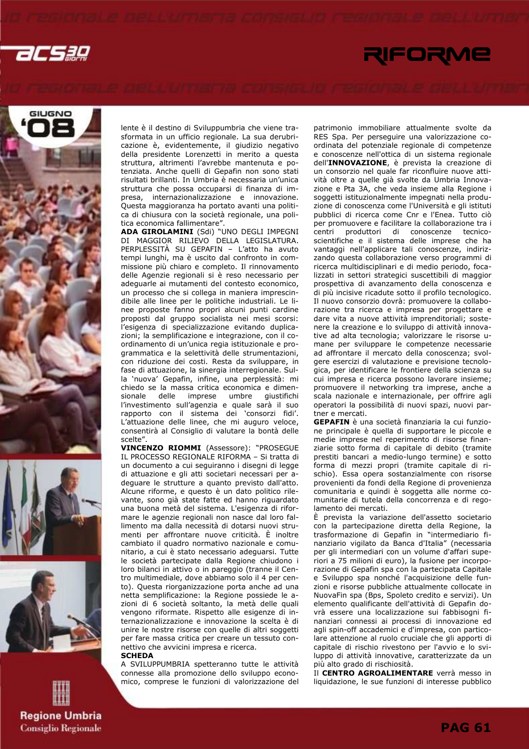lente è il destino di Sviluppumbria che viene trasformata in un ufficio regionale. La sua derubricazione è, evidentemente, il giudizio negativo della presidente Lorenzetti in merito a questa struttura, altrimenti l'avrebbe mantenuta e potenziata. Anche quelli di Gepafin non sono stati risultati brillanti. In Umbria è necessaria un'unica struttura che possa occuparsi di finanza di impresa, internazionalizzazione e innovazione. Questa maggioranza ha portato avanti una politica di chiusura con la società regionale, una politica economica fallimentare".

**ADA GIROLAMINI** (Sdi) "UNO DEGLI IMPEGNI DI MAGGIOR RILIEVO DELLA LEGISLATURA. PERPLESSITÀ SU GEPAFIN – L'atto ha avuto tempi lunghi, ma è uscito dal confronto in commissione più chiaro e completo. Il rinnovamento delle Agenzie regionali si è reso necessario per adeguarle ai mutamenti del contesto economico, un processo che si collega in maniera imprescindibile alle linee per le politiche industriali. Le linee proposte fanno propri alcuni punti cardine proposti dal gruppo socialista nei mesi scorsi: l'esigenza di specializzazione evitando duplicazioni; la semplificazione e integrazione, con il coordinamento di un'unica regia istituzionale e programmatica e la selettività delle strumentazioni, con riduzione dei costi. Resta da sviluppare, in fase di attuazione, la sinergia interregionale. Sulla 'nuova' Gepafin, infine, una perplessità: mi chiedo se la massa critica economica e dimensionale delle imprese umbre giustifichi l'investimento sull'agenzia e quale sarà il suo rapporto con il sistema dei 'consorzi fidi'. L'attuazione delle linee, che mi auguro veloce, consentirà al Consiglio di valutare la bontà delle scelte".

**VINCENZO RIOMMI** (Assessore): "PROSEGUE IL PROCESSO REGIONALE RIFORMA – Si tratta di un documento a cui seguiranno i disegni di legge di attuazione e gli atti societari necessari per adeguare le strutture a quanto previsto dall'atto. Alcune riforme, e questo è un dato politico rilevante, sono già state fatte ed hanno riguardato una buona metà del sistema. L'esigenza di riformare le agenzie regionali non nasce dal loro fallimento ma dalla necessità di dotarsi nuovi strumenti per affrontare nuove criticità. È inoltre cambiato il quadro normativo nazionale e comunitario, a cui è stato necessario adeguarsi. Tutte le società partecipate dalla Regione chiudono i loro bilanci in attivo o in pareggio (tranne il Centro multimediale, dove abbiamo solo il 4 per cento). Questa riorganizzazione porta anche ad una netta semplificazione: la Regione possiede le azioni di 6 società soltanto, la metà delle quali vengono riformate. Rispetto alle esigenze di internazionalizzazione e innovazione la scelta è di unire le nostre risorse con quelle di altri soggetti per fare massa critica per creare un tessuto connettivo che avvicini impresa e ricerca.

**SCHEDA**

A SVILUPPUMBRIA spetteranno tutte le attività connesse alla promozione dello sviluppo economico, comprese le funzioni di valorizzazione del patrimonio immobiliare attualmente svolte da RES Spa. Per perseguire una valorizzazione coordinata del potenziale regionale di competenze e conoscenze nell'ottica di un sistema regionale dell'**INNOVAZIONE**, è prevista la creazione di un consorzio nel quale far riconfluire nuove attività oltre a quelle già svolte da Umbria Innovazione e Pta 3A, che veda insieme alla Regione i soggetti istituzionalmente impegnati nella produzione di conoscenza come l'Università e gli istituti pubblici di ricerca come Cnr e l'Enea. Tutto ciò per promuovere e facilitare la collaborazione tra i centri produttori di conoscenze tecnico-scientifiche e il sistema delle imprese che ha vantaggi nell'applicare tali conoscenze, indirizzando questa collaborazione verso programmi di ricerca multidisciplinari e di medio periodo, focalizzati in settori strategici suscettibili di maggior prospettiva di avanzamento della conoscenza e di più incisive ricadute sotto il profilo tecnologico. Il nuovo consorzio dovrà: promuovere la collaborazione tra ricerca e impresa per progettare e dare vita a nuove attività imprenditoriali; sostenere la creazione e lo sviluppo di attività innovative ad alta tecnologia; valorizzare le risorse umane per sviluppare le competenze necessarie ad affrontare il mercato della conoscenza; svolgere esercizi di valutazione e previsione tecnologica, per identificare le frontiere della scienza su cui impresa e ricerca possono lavorare insieme; promuovere il networking tra imprese, anche a scala nazionale e internazionale, per offrire agli operatori la possibilità di nuovi spazi, nuovi partner e mercati.

**GEPAFIN** è una società finanziaria la cui funzione principale è quella di supportare le piccole e medie imprese nel reperimento di risorse finanziarie sotto forma di capitale di debito (tramite prestiti bancari a medio-lungo termine) e sotto forma di mezzi propri (tramite capitale di rischio). Essa opera sostanzialmente con risorse provenienti da fondi della Regione di provenienza comunitaria e quindi è soggetta alle norme comunitarie di tutela della concorrenza e di regolamento dei mercati.

È prevista la variazione dell'assetto societario con la partecipazione diretta della Regione, la trasformazione di Gepafin in "intermediario finanziario vigilato da Banca d'Italia" (necessaria per gli intermediari con un volume d'affari superiori a 75 milioni di euro), la fusione per incorporazione di Gepafin spa con la partecipata Capitale e Sviluppo spa nonché l'acquisizione delle funzioni e risorse pubbliche attualmente collocate in NuovaFin spa (Bps, Spoleto credito e servizi). Un elemento qualificante dell'attività di Gepafin dovrà essere una localizzazione sui fabbisogni finanziari connessi ai processi di innovazione ed agli spin-off accademici e d'impresa, con particolare attenzione al ruolo cruciale che gli apporti di capitale di rischio rivestono per l'avvio e lo sviluppo di attività innovative, caratterizzate da un più alto grado di rischiosità.

Il **CENTRO AGROALIMENTARE** verrà messo in liquidazione, le sue funzioni di interesse pubblico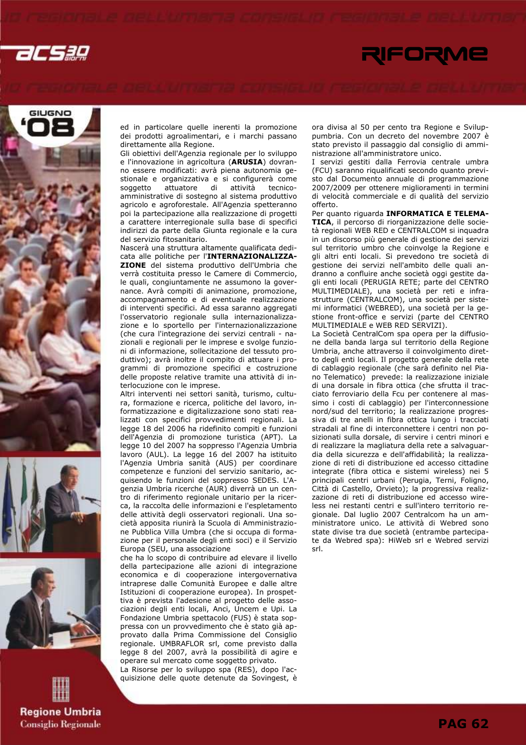ed in particolare quelle inerenti la promozione dei prodotti agroalimentari, e i marchi passano direttamente alla Regione.

Gli obiettivi dell'Agenzia regionale per lo sviluppo e l'innovazione in agricoltura (**ARUSIA**) dovranno essere modificati: avrà piena autonomia gestionale e organizzativa e si configurerà come soggetto attuatore di attività tecnico-amministrative di sostegno al sistema produttivo agricolo e agroforestale. All'Agenzia spetteranno poi la partecipazione alla realizzazione di progetti a carattere interregionale sulla base di specifici indirizzi da parte della Giunta regionale e la cura del servizio fitosanitario.

Nascerà una struttura altamente qualificata dedicata alle politiche per l'**INTERNAZIONALIZZAZIONE** del sistema produttivo dell'Umbria che verrà costituita presso le Camere di Commercio, le quali, congiuntamente ne assumono la governance. Avrà compiti di animazione, promozione, accompagnamento e di eventuale realizzazione di interventi specifici. Ad essa saranno aggregati l'osservatorio regionale sulla internazionalizzazione e lo sportello per l'internazionalizzazione (che cura l'integrazione dei servizi centrali - nazionali e regionali per le imprese e svolge funzioni di informazione, sollecitazione del tessuto produttivo); avrà inoltre il compito di attuare i programmi di promozione specifici e costruzione delle proposte relative tramite una attività di interlocuzione con le imprese.

Altri interventi nei settori sanità, turismo, cultura, formazione e ricerca, politiche del lavoro, informatizzazione e digitalizzazione sono stati realizzati con specifici provvedimenti regionali. La legge 18 del 2006 ha ridefinito compiti e funzioni dell'Agenzia di promozione turistica (APT). La legge 10 del 2007 ha soppresso l'Agenzia Umbria lavoro (AUL). La legge 16 del 2007 ha istituito l'Agenzia Umbria sanità (AUS) per coordinare competenze e funzioni del servizio sanitario, acquisendo le funzioni del soppresso SEDES. L'Agenzia Umbria ricerche (AUR) diverrà un un centro di riferimento regionale unitario per la ricerca, la raccolta delle informazioni e l'espletamento delle attività degli osservatori regionali. Una società apposita riunirà la Scuola di Amministrazione Pubblica Villa Umbra (che si occupa di formazione per il personale degli enti soci) e il Servizio Europa (SEU, una associazione che ha lo scopo di contribuire ad elevare il livello della partecipazione alle azioni di integrazione economica e di cooperazione intergovernativa intraprese dalle Comunità Europee e dalle altre Istituzioni di cooperazione europea). In prospettiva è prevista l'adesione al progetto delle associazioni degli enti locali, Anci, Uncem e Upi. La Fondazione Umbria spettacolo (FUS) è stata soppressa con un provvedimento che è stato già approvato dalla Prima Commissione del Consiglio regionale. UMBRAFLOR srl, come previsto dalla legge 8 del 2007, avrà la possibilità di agire e operare sul mercato come soggetto privato.

La Risorse per lo sviluppo spa (RES), dopo l'acquisizione delle quote detenute da Sovingest, è ora divisa al 50 per cento tra Regione e Sviluppumbria. Con un decreto del novembre 2007 è stato previsto il passaggio dal consiglio di amministrazione all'amministratore unico.

I servizi gestiti dalla Ferrovia centrale umbra (FCU) saranno riqualificati secondo quanto previsto dal Documento annuale di programmazione 2007/2009 per ottenere miglioramenti in termini di velocità commerciale e di qualità del servizio offerto.

Per quanto riguarda **INFORMATICA E TELEMATICA**, il percorso di riorganizzazione delle società regionali WEB RED e CENTRALCOM si inquadra in un discorso più generale di gestione dei servizi sul territorio umbro che coinvolge la Regione e gli altri enti locali. Si prevedono tre società di gestione dei servizi nell'ambito delle quali andranno a confluire anche società oggi gestite dagli enti locali (PERUGIA RETE; parte del CENTRO MULTIMEDIALE), una società per reti e infrastrutture (CENTRALCOM), una società per sistemi informatici (WEBRED), una società per la gestione front-office e servizi (parte del CENTRO MULTIMEDIALE e WEB RED SERVIZI).

La Società CentralCom spa opera per la diffusione della banda larga sul territorio della Regione Umbria, anche attraverso il coinvolgimento diretto degli enti locali. Il progetto generale della rete di cablaggio regionale (che sarà definito nel Piano Telematico) prevede: la realizzazione iniziale di una dorsale in fibra ottica (che sfrutta il tracciato ferroviario della Fcu per contenere al massimo i costi di cablaggio) per l'interconnessione nord/sud del territorio; la realizzazione progressiva di tre anelli in fibra ottica lungo i tracciati stradali al fine di interconnettere i centri non posizionati sulla dorsale, di servire i centri minori e di realizzare la magliatura della rete a salvaguardia della sicurezza e dell'affidabilità; la realizzazione di reti di distribuzione ed accesso cittadine integrate (fibra ottica e sistemi wireless) nei 5 principali centri urbani (Perugia, Terni, Foligno, Città di Castello, Orvieto); la progressiva realizzazione di reti di distribuzione ed accesso wireless nei restanti centri e sull'intero territorio regionale. Dal luglio 2007 Centralcom ha un amministratore unico. Le attività di Webred sono state divise tra due società (entrambe partecipate da Webred spa): HiWeb srl e Webred servizi srl.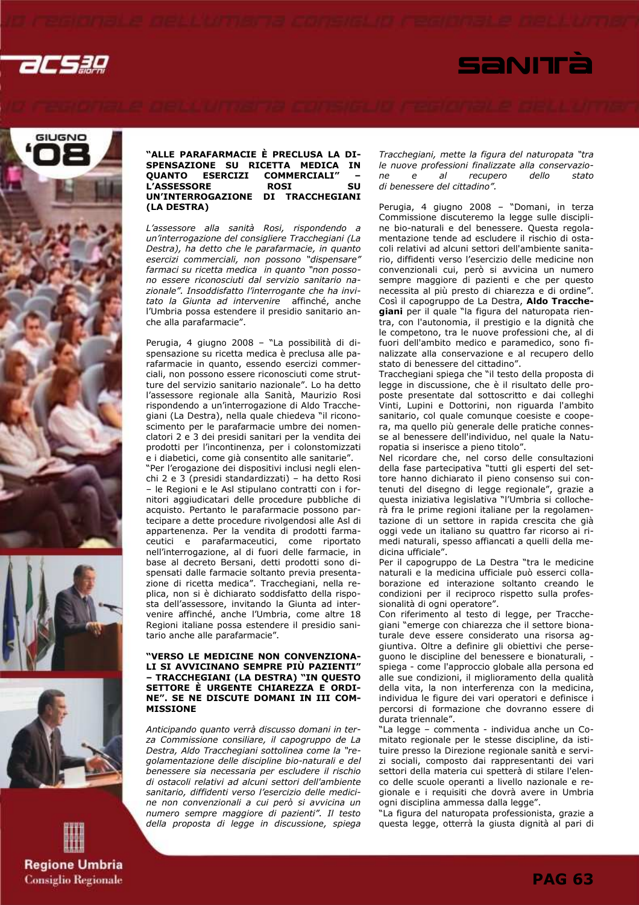**"ALLE PARAFARMACIE È PRECLUSA LA DISPENSAZIONE SU RICETTA MEDICA IN QUANTO ESERCIZI COMMERCIALI" – L'ASSESSORE ROSI SU UN'INTERROGAZIONE DI TRACCHEGIANI (LA DESTRA)**

*L'assessore alla sanità Rosi, rispondendo a un'interrogazione del consigliere Tracchegiani (La Destra), ha detto che le parafarmacie, in quanto esercizi commerciali, non possono "dispensare" farmaci su ricetta medica in quanto "non possono essere riconosciuti dal servizio sanitario nazionale". Insoddisfatto l'interrogante che ha invitato la Giunta ad intervenire affinché, anche l'Umbria possa estendere il presidio sanitario anche alle parafarmacie".*

Perugia, 4 giugno 2008 – "La possibilità di dispensazione su ricetta medica è preclusa alle parafarmacie in quanto, essendo esercizi commerciali, non possono essere riconosciuti come strutture del servizio sanitario nazionale". Lo ha detto l'assessore regionale alla Sanità, Maurizio Rosi rispondendo a un'interrogazione di Aldo Tracchegiani (La Destra), nella quale chiedeva "il riconoscimento per le parafarmacie umbre dei nomenclatori 2 e 3 dei presidi sanitari per la vendita dei prodotti per l'incontinenza, per i colonstomizzati e i diabetici, come già consentito alle sanitarie".

"Per l'erogazione dei dispositivi inclusi negli elenchi 2 e 3 (presidi standardizzati) – ha detto Rosi – le Regioni e le Asl stipulano contratti con i fornitori aggiudicatari delle procedure pubbliche di acquisto. Pertanto le parafarmacie possono partecipare a dette procedure rivolgendosi alle Asl di appartenenza. Per la vendita di prodotti farmaceutici e parafarmaceutici, come riportato nell'interrogazione, al di fuori delle farmacie, in base al decreto Bersani, detti prodotti sono dispensati dalle farmacie soltanto previa presentazione di ricetta medica". Tracchegiani, nella replica, non si è dichiarato soddisfatto della risposta dell'assessore, invitando la Giunta ad intervenire affinché, anche l'Umbria, come altre 18 Regioni italiane possa estendere il presidio sanitario anche alle parafarmacie".

**"VERSO LE MEDICINE NON CONVENZIONALI SI AVVICINANO SEMPRE PIÙ PAZIENTI" – TRACCHEGIANI (LA DESTRA) "IN QUESTO SETTORE È URGENTE CHIAREZZA E ORDINE". SE NE DISCUTE DOMANI IN III COMMISSIONE**

*Anticipando quanto verrà discusso domani in terza Commissione consiliare, il capogruppo de La Destra, Aldo Tracchegiani sottolinea come la "regolamentazione delle discipline bio-naturali e del benessere sia necessaria per escludere il rischio di ostacoli relativi ad alcuni settori dell'ambiente sanitario, diffidenti verso l'esercizio delle medicine non convenzionali a cui però si avvicina un numero sempre maggiore di pazienti". Il testo della proposta di legge in discussione, spiega Tracchegiani, mette la figura del naturopata "tra le nuove professioni finalizzate alla conservazione e al recupero dello stato di benessere del cittadino".*

Perugia, 4 giugno 2008 – "Domani, in terza Commissione discuteremo la legge sulle discipline bio-naturali e del benessere. Questa regolamentazione tende ad escludere il rischio di ostacoli relativi ad alcuni settori dell'ambiente sanitario, diffidenti verso l'esercizio delle medicine non convenzionali cui, però si avvicina un numero sempre maggiore di pazienti e che per questo necessita al più presto di chiarezza e di ordine". Così il capogruppo de La Destra, **Aldo Tracchegiani** per il quale "la figura del naturopata rientra, con l'autonomia, il prestigio e la dignità che le competono, tra le nuove professioni che, al di fuori dell'ambito medico e paramedico, sono finalizzate alla conservazione e al recupero dello stato di benessere del cittadino".

Tracchegiani spiega che "il testo della proposta di legge in discussione, che è il risultato delle proposte presentate dal sottoscritto e dai colleghi Vinti, Lupini e Dottorini, non riguarda l'ambito sanitario, col quale comunque coesiste e coopera, ma quello più generale delle pratiche connesse al benessere dell'individuo, nel quale la Naturopatia si inserisce a pieno titolo".

Nel ricordare che, nel corso delle consultazioni della fase partecipativa "tutti gli esperti del settore hanno dichiarato il pieno consenso sui contenuti del disegno di legge regionale", grazie a questa iniziativa legislativa "l'Umbria si collocherà fra le prime regioni italiane per la regolamentazione di un settore in rapida crescita che già oggi vede un italiano su quattro far ricorso ai rimedi naturali, spesso affiancati a quelli della medicina ufficiale".

Per il capogruppo de La Destra "tra le medicine naturali e la medicina ufficiale può esserci collaborazione ed interazione soltanto creando le condizioni per il reciproco rispetto sulla professionalità di ogni operatore".

Con riferimento al testo di legge, per Tracchegiani "emerge con chiarezza che il settore bionaturale deve essere considerato una risorsa aggiuntiva. Oltre a definire gli obiettivi che perseguono le discipline del benessere e bionaturali, - spiega - come l'approccio globale alla persona ed alle sue condizioni, il miglioramento della qualità della vita, la non interferenza con la medicina, individua le figure dei vari operatori e definisce i percorsi di formazione che dovranno essere di durata triennale".

"La legge – commenta - individua anche un Comitato regionale per le stesse discipline, da istituire presso la Direzione regionale sanità e servizi sociali, composto dai rappresentanti dei vari settori della materia cui spetterà di stilare l'elenco delle scuole operanti a livello nazionale e regionale e i requisiti che dovrà avere in Umbria ogni disciplina ammessa dalla legge".

"La figura del naturopata professionista, grazie a questa legge, otterrà la giusta dignità al pari di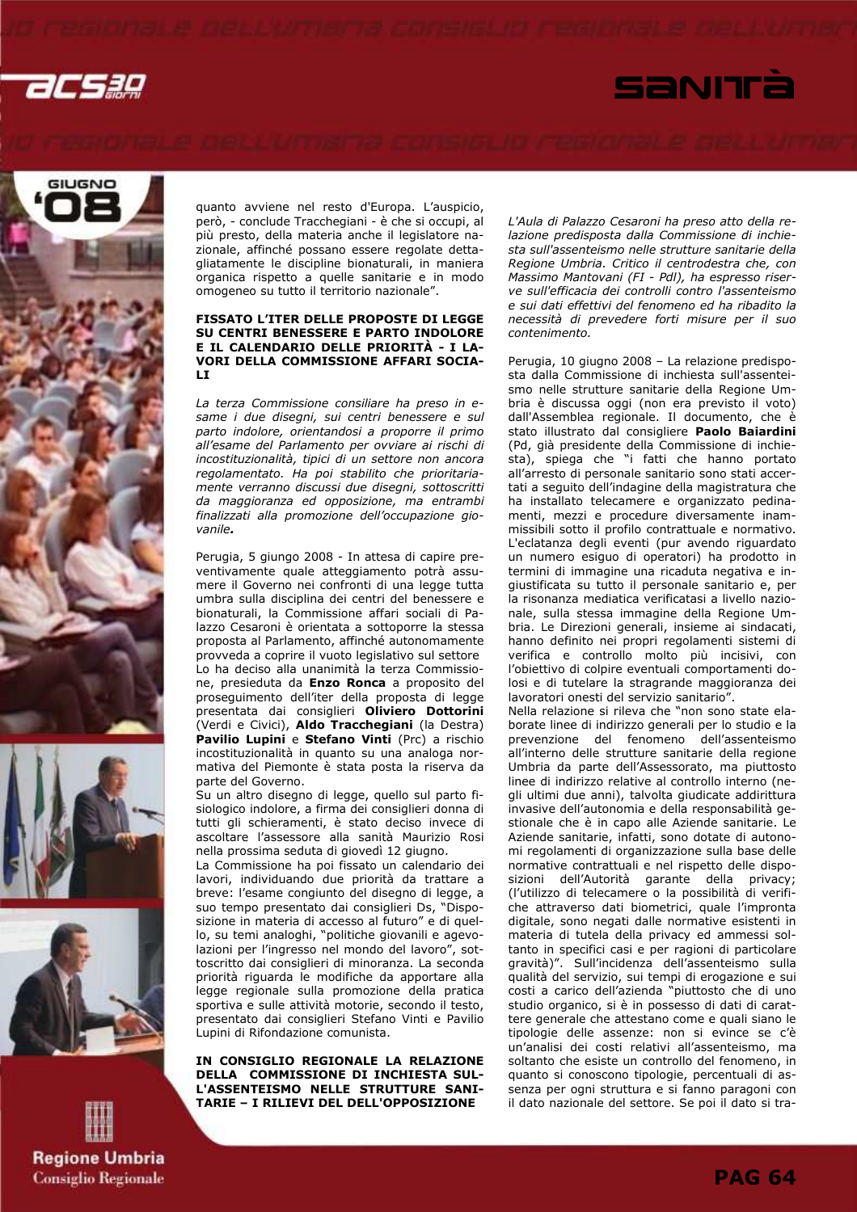quanto avviene nel resto d'Europa. L'auspicio, però, - conclude Tracchegiani - è che si occupi, al più presto, della materia anche il legislatore nazionale, affinché possano essere regolate dettagliatamente le discipline bionaturali, in maniera organica rispetto a quelle sanitarie e in modo omogeneo su tutto il territorio nazionale".

### FISSATO L'ITER DELLE PROPOSTE DI LEGGE SU CENTRI BENESSERE E PARTO INDOLORE E IL CALENDARIO DELLE PRIORITÀ - I LAVORI DELLA COMMISSIONE AFFARI SOCIALI

*La terza Commissione consiliare ha preso in esame i due disegni, sui centri benessere e sul parto indolore, orientandosi a proporre il primo all'esame del Parlamento per ovviare ai rischi di incostituzionalità, tipici di un settore non ancora regolamentato. Ha poi stabilito che prioritariamente verranno discussi due disegni, sottoscritti da maggioranza ed opposizione, ma entrambi finalizzati alla promozione dell'occupazione giovanile.*

Perugia, 5 giugno 2008 - In attesa di capire preventivamente quale atteggiamento potrà assumere il Governo nei confronti di una legge tutta umbra sulla disciplina dei centri del benessere e bionaturali, la Commissione affari sociali di Palazzo Cesaroni è orientata a sottoporre la stessa proposta al Parlamento, affinché autonomamente provveda a coprire il vuoto legislativo sul settore
Lo ha deciso alla unanimità la terza Commissione, presieduta da **Enzo Ronca** a proposito del proseguimento dell'iter della proposta di legge presentata dai consiglieri **Oliviero Dottorini** (Verdi e Civici), **Aldo Tracchegiani** (la Destra) **Pavilio Lupini** e **Stefano Vinti** (Prc) a rischio incostituzionalità in quanto su una analoga normativa del Piemonte è stata posta la riserva da parte del Governo.
Su un altro disegno di legge, quello sul parto fisiologico indolore, a firma dei consiglieri donna di tutti gli schieramenti, è stato deciso invece di ascoltare l'assessore alla sanità Maurizio Rosi nella prossima seduta di giovedì 12 giugno.
La Commissione ha poi fissato un calendario dei lavori, individuando due priorità da trattare a breve: l'esame congiunto del disegno di legge, a suo tempo presentato dai consiglieri Ds, "Disposizione in materia di accesso al futuro" e di quello, su temi analoghi, "politiche giovanili e agevolazioni per l'ingresso nel mondo del lavoro", sottoscritto dai consiglieri di minoranza. La seconda priorità riguarda le modifiche da apportare alla legge regionale sulla promozione della pratica sportiva e sulle attività motorie, secondo il testo, presentato dai consiglieri Stefano Vinti e Pavilio Lupini di Rifondazione comunista.

### IN CONSIGLIO REGIONALE LA RELAZIONE DELLA COMMISSIONE DI INCHIESTA SULL'ASSENTEISMO NELLE STRUTTURE SANITARIE – I RILIEVI DEL DELL'OPPOSIZIONE

*L'Aula di Palazzo Cesaroni ha preso atto della relazione predisposta dalla Commissione di inchiesta sull'assenteismo nelle strutture sanitarie della Regione Umbria. Critico il centrodestra che, con Massimo Mantovani (FI - Pdl), ha espresso riserve sull'efficacia dei controlli contro l'assenteismo e sui dati effettivi del fenomeno ed ha ribadito la necessità di prevedere forti misure per il suo contenimento.*

Perugia, 10 giugno 2008 – La relazione predisposta dalla Commissione di inchiesta sull'assenteismo nelle strutture sanitarie della Regione Umbria è discussa oggi (non era previsto il voto) dall'Assemblea regionale. Il documento, che è stato illustrato dal consigliere **Paolo Baiardini** (Pd, già presidente della Commissione di inchiesta), spiega che "i fatti che hanno portato all'arresto di personale sanitario sono stati accertati a seguito dell'indagine della magistratura che ha installato telecamere e organizzato pedinamenti, mezzi e procedure diversamente inammissibili sotto il profilo contrattuale e normativo. L'eclatanza degli eventi (pur avendo riguardato un numero esiguo di operatori) ha prodotto in termini di immagine una ricaduta negativa e ingiustificata su tutto il personale sanitario e, per la risonanza mediatica verificatasi a livello nazionale, sulla stessa immagine della Regione Umbria. Le Direzioni generali, insieme ai sindacati, hanno definito nei propri regolamenti sistemi di verifica e controllo molto più incisivi, con l'obiettivo di colpire eventuali comportamenti dolosi e di tutelare la stragrande maggioranza dei lavoratori onesti del servizio sanitario".
Nella relazione si rileva che "non sono state elaborate linee di indirizzo generali per lo studio e la prevenzione del fenomeno dell'assenteismo all'interno delle strutture sanitarie della regione Umbria da parte dell'Assessorato, ma piuttosto linee di indirizzo relative al controllo interno (negli ultimi due anni), talvolta giudicate addirittura invasive dell'autonomia e della responsabilità gestionale che è in capo alle Aziende sanitarie. Le Aziende sanitarie, infatti, sono dotate di autonomi regolamenti di organizzazione sulla base delle normative contrattuali e nel rispetto delle disposizioni dell'Autorità garante della privacy; (l'utilizzo di telecamere o la possibilità di verifiche attraverso dati biometrici, quale l'impronta digitale, sono negati dalle normative esistenti in materia di tutela della privacy ed ammessi soltanto in specifici casi e per ragioni di particolare gravità)". Sull'incidenza dell'assenteismo sulla qualità del servizio, sui tempi di erogazione e sui costi a carico dell'azienda "piuttosto che di uno studio organico, si è in possesso di dati di carattere generale che attestano come e quali siano le tipologie delle assenze: non si evince se c'è un'analisi dei costi relativi all'assenteismo, ma soltanto che esiste un controllo del fenomeno, in quanto si conoscono tipologie, percentuali di assenza per ogni struttura e si fanno paragoni con il dato nazionale del settore. Se poi il dato si tra-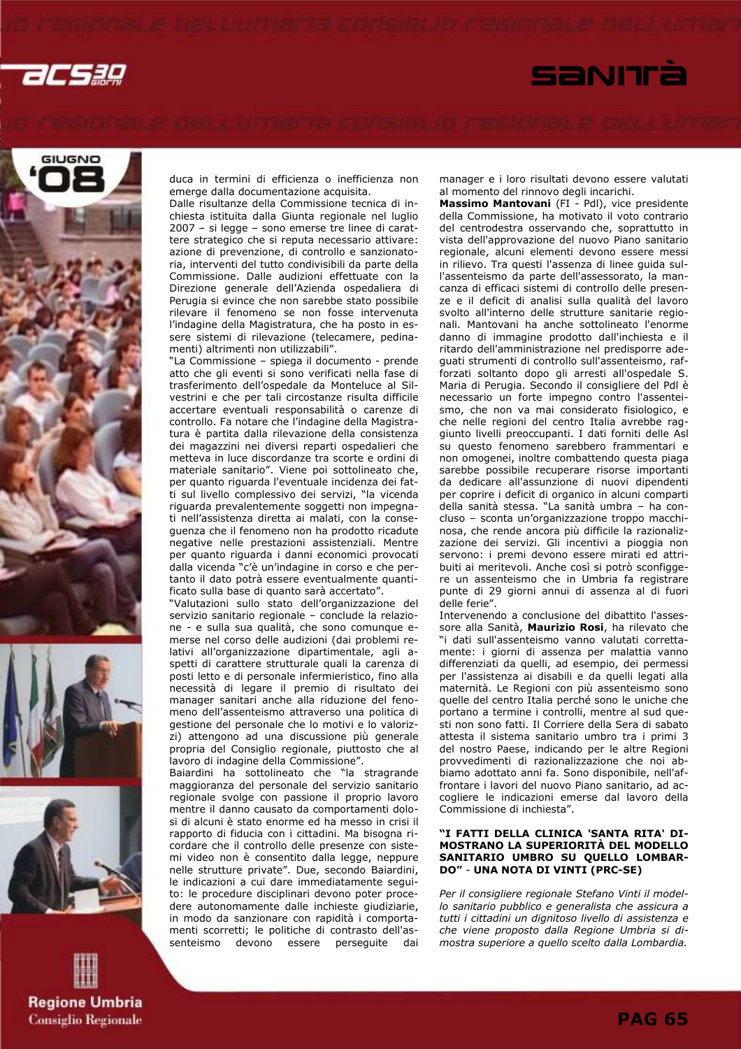duca in termini di efficienza o inefficienza non emerge dalla documentazione acquisita.

Dalle risultanze della Commissione tecnica di inchiesta istituita dalla Giunta regionale nel luglio 2007 – si legge – sono emerse tre linee di carattere strategico che si reputa necessario attivare: azione di prevenzione, di controllo e sanzionatoria, interventi del tutto condivisibili da parte della Commissione. Dalle audizioni effettuate con la Direzione generale dell'Azienda ospedaliera di Perugia si evince che non sarebbe stato possibile rilevare il fenomeno se non fosse intervenuta l'indagine della Magistratura, che ha posto in essere sistemi di rilevazione (telecamere, pedinamenti) altrimenti non utilizzabili".

"La Commissione – spiega il documento - prende atto che gli eventi si sono verificati nella fase di trasferimento dell'ospedale da Monteluce al Silvestrini e che per tali circostanze risulta difficile accertare eventuali responsabilità o carenze di controllo. Fa notare che l'indagine della Magistratura è partita dalla rilevazione della consistenza dei magazzini nei diversi reparti ospedalieri che metteva in luce discordanze tra scorte e ordini di materiale sanitario". Viene poi sottolineato che, per quanto riguarda l'eventuale incidenza dei fatti sul livello complessivo dei servizi, "la vicenda riguarda prevalentemente soggetti non impegnati nell'assistenza diretta ai malati, con la conseguenza che il fenomeno non ha prodotto ricadute negative nelle prestazioni assistenziali. Mentre per quanto riguarda i danni economici provocati dalla vicenda "c'è un'indagine in corso e che pertanto il dato potrà essere eventualmente quantificato sulla base di quanto sarà accertato".

"Valutazioni sullo stato dell'organizzazione del servizio sanitario regionale – conclude la relazione - e sulla sua qualità, che sono comunque emerse nel corso delle audizioni (dai problemi relativi all'organizzazione dipartimentale, agli aspetti di carattere strutturale quali la carenza di posti letto e di personale infermieristico, fino alla necessità di legare il premio di risultato dei manager sanitari anche alla riduzione del fenomeno dell'assenteismo attraverso una politica di gestione del personale che lo motivi e lo valorizzi) attengono ad una discussione più generale propria del Consiglio regionale, piuttosto che al lavoro di indagine della Commissione".

Baiardini ha sottolineato che "la stragrande maggioranza del personale del servizio sanitario regionale svolge con passione il proprio lavoro mentre il danno causato da comportamenti dolosi di alcuni è stato enorme ed ha messo in crisi il rapporto di fiducia con i cittadini. Ma bisogna ricordare che il controllo delle presenze con sistemi video non è consentito dalla legge, neppure nelle strutture private". Due, secondo Baiardini, le indicazioni a cui dare immediatamente seguito: le procedure disciplinari devono poter procedere autonomamente dalle inchieste giudiziarie, in modo da sanzionare con rapidità i comportamenti scorretti; le politiche di contrasto dell'assenteismo devono essere perseguite dai manager e i loro risultati devono essere valutati al momento del rinnovo degli incarichi.

**Massimo Mantovani** (FI - Pdl), vice presidente della Commissione, ha motivato il voto contrario del centrodestra osservando che, soprattutto in vista dell'approvazione del nuovo Piano sanitario regionale, alcuni elementi devono essere messi in rilievo. Tra questi l'assenza di linee guida sull'assenteismo da parte dell'assessorato, la mancanza di efficaci sistemi di controllo delle presenze e il deficit di analisi sulla qualità del lavoro svolto all'interno delle strutture sanitarie regionali. Mantovani ha anche sottolineato l'enorme danno di immagine prodotto dall'inchiesta e il ritardo dell'amministrazione nel predisporre adeguati strumenti di controllo sull'assenteismo, rafforzati soltanto dopo gli arresti all'ospedale S. Maria di Perugia. Secondo il consigliere del Pdl è necessario un forte impegno contro l'assenteismo, che non va mai considerato fisiologico, e che nelle regioni del centro Italia avrebbe raggiunto livelli preoccupanti. I dati forniti delle Asl su questo fenomeno sarebbero frammentari e non omogenei, inoltre combattendo questa piaga sarebbe possibile recuperare risorse importanti da dedicare all'assunzione di nuovi dipendenti per coprire i deficit di organico in alcuni comparti della sanità stessa. "La sanità umbra – ha concluso – sconta un'organizzazione troppo macchinosa, che rende ancora più difficile la razionalizzazione dei servizi. Gli incentivi a pioggia non servono: i premi devono essere mirati ed attribuiti ai meritevoli. Anche così si potrò sconfiggere un assenteismo che in Umbria fa registrare punte di 29 giorni annui di assenza al di fuori delle ferie".

Intervenendo a conclusione del dibattito l'assessore alla Sanità, **Maurizio Rosi**, ha rilevato che "i dati sull'assenteismo vanno valutati correttamente: i giorni di assenza per malattia vanno differenziati da quelli, ad esempio, dei permessi per l'assistenza ai disabili e da quelli legati alla maternità. Le Regioni con più assenteismo sono quelle del centro Italia perché sono le uniche che portano a termine i controlli, mentre al sud questi non sono fatti. Il Corriere della Sera di sabato attesta il sistema sanitario umbro tra i primi 3 del nostro Paese, indicando per le altre Regioni provvedimenti di razionalizzazione che noi abbiamo adottato anni fa. Sono disponibile, nell'affrontare i lavori del nuovo Piano sanitario, ad accogliere le indicazioni emerse dal lavoro della Commissione di inchiesta".

### "I FATTI DELLA CLINICA 'SANTA RITA' DIMOSTRANO LA SUPERIORITÀ DEL MODELLO SANITARIO UMBRO SU QUELLO LOMBARDO" - UNA NOTA DI VINTI (PRC-SE)

*Per il consigliere regionale Stefano Vinti il modello sanitario pubblico e generalista che assicura a tutti i cittadini un dignitoso livello di assistenza e che viene proposto dalla Regione Umbria si dimostra superiore a quello scelto dalla Lombardia.*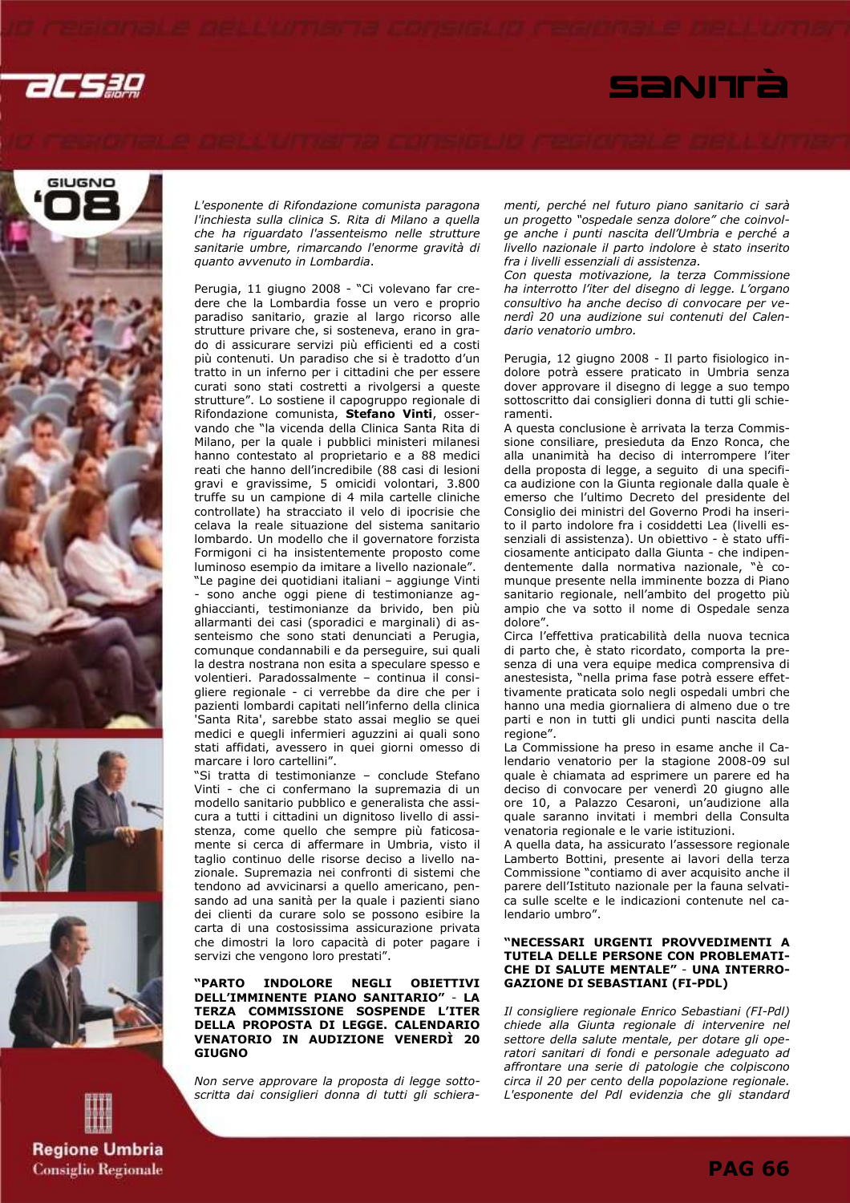*L'esponente di Rifondazione comunista paragona l'inchiesta sulla clinica S. Rita di Milano a quella che ha riguardato l'assenteismo nelle strutture sanitarie umbre, rimarcando l'enorme gravità di quanto avvenuto in Lombardia.*

Perugia, 11 giugno 2008 - "Ci volevano far credere che la Lombardia fosse un vero e proprio paradiso sanitario, grazie al largo ricorso alle strutture private che, si sosteneva, erano in grado di assicurare servizi più efficienti ed a costi più contenuti. Un paradiso che si è tradotto d'un tratto in un inferno per i cittadini che per essere curati sono stati costretti a rivolgersi a queste strutture". Lo sostiene il capogruppo regionale di Rifondazione comunista, **Stefano Vinti**, osservando che "la vicenda della Clinica Santa Rita di Milano, per la quale i pubblici ministeri milanesi hanno contestato al proprietario e a 88 medici reati che hanno dell'incredibile (88 casi di lesioni gravi e gravissime, 5 omicidi volontari, 3.800 truffe su un campione di 4 mila cartelle cliniche controllate) ha stracciato il velo di ipocrisie che celava la reale situazione del sistema sanitario lombardo. Un modello che il governatore forzista Formigoni ci ha insistentemente proposto come luminoso esempio da imitare a livello nazionale".

"Le pagine dei quotidiani italiani – aggiunge Vinti - sono anche oggi piene di testimonianze agghiaccianti, testimonianze da brivido, ben più allarmanti dei casi (sporadici e marginali) di assenteismo che sono stati denunciati a Perugia, comunque condannabili e da perseguire, sui quali la destra nostrana non esita a speculare spesso e volentieri. Paradossalmente – continua il consigliere regionale - ci verrebbe da dire che per i pazienti lombardi capitati nell'inferno della clinica 'Santa Rita', sarebbe stato assai meglio se quei medici e quegli infermieri aguzzini ai quali sono stati affidati, avessero in quei giorni omesso di marcare i loro cartellini".

"Si tratta di testimonianze – conclude Stefano Vinti - che ci confermano la supremazia di un modello sanitario pubblico e generalista che assicura a tutti i cittadini un dignitoso livello di assistenza, come quello che sempre più faticosamente si cerca di affermare in Umbria, visto il taglio continuo delle risorse deciso a livello nazionale. Supremazia nei confronti di sistemi che tendono ad avvicinarsi a quello americano, pensando ad una sanità per la quale i pazienti siano dei clienti da curare solo se possono esibire la carta di una costosissima assicurazione privata che dimostri la loro capacità di poter pagare i servizi che vengono loro prestati".

**"PARTO INDOLORE NEGLI OBIETTIVI DELL'IMMINENTE PIANO SANITARIO" - LA TERZA COMMISSIONE SOSPENDE L'ITER DELLA PROPOSTA DI LEGGE. CALENDARIO VENATORIO IN AUDIZIONE VENERDÌ 20 GIUGNO**

*Non serve approvare la proposta di legge sottoscritta dai consiglieri donna di tutti gli schieramenti, perché nel futuro piano sanitario ci sarà un progetto "ospedale senza dolore" che coinvolge anche i punti nascita dell'Umbria e perché a livello nazionale il parto indolore è stato inserito fra i livelli essenziali di assistenza.*

*Con questa motivazione, la terza Commissione ha interrotto l'iter del disegno di legge. L'organo consultivo ha anche deciso di convocare per venerdì 20 una audizione sui contenuti del Calendario venatorio umbro.*

Perugia, 12 giugno 2008 - Il parto fisiologico indolore potrà essere praticato in Umbria senza dover approvare il disegno di legge a suo tempo sottoscritto dai consiglieri donna di tutti gli schieramenti.

A questa conclusione è arrivata la terza Commissione consiliare, presieduta da Enzo Ronca, che alla unanimità ha deciso di interrompere l'iter della proposta di legge, a seguito di una specifica audizione con la Giunta regionale dalla quale è emerso che l'ultimo Decreto del presidente del Consiglio dei ministri del Governo Prodi ha inserito il parto indolore fra i cosiddetti Lea (livelli essenziali di assistenza). Un obiettivo - è stato ufficiosamente anticipato dalla Giunta - che indipendentemente dalla normativa nazionale, "è comunque presente nella imminente bozza di Piano sanitario regionale, nell'ambito del progetto più ampio che va sotto il nome di Ospedale senza dolore".

Circa l'effettiva praticabilità della nuova tecnica di parto che, è stato ricordato, comporta la presenza di una vera equipe medica comprensiva di anestesista, "nella prima fase potrà essere effettivamente praticata solo negli ospedali umbri che hanno una media giornaliera di almeno due o tre parti e non in tutti gli undici punti nascita della regione".

La Commissione ha preso in esame anche il Calendario venatorio per la stagione 2008-09 sul quale è chiamata ad esprimere un parere ed ha deciso di convocare per venerdì 20 giugno alle ore 10, a Palazzo Cesaroni, un'audizione alla quale saranno invitati i membri della Consulta venatoria regionale e le varie istituzioni.

A quella data, ha assicurato l'assessore regionale Lamberto Bottini, presente ai lavori della terza Commissione "contiamo di aver acquisito anche il parere dell'Istituto nazionale per la fauna selvatica sulle scelte e le indicazioni contenute nel calendario umbro".

**"NECESSARI URGENTI PROVVEDIMENTI A TUTELA DELLE PERSONE CON PROBLEMATICHE DI SALUTE MENTALE" - UNA INTERROGAZIONE DI SEBASTIANI (FI-PDL)**

*Il consigliere regionale Enrico Sebastiani (FI-Pdl) chiede alla Giunta regionale di intervenire nel settore della salute mentale, per dotare gli operatori sanitari di fondi e personale adeguato ad affrontare una serie di patologie che colpiscono circa il 20 per cento della popolazione regionale. L'esponente del Pdl evidenzia che gli standard*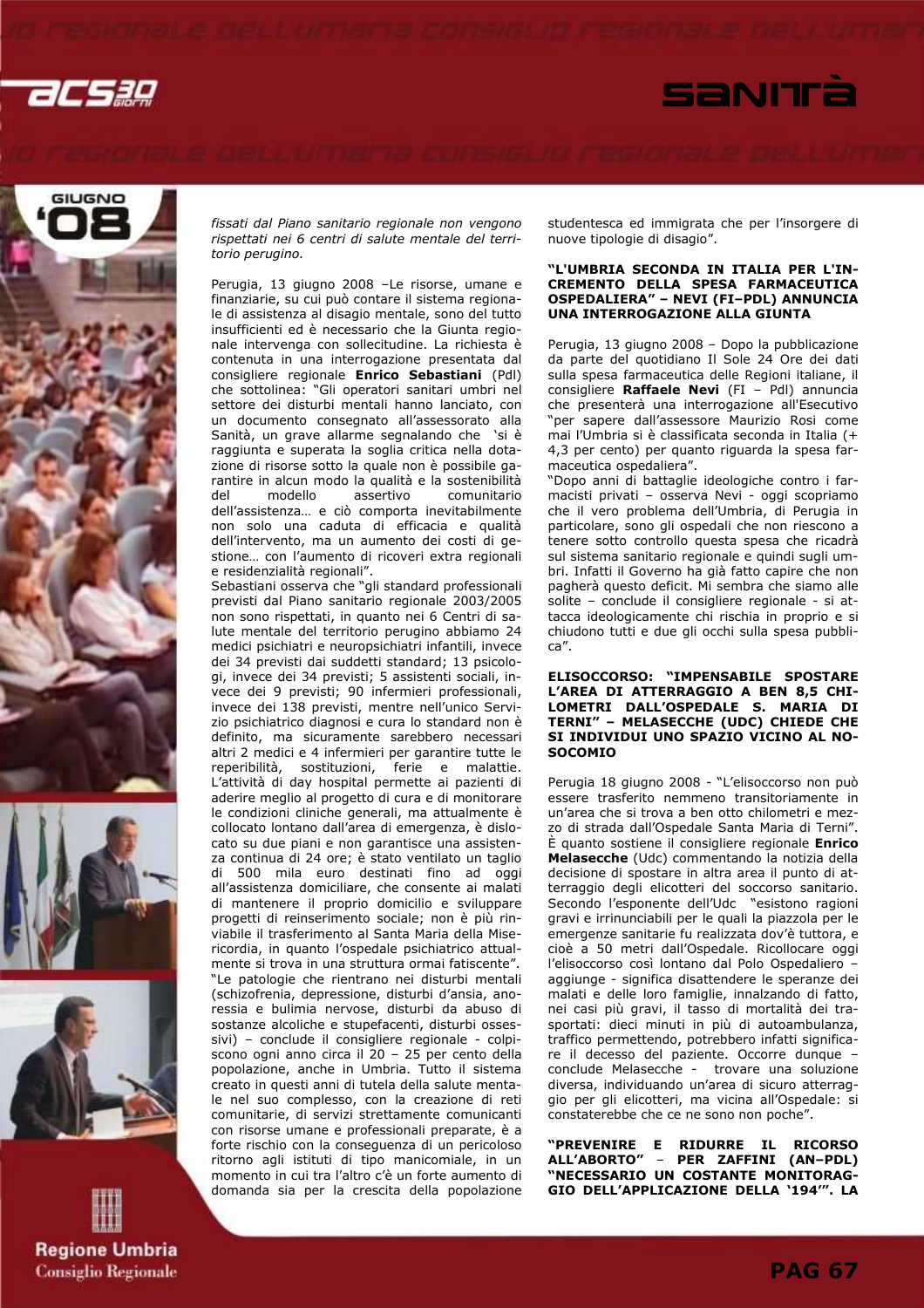*fissati dal Piano sanitario regionale non vengono rispettati nei 6 centri di salute mentale del territorio perugino.*

Perugia, 13 giugno 2008 –Le risorse, umane e finanziarie, su cui può contare il sistema regionale di assistenza al disagio mentale, sono del tutto insufficienti ed è necessario che la Giunta regionale intervenga con sollecitudine. La richiesta è contenuta in una interrogazione presentata dal consigliere regionale **Enrico Sebastiani** (Pdl) che sottolinea: "Gli operatori sanitari umbri nel settore dei disturbi mentali hanno lanciato, con un documento consegnato all'assessorato alla Sanità, un grave allarme segnalando che 'si è raggiunta e superata la soglia critica nella dotazione di risorse sotto la quale non è possibile garantire in alcun modo la qualità e la sostenibilità del modello assertivo comunitario dell'assistenza… e ciò comporta inevitabilmente non solo una caduta di efficacia e qualità dell'intervento, ma un aumento dei costi di gestione… con l'aumento di ricoveri extra regionali e residenzialità regionali".

Sebastiani osserva che "gli standard professionali previsti dal Piano sanitario regionale 2003/2005 non sono rispettati, in quanto nei 6 Centri di salute mentale del territorio perugino abbiamo 24 medici psichiatri e neuropsichiatri infantili, invece dei 34 previsti dai suddetti standard; 13 psicologi, invece dei 34 previsti; 5 assistenti sociali, invece dei 9 previsti; 90 infermieri professionali, invece dei 138 previsti, mentre nell'unico Servizio psichiatrico diagnosi e cura lo standard non è definito, ma sicuramente sarebbero necessari altri 2 medici e 4 infermieri per garantire tutte le reperibilità, sostituzioni, ferie e malattie. L'attività di day hospital permette ai pazienti di aderire meglio al progetto di cura e di monitorare le condizioni cliniche generali, ma attualmente è collocato lontano dall'area di emergenza, è dislocato su due piani e non garantisce una assistenza continua di 24 ore; è stato ventilato un taglio di 500 mila euro destinati fino ad oggi all'assistenza domiciliare, che consente ai malati di mantenere il proprio domicilio e sviluppare progetti di reinserimento sociale; non è più rinviabile il trasferimento al Santa Maria della Misericordia, in quanto l'ospedale psichiatrico attualmente si trova in una struttura ormai fatiscente".

"Le patologie che rientrano nei disturbi mentali (schizofrenia, depressione, disturbi d'ansia, anoressia e bulimia nervose, disturbi da abuso di sostanze alcoliche e stupefacenti, disturbi ossessivi) – conclude il consigliere regionale - colpiscono ogni anno circa il 20 – 25 per cento della popolazione, anche in Umbria. Tutto il sistema creato in questi anni di tutela della salute mentale nel suo complesso, con la creazione di reti comunitarie, di servizi strettamente comunicanti con risorse umane e professionali preparate, è a forte rischio con la conseguenza di un pericoloso ritorno agli istituti di tipo manicomiale, in un momento in cui tra l'altro c'è un forte aumento di domanda sia per la crescita della popolazione studentesca ed immigrata che per l'insorgere di nuove tipologie di disagio".

**"L'UMBRIA SECONDA IN ITALIA PER L'INCREMENTO DELLA SPESA FARMACEUTICA OSPEDALIERA" – NEVI (FI–PDL) ANNUNCIA UNA INTERROGAZIONE ALLA GIUNTA**

Perugia, 13 giugno 2008 – Dopo la pubblicazione da parte del quotidiano Il Sole 24 Ore dei dati sulla spesa farmaceutica delle Regioni italiane, il consigliere **Raffaele Nevi** (FI – Pdl) annuncia che presenterà una interrogazione all'Esecutivo "per sapere dall'assessore Maurizio Rosi come mai l'Umbria si è classificata seconda in Italia (+ 4,3 per cento) per quanto riguarda la spesa farmaceutica ospedaliera".

"Dopo anni di battaglie ideologiche contro i farmacisti privati – osserva Nevi - oggi scopriamo che il vero problema dell'Umbria, di Perugia in particolare, sono gli ospedali che non riescono a tenere sotto controllo questa spesa che ricadrà sul sistema sanitario regionale e quindi sugli umbri. Infatti il Governo ha già fatto capire che non pagherà questo deficit. Mi sembra che siamo alle solite – conclude il consigliere regionale - si attacca ideologicamente chi rischia in proprio e si chiudono tutti e due gli occhi sulla spesa pubblica".

**ELISOCCORSO: "IMPENSABILE SPOSTARE L'AREA DI ATTERRAGGIO A BEN 8,5 CHILOMETRI DALL'OSPEDALE S. MARIA DI TERNI" – MELASECCHE (UDC) CHIEDE CHE SI INDIVIDUI UNO SPAZIO VICINO AL NOSOCOMIO**

Perugia 18 giugno 2008 - "L'elisoccorso non può essere trasferito nemmeno transitoriamente in un'area che si trova a ben otto chilometri e mezzo di strada dall'Ospedale Santa Maria di Terni". È quanto sostiene il consigliere regionale **Enrico Melasecche** (Udc) commentando la notizia della decisione di spostare in altra area il punto di atterraggio degli elicotteri del soccorso sanitario. Secondo l'esponente dell'Udc "esistono ragioni gravi e irrinunciabili per le quali la piazzola per le emergenze sanitarie fu realizzata dov'è tuttora, e cioè a 50 metri dall'Ospedale. Ricollocare oggi l'elisoccorso così lontano dal Polo Ospedaliero – aggiunge - significa disattendere le speranze dei malati e delle loro famiglie, innalzando di fatto, nei casi più gravi, il tasso di mortalità dei trasportati: dieci minuti in più di autoambulanza, traffico permettendo, potrebbero infatti significare il decesso del paziente. Occorre dunque – conclude Melasecche - trovare una soluzione diversa, individuando un'area di sicuro atterraggio per gli elicotteri, ma vicina all'Ospedale: si constaterebbe che ce ne sono non poche".

**"PREVENIRE E RIDURRE IL RICORSO ALL'ABORTO" – PER ZAFFINI (AN–PDL) "NECESSARIO UN COSTANTE MONITORAGGIO DELL'APPLICAZIONE DELLA '194'". LA**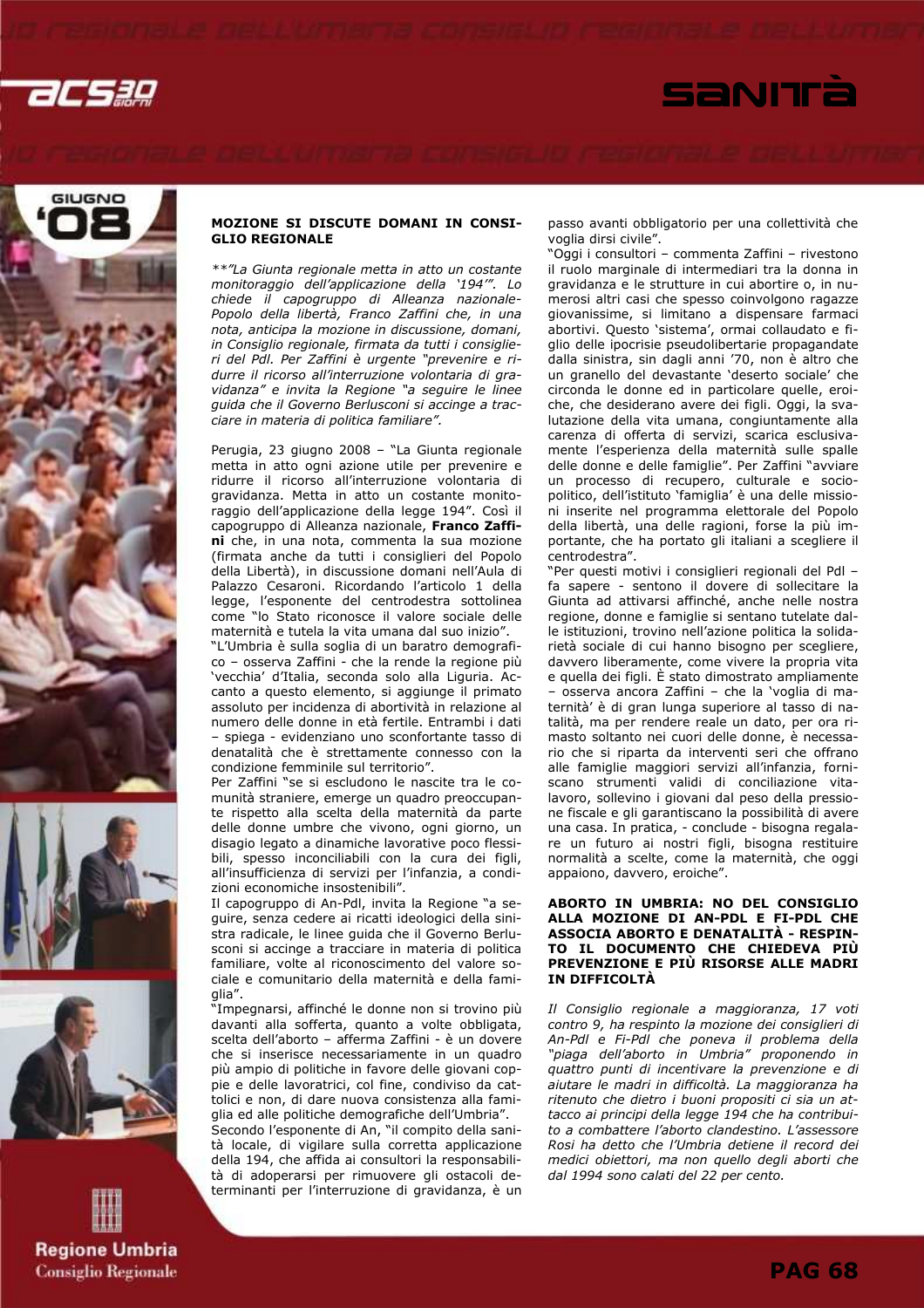## MOZIONE SI DISCUTE DOMANI IN CONSIGLIO REGIONALE

*\*\*"La Giunta regionale metta in atto un costante monitoraggio dell'applicazione della '194'". Lo chiede il capogruppo di Alleanza nazionale-Popolo della libertà, Franco Zaffini che, in una nota, anticipa la mozione in discussione, domani, in Consiglio regionale, firmata da tutti i consiglieri del Pdl. Per Zaffini è urgente "prevenire e ridurre il ricorso all'interruzione volontaria di gravidanza" e invita la Regione "a seguire le linee guida che il Governo Berlusconi si accinge a tracciare in materia di politica familiare".*

Perugia, 23 giugno 2008 – "La Giunta regionale metta in atto ogni azione utile per prevenire e ridurre il ricorso all'interruzione volontaria di gravidanza. Metta in atto un costante monitoraggio dell'applicazione della legge 194". Così il capogruppo di Alleanza nazionale, **Franco Zaffini** che, in una nota, commenta la sua mozione (firmata anche da tutti i consiglieri del Popolo della Libertà), in discussione domani nell'Aula di Palazzo Cesaroni. Ricordando l'articolo 1 della legge, l'esponente del centrodestra sottolinea come "lo Stato riconosce il valore sociale delle maternità e tutela la vita umana dal suo inizio".

"L'Umbria è sulla soglia di un baratro demografico – osserva Zaffini - che la rende la regione più 'vecchia' d'Italia, seconda solo alla Liguria. Accanto a questo elemento, si aggiunge il primato assoluto per incidenza di abortività in relazione al numero delle donne in età fertile. Entrambi i dati – spiega - evidenziano uno sconfortante tasso di denatalità che è strettamente connesso con la condizione femminile sul territorio".

Per Zaffini "se si escludono le nascite tra le comunità straniere, emerge un quadro preoccupante rispetto alla scelta della maternità da parte delle donne umbre che vivono, ogni giorno, un disagio legato a dinamiche lavorative poco flessibili, spesso inconciliabili con la cura dei figli, all'insufficienza di servizi per l'infanzia, a condizioni economiche insostenibili".

Il capogruppo di An-Pdl, invita la Regione "a seguire, senza cedere ai ricatti ideologici della sinistra radicale, le linee guida che il Governo Berlusconi si accinge a tracciare in materia di politica familiare, volte al riconoscimento del valore sociale e comunitario della maternità e della famiglia".

"Impegnarsi, affinché le donne non si trovino più davanti alla sofferta, quanto a volte obbligata, scelta dell'aborto – afferma Zaffini - è un dovere che si inserisce necessariamente in un quadro più ampio di politiche in favore delle giovani coppie e delle lavoratrici, col fine, condiviso da cattolici e non, di dare nuova consistenza alla famiglia ed alle politiche demografiche dell'Umbria".

Secondo l'esponente di An, "il compito della sanità locale, di vigilare sulla corretta applicazione della 194, che affida ai consultori la responsabilità di adoperarsi per rimuovere gli ostacoli determinanti per l'interruzione di gravidanza, è un passo avanti obbligatorio per una collettività che voglia dirsi civile".

"Oggi i consultori – commenta Zaffini – rivestono il ruolo marginale di intermediari tra la donna in gravidanza e le strutture in cui abortire o, in numerosi altri casi che spesso coinvolgono ragazze giovanissime, si limitano a dispensare farmaci abortivi. Questo 'sistema', ormai collaudato e figlio delle ipocrisie pseudolibertarie propagandate dalla sinistra, sin dagli anni '70, non è altro che un granello del devastante 'deserto sociale' che circonda le donne ed in particolare quelle, eroiche, che desiderano avere dei figli. Oggi, la svalutazione della vita umana, congiuntamente alla carenza di offerta di servizi, scarica esclusivamente l'esperienza della maternità sulle spalle delle donne e delle famiglie". Per Zaffini "avviare un processo di recupero, culturale e sociopolitico, dell'istituto 'famiglia' è una delle missioni inserite nel programma elettorale del Popolo della libertà, una delle ragioni, forse la più importante, che ha portato gli italiani a scegliere il centrodestra".

"Per questi motivi i consiglieri regionali del Pdl – fa sapere - sentono il dovere di sollecitare la Giunta ad attivarsi affinché, anche nelle nostra regione, donne e famiglie si sentano tutelate dalle istituzioni, trovino nell'azione politica la solidarietà sociale di cui hanno bisogno per scegliere, davvero liberamente, come vivere la propria vita e quella dei figli. È stato dimostrato ampliamente – osserva ancora Zaffini – che la 'voglia di maternità' è di gran lunga superiore al tasso di natalità, ma per rendere reale un dato, per ora rimasto soltanto nei cuori delle donne, è necessario che si riparta da interventi seri che offrano alle famiglie maggiori servizi all'infanzia, forniscano strumenti validi di conciliazione vita-lavoro, sollevino i giovani dal peso della pressione fiscale e gli garantiscano la possibilità di avere una casa. In pratica, - conclude - bisogna regalare un futuro ai nostri figli, bisogna restituire normalità a scelte, come la maternità, che oggi appaiono, davvero, eroiche".

## ABORTO IN UMBRIA: NO DEL CONSIGLIO ALLA MOZIONE DI AN-PDL E FI-PDL CHE ASSOCIA ABORTO E DENATALITÀ - RESPINTO IL DOCUMENTO CHE CHIEDEVA PIÙ PREVENZIONE E PIÙ RISORSE ALLE MADRI IN DIFFICOLTÀ

*Il Consiglio regionale a maggioranza, 17 voti contro 9, ha respinto la mozione dei consiglieri di An-Pdl e Fi-Pdl che poneva il problema della "piaga dell'aborto in Umbria" proponendo in quattro punti di incentivare la prevenzione e di aiutare le madri in difficoltà. La maggioranza ha ritenuto che dietro i buoni propositi ci sia un attacco ai principi della legge 194 che ha contribuito a combattere l'aborto clandestino. L'assessore Rosi ha detto che l'Umbria detiene il record dei medici obiettori, ma non quello degli aborti che dal 1994 sono calati del 22 per cento.*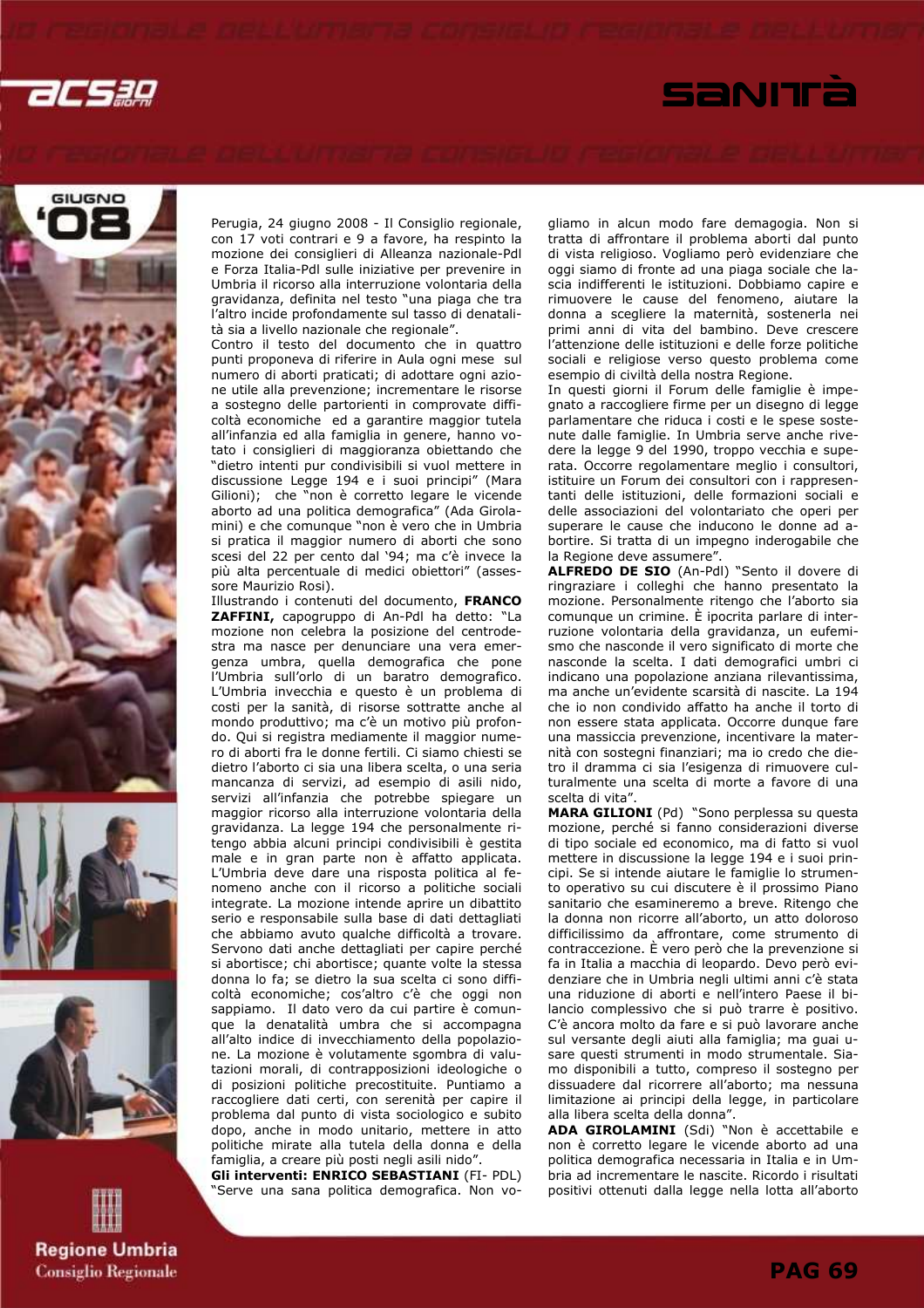Perugia, 24 giugno 2008 - Il Consiglio regionale, con 17 voti contrari e 9 a favore, ha respinto la mozione dei consiglieri di Alleanza nazionale-Pdl e Forza Italia-Pdl sulle iniziative per prevenire in Umbria il ricorso alla interruzione volontaria della gravidanza, definita nel testo "una piaga che tra l'altro incide profondamente sul tasso di denatalità sia a livello nazionale che regionale".

Contro il testo del documento che in quattro punti proponeva di riferire in Aula ogni mese sul numero di aborti praticati; di adottare ogni azione utile alla prevenzione; incrementare le risorse a sostegno delle partorienti in comprovate difficoltà economiche ed a garantire maggior tutela all'infanzia ed alla famiglia in genere, hanno votato i consiglieri di maggioranza obiettando che "dietro intenti pur condivisibili si vuol mettere in discussione Legge 194 e i suoi principi" (Mara Gilioni); che "non è corretto legare le vicende aborto ad una politica demografica" (Ada Girolamini) e che comunque "non è vero che in Umbria si pratica il maggior numero di aborti che sono scesi del 22 per cento dal '94; ma c'è invece la più alta percentuale di medici obiettori" (assessore Maurizio Rosi).

Illustrando i contenuti del documento, **FRANCO ZAFFINI,** capogruppo di An-Pdl ha detto: "La mozione non celebra la posizione del centrodestra ma nasce per denunciare una vera emergenza umbra, quella demografica che pone l'Umbria sull'orlo di un baratro demografico. L'Umbria invecchia e questo è un problema di costi per la sanità, di risorse sottratte anche al mondo produttivo; ma c'è un motivo più profondo. Qui si registra mediamente il maggior numero di aborti fra le donne fertili. Ci siamo chiesti se dietro l'aborto ci sia una libera scelta, o una seria mancanza di servizi, ad esempio di asili nido, servizi all'infanzia che potrebbe spiegare un maggior ricorso alla interruzione volontaria della gravidanza. La legge 194 che personalmente ritengo abbia alcuni principi condivisibili è gestita male e in gran parte non è affatto applicata. L'Umbria deve dare una risposta politica al fenomeno anche con il ricorso a politiche sociali integrate. La mozione intende aprire un dibattito serio e responsabile sulla base di dati dettagliati che abbiamo avuto qualche difficoltà a trovare. Servono dati anche dettagliati per capire perché si abortisce; chi abortisce; quante volte la stessa donna lo fa; se dietro la sua scelta ci sono difficoltà economiche; cos'altro c'è che oggi non sappiamo. Il dato vero da cui partire è comunque la denatalità umbra che si accompagna all'alto indice di invecchiamento della popolazione. La mozione è volutamente sgombra di valutazioni morali, di contrapposizioni ideologiche o di posizioni politiche precostituite. Puntiamo a raccogliere dati certi, con serenità per capire il problema dal punto di vista sociologico e subito dopo, anche in modo unitario, mettere in atto politiche mirate alla tutela della donna e della famiglia, a creare più posti negli asili nido".

**Gli interventi: ENRICO SEBASTIANI** (FI- PDL) "Serve una sana politica demografica. Non vogliamo in alcun modo fare demagogia. Non si tratta di affrontare il problema aborti dal punto di vista religioso. Vogliamo però evidenziare che oggi siamo di fronte ad una piaga sociale che lascia indifferenti le istituzioni. Dobbiamo capire e rimuovere le cause del fenomeno, aiutare la donna a scegliere la maternità, sostenerla nei primi anni di vita del bambino. Deve crescere l'attenzione delle istituzioni e delle forze politiche sociali e religiose verso questo problema come esempio di civiltà della nostra Regione.

In questi giorni il Forum delle famiglie è impegnato a raccogliere firme per un disegno di legge parlamentare che riduca i costi e le spese sostenute dalle famiglie. In Umbria serve anche rivedere la legge 9 del 1990, troppo vecchia e superata. Occorre regolamentare meglio i consultori, istituire un Forum dei consultori con i rappresentanti delle istituzioni, delle formazioni sociali e delle associazioni del volontariato che operi per superare le cause che inducono le donne ad abortire. Si tratta di un impegno inderogabile che la Regione deve assumere".

**ALFREDO DE SIO** (An-Pdl) "Sento il dovere di ringraziare i colleghi che hanno presentato la mozione. Personalmente ritengo che l'aborto sia comunque un crimine. È ipocrita parlare di interruzione volontaria della gravidanza, un eufemismo che nasconde il vero significato di morte che nasconde la scelta. I dati demografici umbri ci indicano una popolazione anziana rilevantissima, ma anche un'evidente scarsità di nascite. La 194 che io non condivido affatto ha anche il torto di non essere stata applicata. Occorre dunque fare una massiccia prevenzione, incentivare la maternità con sostegni finanziari; ma io credo che dietro il dramma ci sia l'esigenza di rimuovere culturalmente una scelta di morte a favore di una scelta di vita".

**MARA GILIONI** (Pd) "Sono perplessa su questa mozione, perché si fanno considerazioni diverse di tipo sociale ed economico, ma di fatto si vuol mettere in discussione la legge 194 e i suoi principi. Se si intende aiutare le famiglie lo strumento operativo su cui discutere è il prossimo Piano sanitario che esamineremo a breve. Ritengo che la donna non ricorre all'aborto, un atto doloroso difficilissimo da affrontare, come strumento di contraccezione. È vero però che la prevenzione si fa in Italia a macchia di leopardo. Devo però evidenziare che in Umbria negli ultimi anni c'è stata una riduzione di aborti e nell'intero Paese il bilancio complessivo che si può trarre è positivo. C'è ancora molto da fare e si può lavorare anche sul versante degli aiuti alla famiglia; ma guai usare questi strumenti in modo strumentale. Siamo disponibili a tutto, compreso il sostegno per dissuadere dal ricorrere all'aborto; ma nessuna limitazione ai principi della legge, in particolare alla libera scelta della donna".

**ADA GIROLAMINI** (Sdi) "Non è accettabile e non è corretto legare le vicende aborto ad una politica demografica necessaria in Italia e in Umbria ad incrementare le nascite. Ricordo i risultati positivi ottenuti dalla legge nella lotta all'aborto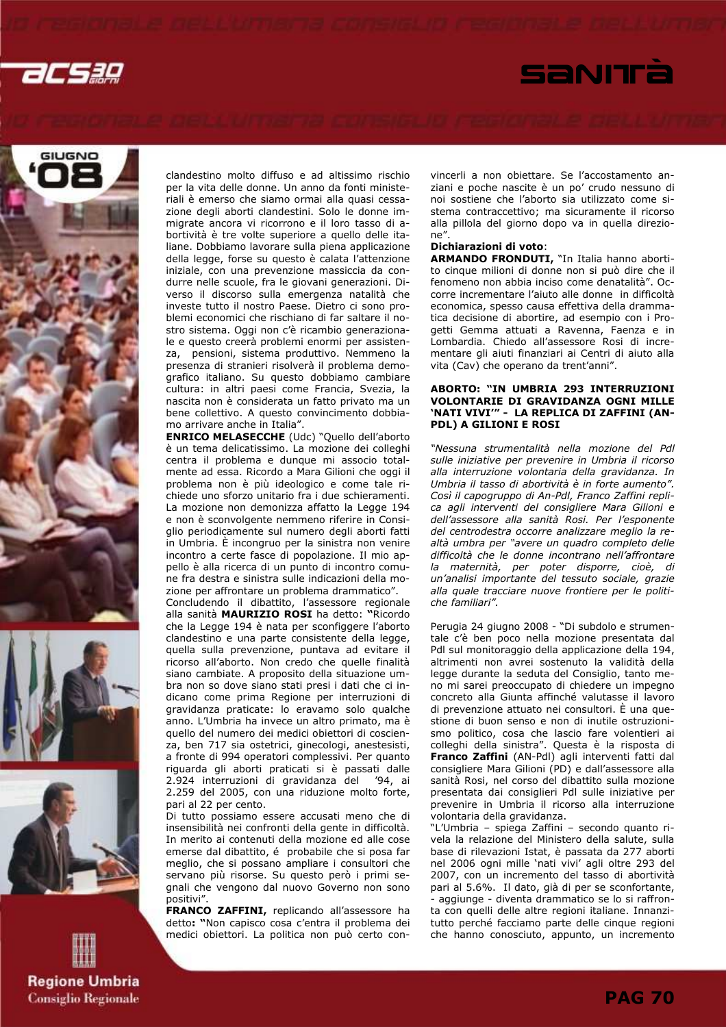clandestino molto diffuso e ad altissimo rischio per la vita delle donne. Un anno da fonti ministeriali è emerso che siamo ormai alla quasi cessazione degli aborti clandestini. Solo le donne immigrate ancora vi ricorrono e il loro tasso di abortività è tre volte superiore a quello delle italiane. Dobbiamo lavorare sulla piena applicazione della legge, forse su questo è calata l'attenzione iniziale, con una prevenzione massiccia da condurre nelle scuole, fra le giovani generazioni. Diverso il discorso sulla emergenza natalità che investe tutto il nostro Paese. Dietro ci sono problemi economici che rischiano di far saltare il nostro sistema. Oggi non c'è ricambio generazionale e questo creerà problemi enormi per assistenza, pensioni, sistema produttivo. Nemmeno la presenza di stranieri risolverà il problema demografico italiano. Su questo dobbiamo cambiare cultura: in altri paesi come Francia, Svezia, la nascita non è considerata un fatto privato ma un bene collettivo. A questo convincimento dobbiamo arrivare anche in Italia".

**ENRICO MELASECCHE** (Udc) "Quello dell'aborto è un tema delicatissimo. La mozione dei colleghi centra il problema e dunque mi associo totalmente ad essa. Ricordo a Mara Gilioni che oggi il problema non è più ideologico e come tale richiede uno sforzo unitario fra i due schieramenti. La mozione non demonizza affatto la Legge 194 e non è sconvolgente nemmeno riferire in Consiglio periodicamente sul numero degli aborti fatti in Umbria. È incongruo per la sinistra non venire incontro a certe fasce di popolazione. Il mio appello è alla ricerca di un punto di incontro comune fra destra e sinistra sulle indicazioni della mozione per affrontare un problema drammatico".

Concludendo il dibattito, l'assessore regionale alla sanità **MAURIZIO ROSI** ha detto: "Ricordo che la Legge 194 è nata per sconfiggere l'aborto clandestino e una parte consistente della legge, quella sulla prevenzione, puntava ad evitare il ricorso all'aborto. Non credo che quelle finalità siano cambiate. A proposito della situazione umbra non so dove siano stati presi i dati che ci indicano come prima Regione per interruzioni di gravidanza praticate: lo eravamo solo qualche anno. L'Umbria ha invece un altro primato, ma è quello del numero dei medici obiettori di coscienza, ben 717 sia ostetrici, ginecologi, anestesisti, a fronte di 994 operatori complessivi. Per quanto riguarda gli aborti praticati si è passati dalle 2.924 interruzioni di gravidanza del '94, ai 2.259 del 2005, con una riduzione molto forte, pari al 22 per cento.

Di tutto possiamo essere accusati meno che di insensibilità nei confronti della gente in difficoltà. In merito ai contenuti della mozione ed alle cose emerse dal dibattito, é probabile che si posa far meglio, che si possano ampliare i consultori che servano più risorse. Su questo però i primi segnali che vengono dal nuovo Governo non sono positivi".

**FRANCO ZAFFINI,** replicando all'assessore ha detto**:** "Non capisco cosa c'entra il problema dei medici obiettori. La politica non può certo convincerli a non obiettare. Se l'accostamento anziani e poche nascite è un po' crudo nessuno di noi sostiene che l'aborto sia utilizzato come sistema contraccettivo; ma sicuramente il ricorso alla pillola del giorno dopo va in quella direzione".

**Dichiarazioni di voto**:

**ARMANDO FRONDUTI,** "In Italia hanno abortito cinque milioni di donne non si può dire che il fenomeno non abbia inciso come denatalità". Occorre incrementare l'aiuto alle donne in difficoltà economica, spesso causa effettiva della drammatica decisione di abortire, ad esempio con i Progetti Gemma attuati a Ravenna, Faenza e in Lombardia. Chiedo all'assessore Rosi di incrementare gli aiuti finanziari ai Centri di aiuto alla vita (Cav) che operano da trent'anni".

### ABORTO: "IN UMBRIA 293 INTERRUZIONI VOLONTARIE DI GRAVIDANZA OGNI MILLE 'NATI VIVI'" - LA REPLICA DI ZAFFINI (AN-PDL) A GILIONI E ROSI

*"Nessuna strumentalità nella mozione del Pdl sulle iniziative per prevenire in Umbria il ricorso alla interruzione volontaria della gravidanza. In Umbria il tasso di abortività è in forte aumento". Così il capogruppo di An-Pdl, Franco Zaffini replica agli interventi del consigliere Mara Gilioni e dell'assessore alla sanità Rosi. Per l'esponente del centrodestra occorre analizzare meglio la realtà umbra per "avere un quadro completo delle difficoltà che le donne incontrano nell'affrontare la maternità, per poter disporre, cioè, di un'analisi importante del tessuto sociale, grazie alla quale tracciare nuove frontiere per le politiche familiari".*

Perugia 24 giugno 2008 - "Di subdolo e strumentale c'è ben poco nella mozione presentata dal Pdl sul monitoraggio della applicazione della 194, altrimenti non avrei sostenuto la validità della legge durante la seduta del Consiglio, tanto meno mi sarei preoccupato di chiedere un impegno concreto alla Giunta affinché valutasse il lavoro di prevenzione attuato nei consultori. È una questione di buon senso e non di inutile ostruzionismo politico, cosa che lascio fare volentieri ai colleghi della sinistra". Questa è la risposta di **Franco Zaffini** (AN-Pdl) agli interventi fatti dal consigliere Mara Gilioni (PD) e dall'assessore alla sanità Rosi, nel corso del dibattito sulla mozione presentata dai consiglieri Pdl sulle iniziative per prevenire in Umbria il ricorso alla interruzione volontaria della gravidanza.

"L'Umbria – spiega Zaffini – secondo quanto rivela la relazione del Ministero della salute, sulla base di rilevazioni Istat, è passata da 277 aborti nel 2006 ogni mille 'nati vivi' agli oltre 293 del 2007, con un incremento del tasso di abortività pari al 5.6%. Il dato, già di per se sconfortante, - aggiunge - diventa drammatico se lo si raffronta con quelli delle altre regioni italiane. Innanzitutto perché facciamo parte delle cinque regioni che hanno conosciuto, appunto, un incremento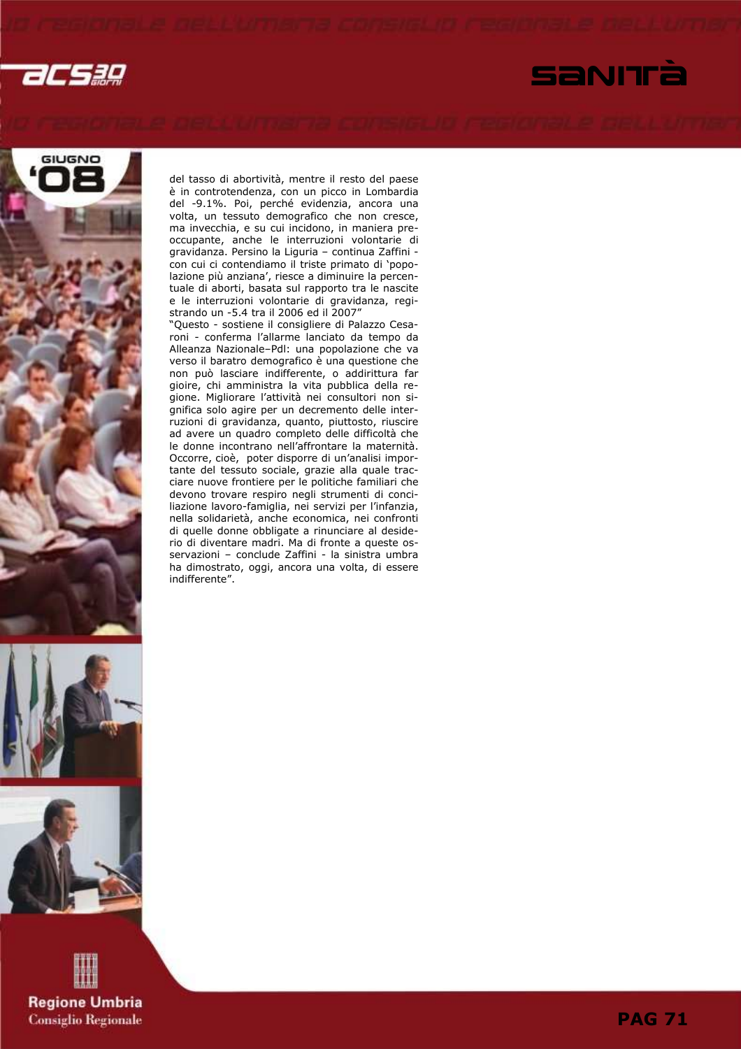del tasso di abortività, mentre il resto del paese è in controtendenza, con un picco in Lombardia del -9.1%. Poi, perché evidenzia, ancora una volta, un tessuto demografico che non cresce, ma invecchia, e su cui incidono, in maniera preoccupante, anche le interruzioni volontarie di gravidanza. Persino la Liguria – continua Zaffini - con cui ci contendiamo il triste primato di 'popolazione più anziana', riesce a diminuire la percentuale di aborti, basata sul rapporto tra le nascite e le interruzioni volontarie di gravidanza, registrando un -5.4 tra il 2006 ed il 2007"

"Questo - sostiene il consigliere di Palazzo Cesaroni - conferma l'allarme lanciato da tempo da Alleanza Nazionale–Pdl: una popolazione che va verso il baratro demografico è una questione che non può lasciare indifferente, o addirittura far gioire, chi amministra la vita pubblica della regione. Migliorare l'attività nei consultori non significa solo agire per un decremento delle interruzioni di gravidanza, quanto, piuttosto, riuscire ad avere un quadro completo delle difficoltà che le donne incontrano nell'affrontare la maternità. Occorre, cioè, poter disporre di un'analisi importante del tessuto sociale, grazie alla quale tracciare nuove frontiere per le politiche familiari che devono trovare respiro negli strumenti di conciliazione lavoro-famiglia, nei servizi per l'infanzia, nella solidarietà, anche economica, nei confronti di quelle donne obbligate a rinunciare al desiderio di diventare madri. Ma di fronte a queste osservazioni – conclude Zaffini - la sinistra umbra ha dimostrato, oggi, ancora una volta, di essere indifferente".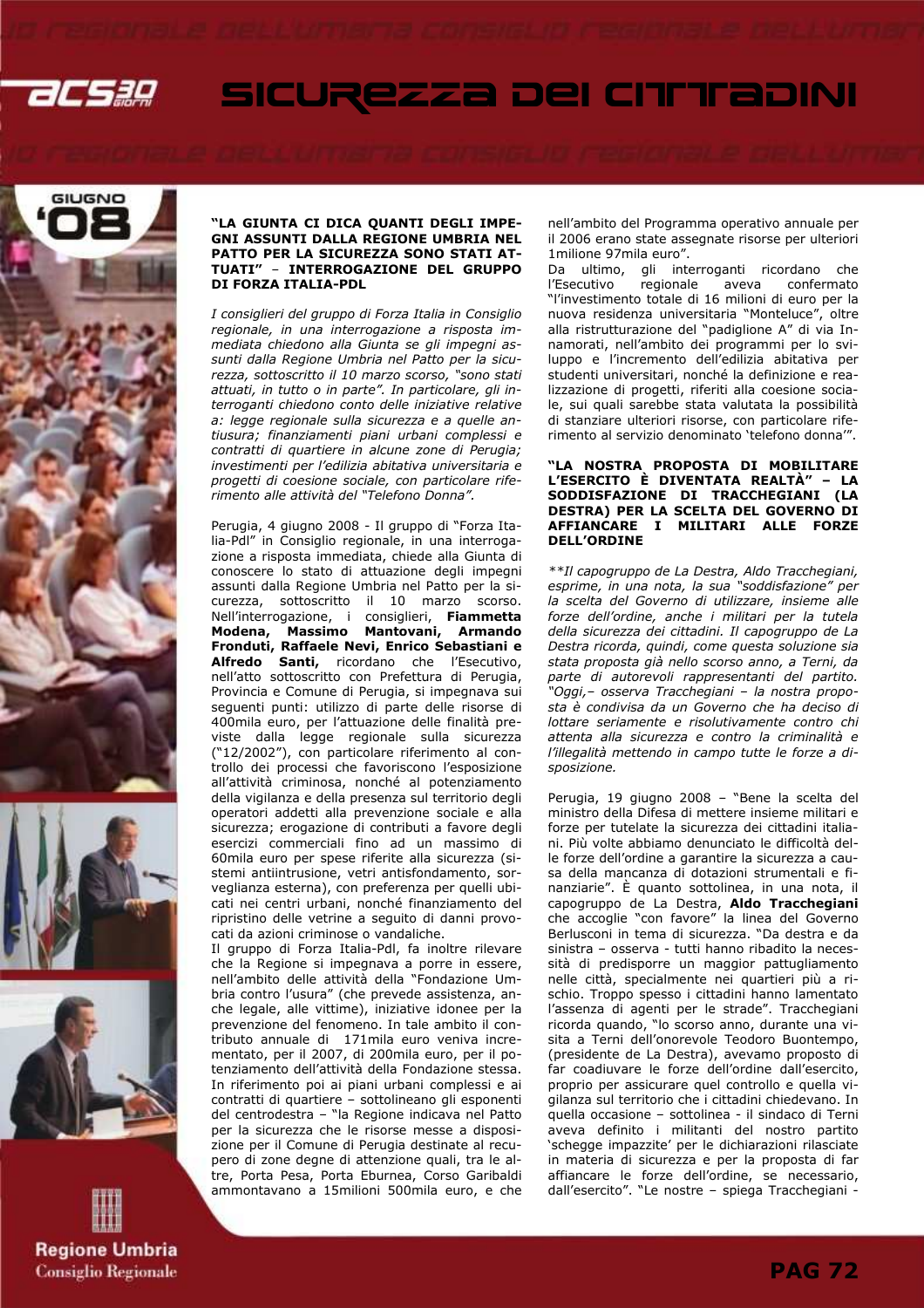# SICUREZZA DEI CITTADINI

GIUGNO '08

### "LA GIUNTA CI DICA QUANTI DEGLI IMPEGNI ASSUNTI DALLA REGIONE UMBRIA NEL PATTO PER LA SICUREZZA SONO STATI ATTUATI" – INTERROGAZIONE DEL GRUPPO DI FORZA ITALIA-PDL

*I consiglieri del gruppo di Forza Italia in Consiglio regionale, in una interrogazione a risposta immediata chiedono alla Giunta se gli impegni assunti dalla Regione Umbria nel Patto per la sicurezza, sottoscritto il 10 marzo scorso, "sono stati attuati, in tutto o in parte". In particolare, gli interroganti chiedono conto delle iniziative relative a: legge regionale sulla sicurezza e a quelle antiusura; finanziamenti piani urbani complessi e contratti di quartiere in alcune zone di Perugia; investimenti per l'edilizia abitativa universitaria e progetti di coesione sociale, con particolare riferimento alle attività del "Telefono Donna".*

Perugia, 4 giugno 2008 - Il gruppo di "Forza Italia-Pdl" in Consiglio regionale, in una interrogazione a risposta immediata, chiede alla Giunta di conoscere lo stato di attuazione degli impegni assunti dalla Regione Umbria nel Patto per la sicurezza, sottoscritto il 10 marzo scorso. Nell'interrogazione, i consiglieri, **Fiammetta Modena, Massimo Mantovani, Armando Fronduti, Raffaele Nevi, Enrico Sebastiani e Alfredo Santi,** ricordano che l'Esecutivo, nell'atto sottoscritto con Prefettura di Perugia, Provincia e Comune di Perugia, si impegnava sui seguenti punti: utilizzo di parte delle risorse di 400mila euro, per l'attuazione delle finalità previste dalla legge regionale sulla sicurezza ("12/2002"), con particolare riferimento al controllo dei processi che favoriscono l'esposizione all'attività criminosa, nonché al potenziamento della vigilanza e della presenza sul territorio degli operatori addetti alla prevenzione sociale e alla sicurezza; erogazione di contributi a favore degli esercizi commerciali fino ad un massimo di 60mila euro per spese riferite alla sicurezza (sistemi antiintrusione, vetri antisfondamento, sorveglianza esterna), con preferenza per quelli ubicati nei centri urbani, nonché finanziamento del ripristino delle vetrine a seguito di danni provocati da azioni criminose o vandaliche.

Il gruppo di Forza Italia-Pdl, fa inoltre rilevare che la Regione si impegnava a porre in essere, nell'ambito delle attività della "Fondazione Umbria contro l'usura" (che prevede assistenza, anche legale, alle vittime), iniziative idonee per la prevenzione del fenomeno. In tale ambito il contributo annuale di 171mila euro veniva incrementato, per il 2007, di 200mila euro, per il potenziamento dell'attività della Fondazione stessa. In riferimento poi ai piani urbani complessi e ai contratti di quartiere – sottolineano gli esponenti del centrodestra – "la Regione indicava nel Patto per la sicurezza che le risorse messe a disposizione per il Comune di Perugia destinate al recupero di zone degne di attenzione quali, tra le altre, Porta Pesa, Porta Eburnea, Corso Garibaldi ammontavano a 15milioni 500mila euro, e che nell'ambito del Programma operativo annuale per il 2006 erano state assegnate risorse per ulteriori 1milione 97mila euro".

Da ultimo, gli interroganti ricordano che l'Esecutivo regionale aveva confermato "l'investimento totale di 16 milioni di euro per la nuova residenza universitaria "Monteluce", oltre alla ristrutturazione del "padiglione A" di via Innamorati, nell'ambito dei programmi per lo sviluppo e l'incremento dell'edilizia abitativa per studenti universitari, nonché la definizione e realizzazione di progetti, riferiti alla coesione sociale, sui quali sarebbe stata valutata la possibilità di stanziare ulteriori risorse, con particolare riferimento al servizio denominato 'telefono donna'".

### "LA NOSTRA PROPOSTA DI MOBILITARE L'ESERCITO È DIVENTATA REALTÀ" – LA SODDISFAZIONE DI TRACCHEGIANI (LA DESTRA) PER LA SCELTA DEL GOVERNO DI AFFIANCARE I MILITARI ALLE FORZE DELL'ORDINE

*\*\*Il capogruppo de La Destra, Aldo Tracchegiani, esprime, in una nota, la sua "soddisfazione" per la scelta del Governo di utilizzare, insieme alle forze dell'ordine, anche i militari per la tutela della sicurezza dei cittadini. Il capogruppo de La Destra ricorda, quindi, come questa soluzione sia stata proposta già nello scorso anno, a Terni, da parte di autorevoli rappresentanti del partito. "Oggi,– osserva Tracchegiani – la nostra proposta è condivisa da un Governo che ha deciso di lottare seriamente e risolutivamente contro chi attenta alla sicurezza e contro la criminalità e l'illegalità mettendo in campo tutte le forze a disposizione.*

Perugia, 19 giugno 2008 – "Bene la scelta del ministro della Difesa di mettere insieme militari e forze per tutelate la sicurezza dei cittadini italiani. Più volte abbiamo denunciato le difficoltà delle forze dell'ordine a garantire la sicurezza a causa della mancanza di dotazioni strumentali e finanziarie". È quanto sottolinea, in una nota, il capogruppo de La Destra, **Aldo Tracchegiani** che accoglie "con favore" la linea del Governo Berlusconi in tema di sicurezza. "Da destra e da sinistra – osserva - tutti hanno ribadito la necessità di predisporre un maggior pattugliamento nelle città, specialmente nei quartieri più a rischio. Troppo spesso i cittadini hanno lamentato l'assenza di agenti per le strade". Tracchegiani ricorda quando, "lo scorso anno, durante una visita a Terni dell'onorevole Teodoro Buontempo, (presidente de La Destra), avevamo proposto di far coadiuvare le forze dell'ordine dall'esercito, proprio per assicurare quel controllo e quella vigilanza sul territorio che i cittadini chiedevano. In quella occasione – sottolinea - il sindaco di Terni aveva definito i militanti del nostro partito 'schegge impazzite' per le dichiarazioni rilasciate in materia di sicurezza e per la proposta di far affiancare le forze dell'ordine, se necessario, dall'esercito". "Le nostre – spiega Tracchegiani -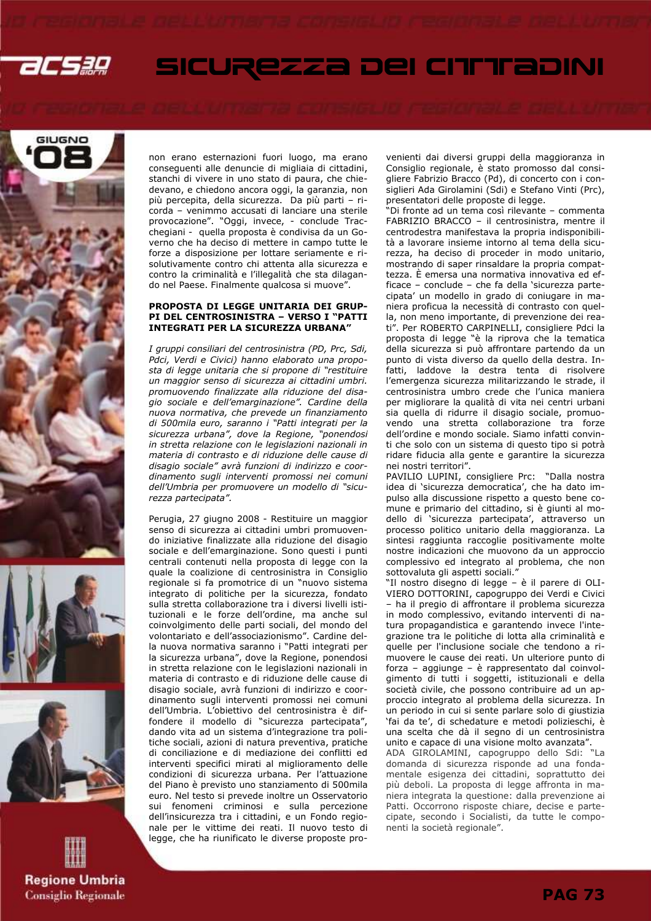non erano esternazioni fuori luogo, ma erano conseguenti alle denuncie di migliaia di cittadini, stanchi di vivere in uno stato di paura, che chiedevano, e chiedono ancora oggi, la garanzia, non più percepita, della sicurezza. Da più parti – ricorda – venimmo accusati di lanciare una sterile provocazione". "Oggi, invece, - conclude Tracchegiani - quella proposta è condivisa da un Governo che ha deciso di mettere in campo tutte le forze a disposizione per lottare seriamente e risolutivamente contro chi attenta alla sicurezza e contro la criminalità e l'illegalità che sta dilagando nel Paese. Finalmente qualcosa si muove".

**PROPOSTA DI LEGGE UNITARIA DEI GRUPPI DEL CENTROSINISTRA – VERSO I "PATTI INTEGRATI PER LA SICUREZZA URBANA"**

*I gruppi consiliari del centrosinistra (PD, Prc, Sdi, Pdci, Verdi e Civici) hanno elaborato una proposta di legge unitaria che si propone di "restituire un maggior senso di sicurezza ai cittadini umbri. promuovendo finalizzate alla riduzione del disagio sociale e dell'emarginazione". Cardine della nuova normativa, che prevede un finanziamento di 500mila euro, saranno i "Patti integrati per la sicurezza urbana", dove la Regione, "ponendosi in stretta relazione con le legislazioni nazionali in materia di contrasto e di riduzione delle cause di disagio sociale" avrà funzioni di indirizzo e coordinamento sugli interventi promossi nei comuni dell'Umbria per promuovere un modello di "sicurezza partecipata".*

Perugia, 27 giugno 2008 - Restituire un maggior senso di sicurezza ai cittadini umbri promuovendo iniziative finalizzate alla riduzione del disagio sociale e dell'emarginazione. Sono questi i punti centrali contenuti nella proposta di legge con la quale la coalizione di centrosinistra in Consiglio regionale si fa promotrice di un "nuovo sistema integrato di politiche per la sicurezza, fondato sulla stretta collaborazione tra i diversi livelli istituzionali e le forze dell'ordine, ma anche sul coinvolgimento delle parti sociali, del mondo del volontariato e dell'associazionismo". Cardine della nuova normativa saranno i "Patti integrati per la sicurezza urbana", dove la Regione, ponendosi in stretta relazione con le legislazioni nazionali in materia di contrasto e di riduzione delle cause di disagio sociale, avrà funzioni di indirizzo e coordinamento sugli interventi promossi nei comuni dell'Umbria. L'obiettivo del centrosinistra è diffondere il modello di "sicurezza partecipata", dando vita ad un sistema d'integrazione tra politiche sociali, azioni di natura preventiva, pratiche di conciliazione e di mediazione dei conflitti ed interventi specifici mirati al miglioramento delle condizioni di sicurezza urbana. Per l'attuazione del Piano è previsto uno stanziamento di 500mila euro. Nel testo si prevede inoltre un Osservatorio sui fenomeni criminosi e sulla percezione dell'insicurezza tra i cittadini, e un Fondo regionale per le vittime dei reati. Il nuovo testo di legge, che ha riunificato le diverse proposte provenienti dai diversi gruppi della maggioranza in Consiglio regionale, è stato promosso dal consigliere Fabrizio Bracco (Pd), di concerto con i consiglieri Ada Girolamini (Sdi) e Stefano Vinti (Prc), presentatori delle proposte di legge.

"Di fronte ad un tema così rilevante – commenta FABRIZIO BRACCO – il centrosinistra, mentre il centrodestra manifestava la propria indisponibilità a lavorare insieme intorno al tema della sicurezza, ha deciso di proceder in modo unitario, mostrando di saper rinsaldare la propria compattezza. È emersa una normativa innovativa ed efficace – conclude – che fa della 'sicurezza partecipata' un modello in grado di coniugare in maniera proficua la necessità di contrasto con quella, non meno importante, di prevenzione dei reati". Per ROBERTO CARPINELLI, consigliere Pdci la proposta di legge "è la riprova che la tematica della sicurezza si può affrontare partendo da un punto di vista diverso da quello della destra. Infatti, laddove la destra tenta di risolvere l'emergenza sicurezza militarizzando le strade, il centrosinistra umbro crede che l'unica maniera per migliorare la qualità di vita nei centri urbani sia quella di ridurre il disagio sociale, promuovendo una stretta collaborazione tra forze dell'ordine e mondo sociale. Siamo infatti convinti che solo con un sistema di questo tipo si potrà ridare fiducia alla gente e garantire la sicurezza nei nostri territori".

PAVILIO LUPINI, consigliere Prc: "Dalla nostra idea di 'sicurezza democratica', che ha dato impulso alla discussione rispetto a questo bene comune e primario del cittadino, si è giunti al modello di 'sicurezza partecipata', attraverso un processo politico unitario della maggioranza. La sintesi raggiunta raccoglie positivamente molte nostre indicazioni che muovono da un approccio complessivo ed integrato al problema, che non sottovaluta gli aspetti sociali."

"Il nostro disegno di legge – è il parere di OLIVIERO DOTTORINI, capogruppo dei Verdi e Civici – ha il pregio di affrontare il problema sicurezza in modo complessivo, evitando interventi di natura propagandistica e garantendo invece l'integrazione tra le politiche di lotta alla criminalità e quelle per l'inclusione sociale che tendono a rimuovere le cause dei reati. Un ulteriore punto di forza – aggiunge – è rappresentato dal coinvolgimento di tutti i soggetti, istituzionali e della società civile, che possono contribuire ad un approccio integrato al problema della sicurezza. In un periodo in cui si sente parlare solo di giustizia 'fai da te', di schedature e metodi polizieschi, è una scelta che dà il segno di un centrosinistra unito e capace di una visione molto avanzata".

ADA GIROLAMINI, capogruppo dello Sdi: "La domanda di sicurezza risponde ad una fondamentale esigenza dei cittadini, soprattutto dei più deboli. La proposta di legge affronta in maniera integrata la questione: dalla prevenzione ai Patti. Occorrono risposte chiare, decise e partecipate, secondo i Socialisti, da tutte le componenti la società regionale".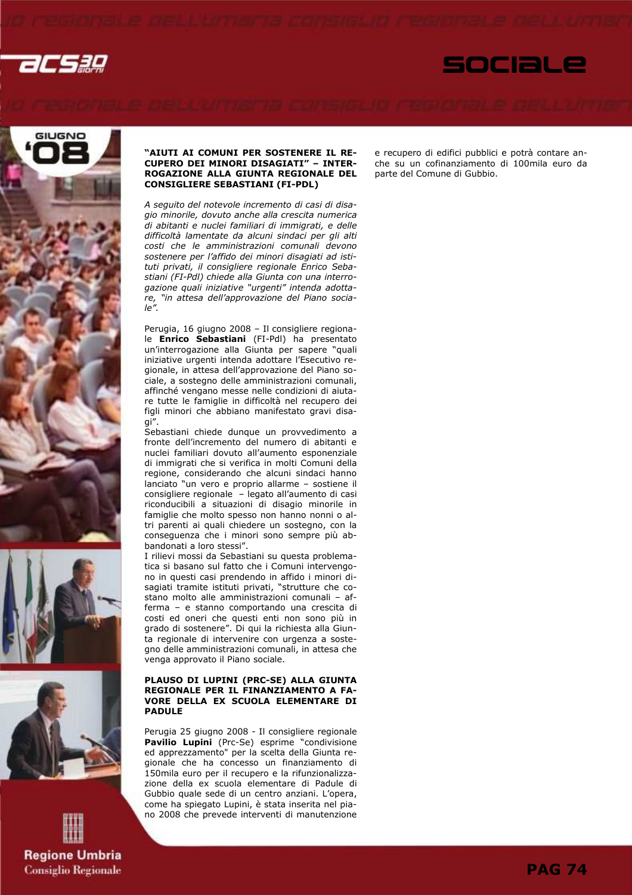### "AIUTI AI COMUNI PER SOSTENERE IL RECUPERO DEI MINORI DISAGIATI" – INTERROGAZIONE ALLA GIUNTA REGIONALE DEL CONSIGLIERE SEBASTIANI (FI-PDL)

*A seguito del notevole incremento di casi di disagio minorile, dovuto anche alla crescita numerica di abitanti e nuclei familiari di immigrati, e delle difficoltà lamentate da alcuni sindaci per gli alti costi che le amministrazioni comunali devono sostenere per l'affido dei minori disagiati ad istituti privati, il consigliere regionale Enrico Sebastiani (FI-Pdl) chiede alla Giunta con una interrogazione quali iniziative "urgenti" intenda adottare, "in attesa dell'approvazione del Piano sociale".*

Perugia, 16 giugno 2008 – Il consigliere regionale **Enrico Sebastiani** (FI-Pdl) ha presentato un'interrogazione alla Giunta per sapere "quali iniziative urgenti intenda adottare l'Esecutivo regionale, in attesa dell'approvazione del Piano sociale, a sostegno delle amministrazioni comunali, affinché vengano messe nelle condizioni di aiutare tutte le famiglie in difficoltà nel recupero dei figli minori che abbiano manifestato gravi disagi".

Sebastiani chiede dunque un provvedimento a fronte dell'incremento del numero di abitanti e nuclei familiari dovuto all'aumento esponenziale di immigrati che si verifica in molti Comuni della regione, considerando che alcuni sindaci hanno lanciato "un vero e proprio allarme – sostiene il consigliere regionale – legato all'aumento di casi riconducibili a situazioni di disagio minorile in famiglie che molto spesso non hanno nonni o altri parenti ai quali chiedere un sostegno, con la conseguenza che i minori sono sempre più abbandonati a loro stessi".

I rilievi mossi da Sebastiani su questa problematica si basano sul fatto che i Comuni intervengono in questi casi prendendo in affido i minori disagiati tramite istituti privati, "strutture che costano molto alle amministrazioni comunali – afferma – e stanno comportando una crescita di costi ed oneri che questi enti non sono più in grado di sostenere". Di qui la richiesta alla Giunta regionale di intervenire con urgenza a sostegno delle amministrazioni comunali, in attesa che venga approvato il Piano sociale.

### PLAUSO DI LUPINI (PRC-SE) ALLA GIUNTA REGIONALE PER IL FINANZIAMENTO A FAVORE DELLA EX SCUOLA ELEMENTARE DI PADULE

Perugia 25 giugno 2008 - Il consigliere regionale **Pavilio Lupini** (Prc-Se) esprime "condivisione ed apprezzamento" per la scelta della Giunta regionale che ha concesso un finanziamento di 150mila euro per il recupero e la rifunzionalizzazione della ex scuola elementare di Padule di Gubbio quale sede di un centro anziani. L'opera, come ha spiegato Lupini, è stata inserita nel piano 2008 che prevede interventi di manutenzione e recupero di edifici pubblici e potrà contare anche su un cofinanziamento di 100mila euro da parte del Comune di Gubbio.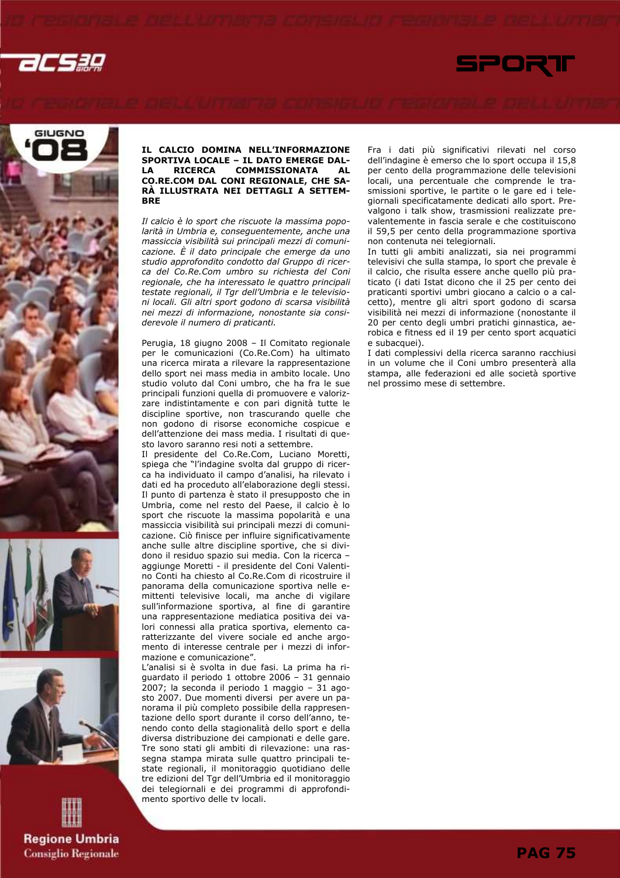**IL CALCIO DOMINA NELL'INFORMAZIONE SPORTIVA LOCALE – IL DATO EMERGE DALLA RICERCA COMMISSIONATA AL CO.RE.COM DAL CONI REGIONALE, CHE SARÀ ILLUSTRATA NEI DETTAGLI A SETTEMBRE**

*Il calcio è lo sport che riscuote la massima popolarità in Umbria e, conseguentemente, anche una massiccia visibilità sui principali mezzi di comunicazione. È il dato principale che emerge da uno studio approfondito condotto dal Gruppo di ricerca del Co.Re.Com umbro su richiesta del Coni regionale, che ha interessato le quattro principali testate regionali, il Tgr dell'Umbria e le televisioni locali. Gli altri sport godono di scarsa visibilità nei mezzi di informazione, nonostante sia considerevole il numero di praticanti.*

Perugia, 18 giugno 2008 – Il Comitato regionale per le comunicazioni (Co.Re.Com) ha ultimato una ricerca mirata a rilevare la rappresentazione dello sport nei mass media in ambito locale. Uno studio voluto dal Coni umbro, che ha fra le sue principali funzioni quella di promuovere e valorizzare indistintamente e con pari dignità tutte le discipline sportive, non trascurando quelle che non godono di risorse economiche cospicue e dell'attenzione dei mass media. I risultati di questo lavoro saranno resi noti a settembre.

Il presidente del Co.Re.Com, Luciano Moretti, spiega che "l'indagine svolta dal gruppo di ricerca ha individuato il campo d'analisi, ha rilevato i dati ed ha proceduto all'elaborazione degli stessi. Il punto di partenza è stato il presupposto che in Umbria, come nel resto del Paese, il calcio è lo sport che riscuote la massima popolarità e una massiccia visibilità sui principali mezzi di comunicazione. Ciò finisce per influire significativamente anche sulle altre discipline sportive, che si dividono il residuo spazio sui media. Con la ricerca – aggiunge Moretti - il presidente del Coni Valentino Conti ha chiesto al Co.Re.Com di ricostruire il panorama della comunicazione sportiva nelle emittenti televisive locali, ma anche di vigilare sull'informazione sportiva, al fine di garantire una rappresentazione mediatica positiva dei valori connessi alla pratica sportiva, elemento caratterizzante del vivere sociale ed anche argomento di interesse centrale per i mezzi di informazione e comunicazione".

L'analisi si è svolta in due fasi. La prima ha riguardato il periodo 1 ottobre 2006 – 31 gennaio 2007; la seconda il periodo 1 maggio – 31 agosto 2007. Due momenti diversi per avere un panorama il più completo possibile della rappresentazione dello sport durante il corso dell'anno, tenendo conto della stagionalità dello sport e della diversa distribuzione dei campionati e delle gare. Tre sono stati gli ambiti di rilevazione: una rassegna stampa mirata sulle quattro principali testate regionali, il monitoraggio quotidiano delle tre edizioni del Tgr dell'Umbria ed il monitoraggio dei telegiornali e dei programmi di approfondimento sportivo delle tv locali.

Fra i dati più significativi rilevati nel corso dell'indagine è emerso che lo sport occupa il 15,8 per cento della programmazione delle televisioni locali, una percentuale che comprende le trasmissioni sportive, le partite o le gare ed i telegiornali specificatamente dedicati allo sport. Prevalgono i talk show, trasmissioni realizzate prevalentemente in fascia serale e che costituiscono il 59,5 per cento della programmazione sportiva non contenuta nei telegiornali.

In tutti gli ambiti analizzati, sia nei programmi televisivi che sulla stampa, lo sport che prevale è il calcio, che risulta essere anche quello più praticato (i dati Istat dicono che il 25 per cento dei praticanti sportivi umbri giocano a calcio o a calcetto), mentre gli altri sport godono di scarsa visibilità nei mezzi di informazione (nonostante il 20 per cento degli umbri pratichi ginnastica, aerobica e fitness ed il 19 per cento sport acquatici e subacquei).

I dati complessivi della ricerca saranno racchiusi in un volume che il Coni umbro presenterà alla stampa, alle federazioni ed alle società sportive nel prossimo mese di settembre.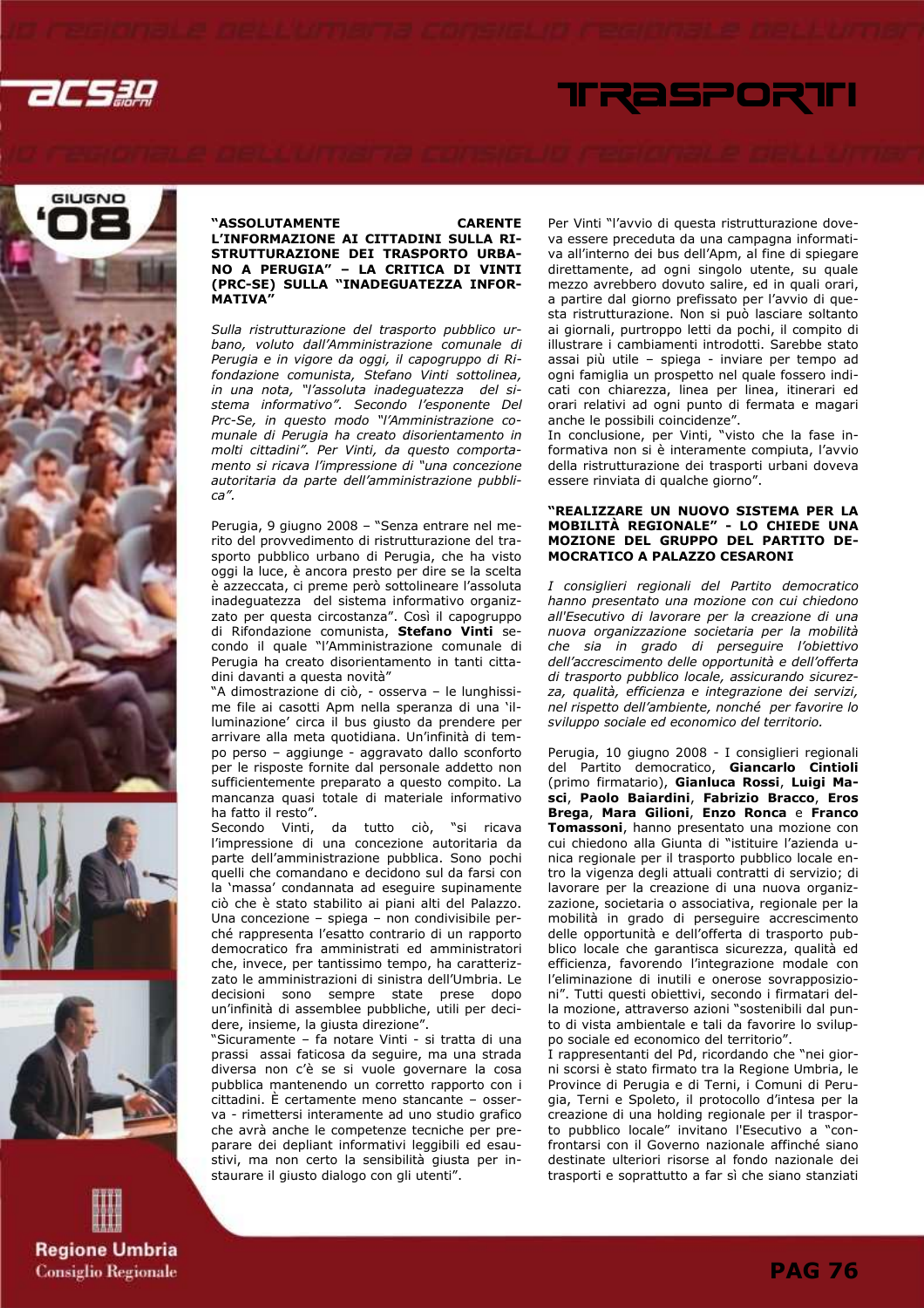### "ASSOLUTAMENTE CARENTE L'INFORMAZIONE AI CITTADINI SULLA RISTRUTTURAZIONE DEI TRASPORTO URBANO A PERUGIA" – LA CRITICA DI VINTI (PRC-SE) SULLA "INADEGUATEZZA INFORMATIVA"

*Sulla ristrutturazione del trasporto pubblico urbano, voluto dall'Amministrazione comunale di Perugia e in vigore da oggi, il capogruppo di Rifondazione comunista, Stefano Vinti sottolinea, in una nota, "l'assoluta inadeguatezza del sistema informativo". Secondo l'esponente Del Prc-Se, in questo modo "l'Amministrazione comunale di Perugia ha creato disorientamento in molti cittadini". Per Vinti, da questo comportamento si ricava l'impressione di "una concezione autoritaria da parte dell'amministrazione pubblica".*

Perugia, 9 giugno 2008 – "Senza entrare nel merito del provvedimento di ristrutturazione del trasporto pubblico urbano di Perugia, che ha visto oggi la luce, è ancora presto per dire se la scelta è azzeccata, ci preme però sottolineare l'assoluta inadeguatezza del sistema informativo organizzato per questa circostanza". Così il capogruppo di Rifondazione comunista, **Stefano Vinti** secondo il quale "l'Amministrazione comunale di Perugia ha creato disorientamento in tanti cittadini davanti a questa novità"

"A dimostrazione di ciò, - osserva – le lunghissime file ai casotti Apm nella speranza di una 'illuminazione' circa il bus giusto da prendere per arrivare alla meta quotidiana. Un'infinità di tempo perso – aggiunge - aggravato dallo sconforto per le risposte fornite dal personale addetto non sufficientemente preparato a questo compito. La mancanza quasi totale di materiale informativo ha fatto il resto".

Secondo Vinti, da tutto ciò, "si ricava l'impressione di una concezione autoritaria da parte dell'amministrazione pubblica. Sono pochi quelli che comandano e decidono sul da farsi con la 'massa' condannata ad eseguire supinamente ciò che è stato stabilito ai piani alti del Palazzo. Una concezione – spiega – non condivisibile perché rappresenta l'esatto contrario di un rapporto democratico fra amministrati ed amministratori che, invece, per tantissimo tempo, ha caratterizzato le amministrazioni di sinistra dell'Umbria. Le decisioni sono sempre state prese dopo un'infinità di assemblee pubbliche, utili per decidere, insieme, la giusta direzione".

"Sicuramente – fa notare Vinti - si tratta di una prassi assai faticosa da seguire, ma una strada diversa non c'è se si vuole governare la cosa pubblica mantenendo un corretto rapporto con i cittadini. È certamente meno stancante – osserva - rimettersi interamente ad uno studio grafico che avrà anche le competenze tecniche per preparare dei depliant informativi leggibili ed esaustivi, ma non certo la sensibilità giusta per instaurare il giusto dialogo con gli utenti".

Per Vinti "l'avvio di questa ristrutturazione doveva essere preceduta da una campagna informativa all'interno dei bus dell'Apm, al fine di spiegare direttamente, ad ogni singolo utente, su quale mezzo avrebbero dovuto salire, ed in quali orari, a partire dal giorno prefissato per l'avvio di questa ristrutturazione. Non si può lasciare soltanto ai giornali, purtroppo letti da pochi, il compito di illustrare i cambiamenti introdotti. Sarebbe stato assai più utile – spiega - inviare per tempo ad ogni famiglia un prospetto nel quale fossero indicati con chiarezza, linea per linea, itinerari ed orari relativi ad ogni punto di fermata e magari anche le possibili coincidenze".

In conclusione, per Vinti, "visto che la fase informativa non si è interamente compiuta, l'avvio della ristrutturazione dei trasporti urbani doveva essere rinviata di qualche giorno".

### "REALIZZARE UN NUOVO SISTEMA PER LA MOBILITÀ REGIONALE" - LO CHIEDE UNA MOZIONE DEL GRUPPO DEL PARTITO DEMOCRATICO A PALAZZO CESARONI

*I consiglieri regionali del Partito democratico hanno presentato una mozione con cui chiedono all'Esecutivo di lavorare per la creazione di una nuova organizzazione societaria per la mobilità che sia in grado di perseguire l'obiettivo dell'accrescimento delle opportunità e dell'offerta di trasporto pubblico locale, assicurando sicurezza, qualità, efficienza e integrazione dei servizi, nel rispetto dell'ambiente, nonché per favorire lo sviluppo sociale ed economico del territorio.*

Perugia, 10 giugno 2008 - I consiglieri regionali del Partito democratico, **Giancarlo Cintioli** (primo firmatario), **Gianluca Rossi**, **Luigi Masci**, **Paolo Baiardini**, **Fabrizio Bracco**, **Eros Brega**, **Mara Gilioni**, **Enzo Ronca** e **Franco Tomassoni**, hanno presentato una mozione con cui chiedono alla Giunta di "istituire l'azienda unica regionale per il trasporto pubblico locale entro la vigenza degli attuali contratti di servizio; di lavorare per la creazione di una nuova organizzazione, societaria o associativa, regionale per la mobilità in grado di perseguire accrescimento delle opportunità e dell'offerta di trasporto pubblico locale che garantisca sicurezza, qualità ed efficienza, favorendo l'integrazione modale con l'eliminazione di inutili e onerose sovrapposizioni". Tutti questi obiettivi, secondo i firmatari della mozione, attraverso azioni "sostenibili dal punto di vista ambientale e tali da favorire lo sviluppo sociale ed economico del territorio".

I rappresentanti del Pd, ricordando che "nei giorni scorsi è stato firmato tra la Regione Umbria, le Province di Perugia e di Terni, i Comuni di Perugia, Terni e Spoleto, il protocollo d'intesa per la creazione di una holding regionale per il trasporto pubblico locale" invitano l'Esecutivo a "confrontarsi con il Governo nazionale affinché siano destinate ulteriori risorse al fondo nazionale dei trasporti e soprattutto a far sì che siano stanziati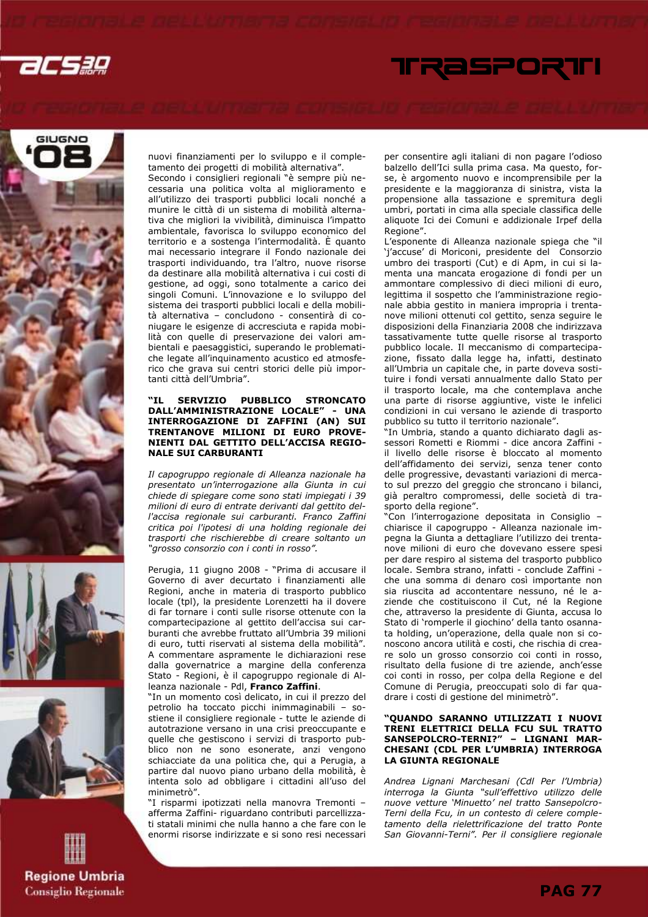nuovi finanziamenti per lo sviluppo e il completamento dei progetti di mobilità alternativa".

Secondo i consiglieri regionali "è sempre più necessaria una politica volta al miglioramento e all'utilizzo dei trasporti pubblici locali nonché a munire le città di un sistema di mobilità alternativa che migliori la vivibilità, diminuisca l'impatto ambientale, favorisca lo sviluppo economico del territorio e a sostenga l'intermodalità. È quanto mai necessario integrare il Fondo nazionale dei trasporti individuando, tra l'altro, nuove risorse da destinare alla mobilità alternativa i cui costi di gestione, ad oggi, sono totalmente a carico dei singoli Comuni. L'innovazione e lo sviluppo del sistema dei trasporti pubblici locali e della mobilità alternativa – concludono - consentirà di coniugare le esigenze di accresciuta e rapida mobilità con quelle di preservazione dei valori ambientali e paesaggistici, superando le problematiche legate all'inquinamento acustico ed atmosferico che grava sui centri storici delle più importanti città dell'Umbria".

**"IL SERVIZIO PUBBLICO STRONCATO DALL'AMMINISTRAZIONE LOCALE" - UNA INTERROGAZIONE DI ZAFFINI (AN) SUI TRENTANOVE MILIONI DI EURO PROVENIENTI DAL GETTITO DELL'ACCISA REGIONALE SUI CARBURANTI**

*Il capogruppo regionale di Alleanza nazionale ha presentato un'interrogazione alla Giunta in cui chiede di spiegare come sono stati impiegati i 39 milioni di euro di entrate derivanti dal gettito dell'accisa regionale sui carburanti. Franco Zaffini critica poi l'ipotesi di una holding regionale dei trasporti che rischierebbe di creare soltanto un "grosso consorzio con i conti in rosso".*

Perugia, 11 giugno 2008 - "Prima di accusare il Governo di aver decurtato i finanziamenti alle Regioni, anche in materia di trasporto pubblico locale (tpl), la presidente Lorenzetti ha il dovere di far tornare i conti sulle risorse ottenute con la compartecipazione al gettito dell'accisa sui carburanti che avrebbe fruttato all'Umbria 39 milioni di euro, tutti riservati al sistema della mobilità". A commentare aspramente le dichiarazioni rese dalla governatrice a margine della conferenza Stato - Regioni, è il capogruppo regionale di Alleanza nazionale - Pdl, **Franco Zaffini**.

"In un momento così delicato, in cui il prezzo del petrolio ha toccato picchi inimmaginabili – sostiene il consigliere regionale - tutte le aziende di autotrazione versano in una crisi preoccupante e quelle che gestiscono i servizi di trasporto pubblico non ne sono esonerate, anzi vengono schiacciate da una politica che, qui a Perugia, a partire dal nuovo piano urbano della mobilità, è intenta solo ad obbligare i cittadini all'uso del minimetrò".

"I risparmi ipotizzati nella manovra Tremonti – afferma Zaffini- riguardano contributi parcellizzati statali minimi che nulla hanno a che fare con le enormi risorse indirizzate e si sono resi necessari per consentire agli italiani di non pagare l'odioso balzello dell'Ici sulla prima casa. Ma questo, forse, è argomento nuovo e incomprensibile per la presidente e la maggioranza di sinistra, vista la propensione alla tassazione e spremitura degli umbri, portati in cima alla speciale classifica delle aliquote Ici dei Comuni e addizionale Irpef della Regione".

L'esponente di Alleanza nazionale spiega che "il 'j'accuse' di Moriconi, presidente del Consorzio umbro dei trasporti (Cut) e di Apm, in cui si lamenta una mancata erogazione di fondi per un ammontare complessivo di dieci milioni di euro, legittima il sospetto che l'amministrazione regionale abbia gestito in maniera impropria i trentanove milioni ottenuti col gettito, senza seguire le disposizioni della Finanziaria 2008 che indirizzava tassativamente tutte quelle risorse al trasporto pubblico locale. Il meccanismo di compartecipazione, fissato dalla legge ha, infatti, destinato all'Umbria un capitale che, in parte doveva sostituire i fondi versati annualmente dallo Stato per il trasporto locale, ma che contemplava anche una parte di risorse aggiuntive, viste le infelici condizioni in cui versano le aziende di trasporto pubblico su tutto il territorio nazionale".

"In Umbria, stando a quanto dichiarato dagli assessori Rometti e Riommi - dice ancora Zaffini - il livello delle risorse è bloccato al momento dell'affidamento dei servizi, senza tener conto delle progressive, devastanti variazioni di mercato sul prezzo del greggio che stroncano i bilanci, già peraltro compromessi, delle società di trasporto della regione".

"Con l'interrogazione depositata in Consiglio – chiarisce il capogruppo - Alleanza nazionale impegna la Giunta a dettagliare l'utilizzo dei trentanove milioni di euro che dovevano essere spesi per dare respiro al sistema del trasporto pubblico locale. Sembra strano, infatti - conclude Zaffini - che una somma di denaro così importante non sia riuscita ad accontentare nessuno, né le aziende che costituiscono il Cut, né la Regione che, attraverso la presidente di Giunta, accusa lo Stato di 'romperle il giochino' della tanto osannata holding, un'operazione, della quale non si conoscono ancora utilità e costi, che rischia di creare solo un grosso consorzio coi conti in rosso, risultato della fusione di tre aziende, anch'esse coi conti in rosso, per colpa della Regione e del Comune di Perugia, preoccupati solo di far quadrare i costi di gestione del minimetrò".

**"QUANDO SARANNO UTILIZZATI I NUOVI TRENI ELETTRICI DELLA FCU SUL TRATTO SANSEPOLCRO-TERNI?" – LIGNANI MARCHESANI (CDL PER L'UMBRIA) INTERROGA LA GIUNTA REGIONALE**

*Andrea Lignani Marchesani (Cdl Per l'Umbria) interroga la Giunta "sull'effettivo utilizzo delle nuove vetture 'Minuetto' nel tratto Sansepolcro-Terni della Fcu, in un contesto di celere completamento della rielettrificazione del tratto Ponte San Giovanni-Terni". Per il consigliere regionale*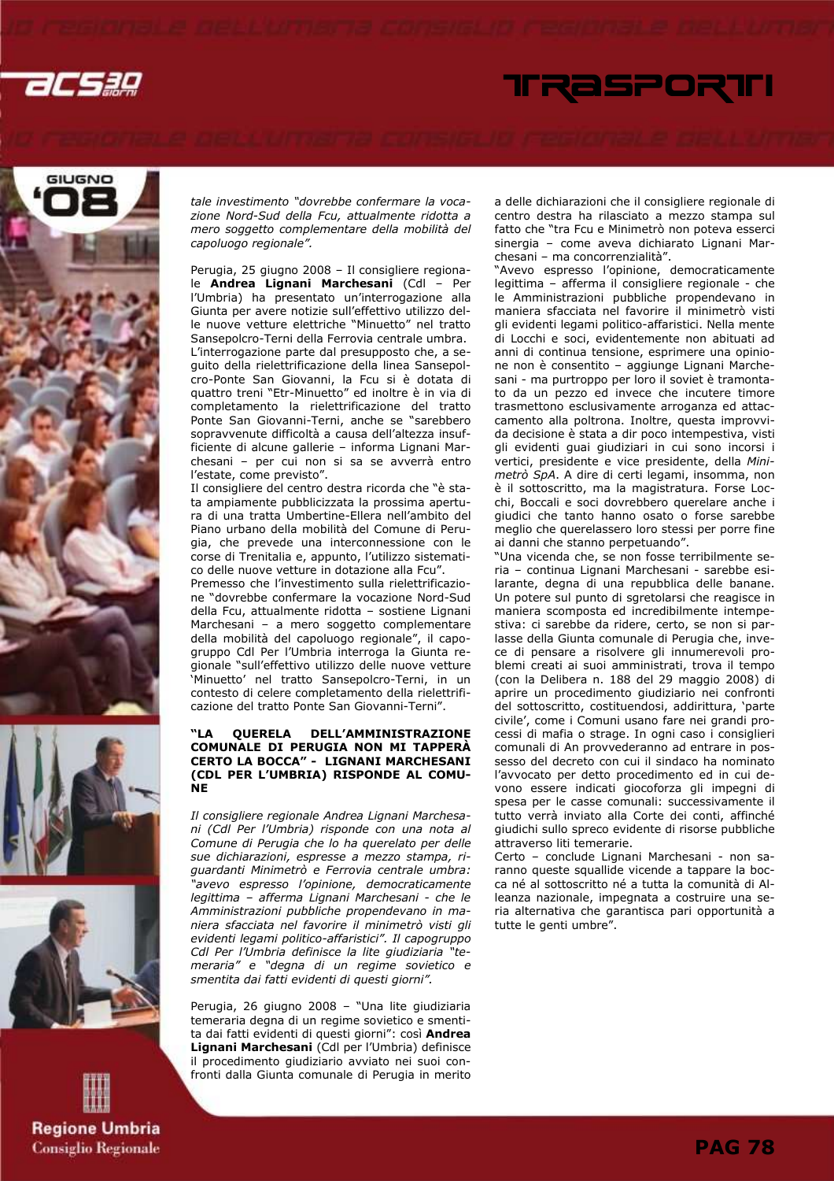tale investimento "dovrebbe confermare la vocazione Nord-Sud della Fcu, attualmente ridotta a mero soggetto complementare della mobilità del capoluogo regionale".*

Perugia, 25 giugno 2008 – Il consigliere regionale **Andrea Lignani Marchesani** (Cdl – Per l'Umbria) ha presentato un'interrogazione alla Giunta per avere notizie sull'effettivo utilizzo delle nuove vetture elettriche "Minuetto" nel tratto Sansepolcro-Terni della Ferrovia centrale umbra.
L'interrogazione parte dal presupposto che, a seguito della rielettrificazione della linea Sansepolcro-Ponte San Giovanni, la Fcu si è dotata di quattro treni "Etr-Minuetto" ed inoltre è in via di completamento la rielettrificazione del tratto Ponte San Giovanni-Terni, anche se "sarebbero sopravvenute difficoltà a causa dell'altezza insufficiente di alcune gallerie – informa Lignani Marchesani – per cui non si sa se avverrà entro l'estate, come previsto".
Il consigliere del centro destra ricorda che "è stata ampiamente pubblicizzata la prossima apertura di una tratta Umbertine-Ellera nell'ambito del Piano urbano della mobilità del Comune di Perugia, che prevede una interconnessione con le corse di Trenitalia e, appunto, l'utilizzo sistematico delle nuove vetture in dotazione alla Fcu".
Premesso che l'investimento sulla rielettrificazione "dovrebbe confermare la vocazione Nord-Sud della Fcu, attualmente ridotta – sostiene Lignani Marchesani – a mero soggetto complementare della mobilità del capoluogo regionale", il capogruppo Cdl Per l'Umbria interroga la Giunta regionale "sull'effettivo utilizzo delle nuove vetture 'Minuetto' nel tratto Sansepolcro-Terni, in un contesto di celere completamento della rielettrificazione del tratto Ponte San Giovanni-Terni".

### "LA QUERELA DELL'AMMINISTRAZIONE COMUNALE DI PERUGIA NON MI TAPPERÀ CERTO LA BOCCA" - LIGNANI MARCHESANI (CDL PER L'UMBRIA) RISPONDE AL COMUNE

*Il consigliere regionale Andrea Lignani Marchesani (Cdl Per l'Umbria) risponde con una nota al Comune di Perugia che lo ha querelato per delle sue dichiarazioni, espresse a mezzo stampa, riguardanti Minimetrò e Ferrovia centrale umbra: "avevo espresso l'opinione, democraticamente legittima – afferma Lignani Marchesani - che le Amministrazioni pubbliche propendevano in maniera sfacciata nel favorire il minimetrò visti gli evidenti legami politico-affaristici". Il capogruppo Cdl Per l'Umbria definisce la lite giudiziaria "temeraria" e "degna di un regime sovietico e smentita dai fatti evidenti di questi giorni".*

Perugia, 26 giugno 2008 – "Una lite giudiziaria temeraria degna di un regime sovietico e smentita dai fatti evidenti di questi giorni": così **Andrea Lignani Marchesani** (Cdl per l'Umbria) definisce il procedimento giudiziario avviato nei suoi confronti dalla Giunta comunale di Perugia in merito a delle dichiarazioni che il consigliere regionale di centro destra ha rilasciato a mezzo stampa sul fatto che "tra Fcu e Minimetrò non poteva esserci sinergia – come aveva dichiarato Lignani Marchesani – ma concorrenzialità".
"Avevo espresso l'opinione, democraticamente legittima – afferma il consigliere regionale - che le Amministrazioni pubbliche propendevano in maniera sfacciata nel favorire il minimetrò visti gli evidenti legami politico-affaristici. Nella mente di Locchi e soci, evidentemente non abituati ad anni di continua tensione, esprimere una opinione non è consentito – aggiunge Lignani Marchesani - ma purtroppo per loro il soviet è tramontato da un pezzo ed invece che incutere timore trasmettono esclusivamente arroganza ed attaccamento alla poltrona. Inoltre, questa improvvida decisione è stata a dir poco intempestiva, visti gli evidenti guai giudiziari in cui sono incorsi i vertici, presidente e vice presidente, della *Minimetrò SpA*. A dire di certi legami, insomma, non è il sottoscritto, ma la magistratura. Forse Locchi, Boccali e soci dovrebbero querelare anche i giudici che tanto hanno osato o forse sarebbe meglio che querelassero loro stessi per porre fine ai danni che stanno perpetuando".
"Una vicenda che, se non fosse terribilmente seria – continua Lignani Marchesani - sarebbe esilarante, degna di una repubblica delle banane. Un potere sul punto di sgretolarsi che reagisce in maniera scomposta ed incredibilmente intempestiva: ci sarebbe da ridere, certo, se non si parlasse della Giunta comunale di Perugia che, invece di pensare a risolvere gli innumerevoli problemi creati ai suoi amministrati, trova il tempo (con la Delibera n. 188 del 29 maggio 2008) di aprire un procedimento giudiziario nei confronti del sottoscritto, costituendosi, addirittura, 'parte civile', come i Comuni usano fare nei grandi processi di mafia o strage. In ogni caso i consiglieri comunali di An provvederanno ad entrare in possesso del decreto con cui il sindaco ha nominato l'avvocato per detto procedimento ed in cui devono essere indicati giocoforza gli impegni di spesa per le casse comunali: successivamente il tutto verrà inviato alla Corte dei conti, affinché giudichi sullo spreco evidente di risorse pubbliche attraverso liti temerarie.
Certo – conclude Lignani Marchesani - non saranno queste squallide vicende a tappare la bocca né al sottoscritto né a tutta la comunità di Alleanza nazionale, impegnata a costruire una seria alternativa che garantisca pari opportunità a tutte le genti umbre".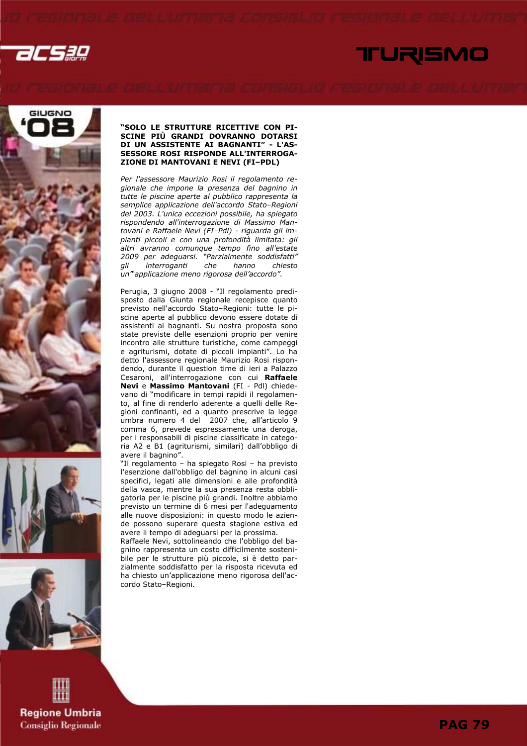### "SOLO LE STRUTTURE RICETTIVE CON PISCINE PIÙ GRANDI DOVRANNO DOTARSI DI UN ASSISTENTE AI BAGNANTI" - L'ASSESSORE ROSI RISPONDE ALL'INTERROGAZIONE DI MANTOVANI E NEVI (FI–PDL)

*Per l'assessore Maurizio Rosi il regolamento regionale che impone la presenza del bagnino in tutte le piscine aperte al pubblico rappresenta la semplice applicazione dell'accordo Stato–Regioni del 2003. L'unica eccezioni possibile, ha spiegato rispondendo all'interrogazione di Massimo Mantovani e Raffaele Nevi (FI–Pdl) - riguarda gli impianti piccoli e con una profondità limitata: gli altri avranno comunque tempo fino all'estate 2009 per adeguarsi. "Parzialmente soddisfatti" gli interroganti che hanno chiesto un'"applicazione meno rigorosa dell'accordo".*

Perugia, 3 giugno 2008 - "Il regolamento predisposto dalla Giunta regionale recepisce quanto previsto nell'accordo Stato–Regioni: tutte le piscine aperte al pubblico devono essere dotate di assistenti ai bagnanti. Su nostra proposta sono state previste delle esenzioni proprio per venire incontro alle strutture turistiche, come campeggi e agriturismi, dotate di piccoli impianti". Lo ha detto l'assessore regionale Maurizio Rosi rispondendo, durante il question time di ieri a Palazzo Cesaroni, all'interrogazione con cui **Raffaele Nevi** e **Massimo Mantovani** (FI - Pdl) chiedevano di "modificare in tempi rapidi il regolamento, al fine di renderlo aderente a quelli delle Regioni confinanti, ed a quanto prescrive la legge umbra numero 4 del 2007 che, all'articolo 9 comma 6, prevede espressamente una deroga, per i responsabili di piscine classificate in categoria A2 e B1 (agriturismi, similari) dall'obbligo di avere il bagnino".

"Il regolamento – ha spiegato Rosi – ha previsto l'esenzione dall'obbligo del bagnino in alcuni casi specifici, legati alle dimensioni e alle profondità della vasca, mentre la sua presenza resta obbligatoria per le piscine più grandi. Inoltre abbiamo previsto un termine di 6 mesi per l'adeguamento alle nuove disposizioni: in questo modo le aziende possono superare questa stagione estiva ed avere il tempo di adeguarsi per la prossima.

Raffaele Nevi, sottolineando che l'obbligo del bagnino rappresenta un costo difficilmente sostenibile per le strutture più piccole, si è detto parzialmente soddisfatto per la risposta ricevuta ed ha chiesto un'applicazione meno rigorosa dell'accordo Stato–Regioni.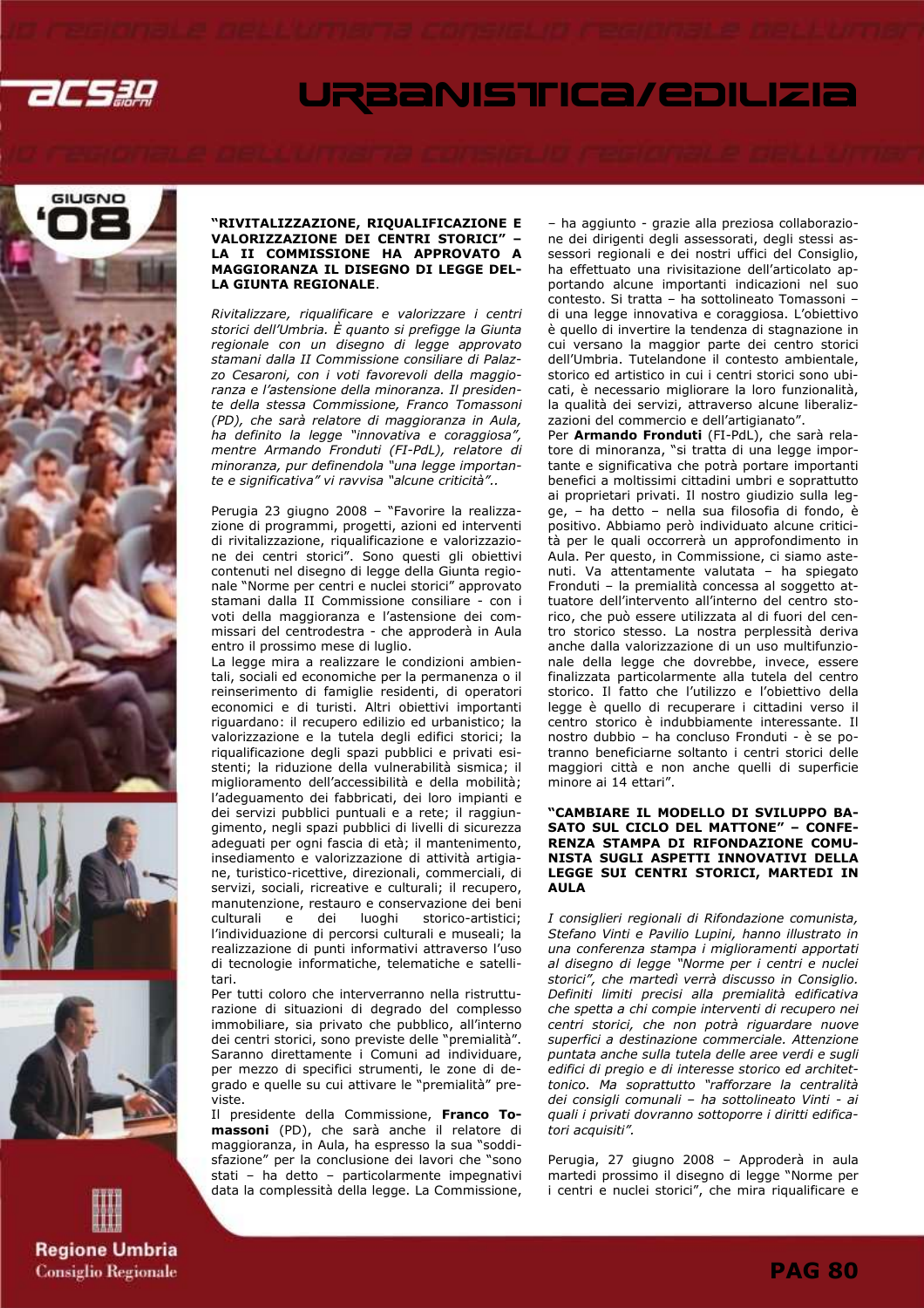**"RIVITALIZZAZIONE, RIQUALIFICAZIONE E VALORIZZAZIONE DEI CENTRI STORICI" – LA II COMMISSIONE HA APPROVATO A MAGGIORANZA IL DISEGNO DI LEGGE DELLA GIUNTA REGIONALE**.

*Rivitalizzare, riqualificare e valorizzare i centri storici dell'Umbria. È quanto si prefigge la Giunta regionale con un disegno di legge approvato stamani dalla II Commissione consiliare di Palazzo Cesaroni, con i voti favorevoli della maggioranza e l'astensione della minoranza. Il presidente della stessa Commissione, Franco Tomassoni (PD), che sarà relatore di maggioranza in Aula, ha definito la legge "innovativa e coraggiosa", mentre Armando Fronduti (FI-PdL), relatore di minoranza, pur definendola "una legge importante e significativa" vi ravvisa "alcune criticità".*.

Perugia 23 giugno 2008 – "Favorire la realizzazione di programmi, progetti, azioni ed interventi di rivitalizzazione, riqualificazione e valorizzazione dei centri storici". Sono questi gli obiettivi contenuti nel disegno di legge della Giunta regionale "Norme per centri e nuclei storici" approvato stamani dalla II Commissione consiliare - con i voti della maggioranza e l'astensione dei commissari del centrodestra - che approderà in Aula entro il prossimo mese di luglio.

La legge mira a realizzare le condizioni ambientali, sociali ed economiche per la permanenza o il reinserimento di famiglie residenti, di operatori economici e di turisti. Altri obiettivi importanti riguardano: il recupero edilizio ed urbanistico; la valorizzazione e la tutela degli edifici storici; la riqualificazione degli spazi pubblici e privati esistenti; la riduzione della vulnerabilità sismica; il miglioramento dell'accessibilità e della mobilità; l'adeguamento dei fabbricati, dei loro impianti e dei servizi pubblici puntuali e a rete; il raggiungimento, negli spazi pubblici di livelli di sicurezza adeguati per ogni fascia di età; il mantenimento, insediamento e valorizzazione di attività artigiane, turistico-ricettive, direzionali, commerciali, di servizi, sociali, ricreative e culturali; il recupero, manutenzione, restauro e conservazione dei beni culturali e dei luoghi storico-artistici; l'individuazione di percorsi culturali e museali; la realizzazione di punti informativi attraverso l'uso di tecnologie informatiche, telematiche e satellitari.

Per tutti coloro che interverranno nella ristrutturazione di situazioni di degrado del complesso immobiliare, sia privato che pubblico, all'interno dei centri storici, sono previste delle "premialità". Saranno direttamente i Comuni ad individuare, per mezzo di specifici strumenti, le zone di degrado e quelle su cui attivare le "premialità" previste.

Il presidente della Commissione, **Franco Tomassoni** (PD), che sarà anche il relatore di maggioranza, in Aula, ha espresso la sua "soddisfazione" per la conclusione dei lavori che "sono stati – ha detto – particolarmente impegnativi data la complessità della legge. La Commissione, – ha aggiunto - grazie alla preziosa collaborazione dei dirigenti degli assessorati, degli stessi assessori regionali e dei nostri uffici del Consiglio, ha effettuato una rivisitazione dell'articolato apportando alcune importanti indicazioni nel suo contesto. Si tratta – ha sottolineato Tomassoni – di una legge innovativa e coraggiosa. L'obiettivo è quello di invertire la tendenza di stagnazione in cui versano la maggior parte dei centro storici dell'Umbria. Tutelandone il contesto ambientale, storico ed artistico in cui i centri storici sono ubicati, è necessario migliorare la loro funzionalità, la qualità dei servizi, attraverso alcune liberalizzazioni del commercio e dell'artigianato".

Per **Armando Fronduti** (FI-PdL), che sarà relatore di minoranza, "si tratta di una legge importante e significativa che potrà portare importanti benefici a moltissimi cittadini umbri e soprattutto ai proprietari privati. Il nostro giudizio sulla legge, – ha detto – nella sua filosofia di fondo, è positivo. Abbiamo però individuato alcune criticità per le quali occorrerà un approfondimento in Aula. Per questo, in Commissione, ci siamo astenuti. Va attentamente valutata – ha spiegato Fronduti – la premialità concessa al soggetto attuatore dell'intervento all'interno del centro storico, che può essere utilizzata al di fuori del centro storico stesso. La nostra perplessità deriva anche dalla valorizzazione di un uso multifunzionale della legge che dovrebbe, invece, essere finalizzata particolarmente alla tutela del centro storico. Il fatto che l'utilizzo e l'obiettivo della legge è quello di recuperare i cittadini verso il centro storico è indubbiamente interessante. Il nostro dubbio – ha concluso Fronduti - è se potranno beneficiarne soltanto i centri storici delle maggiori città e non anche quelli di superficie minore ai 14 ettari".

**"CAMBIARE IL MODELLO DI SVILUPPO BASATO SUL CICLO DEL MATTONE" – CONFERENZA STAMPA DI RIFONDAZIONE COMUNISTA SUGLI ASPETTI INNOVATIVI DELLA LEGGE SUI CENTRI STORICI, MARTEDI IN AULA**

*I consiglieri regionali di Rifondazione comunista, Stefano Vinti e Pavilio Lupini, hanno illustrato in una conferenza stampa i miglioramenti apportati al disegno di legge "Norme per i centri e nuclei storici", che martedì verrà discusso in Consiglio. Definiti limiti precisi alla premialità edificativa che spetta a chi compie interventi di recupero nei centri storici, che non potrà riguardare nuove superfici a destinazione commerciale. Attenzione puntata anche sulla tutela delle aree verdi e sugli edifici di pregio e di interesse storico ed architettonico. Ma soprattutto "rafforzare la centralità dei consigli comunali – ha sottolineato Vinti - ai quali i privati dovranno sottoporre i diritti edificatori acquisiti".*

Perugia, 27 giugno 2008 – Approderà in aula martedì prossimo il disegno di legge "Norme per i centri e nuclei storici", che mira riqualificare e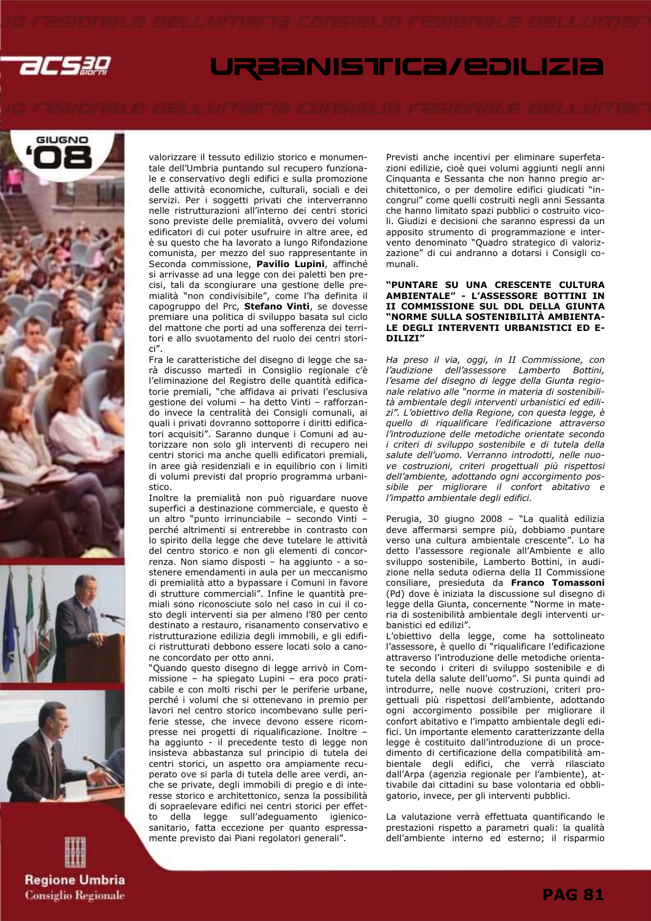valorizzare il tessuto edilizio storico e monumentale dell'Umbria puntando sul recupero funzionale e conservativo degli edifici e sulla promozione delle attività economiche, culturali, sociali e dei servizi. Per i soggetti privati che interverranno nelle ristrutturazioni all'interno dei centri storici sono previste delle premialità, ovvero dei volumi edificatori di cui poter usufruire in altre aree, ed è su questo che ha lavorato a lungo Rifondazione comunista, per mezzo del suo rappresentante in Seconda commissione, **Pavilio Lupini**, affinché si arrivasse ad una legge con dei paletti ben precisi, tali da scongiurare una gestione delle premialità "non condivisibile", come l'ha definita il capogruppo del Prc, **Stefano Vinti**, se dovesse premiare una politica di sviluppo basata sul ciclo del mattone che porti ad una sofferenza dei territori e allo svuotamento del ruolo dei centri storici".

Fra le caratteristiche del disegno di legge che sarà discusso martedì in Consiglio regionale c'è l'eliminazione del Registro delle quantità edificatorie premiali, "che affidava ai privati l'esclusiva gestione dei volumi – ha detto Vinti – rafforzando invece la centralità dei Consigli comunali, ai quali i privati dovranno sottoporre i diritti edificatori acquisiti". Saranno dunque i Comuni ad autorizzare non solo gli interventi di recupero nei centri storici ma anche quelli edificatori premiali, in aree già residenziali e in equilibrio con i limiti di volumi previsti dal proprio programma urbanistico.

Inoltre la premialità non può riguardare nuove superfici a destinazione commerciale, e questo è un altro "punto irrinunciabile – secondo Vinti – perché altrimenti si entrerebbe in contrasto con lo spirito della legge che deve tutelare le attività del centro storico e non gli elementi di concorrenza. Non siamo disposti – ha aggiunto - a sostenere emendamenti in aula per un meccanismo di premialità atto a bypassare i Comuni in favore di strutture commerciali". Infine le quantità premiali sono riconosciute solo nel caso in cui il costo degli interventi sia per almeno l'80 per cento destinato a restauro, risanamento conservativo e ristrutturazione edilizia degli immobili, e gli edifici ristrutturati debbono essere locati solo a canone concordato per otto anni.

"Quando questo disegno di legge arrivò in Commissione – ha spiegato Lupini – era poco praticabile e con molti rischi per le periferie urbane, perché i volumi che si ottenevano in premio per lavori nel centro storico incombevano sulle periferie stesse, che invece devono essere ricompresse nei progetti di riqualificazione. Inoltre – ha aggiunto - il precedente testo di legge non insisteva abbastanza sul principio di tutela dei centri storici, un aspetto ora ampiamente recuperato ove si parla di tutela delle aree verdi, anche se private, degli immobili di pregio e di interesse storico e architettonico, senza la possibilità di sopraelevare edifici nei centri storici per effetto della legge sull'adeguamento igienico-sanitario, fatta eccezione per quanto espressamente previsto dai Piani regolatori generali".

Previsti anche incentivi per eliminare superfetazioni edilizie, cioè quei volumi aggiunti negli anni Cinquanta e Sessanta che non hanno pregio architettonico, o per demolire edifici giudicati "incongrui" come quelli costruiti negli anni Sessanta che hanno limitato spazi pubblici o costruito vicoli. Giudizi e decisioni che saranno espressi da un apposito strumento di programmazione e intervento denominato "Quadro strategico di valorizzazione" di cui andranno a dotarsi i Consigli comunali.

**"PUNTARE SU UNA CRESCENTE CULTURA AMBIENTALE" - L'ASSESSORE BOTTINI IN II COMMISSIONE SUL DDL DELLA GIUNTA "NORME SULLA SOSTENIBILITÀ AMBIENTALE DEGLI INTERVENTI URBANISTICI ED EDILIZI"**

*Ha preso il via, oggi, in II Commissione, con l'audizione dell'assessore Lamberto Bottini, l'esame del disegno di legge della Giunta regionale relativo alle "norme in materia di sostenibilità ambientale degli interventi urbanistici ed edilizi". L'obiettivo della Regione, con questa legge, è quello di riqualificare l'edificazione attraverso l'introduzione delle metodiche orientate secondo i criteri di sviluppo sostenibile e di tutela della salute dell'uomo. Verranno introdotti, nelle nuove costruzioni, criteri progettuali più rispettosi dell'ambiente, adottando ogni accorgimento possibile per migliorare il confort abitativo e l'impatto ambientale degli edifici.*

Perugia, 30 giugno 2008 – "La qualità edilizia deve affermarsi sempre più, dobbiamo puntare verso una cultura ambientale crescente". Lo ha detto l'assessore regionale all'Ambiente e allo sviluppo sostenibile, Lamberto Bottini, in audizione nella seduta odierna della II Commissione consiliare, presieduta da **Franco Tomassoni** (Pd) dove è iniziata la discussione sul disegno di legge della Giunta, concernente "Norme in materia di sostenibilità ambientale degli interventi urbanistici ed edilizi".

L'obiettivo della legge, come ha sottolineato l'assessore, è quello di "riqualificare l'edificazione attraverso l'introduzione delle metodiche orientate secondo i criteri di sviluppo sostenibile e di tutela della salute dell'uomo". Si punta quindi ad introdurre, nelle nuove costruzioni, criteri progettuali più rispettosi dell'ambiente, adottando ogni accorgimento possibile per migliorare il confort abitativo e l'impatto ambientale degli edifici. Un importante elemento caratterizzante della legge è costituito dall'introduzione di un procedimento di certificazione della compatibilità ambientale degli edifici, che verrà rilasciato dall'Arpa (agenzia regionale per l'ambiente), attivabile dai cittadini su base volontaria ed obbligatorio, invece, per gli interventi pubblici.

La valutazione verrà effettuata quantificando le prestazioni rispetto a parametri quali: la qualità dell'ambiente interno ed esterno; il risparmio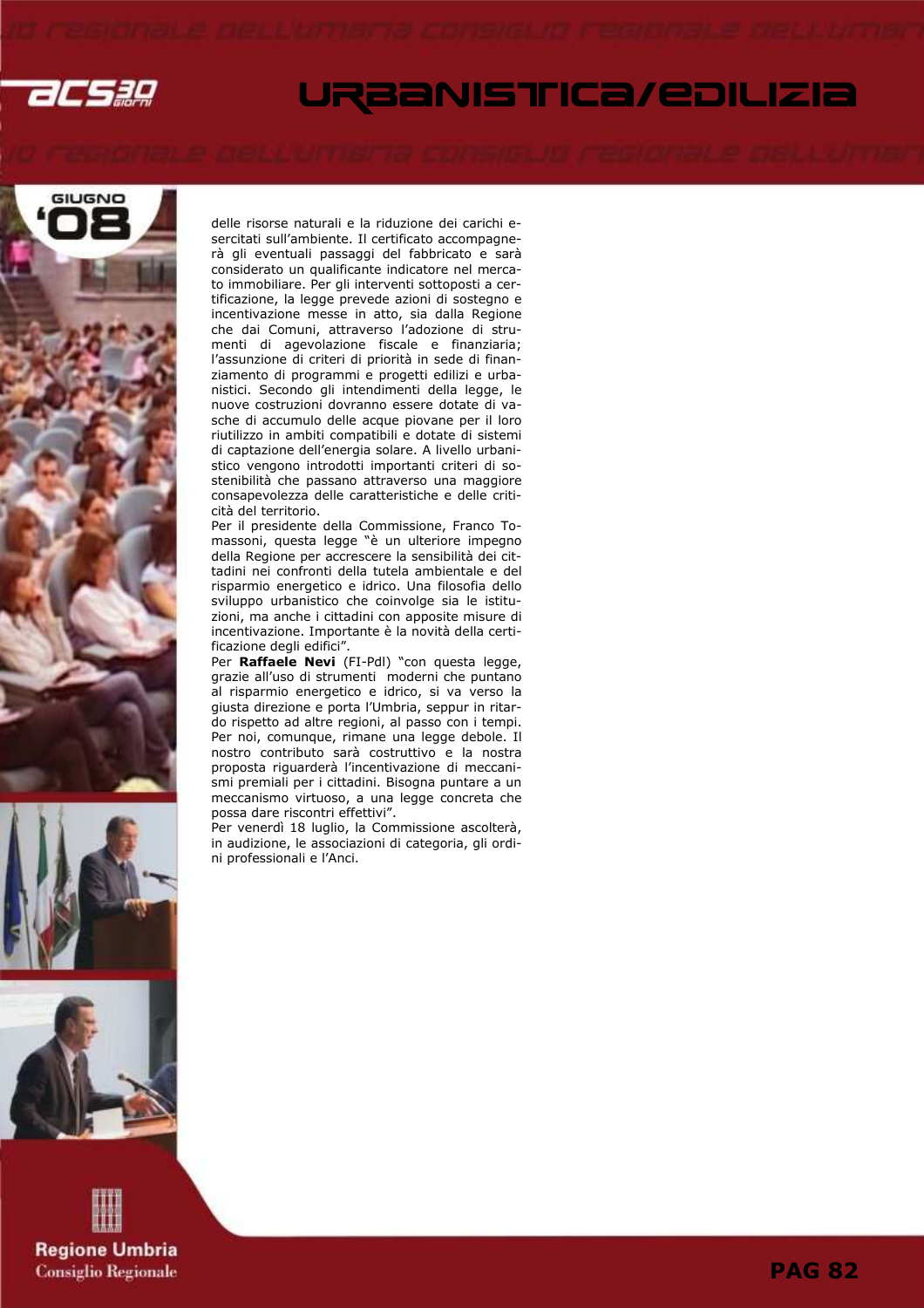delle risorse naturali e la riduzione dei carichi esercitati sull'ambiente. Il certificato accompagnerà gli eventuali passaggi del fabbricato e sarà considerato un qualificante indicatore nel mercato immobiliare. Per gli interventi sottoposti a certificazione, la legge prevede azioni di sostegno e incentivazione messe in atto, sia dalla Regione che dai Comuni, attraverso l'adozione di strumenti di agevolazione fiscale e finanziaria; l'assunzione di criteri di priorità in sede di finanziamento di programmi e progetti edilizi e urbanistici. Secondo gli intendimenti della legge, le nuove costruzioni dovranno essere dotate di vasche di accumulo delle acque piovane per il loro riutilizzo in ambiti compatibili e dotate di sistemi di captazione dell'energia solare. A livello urbanistico vengono introdotti importanti criteri di sostenibilità che passano attraverso una maggiore consapevolezza delle caratteristiche e delle criticità del territorio.

Per il presidente della Commissione, Franco Tomassoni, questa legge "è un ulteriore impegno della Regione per accrescere la sensibilità dei cittadini nei confronti della tutela ambientale e del risparmio energetico e idrico. Una filosofia dello sviluppo urbanistico che coinvolge sia le istituzioni, ma anche i cittadini con apposite misure di incentivazione. Importante è la novità della certificazione degli edifici".

Per **Raffaele Nevi** (FI-Pdl) "con questa legge, grazie all'uso di strumenti moderni che puntano al risparmio energetico e idrico, si va verso la giusta direzione e porta l'Umbria, seppur in ritardo rispetto ad altre regioni, al passo con i tempi. Per noi, comunque, rimane una legge debole. Il nostro contributo sarà costruttivo e la nostra proposta riguarderà l'incentivazione di meccanismi premiali per i cittadini. Bisogna puntare a un meccanismo virtuoso, a una legge concreta che possa dare riscontri effettivi".

Per venerdì 18 luglio, la Commissione ascolterà, in audizione, le associazioni di categoria, gli ordini professionali e l'Anci.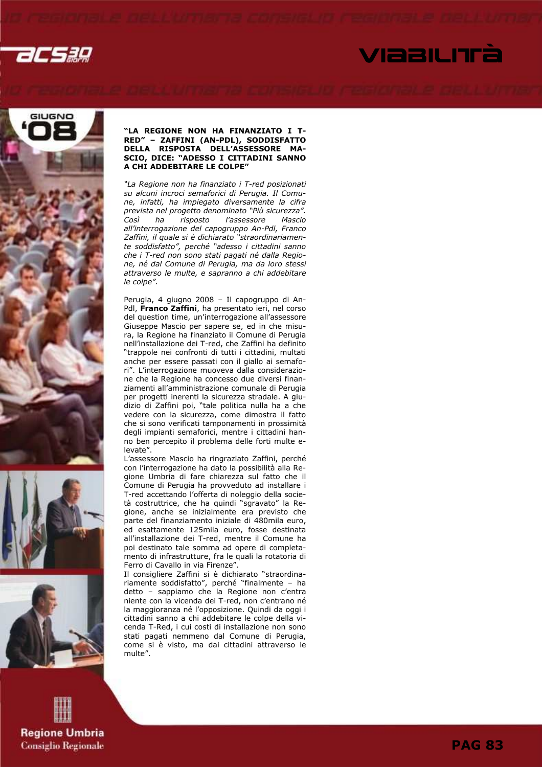### "LA REGIONE NON HA FINANZIATO I T-RED" – ZAFFINI (AN-PDL), SODDISFATTO DELLA RISPOSTA DELL'ASSESSORE MASCIO, DICE: "ADESSO I CITTADINI SANNO A CHI ADDEBITARE LE COLPE"

*"La Regione non ha finanziato i T-red posizionati su alcuni incroci semaforici di Perugia. Il Comune, infatti, ha impiegato diversamente la cifra prevista nel progetto denominato "Più sicurezza". Così ha risposto l'assessore Mascio all'interrogazione del capogruppo An-Pdl, Franco Zaffini, il quale si è dichiarato "straordinariamente soddisfatto", perché "adesso i cittadini sanno che i T-red non sono stati pagati né dalla Regione, né dal Comune di Perugia, ma da loro stessi attraverso le multe, e sapranno a chi addebitare le colpe".*

Perugia, 4 giugno 2008 – Il capogruppo di An-Pdl, **Franco Zaffini**, ha presentato ieri, nel corso del question time, un'interrogazione all'assessore Giuseppe Mascio per sapere se, ed in che misura, la Regione ha finanziato il Comune di Perugia nell'installazione dei T-red, che Zaffini ha definito "trappole nei confronti di tutti i cittadini, multati anche per essere passati con il giallo ai semafori". L'interrogazione muoveva dalla considerazione che la Regione ha concesso due diversi finanziamenti all'amministrazione comunale di Perugia per progetti inerenti la sicurezza stradale. A giudizio di Zaffini poi, "tale politica nulla ha a che vedere con la sicurezza, come dimostra il fatto che si sono verificati tamponamenti in prossimità degli impianti semaforici, mentre i cittadini hanno ben percepito il problema delle forti multe elevate".
L'assessore Mascio ha ringraziato Zaffini, perché con l'interrogazione ha dato la possibilità alla Regione Umbria di fare chiarezza sul fatto che il Comune di Perugia ha provveduto ad installare i T-red accettando l'offerta di noleggio della società costruttrice, che ha quindi "sgravato" la Regione, anche se inizialmente era previsto che parte del finanziamento iniziale di 480mila euro, ed esattamente 125mila euro, fosse destinata all'installazione dei T-red, mentre il Comune ha poi destinato tale somma ad opere di completamento di infrastrutture, fra le quali la rotatoria di Ferro di Cavallo in via Firenze".
Il consigliere Zaffini si è dichiarato "straordinariamente soddisfatto", perché "finalmente – ha detto – sappiamo che la Regione non c'entra niente con la vicenda dei T-red, non c'entrano né la maggioranza né l'opposizione. Quindi da oggi i cittadini sanno a chi addebitare le colpe della vicenda T-Red, i cui costi di installazione non sono stati pagati nemmeno dal Comune di Perugia, come si è visto, ma dai cittadini attraverso le multe".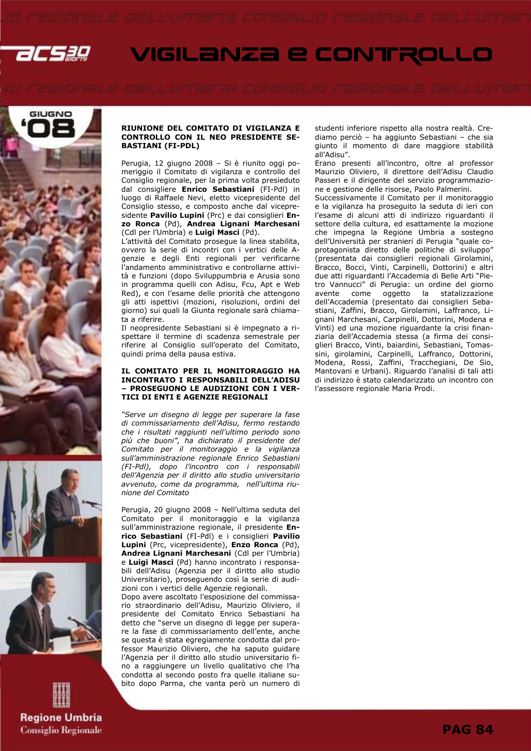# VIGILANZA E CONTROLLO

GIUGNO '08

### RIUNIONE DEL COMITATO DI VIGILANZA E CONTROLLO CON IL NEO PRESIDENTE SEBASTIANI (FI-PDL)

Perugia, 12 giugno 2008 – Si è riunito oggi pomeriggio il Comitato di vigilanza e controllo del Consiglio regionale, per la prima volta presieduto dal consigliere **Enrico Sebastiani** (FI-Pdl) in luogo di Raffaele Nevi, eletto vicepresidente del Consiglio stesso, e composto anche dal vicepresidente **Pavilio Lupini** (Prc) e dai consiglieri **Enzo Ronca** (Pd), **Andrea Lignani Marchesani** (Cdl per l'Umbria) e **Luigi Masci** (Pd).

L'attività del Comitato prosegue la linea stabilita, ovvero la serie di incontri con i vertici delle Agenzie e degli Enti regionali per verificarne l'andamento amministrativo e controllarne attività e funzioni (dopo Sviluppumbria e Arusia sono in programma quelli con Adisu, Fcu, Apt e Web Red), e con l'esame delle priorità che attengono gli atti ispettivi (mozioni, risoluzioni, ordini del giorno) sui quali la Giunta regionale sarà chiamata a riferire.

Il neopresidente Sebastiani si è impegnato a rispettare il termine di scadenza semestrale per riferire al Consiglio sull'operato del Comitato, quindi prima della pausa estiva.

### IL COMITATO PER IL MONITORAGGIO HA INCONTRATO I RESPONSABILI DELL'ADISU – PROSEGUONO LE AUDIZIONI CON I VERTICI DI ENTI E AGENZIE REGIONALI

*"Serve un disegno di legge per superare la fase di commissariamento dell'Adisu, fermo restando che i risultati raggiunti nell'ultimo periodo sono più che buoni", ha dichiarato il presidente del Comitato per il monitoraggio e la vigilanza sull'amministrazione regionale Enrico Sebastiani (FI-Pdl), dopo l'incontro con i responsabili dell'Agenzia per il diritto allo studio universitario avvenuto, come da programma, nell'ultima riunione del Comitato*

Perugia, 20 giugno 2008 – Nell'ultima seduta del Comitato per il monitoraggio e la vigilanza sull'amministrazione regionale, il presidente **Enrico Sebastiani** (FI-Pdl) e i consiglieri **Pavilio Lupini** (Prc, vicepresidente), **Enzo Ronca** (Pd), **Andrea Lignani Marchesani** (Cdl per l'Umbria) e **Luigi Masci** (Pd) hanno incontrato i responsabili dell'Adisu (Agenzia per il diritto allo studio Universitario), proseguendo così la serie di audizioni con i vertici delle Agenzie regionali.

Dopo avere ascoltato l'esposizione del commissario straordinario dell'Adisu, Maurizio Oliviero, il presidente del Comitato Enrico Sebastiani ha detto che "serve un disegno di legge per superare la fase di commissariamento dell'ente, anche se questa è stata egregiamente condotta dal professor Maurizio Oliviero, che ha saputo guidare l'Agenzia per il diritto allo studio universitario fino a raggiungere un livello qualitativo che l'ha condotta al secondo posto fra quelle italiane subito dopo Parma, che vanta però un numero di studenti inferiore rispetto alla nostra realtà. Crediamo perciò – ha aggiunto Sebastiani – che sia giunto il momento di dare maggiore stabilità all'Adisu".

Erano presenti all'incontro, oltre al professor Maurizio Oliviero, il direttore dell'Adisu Claudio Passeri e il dirigente del servizio programmazione e gestione delle risorse, Paolo Palmerini.

Successivamente il Comitato per il monitoraggio e la vigilanza ha proseguito la seduta di ieri con l'esame di alcuni atti di indirizzo riguardanti il settore della cultura, ed esattamente la mozione che impegna la Regione Umbria a sostegno dell'Università per stranieri di Perugia "quale coprotagonista diretto delle politiche di sviluppo" (presentata dai consiglieri regionali Girolamini, Bracco, Bocci, Vinti, Carpinelli, Dottorini) e altri due atti riguardanti l'Accademia di Belle Arti "Pietro Vannucci" di Perugia: un ordine del giorno avente come oggetto la statalizzazione dell'Accademia (presentato dai consiglieri Sebastiani, Zaffini, Bracco, Girolamini, Laffranco, Lignani Marchesani, Carpinelli, Dottorini, Modena e Vinti) ed una mozione riguardante la crisi finanziaria dell'Accademia stessa (a firma dei consiglieri Bracco, Vinti, baiardini, Sebastiani, Tomassini, girolamini, Carpinelli, Laffranco, Dottorini, Modena, Rossi, Zaffini, Tracchegiani, De Sio, Mantovani e Urbani). Riguardo l'analisi di tali atti di indirizzo è stato calendarizzato un incontro con l'assessore regionale Maria Prodi.